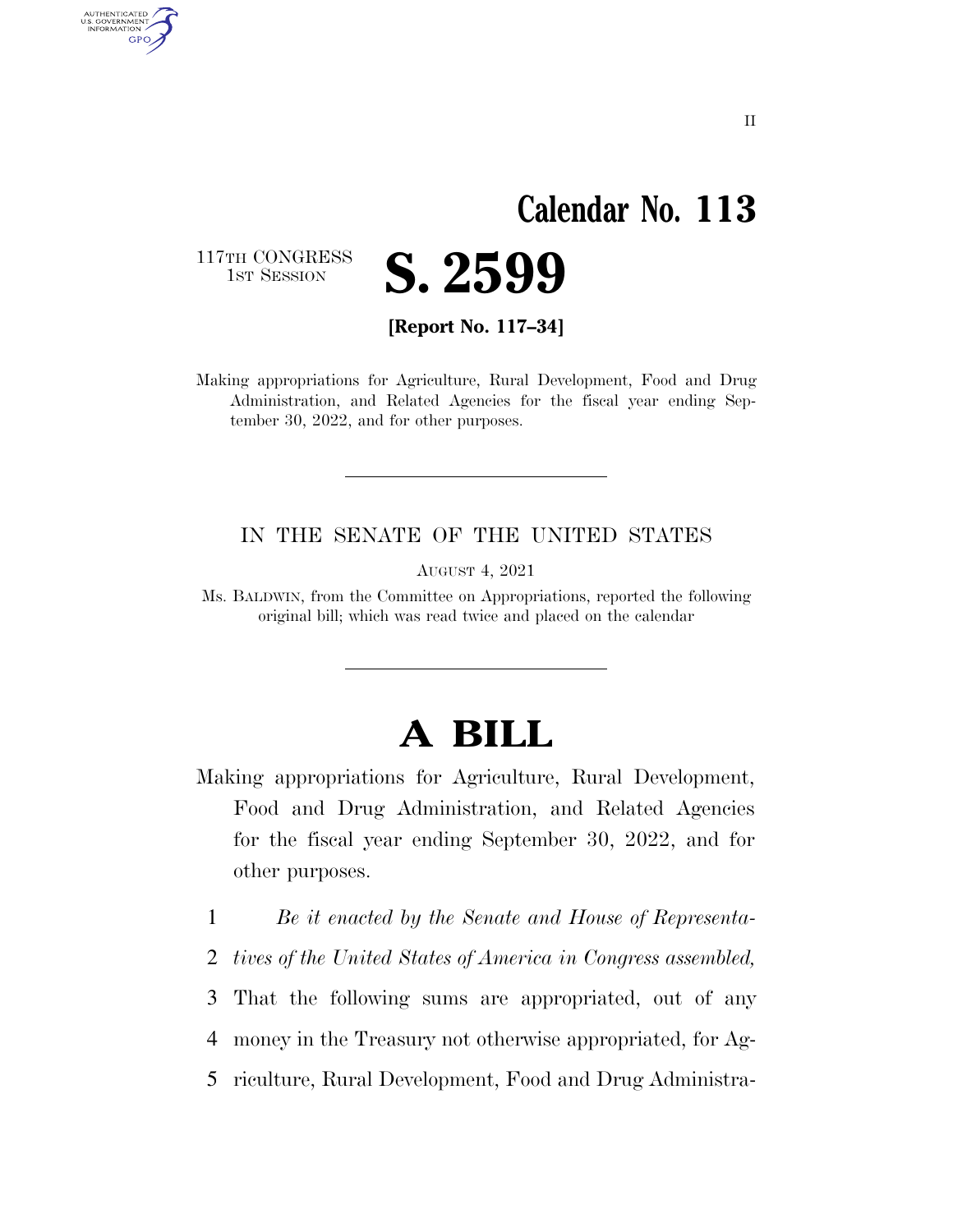# Calendar No. 113

117TH CONGRESS
1ST SESSION

# S. 2599

**[Report No. 117–34]**

Making appropriations for Agriculture, Rural Development, Food and Drug Administration, and Related Agencies for the fiscal year ending September 30, 2022, and for other purposes.

---

IN THE SENATE OF THE UNITED STATES

AUGUST 4, 2021

Ms. BALDWIN, from the Committee on Appropriations, reported the following original bill; which was read twice and placed on the calendar

---

# A BILL

Making appropriations for Agriculture, Rural Development, Food and Drug Administration, and Related Agencies for the fiscal year ending September 30, 2022, and for other purposes.

1 *Be it enacted by the Senate and House of Representa-*
2 *tives of the United States of America in Congress assembled,*
3 That the following sums are appropriated, out of any
4 money in the Treasury not otherwise appropriated, for Ag-
5 riculture, Rural Development, Food and Drug Administra-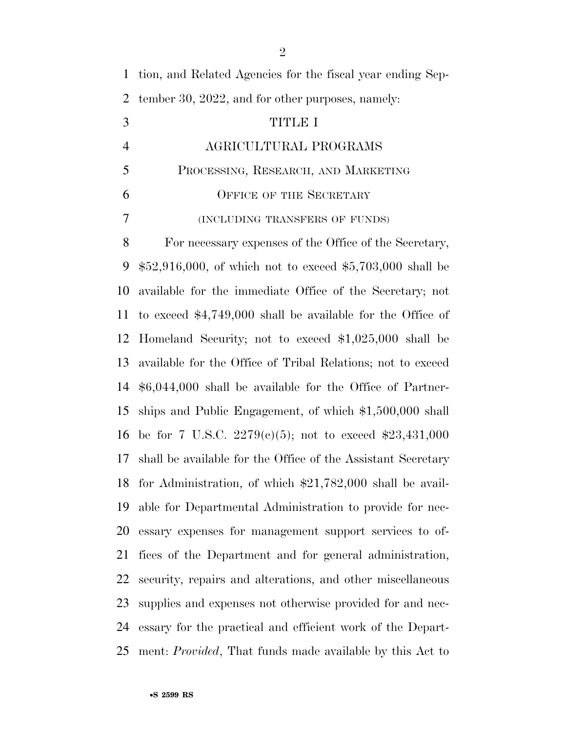tion, and Related Agencies for the fiscal year ending September 30, 2022, and for other purposes, namely:

# TITLE I

## AGRICULTURAL PROGRAMS

### PROCESSING, RESEARCH, AND MARKETING

### OFFICE OF THE SECRETARY

(INCLUDING TRANSFERS OF FUNDS)

For necessary expenses of the Office of the Secretary, $52,916,000, of which not to exceed $5,703,000 shall be available for the immediate Office of the Secretary; not to exceed $4,749,000 shall be available for the Office of Homeland Security; not to exceed $1,025,000 shall be available for the Office of Tribal Relations; not to exceed $6,044,000 shall be available for the Office of Partnerships and Public Engagement, of which $1,500,000 shall be for 7 U.S.C. 2279(c)(5); not to exceed $23,431,000 shall be available for the Office of the Assistant Secretary for Administration, of which $21,782,000 shall be available for Departmental Administration to provide for necessary expenses for management support services to offices of the Department and for general administration, security, repairs and alterations, and other miscellaneous supplies and expenses not otherwise provided for and necessary for the practical and efficient work of the Department: *Provided*, That funds made available by this Act to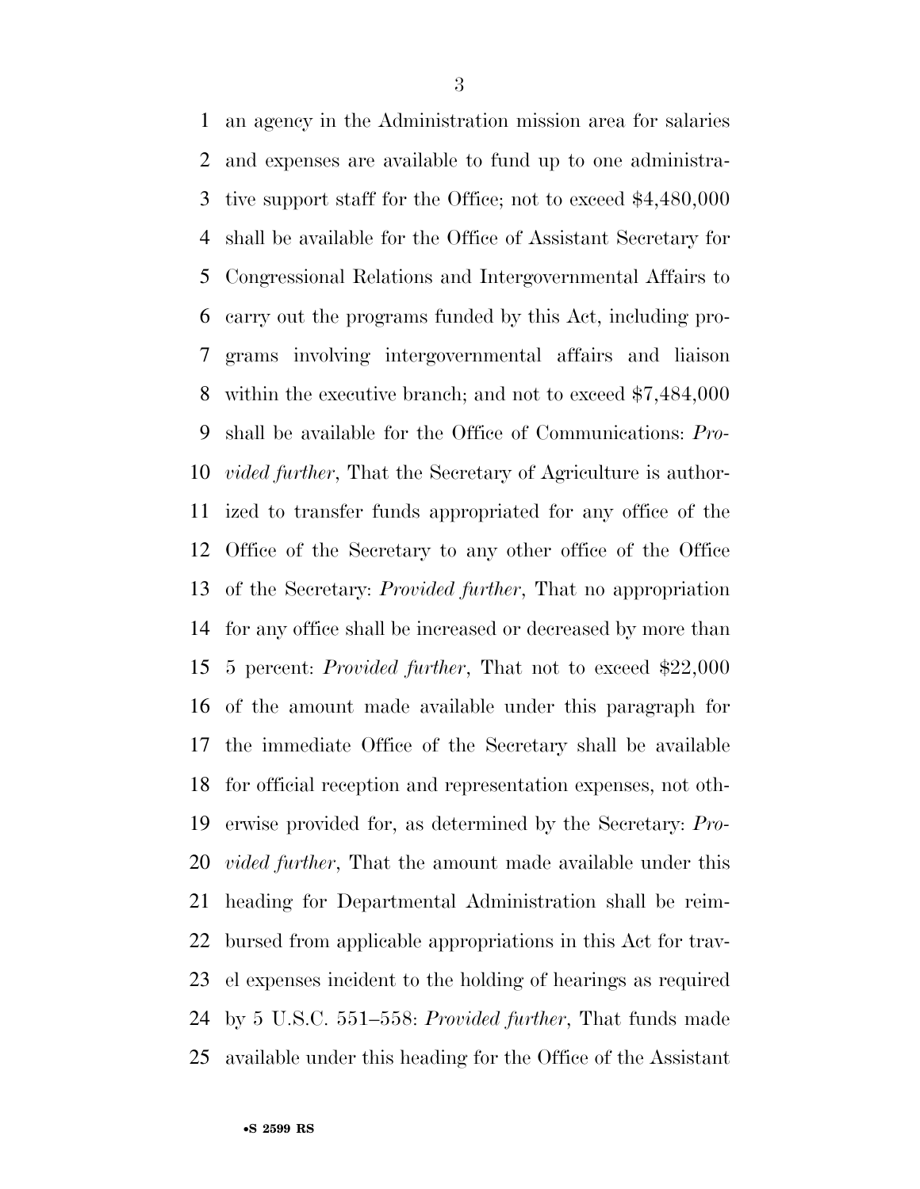an agency in the Administration mission area for salaries and expenses are available to fund up to one administrative support staff for the Office; not to exceed $4,480,000 shall be available for the Office of Assistant Secretary for Congressional Relations and Intergovernmental Affairs to carry out the programs funded by this Act, including programs involving intergovernmental affairs and liaison within the executive branch; and not to exceed $7,484,000 shall be available for the Office of Communications: *Provided further*, That the Secretary of Agriculture is authorized to transfer funds appropriated for any office of the Office of the Secretary to any other office of the Office of the Secretary: *Provided further*, That no appropriation for any office shall be increased or decreased by more than 5 percent: *Provided further*, That not to exceed $22,000 of the amount made available under this paragraph for the immediate Office of the Secretary shall be available for official reception and representation expenses, not otherwise provided for, as determined by the Secretary: *Provided further*, That the amount made available under this heading for Departmental Administration shall be reimbursed from applicable appropriations in this Act for travel expenses incident to the holding of hearings as required by 5 U.S.C. 551–558: *Provided further*, That funds made available under this heading for the Office of the Assistant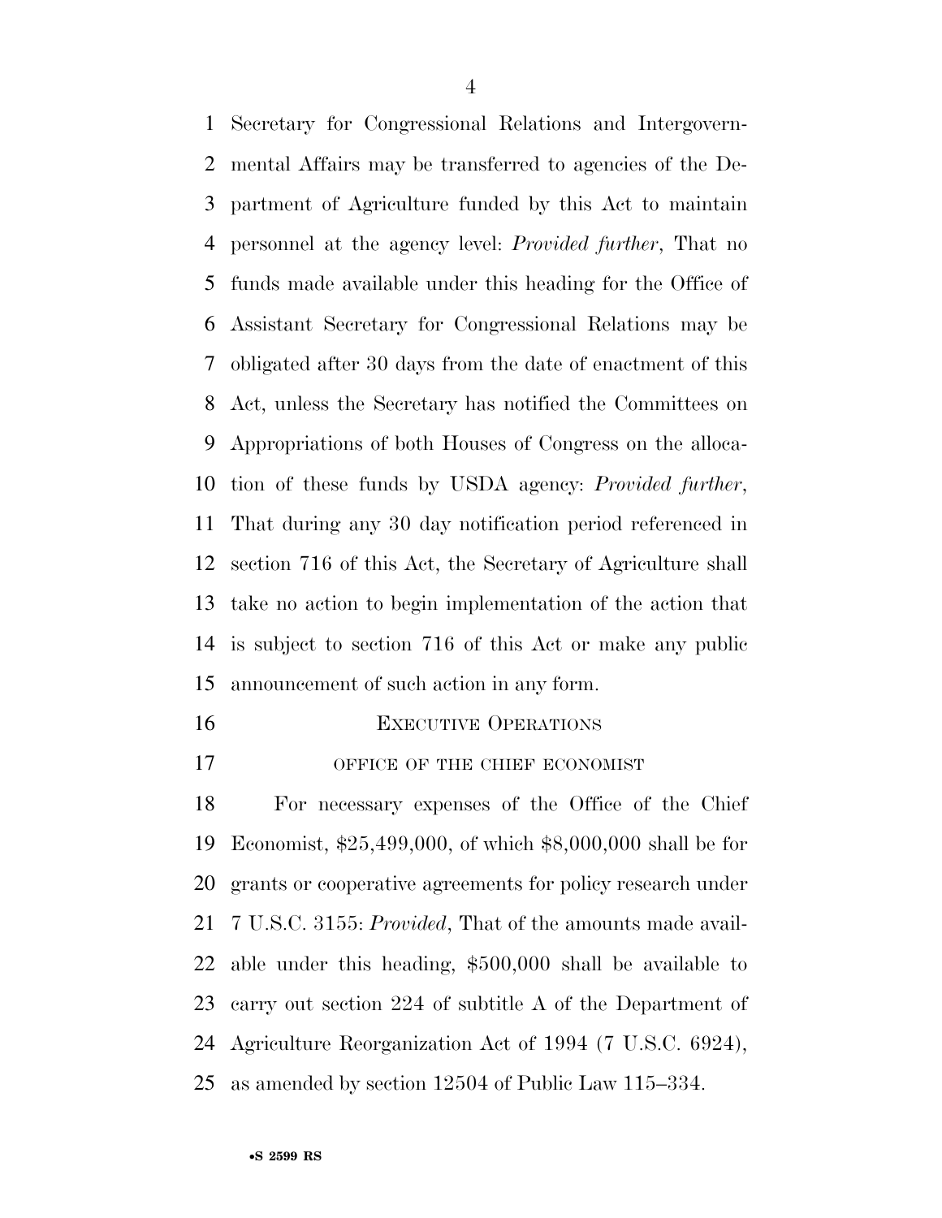Secretary for Congressional Relations and Intergovernmental Affairs may be transferred to agencies of the Department of Agriculture funded by this Act to maintain personnel at the agency level: *Provided further*, That no funds made available under this heading for the Office of Assistant Secretary for Congressional Relations may be obligated after 30 days from the date of enactment of this Act, unless the Secretary has notified the Committees on Appropriations of both Houses of Congress on the allocation of these funds by USDA agency: *Provided further*, That during any 30 day notification period referenced in section 716 of this Act, the Secretary of Agriculture shall take no action to begin implementation of the action that is subject to section 716 of this Act or make any public announcement of such action in any form.

## EXECUTIVE OPERATIONS

### OFFICE OF THE CHIEF ECONOMIST

For necessary expenses of the Office of the Chief Economist, $25,499,000, of which $8,000,000 shall be for grants or cooperative agreements for policy research under 7 U.S.C. 3155: *Provided*, That of the amounts made available under this heading, $500,000 shall be available to carry out section 224 of subtitle A of the Department of Agriculture Reorganization Act of 1994 (7 U.S.C. 6924), as amended by section 12504 of Public Law 115–334.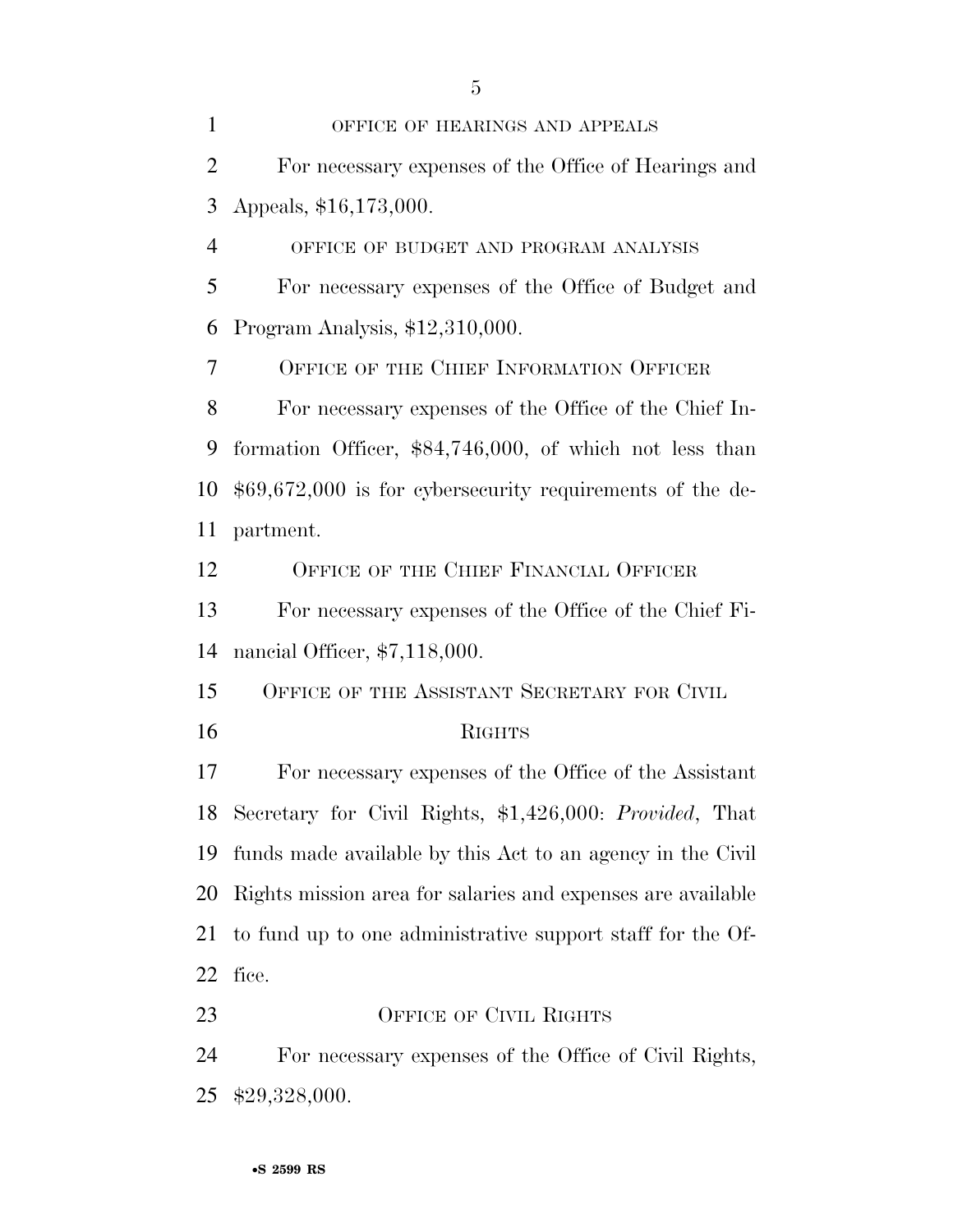OFFICE OF HEARINGS AND APPEALS

For necessary expenses of the Office of Hearings and Appeals, $16,173,000.

OFFICE OF BUDGET AND PROGRAM ANALYSIS

For necessary expenses of the Office of Budget and Program Analysis, $12,310,000.

OFFICE OF THE CHIEF INFORMATION OFFICER

For necessary expenses of the Office of the Chief Information Officer, $84,746,000, of which not less than $69,672,000 is for cybersecurity requirements of the department.

OFFICE OF THE CHIEF FINANCIAL OFFICER

For necessary expenses of the Office of the Chief Financial Officer, $7,118,000.

OFFICE OF THE ASSISTANT SECRETARY FOR CIVIL RIGHTS

For necessary expenses of the Office of the Assistant Secretary for Civil Rights, $1,426,000: *Provided*, That funds made available by this Act to an agency in the Civil Rights mission area for salaries and expenses are available to fund up to one administrative support staff for the Office.

OFFICE OF CIVIL RIGHTS

For necessary expenses of the Office of Civil Rights, $29,328,000.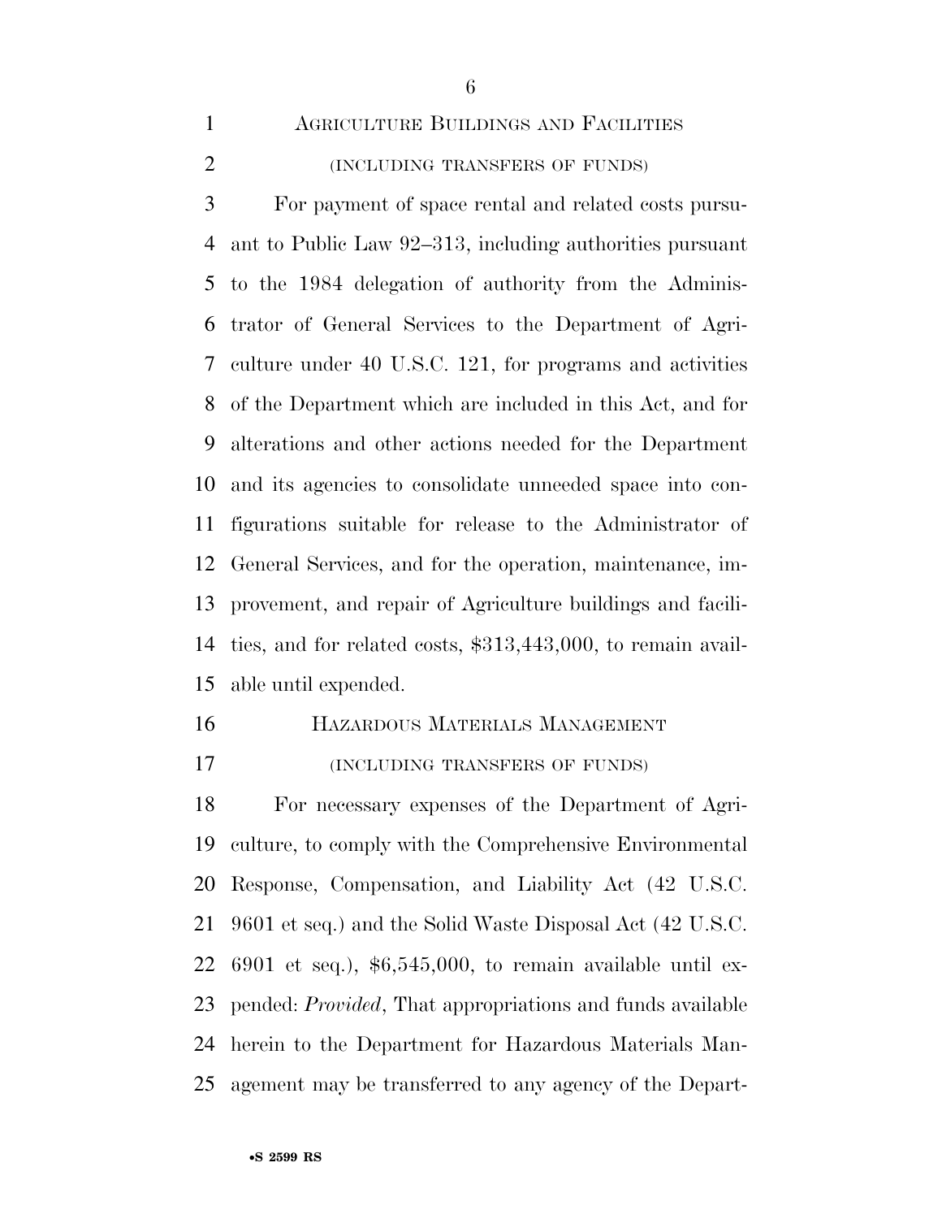## Agriculture Buildings and Facilities

(INCLUDING TRANSFERS OF FUNDS)

For payment of space rental and related costs pursuant to Public Law 92–313, including authorities pursuant to the 1984 delegation of authority from the Administrator of General Services to the Department of Agriculture under 40 U.S.C. 121, for programs and activities of the Department which are included in this Act, and for alterations and other actions needed for the Department and its agencies to consolidate unneeded space into configurations suitable for release to the Administrator of General Services, and for the operation, maintenance, improvement, and repair of Agriculture buildings and facilities, and for related costs, $313,443,000, to remain available until expended.

## Hazardous Materials Management

(INCLUDING TRANSFERS OF FUNDS)

For necessary expenses of the Department of Agriculture, to comply with the Comprehensive Environmental Response, Compensation, and Liability Act (42 U.S.C. 9601 et seq.) and the Solid Waste Disposal Act (42 U.S.C. 6901 et seq.), $6,545,000, to remain available until expended: *Provided*, That appropriations and funds available herein to the Department for Hazardous Materials Management may be transferred to any agency of the Depart-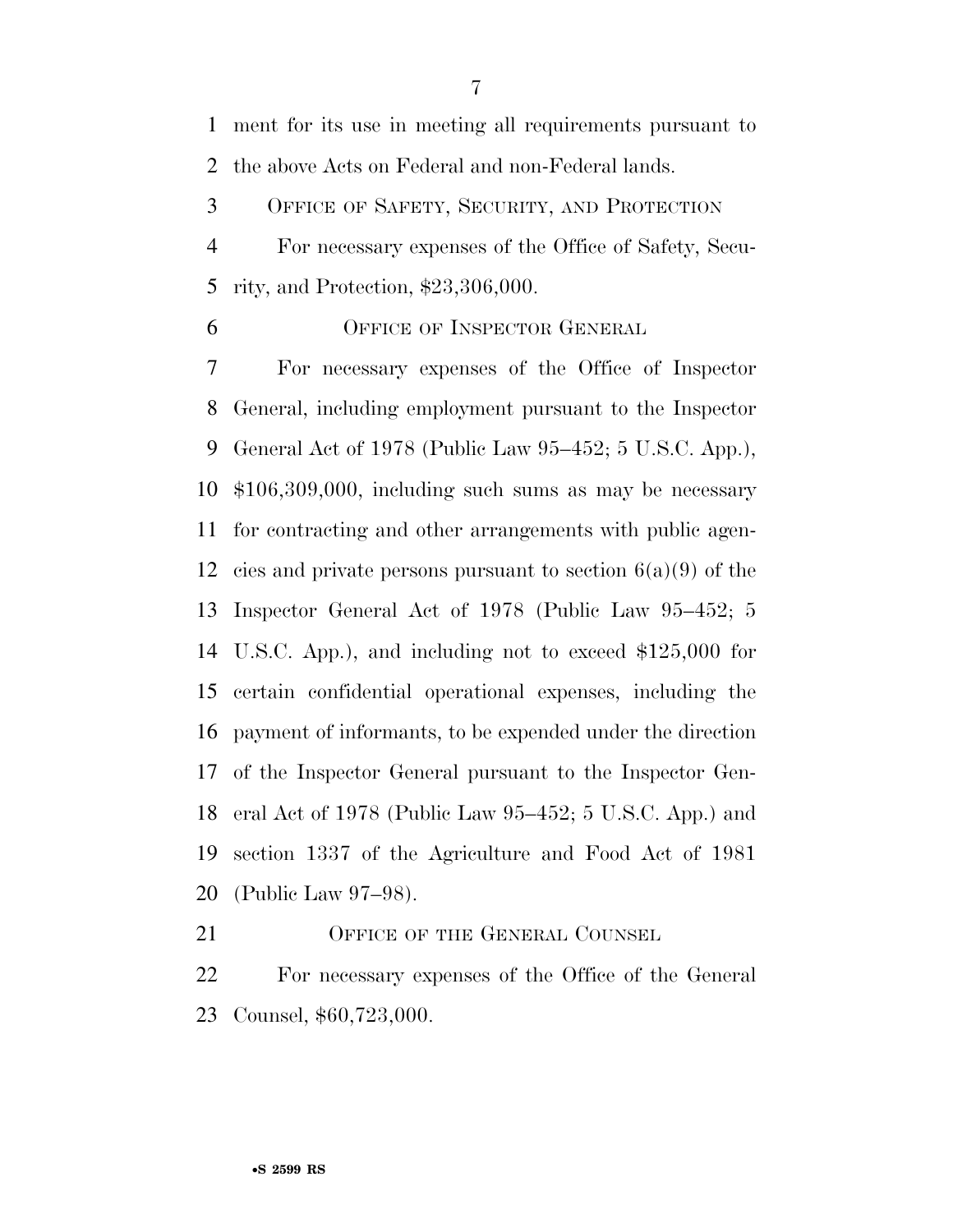ment for its use in meeting all requirements pursuant to the above Acts on Federal and non-Federal lands.

OFFICE OF SAFETY, SECURITY, AND PROTECTION

For necessary expenses of the Office of Safety, Security, and Protection, $23,306,000.

OFFICE OF INSPECTOR GENERAL

For necessary expenses of the Office of Inspector General, including employment pursuant to the Inspector General Act of 1978 (Public Law 95–452; 5 U.S.C. App.), $106,309,000, including such sums as may be necessary for contracting and other arrangements with public agencies and private persons pursuant to section 6(a)(9) of the Inspector General Act of 1978 (Public Law 95–452; 5 U.S.C. App.), and including not to exceed $125,000 for certain confidential operational expenses, including the payment of informants, to be expended under the direction of the Inspector General pursuant to the Inspector General Act of 1978 (Public Law 95–452; 5 U.S.C. App.) and section 1337 of the Agriculture and Food Act of 1981 (Public Law 97–98).

OFFICE OF THE GENERAL COUNSEL

For necessary expenses of the Office of the General Counsel, $60,723,000.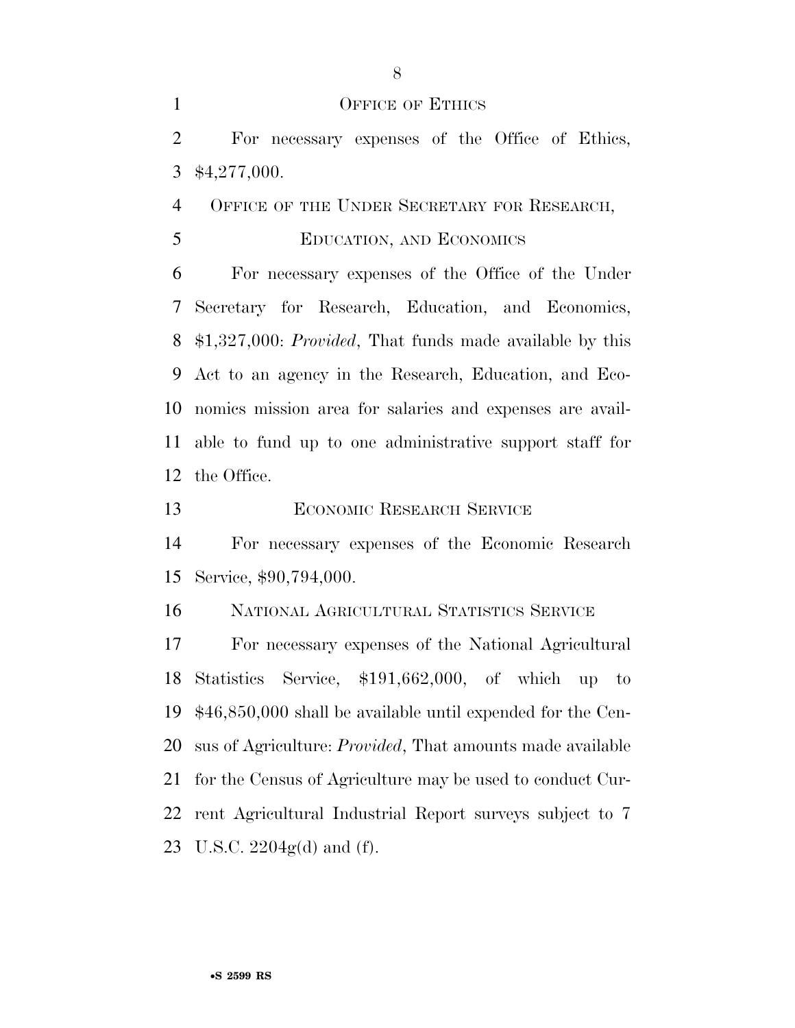OFFICE OF ETHICS

For necessary expenses of the Office of Ethics, $4,277,000.

OFFICE OF THE UNDER SECRETARY FOR RESEARCH, EDUCATION, AND ECONOMICS

For necessary expenses of the Office of the Under Secretary for Research, Education, and Economics, $1,327,000: *Provided*, That funds made available by this Act to an agency in the Research, Education, and Economics mission area for salaries and expenses are available to fund up to one administrative support staff for the Office.

ECONOMIC RESEARCH SERVICE

For necessary expenses of the Economic Research Service, $90,794,000.

NATIONAL AGRICULTURAL STATISTICS SERVICE

For necessary expenses of the National Agricultural Statistics Service, $191,662,000, of which up to $46,850,000 shall be available until expended for the Census of Agriculture: *Provided*, That amounts made available for the Census of Agriculture may be used to conduct Current Agricultural Industrial Report surveys subject to 7 U.S.C. 2204g(d) and (f).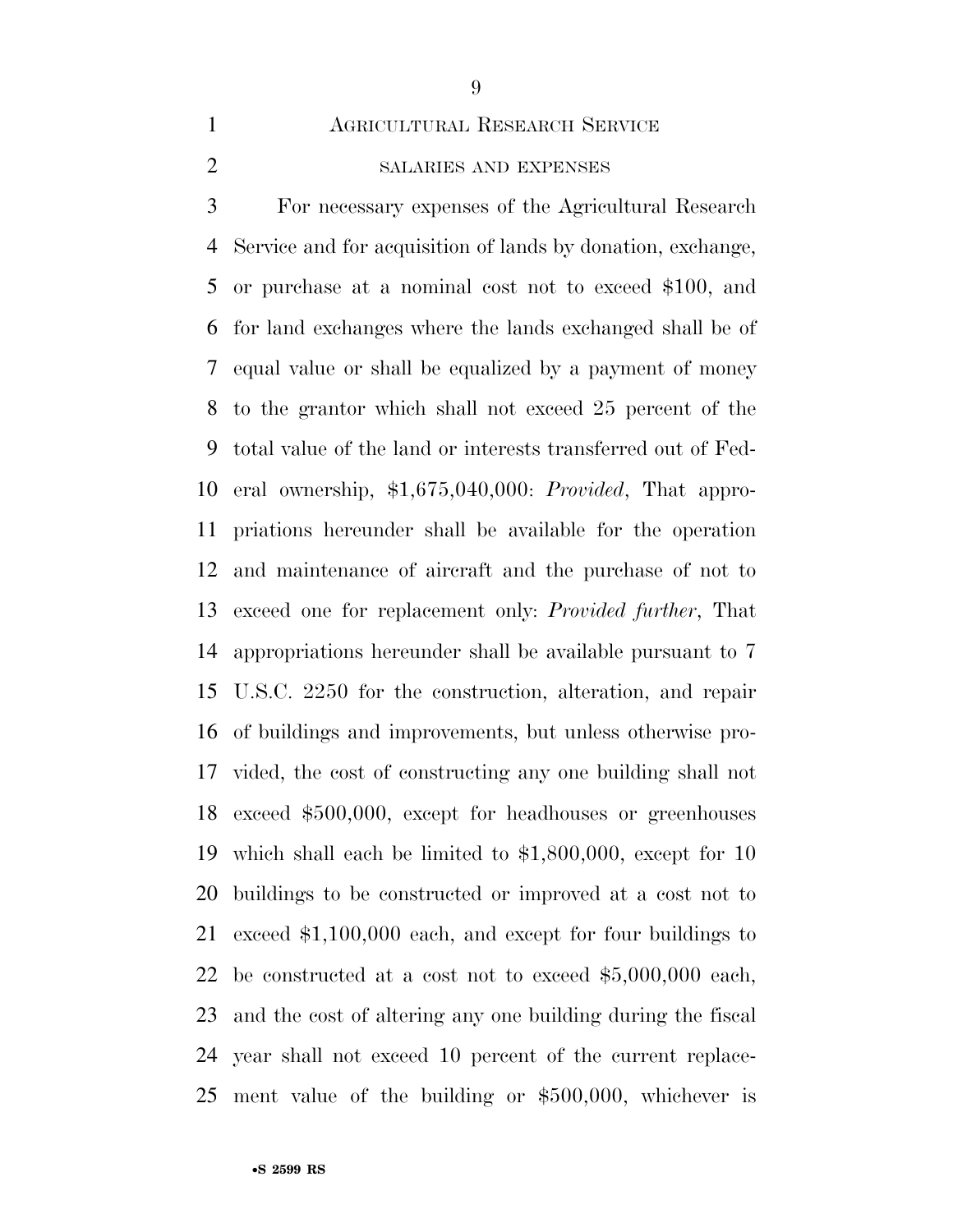## Agricultural Research Service

### salaries and expenses

For necessary expenses of the Agricultural Research Service and for acquisition of lands by donation, exchange, or purchase at a nominal cost not to exceed $100, and for land exchanges where the lands exchanged shall be of equal value or shall be equalized by a payment of money to the grantor which shall not exceed 25 percent of the total value of the land or interests transferred out of Federal ownership, $1,675,040,000: *Provided*, That appropriations hereunder shall be available for the operation and maintenance of aircraft and the purchase of not to exceed one for replacement only: *Provided further*, That appropriations hereunder shall be available pursuant to 7 U.S.C. 2250 for the construction, alteration, and repair of buildings and improvements, but unless otherwise provided, the cost of constructing any one building shall not exceed $500,000, except for headhouses or greenhouses which shall each be limited to $1,800,000, except for 10 buildings to be constructed or improved at a cost not to exceed $1,100,000 each, and except for four buildings to be constructed at a cost not to exceed $5,000,000 each, and the cost of altering any one building during the fiscal year shall not exceed 10 percent of the current replacement value of the building or $500,000, whichever is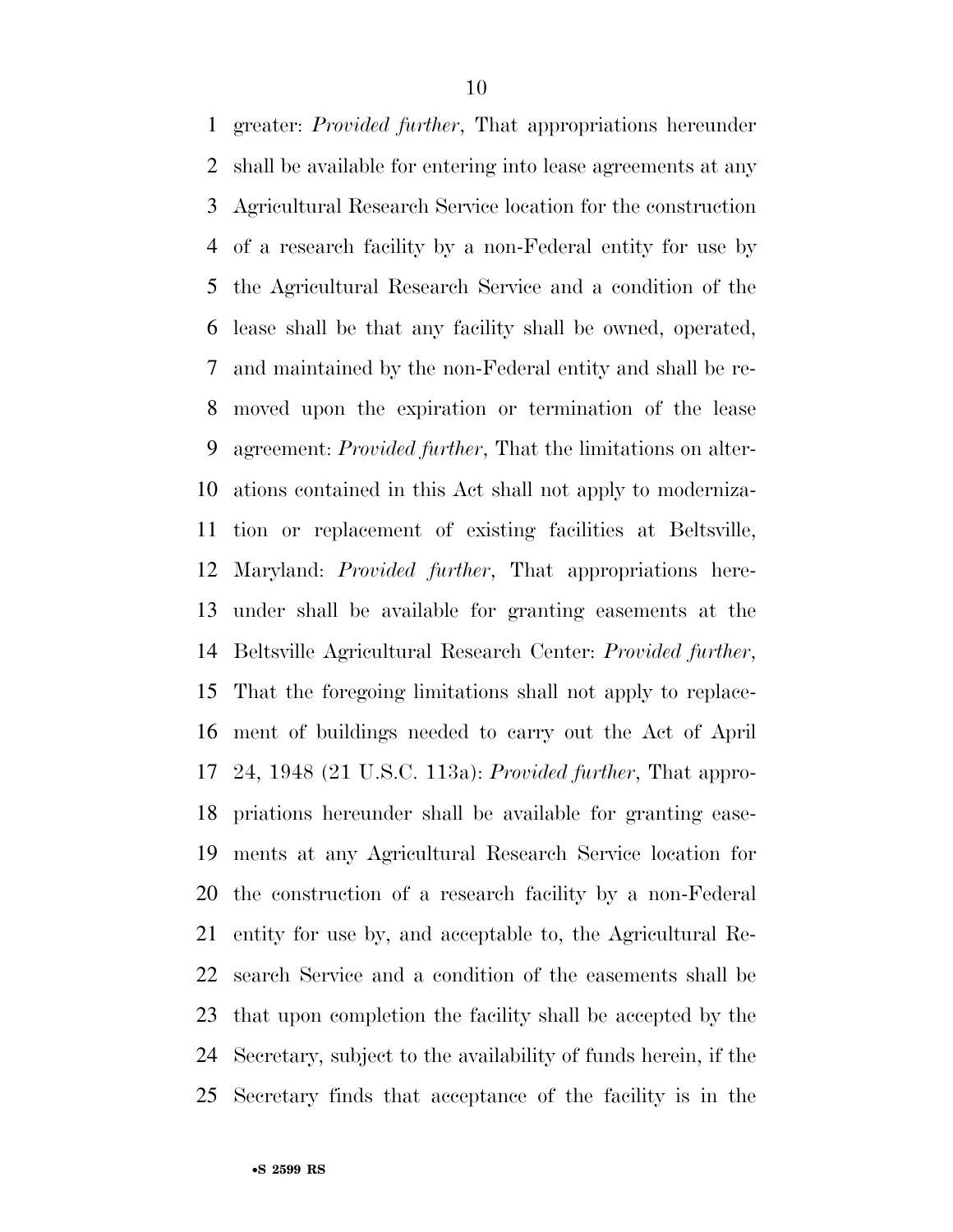greater: *Provided further*, That appropriations hereunder shall be available for entering into lease agreements at any Agricultural Research Service location for the construction of a research facility by a non-Federal entity for use by the Agricultural Research Service and a condition of the lease shall be that any facility shall be owned, operated, and maintained by the non-Federal entity and shall be removed upon the expiration or termination of the lease agreement: *Provided further*, That the limitations on alterations contained in this Act shall not apply to modernization or replacement of existing facilities at Beltsville, Maryland: *Provided further*, That appropriations hereunder shall be available for granting easements at the Beltsville Agricultural Research Center: *Provided further*, That the foregoing limitations shall not apply to replacement of buildings needed to carry out the Act of April 24, 1948 (21 U.S.C. 113a): *Provided further*, That appropriations hereunder shall be available for granting easements at any Agricultural Research Service location for the construction of a research facility by a non-Federal entity for use by, and acceptable to, the Agricultural Research Service and a condition of the easements shall be that upon completion the facility shall be accepted by the Secretary, subject to the availability of funds herein, if the Secretary finds that acceptance of the facility is in the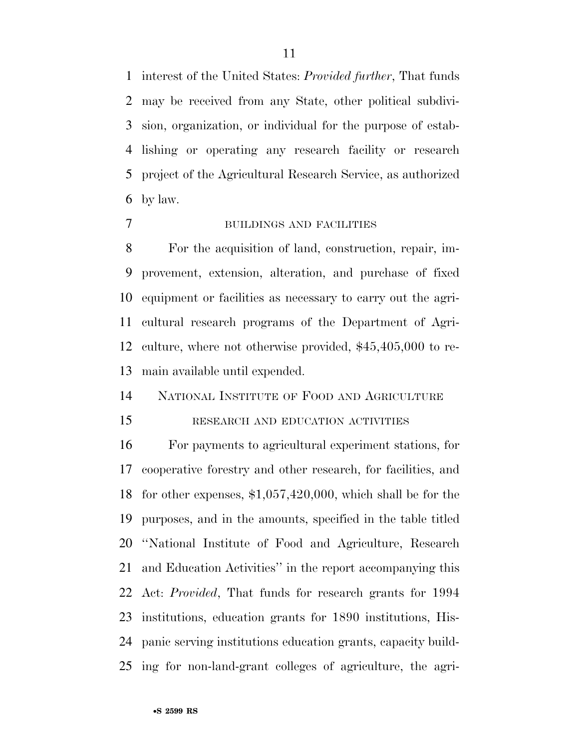interest of the United States: *Provided further*, That funds may be received from any State, other political subdivision, organization, or individual for the purpose of establishing or operating any research facility or research project of the Agricultural Research Service, as authorized by law.

BUILDINGS AND FACILITIES

For the acquisition of land, construction, repair, improvement, extension, alteration, and purchase of fixed equipment or facilities as necessary to carry out the agricultural research programs of the Department of Agriculture, where not otherwise provided, $45,405,000 to remain available until expended.

NATIONAL INSTITUTE OF FOOD AND AGRICULTURE

RESEARCH AND EDUCATION ACTIVITIES

For payments to agricultural experiment stations, for cooperative forestry and other research, for facilities, and for other expenses, $1,057,420,000, which shall be for the purposes, and in the amounts, specified in the table titled ''National Institute of Food and Agriculture, Research and Education Activities'' in the report accompanying this Act: *Provided*, That funds for research grants for 1994 institutions, education grants for 1890 institutions, Hispanic serving institutions education grants, capacity building for non-land-grant colleges of agriculture, the agri-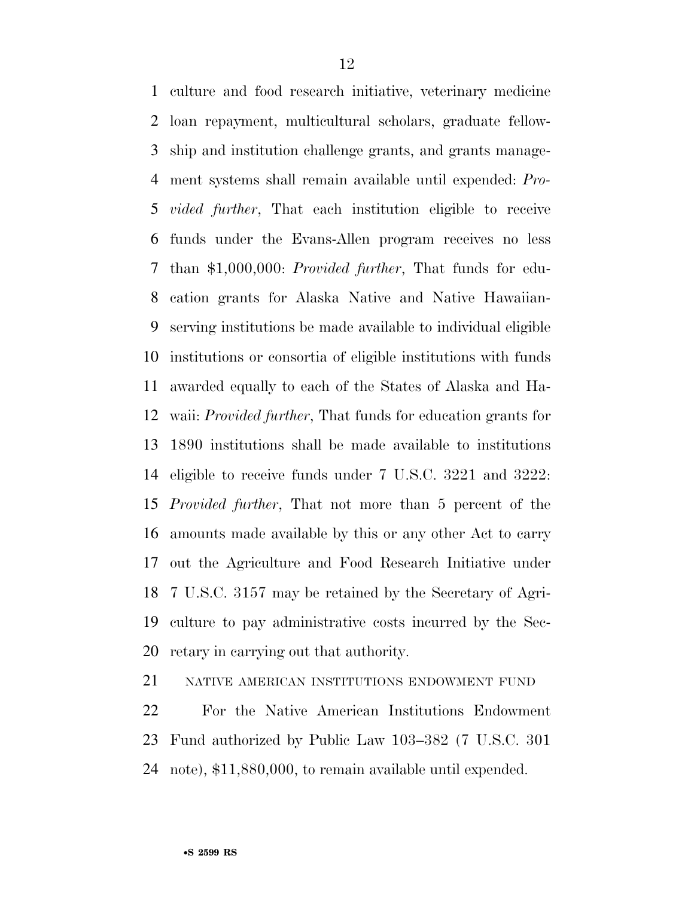culture and food research initiative, veterinary medicine loan repayment, multicultural scholars, graduate fellowship and institution challenge grants, and grants management systems shall remain available until expended: *Provided further*, That each institution eligible to receive funds under the Evans-Allen program receives no less than $1,000,000: *Provided further*, That funds for education grants for Alaska Native and Native Hawaiian-serving institutions be made available to individual eligible institutions or consortia of eligible institutions with funds awarded equally to each of the States of Alaska and Hawaii: *Provided further*, That funds for education grants for 1890 institutions shall be made available to institutions eligible to receive funds under 7 U.S.C. 3221 and 3222: *Provided further*, That not more than 5 percent of the amounts made available by this or any other Act to carry out the Agriculture and Food Research Initiative under 7 U.S.C. 3157 may be retained by the Secretary of Agriculture to pay administrative costs incurred by the Secretary in carrying out that authority.

NATIVE AMERICAN INSTITUTIONS ENDOWMENT FUND

For the Native American Institutions Endowment Fund authorized by Public Law 103–382 (7 U.S.C. 301 note), $11,880,000, to remain available until expended.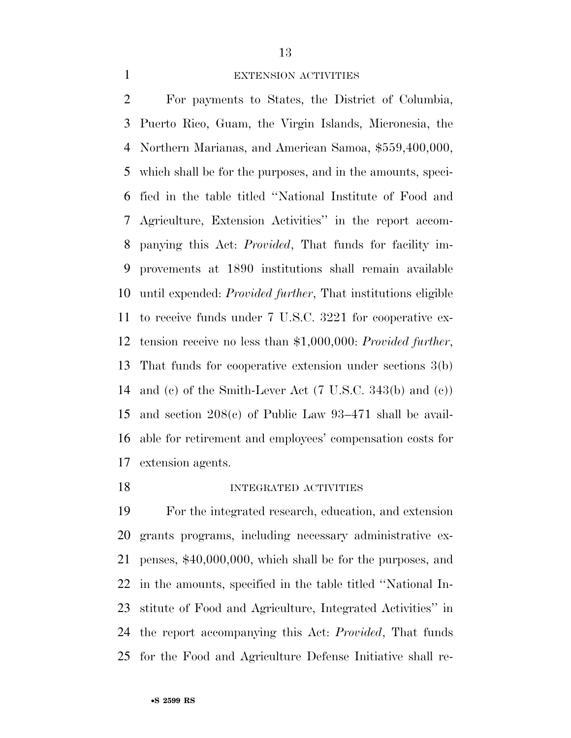EXTENSION ACTIVITIES

For payments to States, the District of Columbia, Puerto Rico, Guam, the Virgin Islands, Micronesia, the Northern Marianas, and American Samoa, $559,400,000, which shall be for the purposes, and in the amounts, specified in the table titled ''National Institute of Food and Agriculture, Extension Activities'' in the report accompanying this Act: *Provided*, That funds for facility improvements at 1890 institutions shall remain available until expended: *Provided further*, That institutions eligible to receive funds under 7 U.S.C. 3221 for cooperative extension receive no less than $1,000,000: *Provided further*, That funds for cooperative extension under sections 3(b) and (c) of the Smith-Lever Act (7 U.S.C. 343(b) and (c)) and section 208(c) of Public Law 93–471 shall be available for retirement and employees' compensation costs for extension agents.

INTEGRATED ACTIVITIES

For the integrated research, education, and extension grants programs, including necessary administrative expenses, $40,000,000, which shall be for the purposes, and in the amounts, specified in the table titled ''National Institute of Food and Agriculture, Integrated Activities'' in the report accompanying this Act: *Provided*, That funds for the Food and Agriculture Defense Initiative shall re-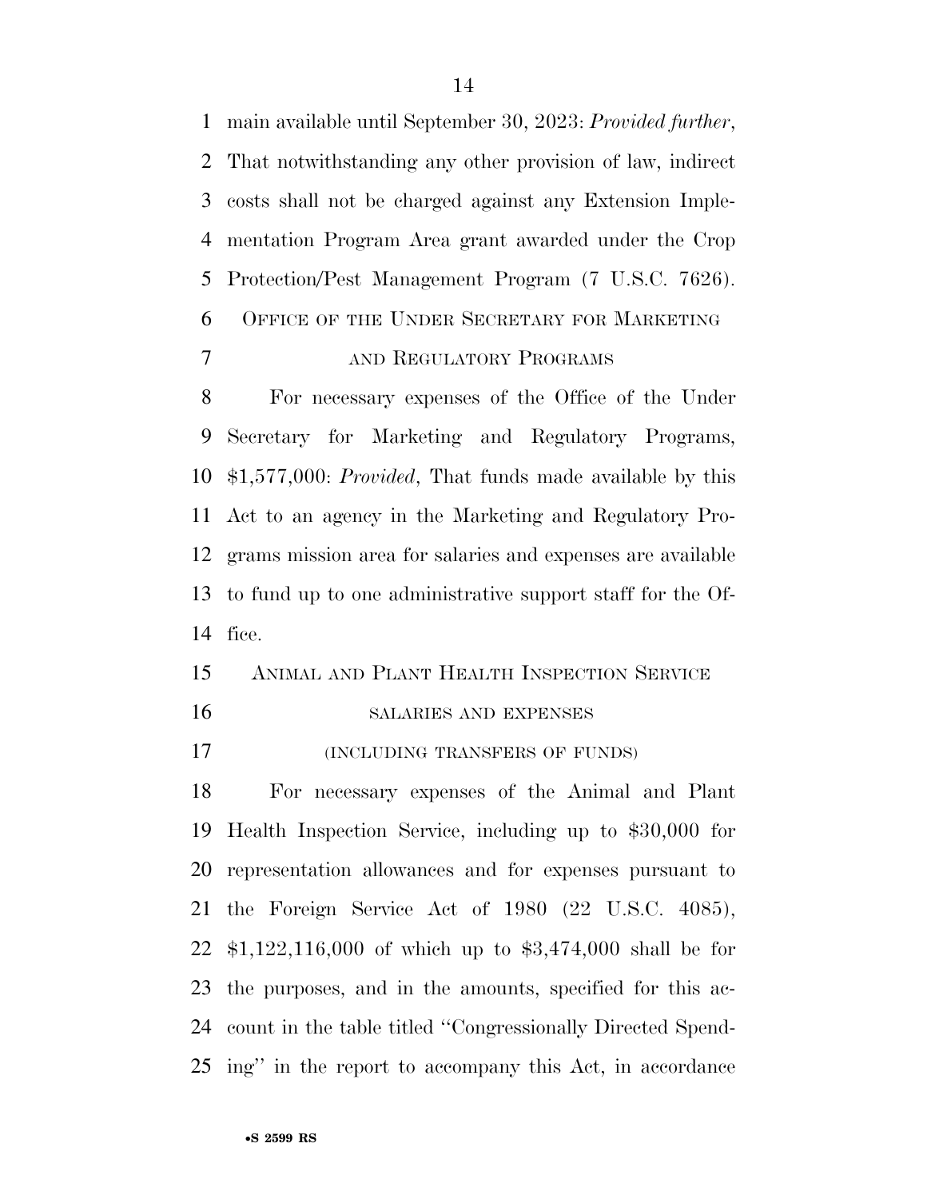main available until September 30, 2023: *Provided further*, That notwithstanding any other provision of law, indirect costs shall not be charged against any Extension Implementation Program Area grant awarded under the Crop Protection/Pest Management Program (7 U.S.C. 7626).

## OFFICE OF THE UNDER SECRETARY FOR MARKETING AND REGULATORY PROGRAMS

For necessary expenses of the Office of the Under Secretary for Marketing and Regulatory Programs, $1,577,000: *Provided*, That funds made available by this Act to an agency in the Marketing and Regulatory Programs mission area for salaries and expenses are available to fund up to one administrative support staff for the Office.

## ANIMAL AND PLANT HEALTH INSPECTION SERVICE

### SALARIES AND EXPENSES

### (INCLUDING TRANSFERS OF FUNDS)

For necessary expenses of the Animal and Plant Health Inspection Service, including up to $30,000 for representation allowances and for expenses pursuant to the Foreign Service Act of 1980 (22 U.S.C. 4085), $1,122,116,000 of which up to $3,474,000 shall be for the purposes, and in the amounts, specified for this account in the table titled ''Congressionally Directed Spending'' in the report to accompany this Act, in accordance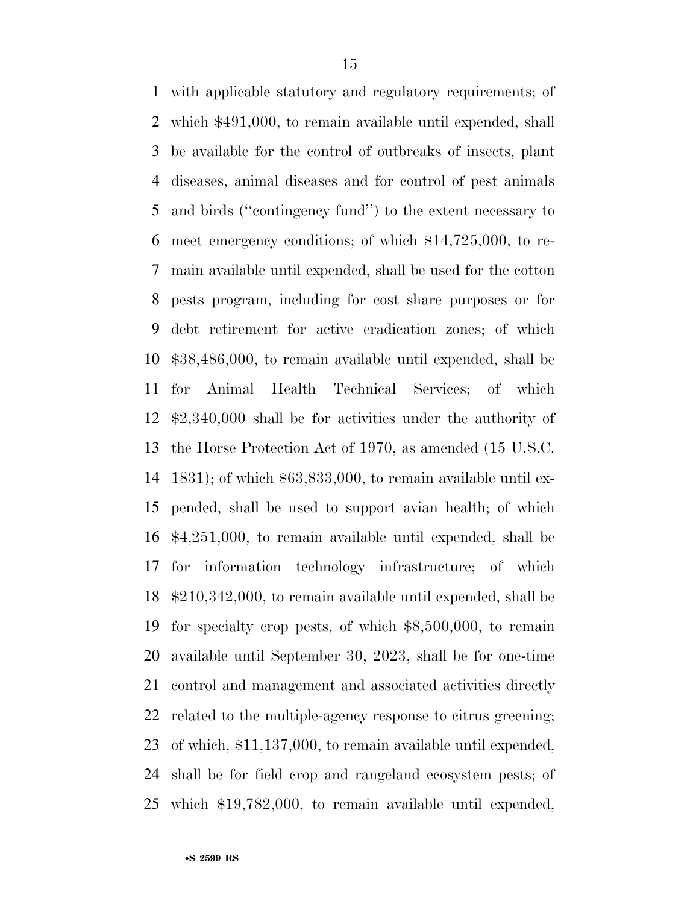with applicable statutory and regulatory requirements; of which $491,000, to remain available until expended, shall be available for the control of outbreaks of insects, plant diseases, animal diseases and for control of pest animals and birds (''contingency fund'') to the extent necessary to meet emergency conditions; of which $14,725,000, to remain available until expended, shall be used for the cotton pests program, including for cost share purposes or for debt retirement for active eradication zones; of which $38,486,000, to remain available until expended, shall be for Animal Health Technical Services; of which $2,340,000 shall be for activities under the authority of the Horse Protection Act of 1970, as amended (15 U.S.C. 1831); of which $63,833,000, to remain available until expended, shall be used to support avian health; of which $4,251,000, to remain available until expended, shall be for information technology infrastructure; of which $210,342,000, to remain available until expended, shall be for specialty crop pests, of which $8,500,000, to remain available until September 30, 2023, shall be for one-time control and management and associated activities directly related to the multiple-agency response to citrus greening; of which, $11,137,000, to remain available until expended, shall be for field crop and rangeland ecosystem pests; of which $19,782,000, to remain available until expended,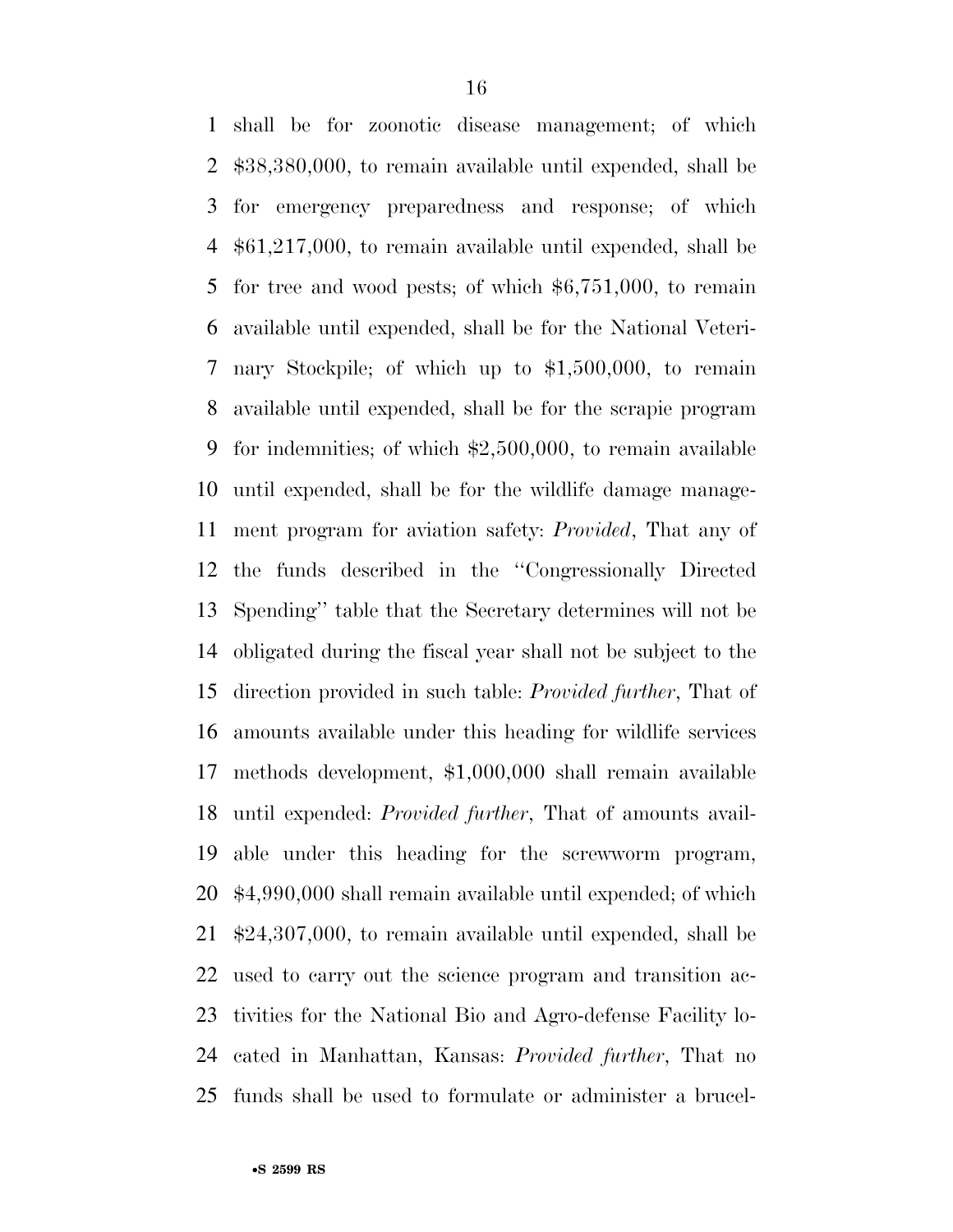shall be for zoonotic disease management; of which \$38,380,000, to remain available until expended, shall be for emergency preparedness and response; of which \$61,217,000, to remain available until expended, shall be for tree and wood pests; of which \$6,751,000, to remain available until expended, shall be for the National Veterinary Stockpile; of which up to \$1,500,000, to remain available until expended, shall be for the scrapie program for indemnities; of which \$2,500,000, to remain available until expended, shall be for the wildlife damage management program for aviation safety: *Provided*, That any of the funds described in the "Congressionally Directed Spending" table that the Secretary determines will not be obligated during the fiscal year shall not be subject to the direction provided in such table: *Provided further*, That of amounts available under this heading for wildlife services methods development, \$1,000,000 shall remain available until expended: *Provided further*, That of amounts available under this heading for the screwworm program, \$4,990,000 shall remain available until expended; of which \$24,307,000, to remain available until expended, shall be used to carry out the science program and transition activities for the National Bio and Agro-defense Facility located in Manhattan, Kansas: *Provided further*, That no funds shall be used to formulate or administer a brucel-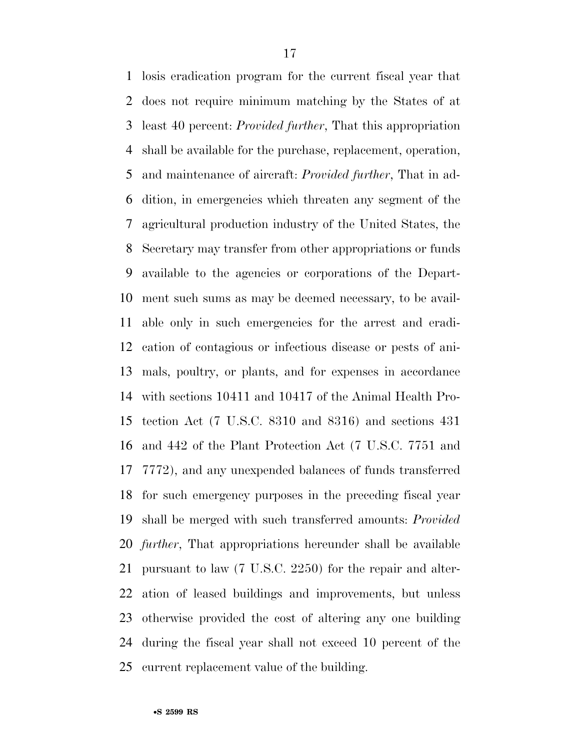losis eradication program for the current fiscal year that does not require minimum matching by the States of at least 40 percent: *Provided further*, That this appropriation shall be available for the purchase, replacement, operation, and maintenance of aircraft: *Provided further*, That in addition, in emergencies which threaten any segment of the agricultural production industry of the United States, the Secretary may transfer from other appropriations or funds available to the agencies or corporations of the Department such sums as may be deemed necessary, to be available only in such emergencies for the arrest and eradication of contagious or infectious disease or pests of animals, poultry, or plants, and for expenses in accordance with sections 10411 and 10417 of the Animal Health Protection Act (7 U.S.C. 8310 and 8316) and sections 431 and 442 of the Plant Protection Act (7 U.S.C. 7751 and 7772), and any unexpended balances of funds transferred for such emergency purposes in the preceding fiscal year shall be merged with such transferred amounts: *Provided further*, That appropriations hereunder shall be available pursuant to law (7 U.S.C. 2250) for the repair and alteration of leased buildings and improvements, but unless otherwise provided the cost of altering any one building during the fiscal year shall not exceed 10 percent of the current replacement value of the building.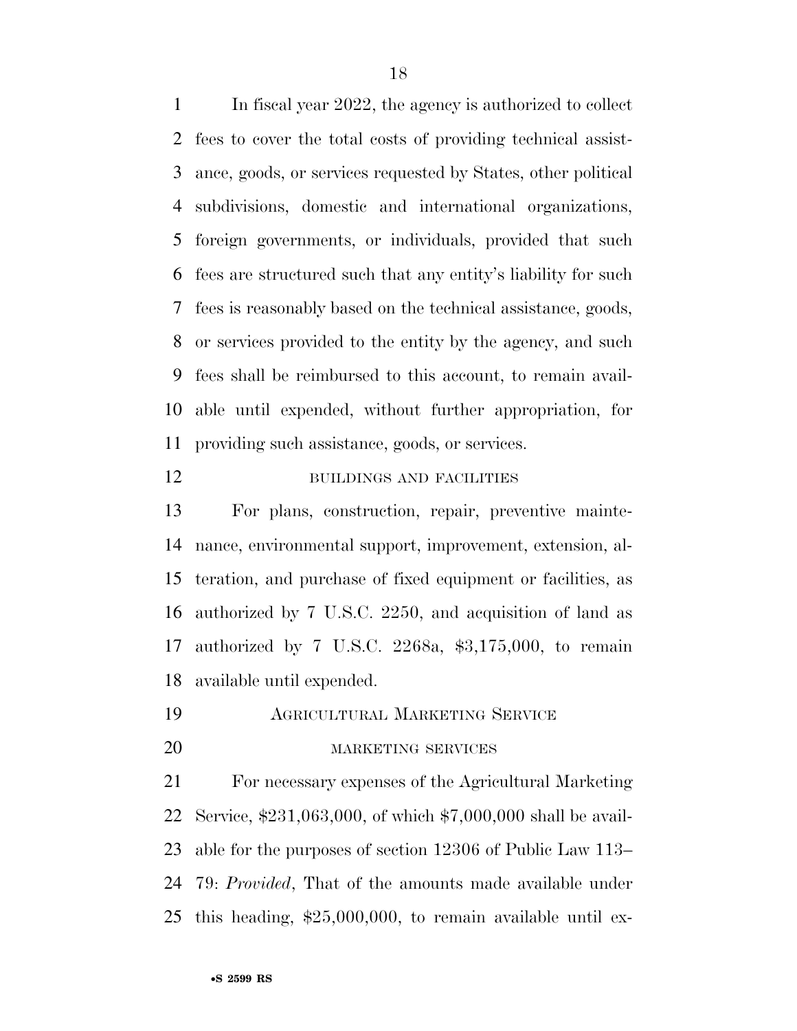In fiscal year 2022, the agency is authorized to collect fees to cover the total costs of providing technical assistance, goods, or services requested by States, other political subdivisions, domestic and international organizations, foreign governments, or individuals, provided that such fees are structured such that any entity's liability for such fees is reasonably based on the technical assistance, goods, or services provided to the entity by the agency, and such fees shall be reimbursed to this account, to remain available until expended, without further appropriation, for providing such assistance, goods, or services.

BUILDINGS AND FACILITIES

For plans, construction, repair, preventive maintenance, environmental support, improvement, extension, alteration, and purchase of fixed equipment or facilities, as authorized by 7 U.S.C. 2250, and acquisition of land as authorized by 7 U.S.C. 2268a, $3,175,000, to remain available until expended.

AGRICULTURAL MARKETING SERVICE

MARKETING SERVICES

For necessary expenses of the Agricultural Marketing Service, $231,063,000, of which $7,000,000 shall be available for the purposes of section 12306 of Public Law 113–79: *Provided*, That of the amounts made available under this heading, $25,000,000, to remain available until ex-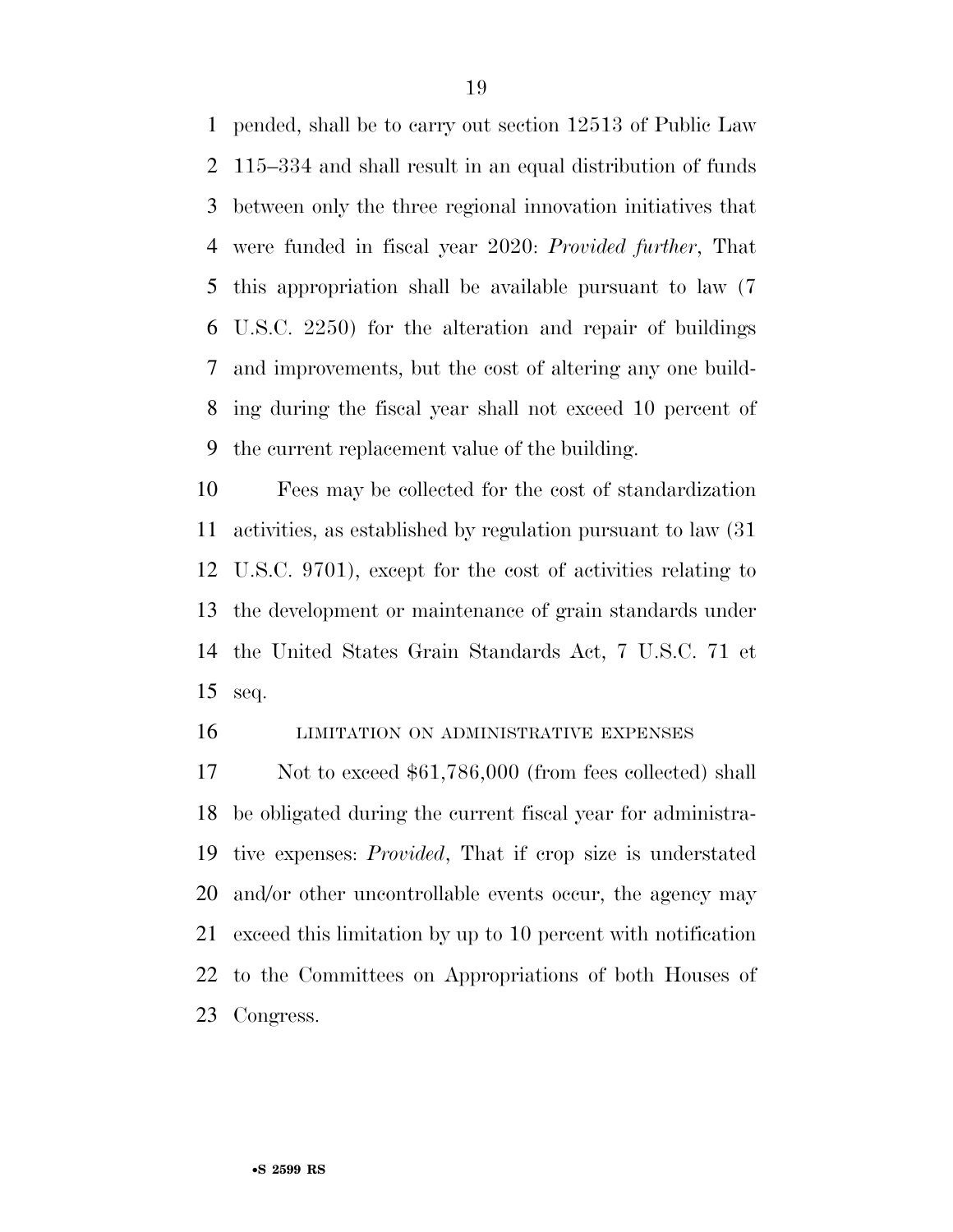pended, shall be to carry out section 12513 of Public Law 115–334 and shall result in an equal distribution of funds between only the three regional innovation initiatives that were funded in fiscal year 2020: *Provided further*, That this appropriation shall be available pursuant to law (7 U.S.C. 2250) for the alteration and repair of buildings and improvements, but the cost of altering any one building during the fiscal year shall not exceed 10 percent of the current replacement value of the building.

Fees may be collected for the cost of standardization activities, as established by regulation pursuant to law (31 U.S.C. 9701), except for the cost of activities relating to the development or maintenance of grain standards under the United States Grain Standards Act, 7 U.S.C. 71 et seq.

LIMITATION ON ADMINISTRATIVE EXPENSES

Not to exceed $61,786,000 (from fees collected) shall be obligated during the current fiscal year for administrative expenses: *Provided*, That if crop size is understated and/or other uncontrollable events occur, the agency may exceed this limitation by up to 10 percent with notification to the Committees on Appropriations of both Houses of Congress.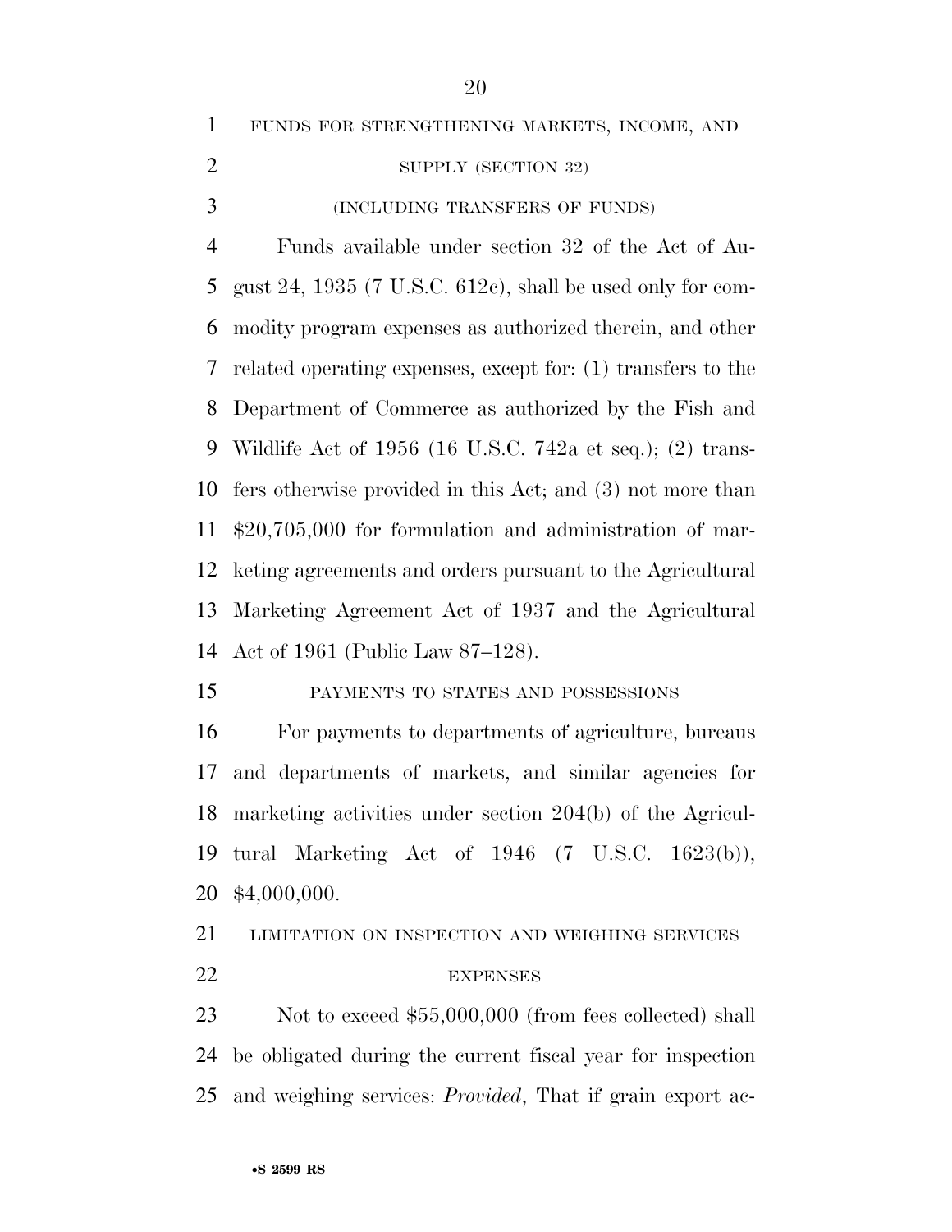FUNDS FOR STRENGTHENING MARKETS, INCOME, AND SUPPLY (SECTION 32)

(INCLUDING TRANSFERS OF FUNDS)

Funds available under section 32 of the Act of August 24, 1935 (7 U.S.C. 612c), shall be used only for commodity program expenses as authorized therein, and other related operating expenses, except for: (1) transfers to the Department of Commerce as authorized by the Fish and Wildlife Act of 1956 (16 U.S.C. 742a et seq.); (2) transfers otherwise provided in this Act; and (3) not more than $20,705,000 for formulation and administration of marketing agreements and orders pursuant to the Agricultural Marketing Agreement Act of 1937 and the Agricultural Act of 1961 (Public Law 87–128).

PAYMENTS TO STATES AND POSSESSIONS

For payments to departments of agriculture, bureaus and departments of markets, and similar agencies for marketing activities under section 204(b) of the Agricultural Marketing Act of 1946 (7 U.S.C. 1623(b)), $4,000,000.

LIMITATION ON INSPECTION AND WEIGHING SERVICES EXPENSES

Not to exceed $55,000,000 (from fees collected) shall be obligated during the current fiscal year for inspection and weighing services: *Provided*, That if grain export ac-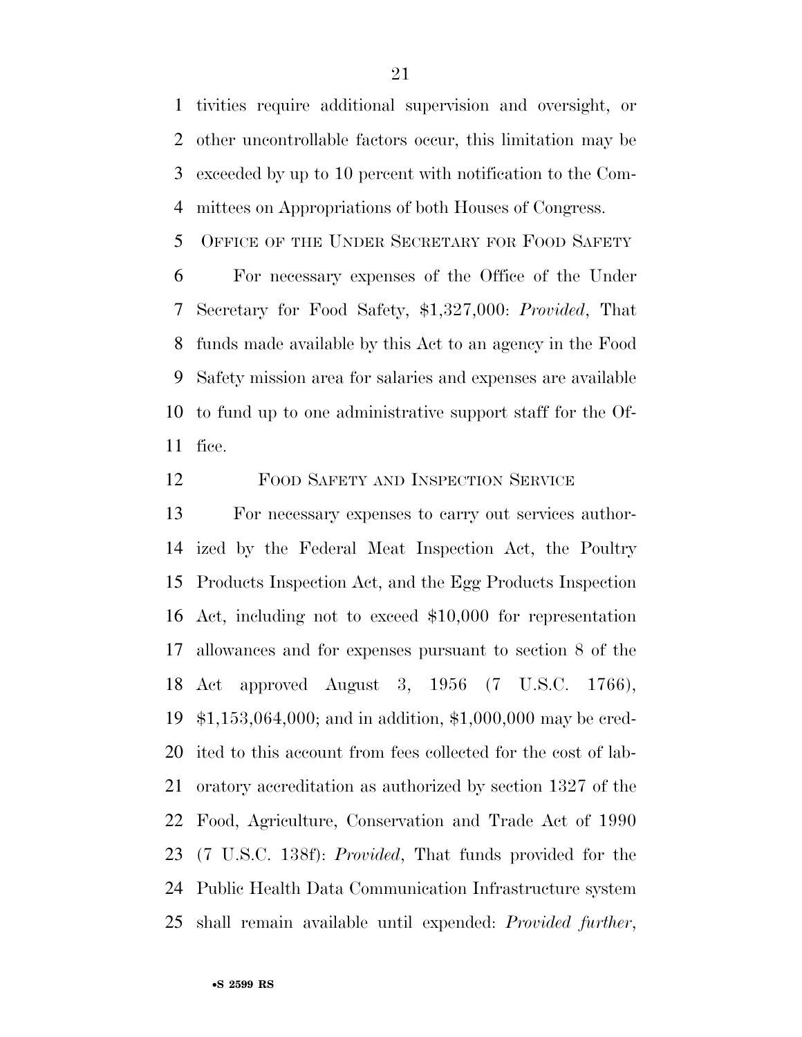tivities require additional supervision and oversight, or other uncontrollable factors occur, this limitation may be exceeded by up to 10 percent with notification to the Committees on Appropriations of both Houses of Congress.

OFFICE OF THE UNDER SECRETARY FOR FOOD SAFETY

For necessary expenses of the Office of the Under Secretary for Food Safety, $1,327,000: *Provided*, That funds made available by this Act to an agency in the Food Safety mission area for salaries and expenses are available to fund up to one administrative support staff for the Office.

FOOD SAFETY AND INSPECTION SERVICE

For necessary expenses to carry out services authorized by the Federal Meat Inspection Act, the Poultry Products Inspection Act, and the Egg Products Inspection Act, including not to exceed $10,000 for representation allowances and for expenses pursuant to section 8 of the Act approved August 3, 1956 (7 U.S.C. 1766), $1,153,064,000; and in addition, $1,000,000 may be credited to this account from fees collected for the cost of laboratory accreditation as authorized by section 1327 of the Food, Agriculture, Conservation and Trade Act of 1990 (7 U.S.C. 138f): *Provided*, That funds provided for the Public Health Data Communication Infrastructure system shall remain available until expended: *Provided further*,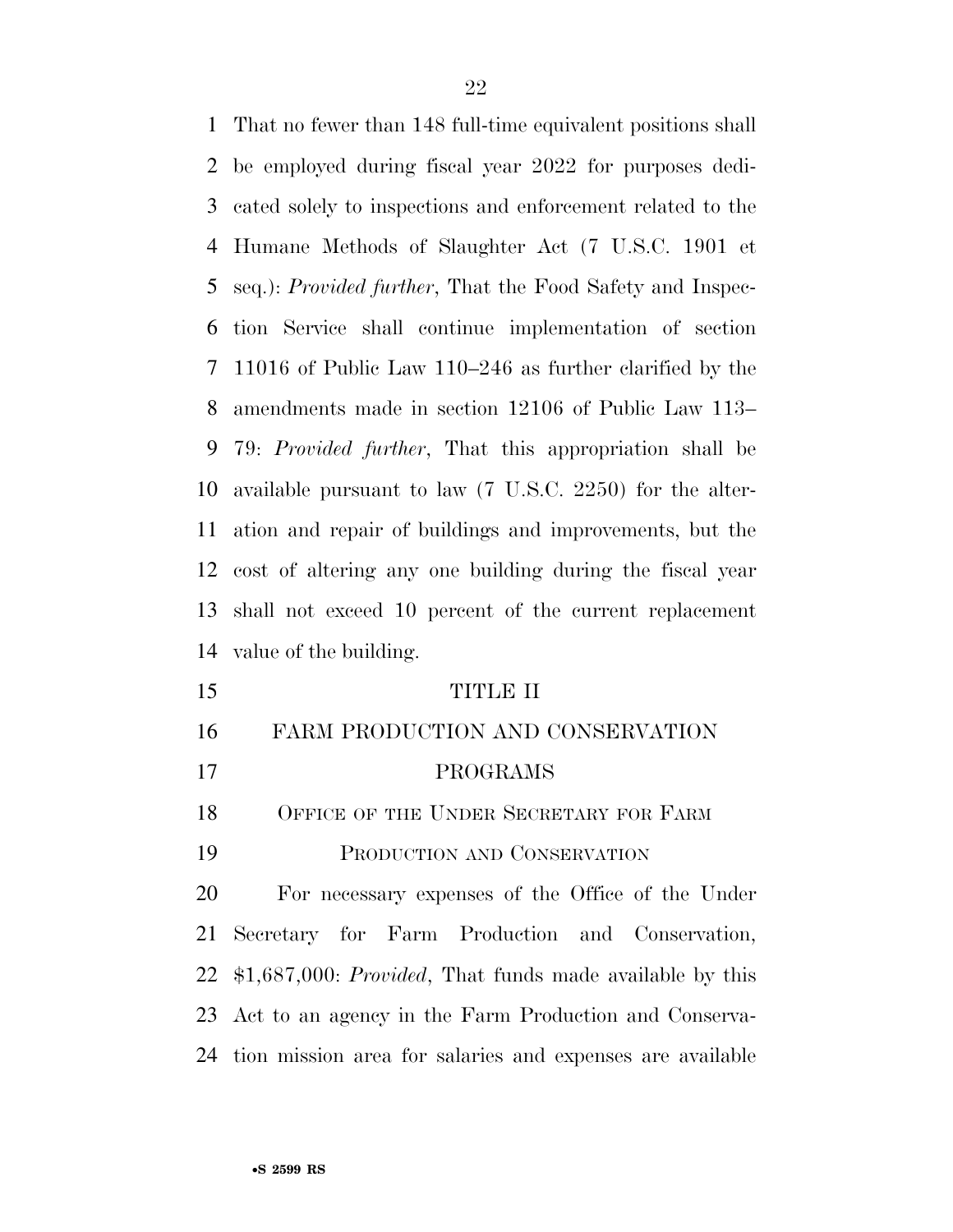That no fewer than 148 full-time equivalent positions shall be employed during fiscal year 2022 for purposes dedicated solely to inspections and enforcement related to the Humane Methods of Slaughter Act (7 U.S.C. 1901 et seq.): *Provided further*, That the Food Safety and Inspection Service shall continue implementation of section 11016 of Public Law 110–246 as further clarified by the amendments made in section 12106 of Public Law 113–79: *Provided further*, That this appropriation shall be available pursuant to law (7 U.S.C. 2250) for the alteration and repair of buildings and improvements, but the cost of altering any one building during the fiscal year shall not exceed 10 percent of the current replacement value of the building.

## TITLE II

## FARM PRODUCTION AND CONSERVATION PROGRAMS

### OFFICE OF THE UNDER SECRETARY FOR FARM PRODUCTION AND CONSERVATION

For necessary expenses of the Office of the Under Secretary for Farm Production and Conservation, $1,687,000: *Provided*, That funds made available by this Act to an agency in the Farm Production and Conservation mission area for salaries and expenses are available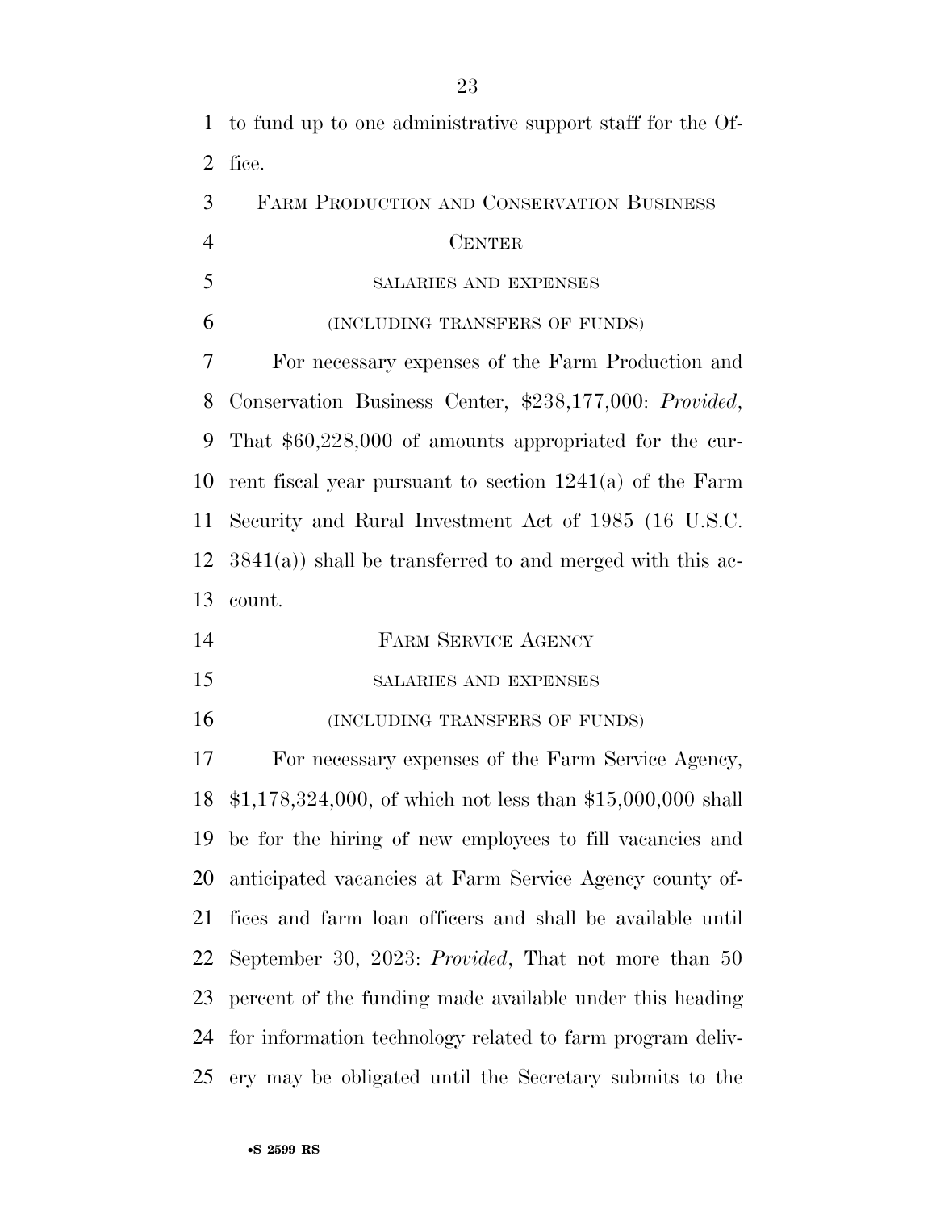to fund up to one administrative support staff for the Office.

FARM PRODUCTION AND CONSERVATION BUSINESS CENTER

SALARIES AND EXPENSES

(INCLUDING TRANSFERS OF FUNDS)

For necessary expenses of the Farm Production and Conservation Business Center, $238,177,000: *Provided*, That $60,228,000 of amounts appropriated for the current fiscal year pursuant to section 1241(a) of the Farm Security and Rural Investment Act of 1985 (16 U.S.C. 3841(a)) shall be transferred to and merged with this account.

FARM SERVICE AGENCY

SALARIES AND EXPENSES

(INCLUDING TRANSFERS OF FUNDS)

For necessary expenses of the Farm Service Agency, $1,178,324,000, of which not less than $15,000,000 shall be for the hiring of new employees to fill vacancies and anticipated vacancies at Farm Service Agency county offices and farm loan officers and shall be available until September 30, 2023: *Provided*, That not more than 50 percent of the funding made available under this heading for information technology related to farm program delivery may be obligated until the Secretary submits to the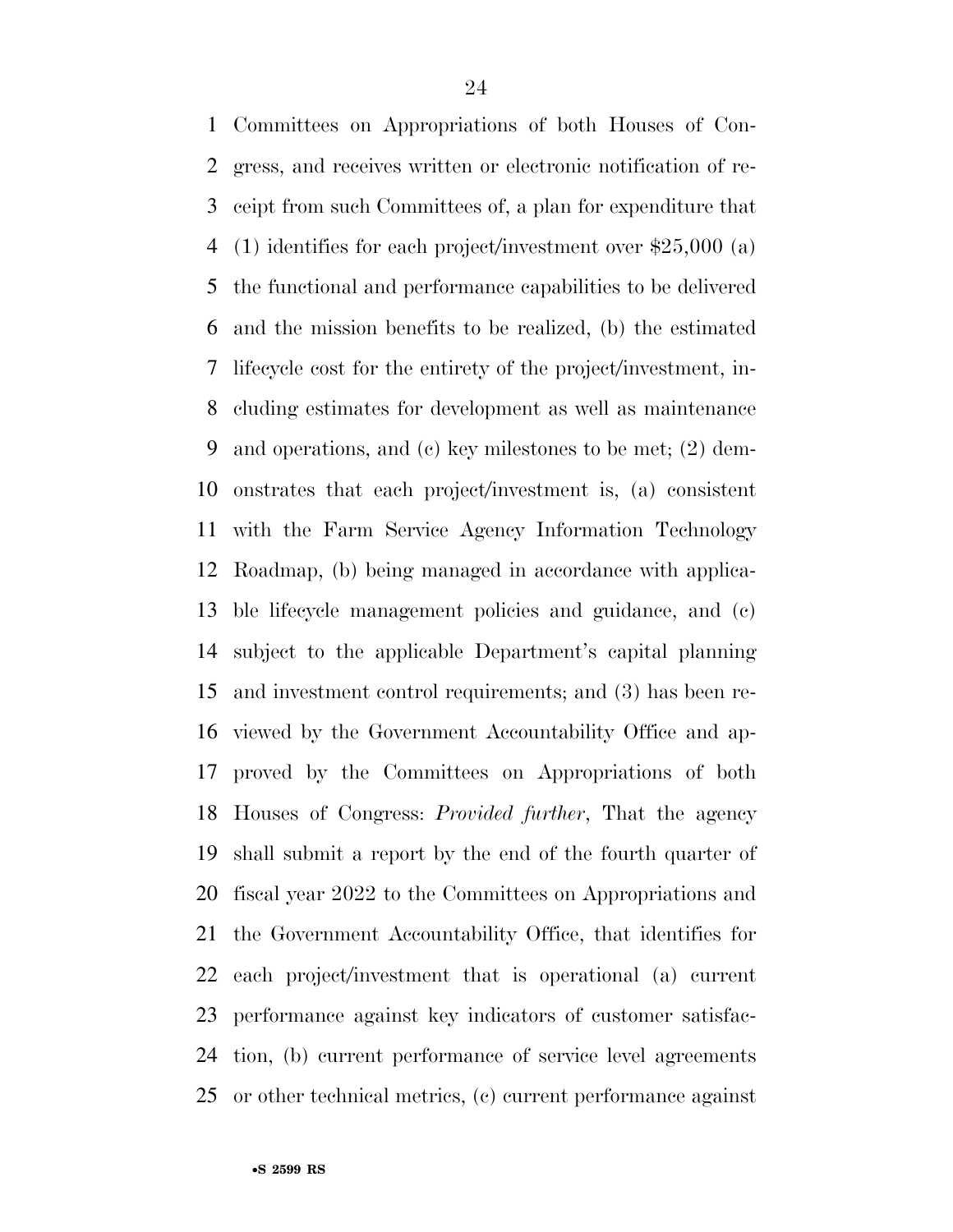Committees on Appropriations of both Houses of Congress, and receives written or electronic notification of receipt from such Committees of, a plan for expenditure that (1) identifies for each project/investment over $25,000 (a) the functional and performance capabilities to be delivered and the mission benefits to be realized, (b) the estimated lifecycle cost for the entirety of the project/investment, including estimates for development as well as maintenance and operations, and (c) key milestones to be met; (2) demonstrates that each project/investment is, (a) consistent with the Farm Service Agency Information Technology Roadmap, (b) being managed in accordance with applicable lifecycle management policies and guidance, and (c) subject to the applicable Department's capital planning and investment control requirements; and (3) has been reviewed by the Government Accountability Office and approved by the Committees on Appropriations of both Houses of Congress: *Provided further*, That the agency shall submit a report by the end of the fourth quarter of fiscal year 2022 to the Committees on Appropriations and the Government Accountability Office, that identifies for each project/investment that is operational (a) current performance against key indicators of customer satisfaction, (b) current performance of service level agreements or other technical metrics, (c) current performance against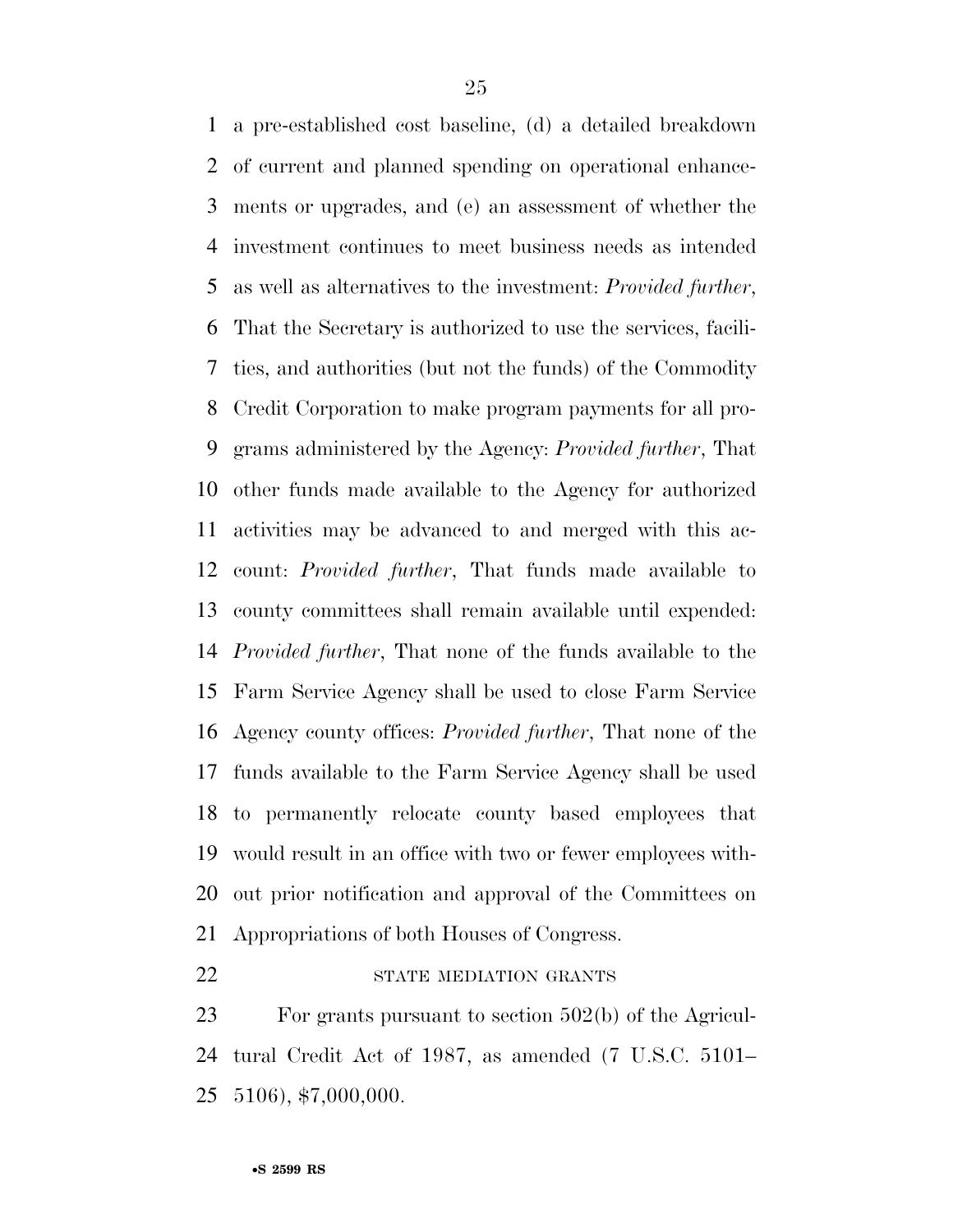a pre-established cost baseline, (d) a detailed breakdown of current and planned spending on operational enhancements or upgrades, and (e) an assessment of whether the investment continues to meet business needs as intended as well as alternatives to the investment: *Provided further*, That the Secretary is authorized to use the services, facilities, and authorities (but not the funds) of the Commodity Credit Corporation to make program payments for all programs administered by the Agency: *Provided further*, That other funds made available to the Agency for authorized activities may be advanced to and merged with this account: *Provided further*, That funds made available to county committees shall remain available until expended: *Provided further*, That none of the funds available to the Farm Service Agency shall be used to close Farm Service Agency county offices: *Provided further*, That none of the funds available to the Farm Service Agency shall be used to permanently relocate county based employees that would result in an office with two or fewer employees without prior notification and approval of the Committees on Appropriations of both Houses of Congress.

STATE MEDIATION GRANTS

For grants pursuant to section 502(b) of the Agricultural Credit Act of 1987, as amended (7 U.S.C. 5101–5106), $7,000,000.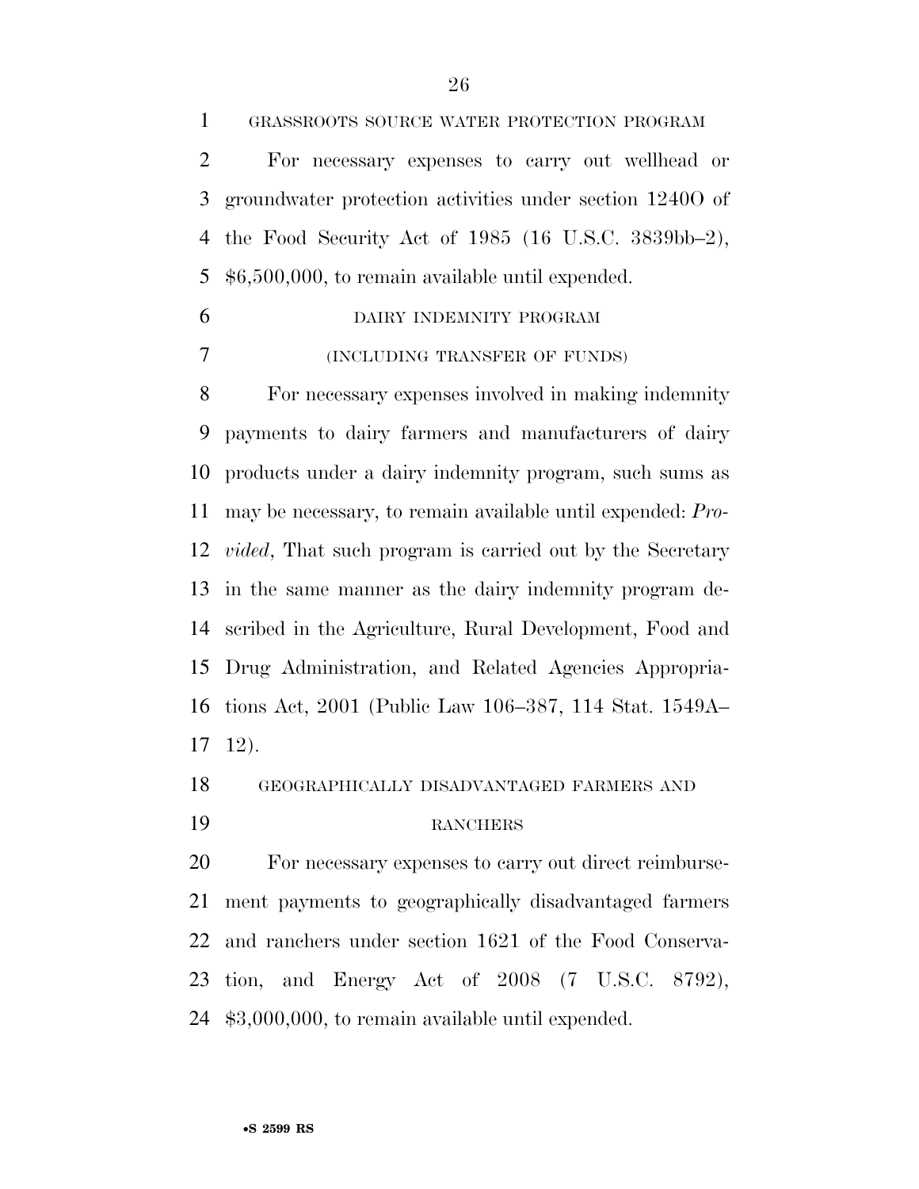GRASSROOTS SOURCE WATER PROTECTION PROGRAM

For necessary expenses to carry out wellhead or groundwater protection activities under section 1240O of the Food Security Act of 1985 (16 U.S.C. 3839bb–2), $6,500,000, to remain available until expended.

DAIRY INDEMNITY PROGRAM

(INCLUDING TRANSFER OF FUNDS)

For necessary expenses involved in making indemnity payments to dairy farmers and manufacturers of dairy products under a dairy indemnity program, such sums as may be necessary, to remain available until expended: *Provided*, That such program is carried out by the Secretary in the same manner as the dairy indemnity program described in the Agriculture, Rural Development, Food and Drug Administration, and Related Agencies Appropriations Act, 2001 (Public Law 106–387, 114 Stat. 1549A–12).

GEOGRAPHICALLY DISADVANTAGED FARMERS AND RANCHERS

For necessary expenses to carry out direct reimbursement payments to geographically disadvantaged farmers and ranchers under section 1621 of the Food Conservation, and Energy Act of 2008 (7 U.S.C. 8792), $3,000,000, to remain available until expended.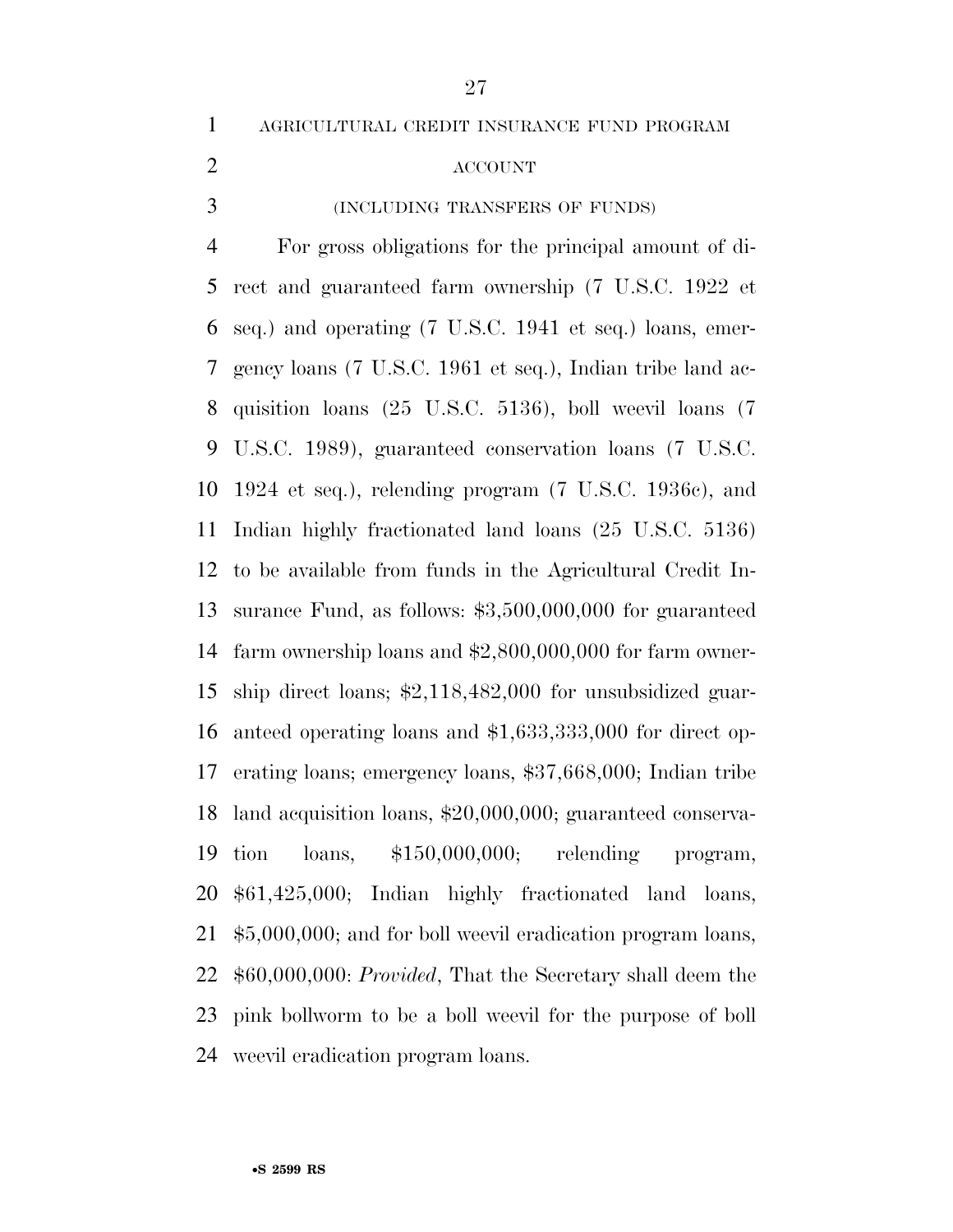AGRICULTURAL CREDIT INSURANCE FUND PROGRAM ACCOUNT

(INCLUDING TRANSFERS OF FUNDS)

For gross obligations for the principal amount of direct and guaranteed farm ownership (7 U.S.C. 1922 et seq.) and operating (7 U.S.C. 1941 et seq.) loans, emergency loans (7 U.S.C. 1961 et seq.), Indian tribe land acquisition loans (25 U.S.C. 5136), boll weevil loans (7 U.S.C. 1989), guaranteed conservation loans (7 U.S.C. 1924 et seq.), relending program (7 U.S.C. 1936c), and Indian highly fractionated land loans (25 U.S.C. 5136) to be available from funds in the Agricultural Credit Insurance Fund, as follows: $3,500,000,000 for guaranteed farm ownership loans and $2,800,000,000 for farm ownership direct loans; $2,118,482,000 for unsubsidized guaranteed operating loans and $1,633,333,000 for direct operating loans; emergency loans, $37,668,000; Indian tribe land acquisition loans, $20,000,000; guaranteed conservation loans, $150,000,000; relending program, $61,425,000; Indian highly fractionated land loans, $5,000,000; and for boll weevil eradication program loans, $60,000,000: *Provided*, That the Secretary shall deem the pink bollworm to be a boll weevil for the purpose of boll weevil eradication program loans.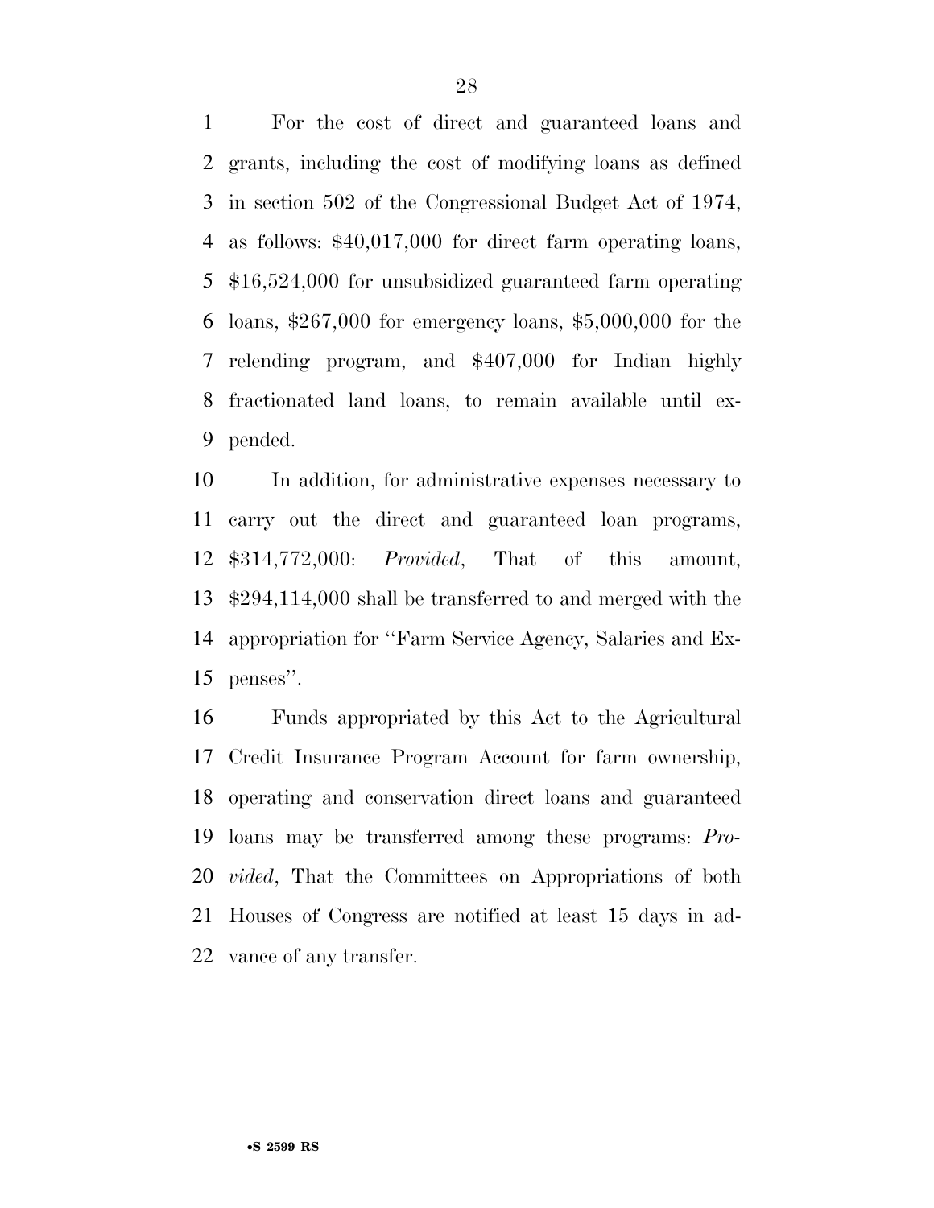For the cost of direct and guaranteed loans and grants, including the cost of modifying loans as defined in section 502 of the Congressional Budget Act of 1974, as follows: $40,017,000 for direct farm operating loans, $16,524,000 for unsubsidized guaranteed farm operating loans, $267,000 for emergency loans, $5,000,000 for the relending program, and $407,000 for Indian highly fractionated land loans, to remain available until expended.

In addition, for administrative expenses necessary to carry out the direct and guaranteed loan programs, $314,772,000: *Provided*, That of this amount, $294,114,000 shall be transferred to and merged with the appropriation for ''Farm Service Agency, Salaries and Expenses''.

Funds appropriated by this Act to the Agricultural Credit Insurance Program Account for farm ownership, operating and conservation direct loans and guaranteed loans may be transferred among these programs: *Provided*, That the Committees on Appropriations of both Houses of Congress are notified at least 15 days in advance of any transfer.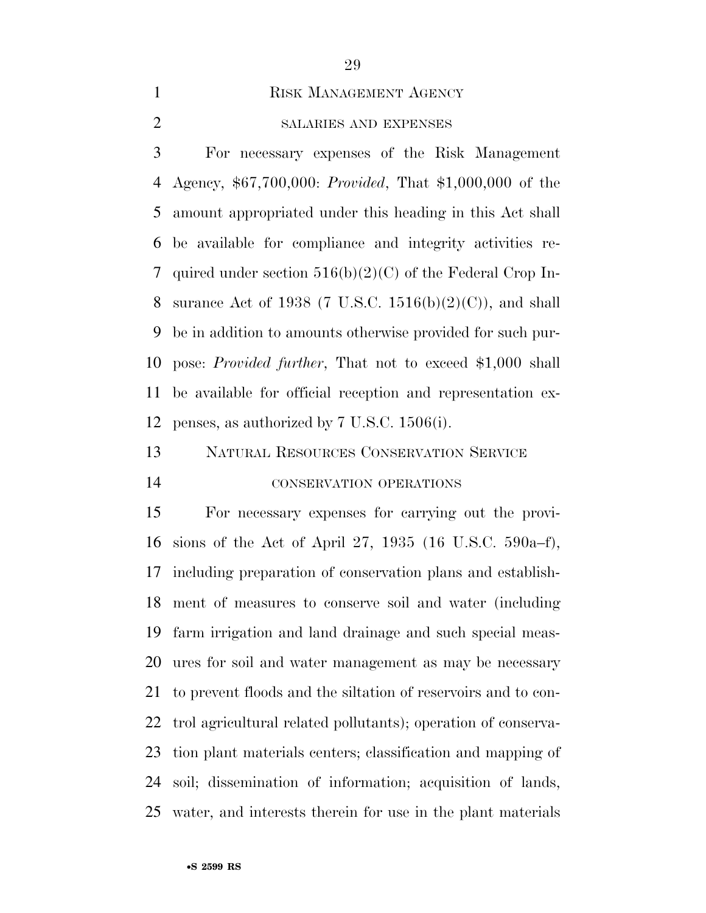## Risk Management Agency

### salaries and expenses

For necessary expenses of the Risk Management Agency, $67,700,000: *Provided*, That $1,000,000 of the amount appropriated under this heading in this Act shall be available for compliance and integrity activities required under section 516(b)(2)(C) of the Federal Crop Insurance Act of 1938 (7 U.S.C. 1516(b)(2)(C)), and shall be in addition to amounts otherwise provided for such purpose: *Provided further*, That not to exceed $1,000 shall be available for official reception and representation expenses, as authorized by 7 U.S.C. 1506(i).

## Natural Resources Conservation Service

### conservation operations

For necessary expenses for carrying out the provisions of the Act of April 27, 1935 (16 U.S.C. 590a–f), including preparation of conservation plans and establishment of measures to conserve soil and water (including farm irrigation and land drainage and such special measures for soil and water management as may be necessary to prevent floods and the siltation of reservoirs and to control agricultural related pollutants); operation of conservation plant materials centers; classification and mapping of soil; dissemination of information; acquisition of lands, water, and interests therein for use in the plant materials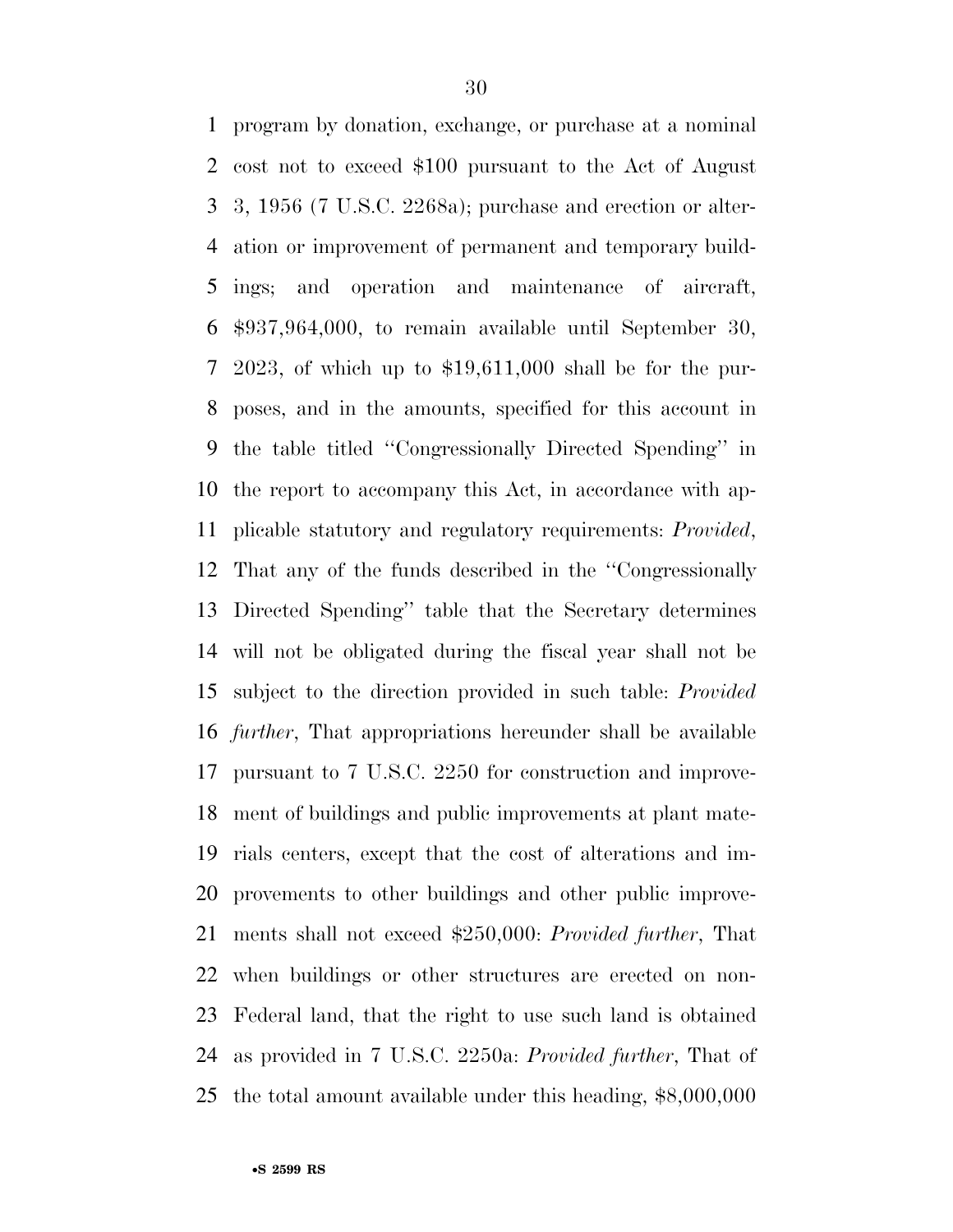program by donation, exchange, or purchase at a nominal cost not to exceed $100 pursuant to the Act of August 3, 1956 (7 U.S.C. 2268a); purchase and erection or alteration or improvement of permanent and temporary buildings; and operation and maintenance of aircraft, $937,964,000, to remain available until September 30, 2023, of which up to $19,611,000 shall be for the purposes, and in the amounts, specified for this account in the table titled ''Congressionally Directed Spending'' in the report to accompany this Act, in accordance with applicable statutory and regulatory requirements: *Provided*, That any of the funds described in the ''Congressionally Directed Spending'' table that the Secretary determines will not be obligated during the fiscal year shall not be subject to the direction provided in such table: *Provided further*, That appropriations hereunder shall be available pursuant to 7 U.S.C. 2250 for construction and improvement of buildings and public improvements at plant materials centers, except that the cost of alterations and improvements to other buildings and other public improvements shall not exceed $250,000: *Provided further*, That when buildings or other structures are erected on non-Federal land, that the right to use such land is obtained as provided in 7 U.S.C. 2250a: *Provided further*, That of the total amount available under this heading, $8,000,000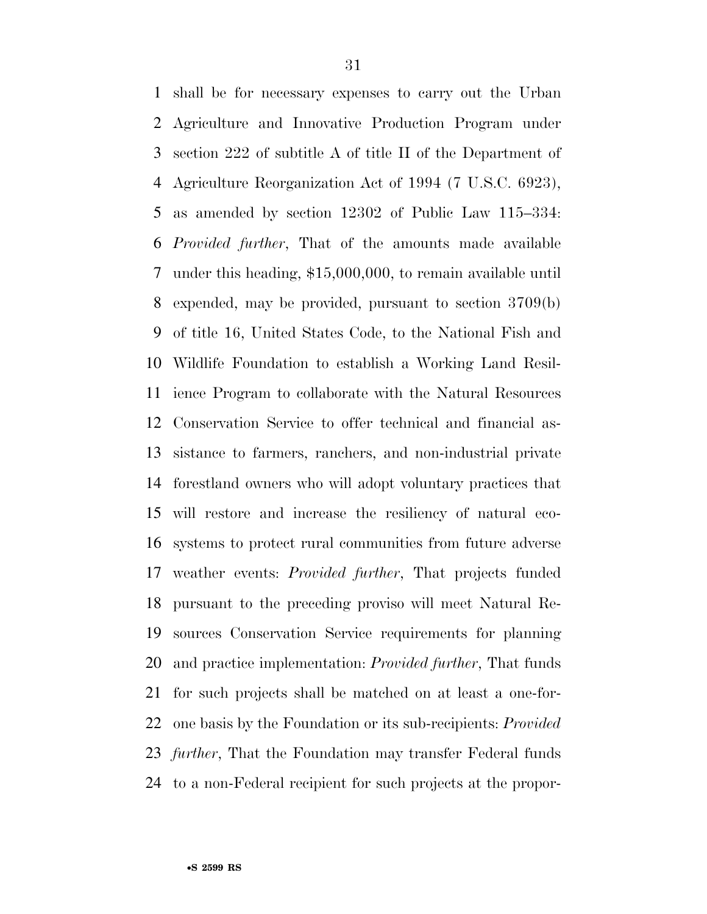shall be for necessary expenses to carry out the Urban Agriculture and Innovative Production Program under section 222 of subtitle A of title II of the Department of Agriculture Reorganization Act of 1994 (7 U.S.C. 6923), as amended by section 12302 of Public Law 115–334: *Provided further*, That of the amounts made available under this heading, $15,000,000, to remain available until expended, may be provided, pursuant to section 3709(b) of title 16, United States Code, to the National Fish and Wildlife Foundation to establish a Working Land Resilience Program to collaborate with the Natural Resources Conservation Service to offer technical and financial assistance to farmers, ranchers, and non-industrial private forestland owners who will adopt voluntary practices that will restore and increase the resiliency of natural ecosystems to protect rural communities from future adverse weather events: *Provided further*, That projects funded pursuant to the preceding proviso will meet Natural Resources Conservation Service requirements for planning and practice implementation: *Provided further*, That funds for such projects shall be matched on at least a one-for-one basis by the Foundation or its sub-recipients: *Provided further*, That the Foundation may transfer Federal funds to a non-Federal recipient for such projects at the propor-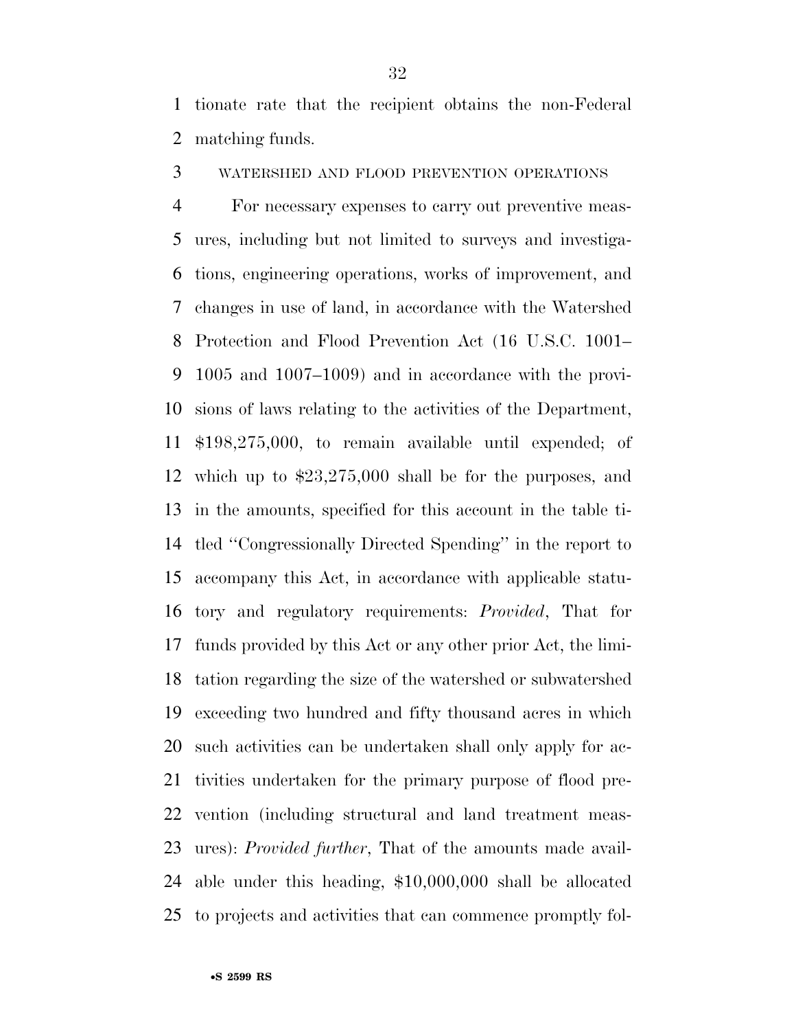tionate rate that the recipient obtains the non-Federal matching funds.

WATERSHED AND FLOOD PREVENTION OPERATIONS

For necessary expenses to carry out preventive measures, including but not limited to surveys and investigations, engineering operations, works of improvement, and changes in use of land, in accordance with the Watershed Protection and Flood Prevention Act (16 U.S.C. 1001–1005 and 1007–1009) and in accordance with the provisions of laws relating to the activities of the Department, $198,275,000, to remain available until expended; of which up to $23,275,000 shall be for the purposes, and in the amounts, specified for this account in the table titled ''Congressionally Directed Spending'' in the report to accompany this Act, in accordance with applicable statutory and regulatory requirements: *Provided*, That for funds provided by this Act or any other prior Act, the limitation regarding the size of the watershed or subwatershed exceeding two hundred and fifty thousand acres in which such activities can be undertaken shall only apply for activities undertaken for the primary purpose of flood prevention (including structural and land treatment measures): *Provided further*, That of the amounts made available under this heading, $10,000,000 shall be allocated to projects and activities that can commence promptly fol-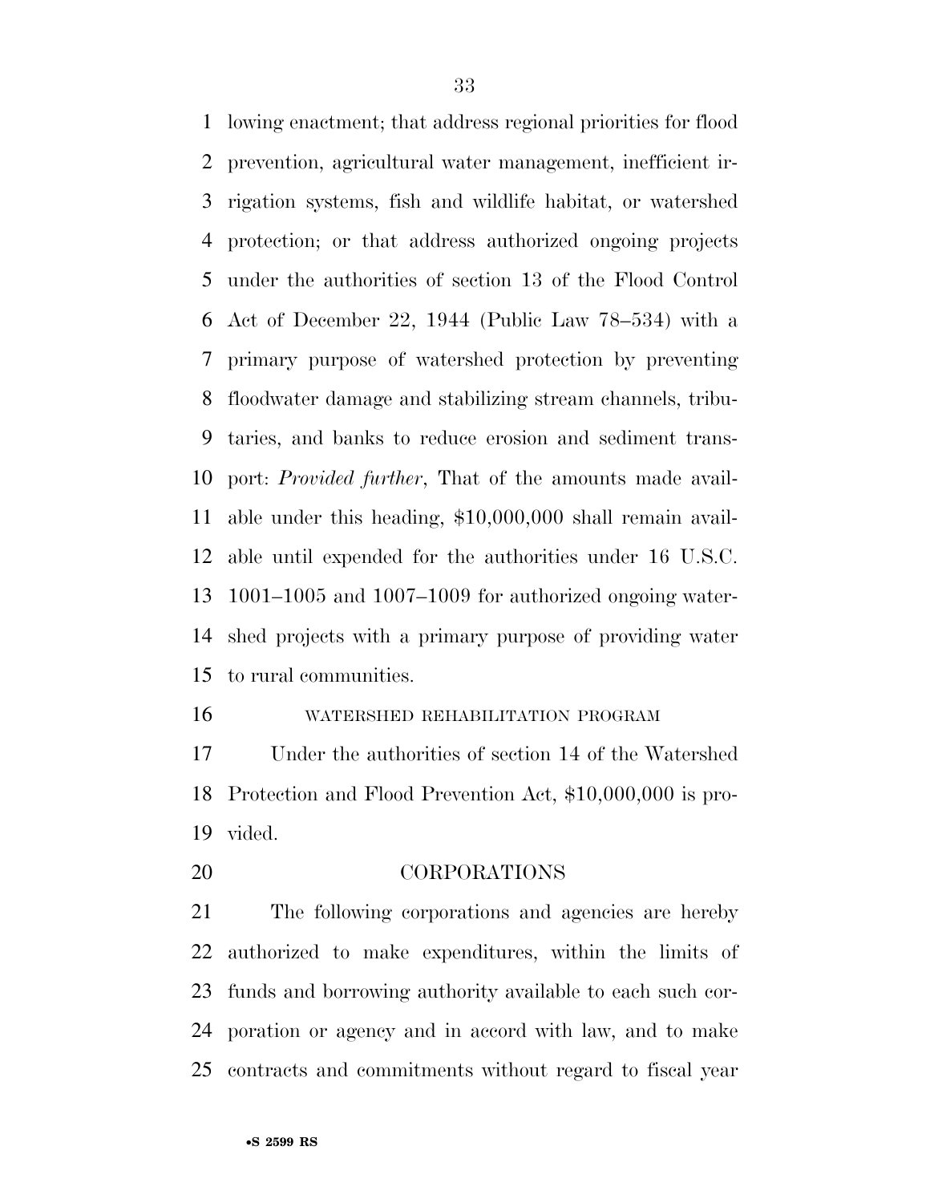lowing enactment; that address regional priorities for flood prevention, agricultural water management, inefficient irrigation systems, fish and wildlife habitat, or watershed protection; or that address authorized ongoing projects under the authorities of section 13 of the Flood Control Act of December 22, 1944 (Public Law 78–534) with a primary purpose of watershed protection by preventing floodwater damage and stabilizing stream channels, tributaries, and banks to reduce erosion and sediment transport: *Provided further*, That of the amounts made available under this heading, $10,000,000 shall remain available until expended for the authorities under 16 U.S.C. 1001–1005 and 1007–1009 for authorized ongoing watershed projects with a primary purpose of providing water to rural communities.

WATERSHED REHABILITATION PROGRAM

Under the authorities of section 14 of the Watershed Protection and Flood Prevention Act, $10,000,000 is provided.

## CORPORATIONS

The following corporations and agencies are hereby authorized to make expenditures, within the limits of funds and borrowing authority available to each such corporation or agency and in accord with law, and to make contracts and commitments without regard to fiscal year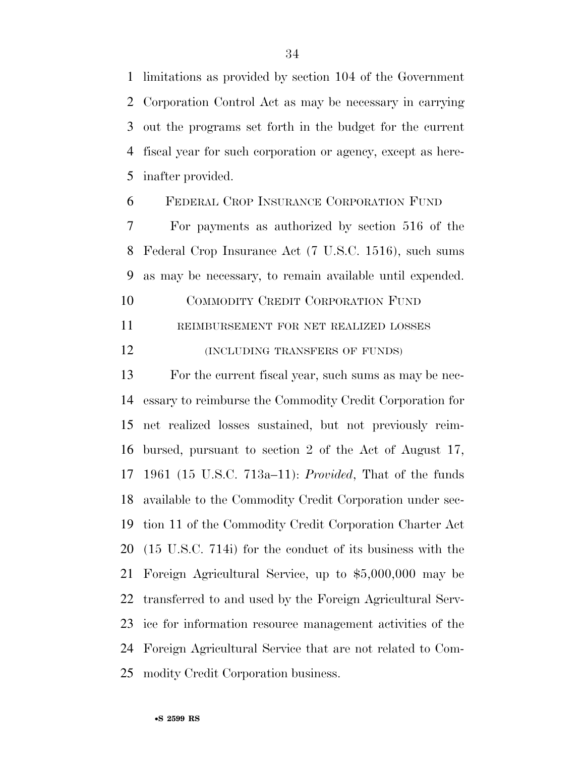limitations as provided by section 104 of the Government Corporation Control Act as may be necessary in carrying out the programs set forth in the budget for the current fiscal year for such corporation or agency, except as hereinafter provided.

FEDERAL CROP INSURANCE CORPORATION FUND

For payments as authorized by section 516 of the Federal Crop Insurance Act (7 U.S.C. 1516), such sums as may be necessary, to remain available until expended.

COMMODITY CREDIT CORPORATION FUND

REIMBURSEMENT FOR NET REALIZED LOSSES

(INCLUDING TRANSFERS OF FUNDS)

For the current fiscal year, such sums as may be necessary to reimburse the Commodity Credit Corporation for net realized losses sustained, but not previously reimbursed, pursuant to section 2 of the Act of August 17, 1961 (15 U.S.C. 713a–11): *Provided*, That of the funds available to the Commodity Credit Corporation under section 11 of the Commodity Credit Corporation Charter Act (15 U.S.C. 714i) for the conduct of its business with the Foreign Agricultural Service, up to $5,000,000 may be transferred to and used by the Foreign Agricultural Service for information resource management activities of the Foreign Agricultural Service that are not related to Commodity Credit Corporation business.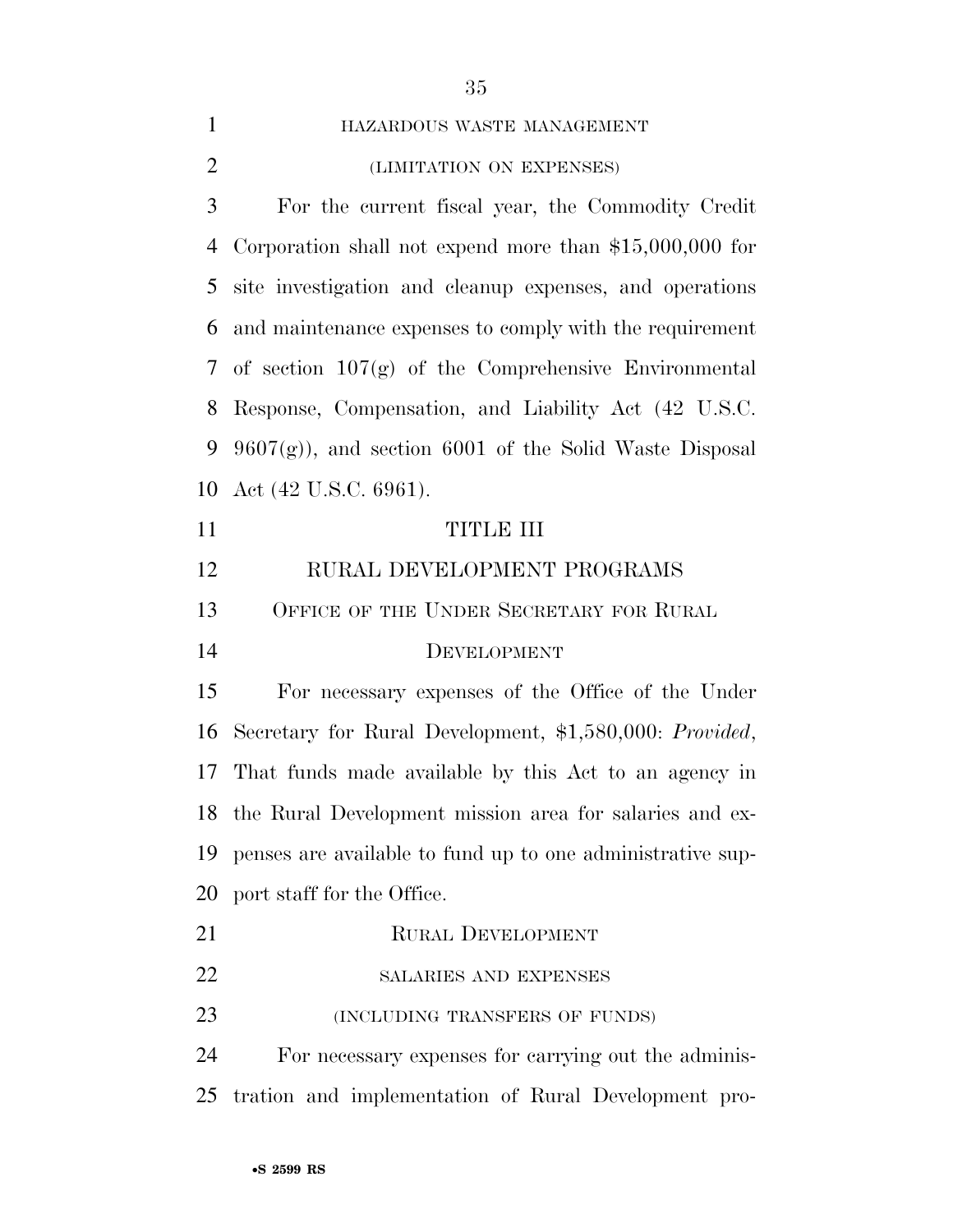HAZARDOUS WASTE MANAGEMENT

(LIMITATION ON EXPENSES)

For the current fiscal year, the Commodity Credit Corporation shall not expend more than $15,000,000 for site investigation and cleanup expenses, and operations and maintenance expenses to comply with the requirement of section 107(g) of the Comprehensive Environmental Response, Compensation, and Liability Act (42 U.S.C. 9607(g)), and section 6001 of the Solid Waste Disposal Act (42 U.S.C. 6961).

# TITLE III

# RURAL DEVELOPMENT PROGRAMS

## OFFICE OF THE UNDER SECRETARY FOR RURAL DEVELOPMENT

For necessary expenses of the Office of the Under Secretary for Rural Development, $1,580,000: *Provided*, That funds made available by this Act to an agency in the Rural Development mission area for salaries and expenses are available to fund up to one administrative support staff for the Office.

## RURAL DEVELOPMENT

SALARIES AND EXPENSES

(INCLUDING TRANSFERS OF FUNDS)

For necessary expenses for carrying out the administration and implementation of Rural Development pro-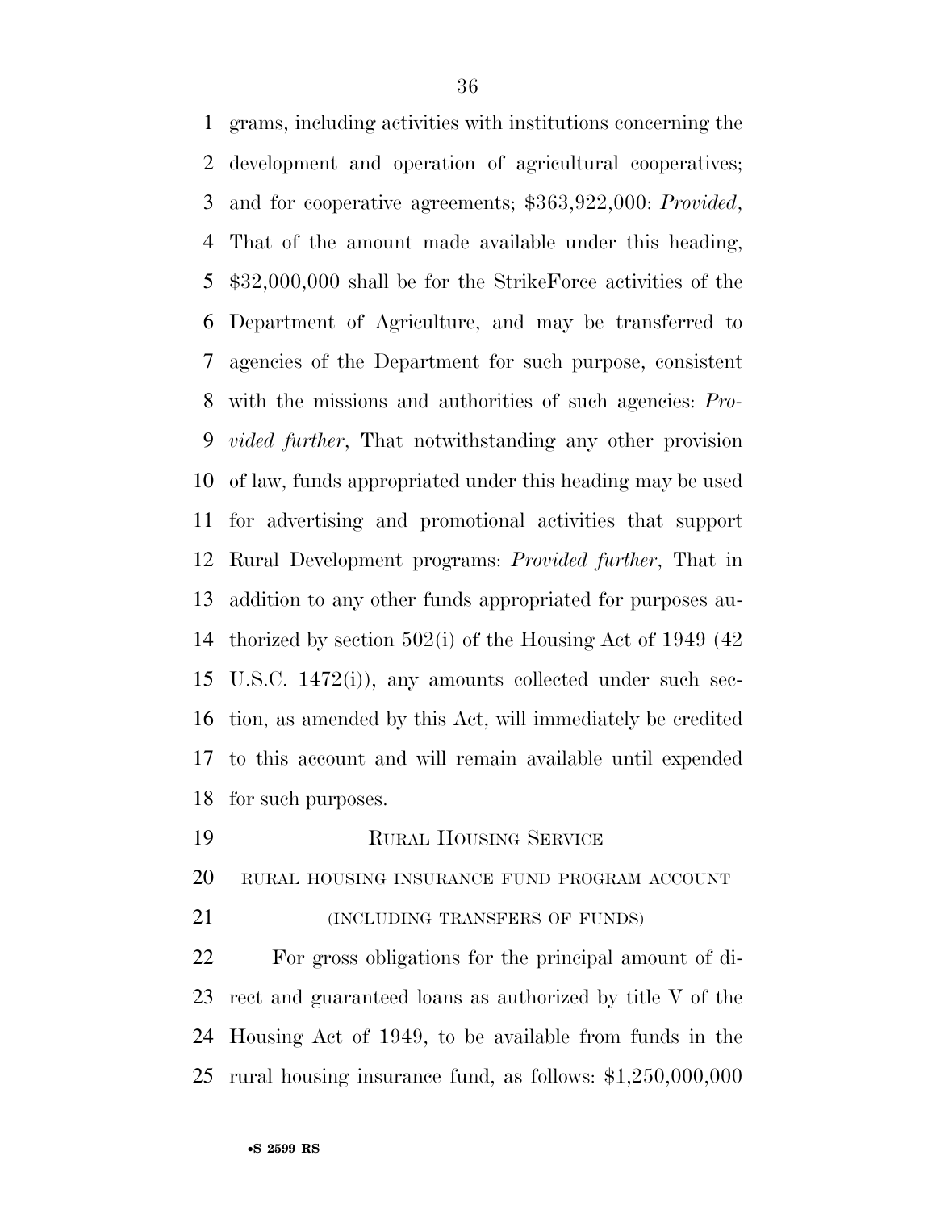grams, including activities with institutions concerning the development and operation of agricultural cooperatives; and for cooperative agreements; $363,922,000: *Provided*, That of the amount made available under this heading, $32,000,000 shall be for the StrikeForce activities of the Department of Agriculture, and may be transferred to agencies of the Department for such purpose, consistent with the missions and authorities of such agencies: *Provided further*, That notwithstanding any other provision of law, funds appropriated under this heading may be used for advertising and promotional activities that support Rural Development programs: *Provided further*, That in addition to any other funds appropriated for purposes authorized by section 502(i) of the Housing Act of 1949 (42 U.S.C. 1472(i)), any amounts collected under such section, as amended by this Act, will immediately be credited to this account and will remain available until expended for such purposes.

### RURAL HOUSING SERVICE

#### RURAL HOUSING INSURANCE FUND PROGRAM ACCOUNT

(INCLUDING TRANSFERS OF FUNDS)

For gross obligations for the principal amount of direct and guaranteed loans as authorized by title V of the Housing Act of 1949, to be available from funds in the rural housing insurance fund, as follows: $1,250,000,000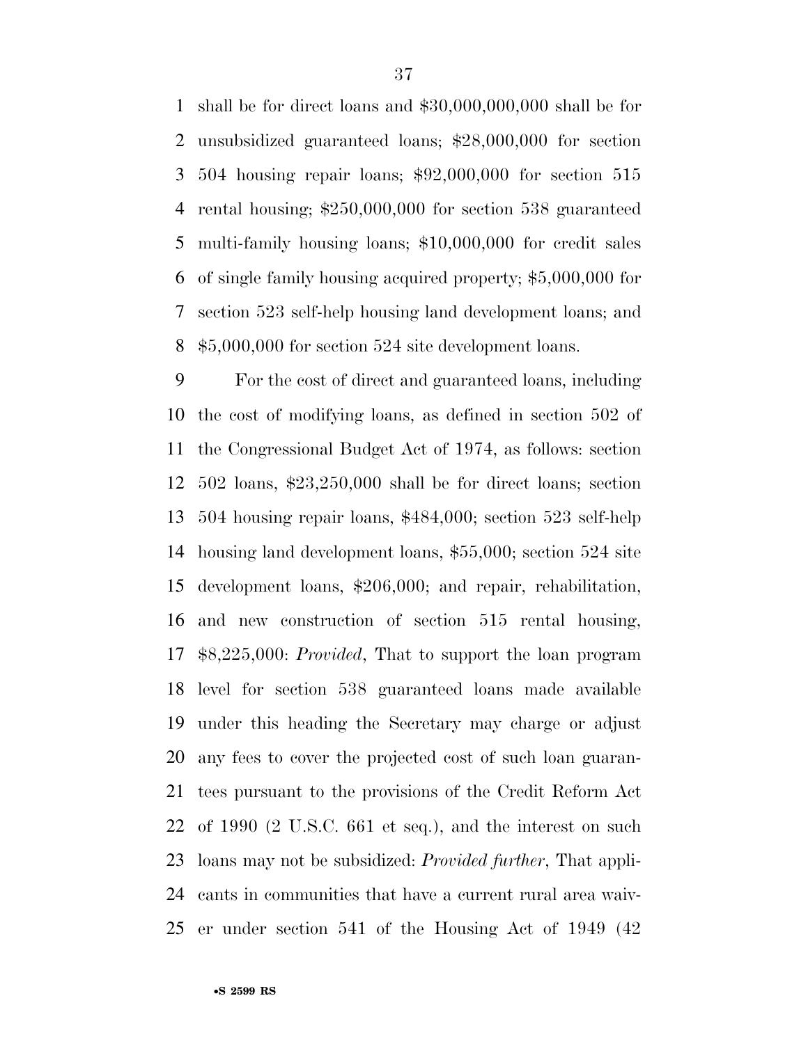shall be for direct loans and $30,000,000,000 shall be for unsubsidized guaranteed loans; $28,000,000 for section 504 housing repair loans; $92,000,000 for section 515 rental housing; $250,000,000 for section 538 guaranteed multi-family housing loans; $10,000,000 for credit sales of single family housing acquired property; $5,000,000 for section 523 self-help housing land development loans; and $5,000,000 for section 524 site development loans.

For the cost of direct and guaranteed loans, including the cost of modifying loans, as defined in section 502 of the Congressional Budget Act of 1974, as follows: section 502 loans, $23,250,000 shall be for direct loans; section 504 housing repair loans, $484,000; section 523 self-help housing land development loans, $55,000; section 524 site development loans, $206,000; and repair, rehabilitation, and new construction of section 515 rental housing, $8,225,000: *Provided*, That to support the loan program level for section 538 guaranteed loans made available under this heading the Secretary may charge or adjust any fees to cover the projected cost of such loan guarantees pursuant to the provisions of the Credit Reform Act of 1990 (2 U.S.C. 661 et seq.), and the interest on such loans may not be subsidized: *Provided further*, That applicants in communities that have a current rural area waiver under section 541 of the Housing Act of 1949 (42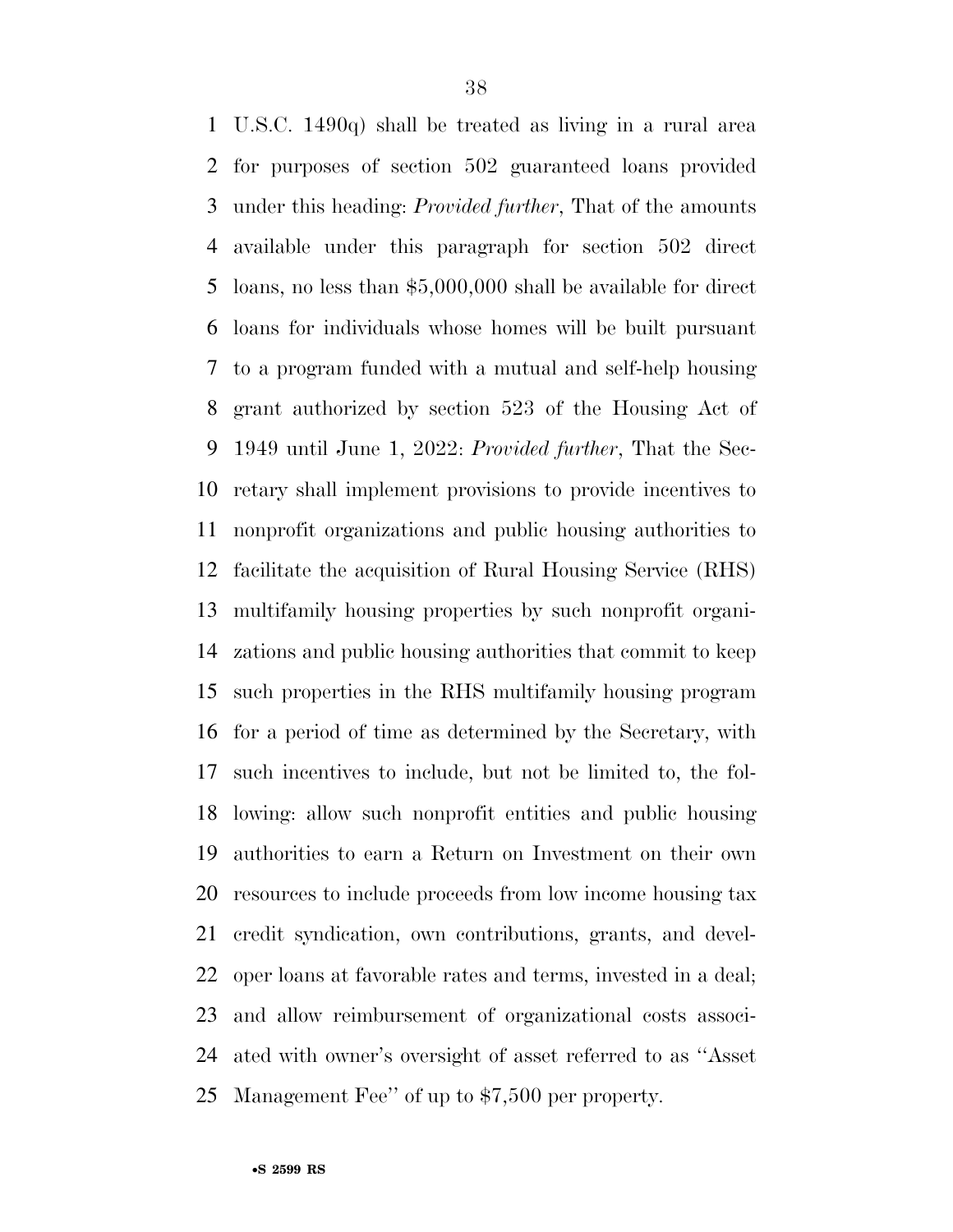U.S.C. 1490q) shall be treated as living in a rural area for purposes of section 502 guaranteed loans provided under this heading: *Provided further*, That of the amounts available under this paragraph for section 502 direct loans, no less than $5,000,000 shall be available for direct loans for individuals whose homes will be built pursuant to a program funded with a mutual and self-help housing grant authorized by section 523 of the Housing Act of 1949 until June 1, 2022: *Provided further*, That the Secretary shall implement provisions to provide incentives to nonprofit organizations and public housing authorities to facilitate the acquisition of Rural Housing Service (RHS) multifamily housing properties by such nonprofit organizations and public housing authorities that commit to keep such properties in the RHS multifamily housing program for a period of time as determined by the Secretary, with such incentives to include, but not be limited to, the following: allow such nonprofit entities and public housing authorities to earn a Return on Investment on their own resources to include proceeds from low income housing tax credit syndication, own contributions, grants, and developer loans at favorable rates and terms, invested in a deal; and allow reimbursement of organizational costs associated with owner's oversight of asset referred to as ''Asset Management Fee'' of up to $7,500 per property.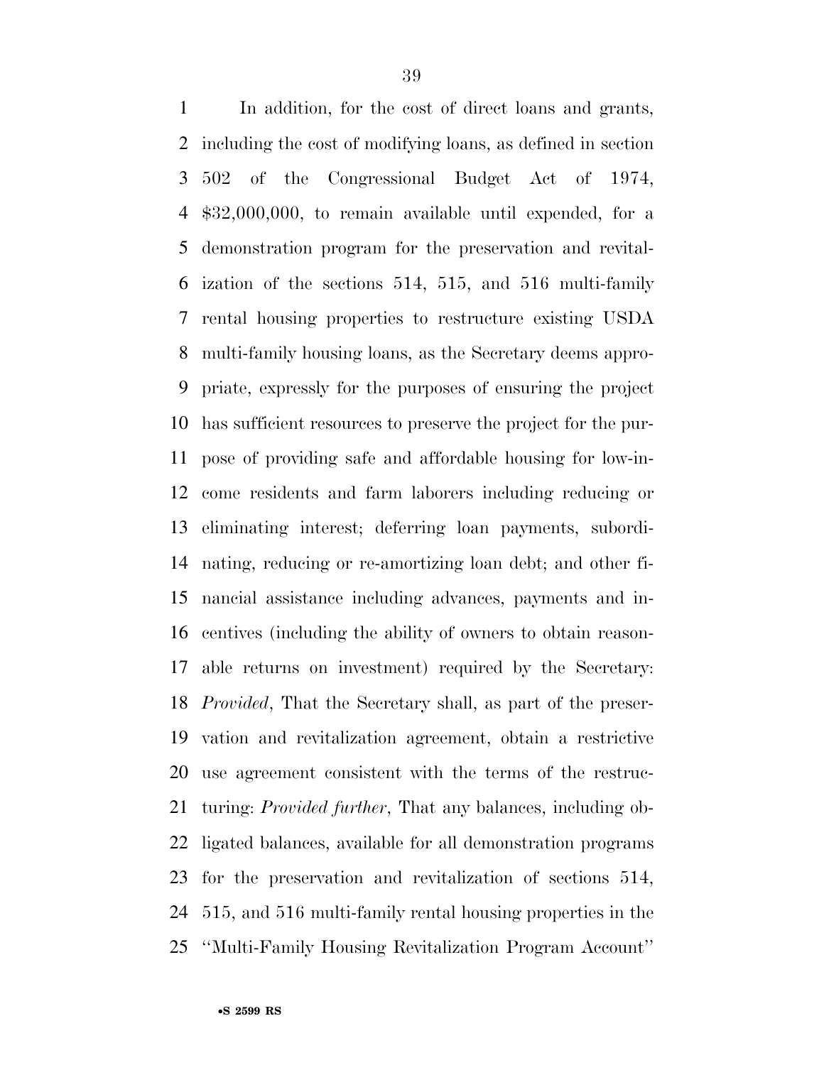In addition, for the cost of direct loans and grants, including the cost of modifying loans, as defined in section 502 of the Congressional Budget Act of 1974, $32,000,000, to remain available until expended, for a demonstration program for the preservation and revitalization of the sections 514, 515, and 516 multi-family rental housing properties to restructure existing USDA multi-family housing loans, as the Secretary deems appropriate, expressly for the purposes of ensuring the project has sufficient resources to preserve the project for the purpose of providing safe and affordable housing for low-income residents and farm laborers including reducing or eliminating interest; deferring loan payments, subordinating, reducing or re-amortizing loan debt; and other financial assistance including advances, payments and incentives (including the ability of owners to obtain reasonable returns on investment) required by the Secretary: *Provided*, That the Secretary shall, as part of the preservation and revitalization agreement, obtain a restrictive use agreement consistent with the terms of the restructuring: *Provided further*, That any balances, including obligated balances, available for all demonstration programs for the preservation and revitalization of sections 514, 515, and 516 multi-family rental housing properties in the ''Multi-Family Housing Revitalization Program Account''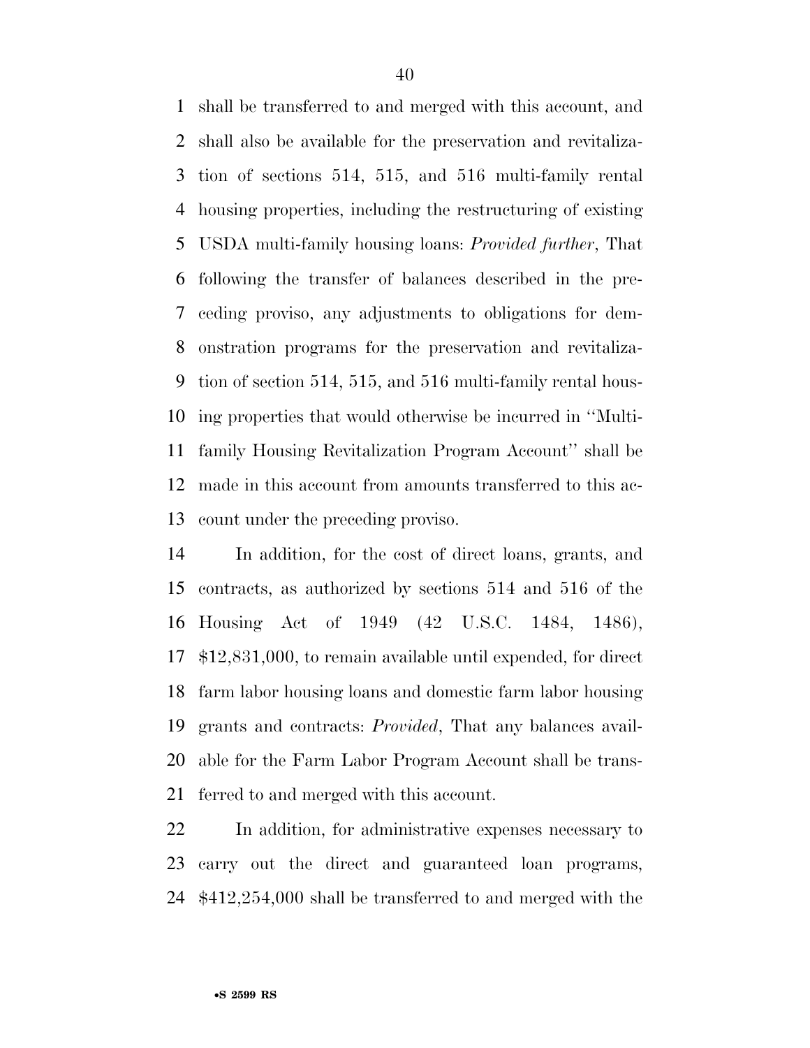shall be transferred to and merged with this account, and shall also be available for the preservation and revitalization of sections 514, 515, and 516 multi-family rental housing properties, including the restructuring of existing USDA multi-family housing loans: *Provided further*, That following the transfer of balances described in the preceding proviso, any adjustments to obligations for demonstration programs for the preservation and revitalization of section 514, 515, and 516 multi-family rental housing properties that would otherwise be incurred in ''Multi-family Housing Revitalization Program Account'' shall be made in this account from amounts transferred to this account under the preceding proviso.

In addition, for the cost of direct loans, grants, and contracts, as authorized by sections 514 and 516 of the Housing Act of 1949 (42 U.S.C. 1484, 1486), $12,831,000, to remain available until expended, for direct farm labor housing loans and domestic farm labor housing grants and contracts: *Provided*, That any balances available for the Farm Labor Program Account shall be transferred to and merged with this account.

In addition, for administrative expenses necessary to carry out the direct and guaranteed loan programs, $412,254,000 shall be transferred to and merged with the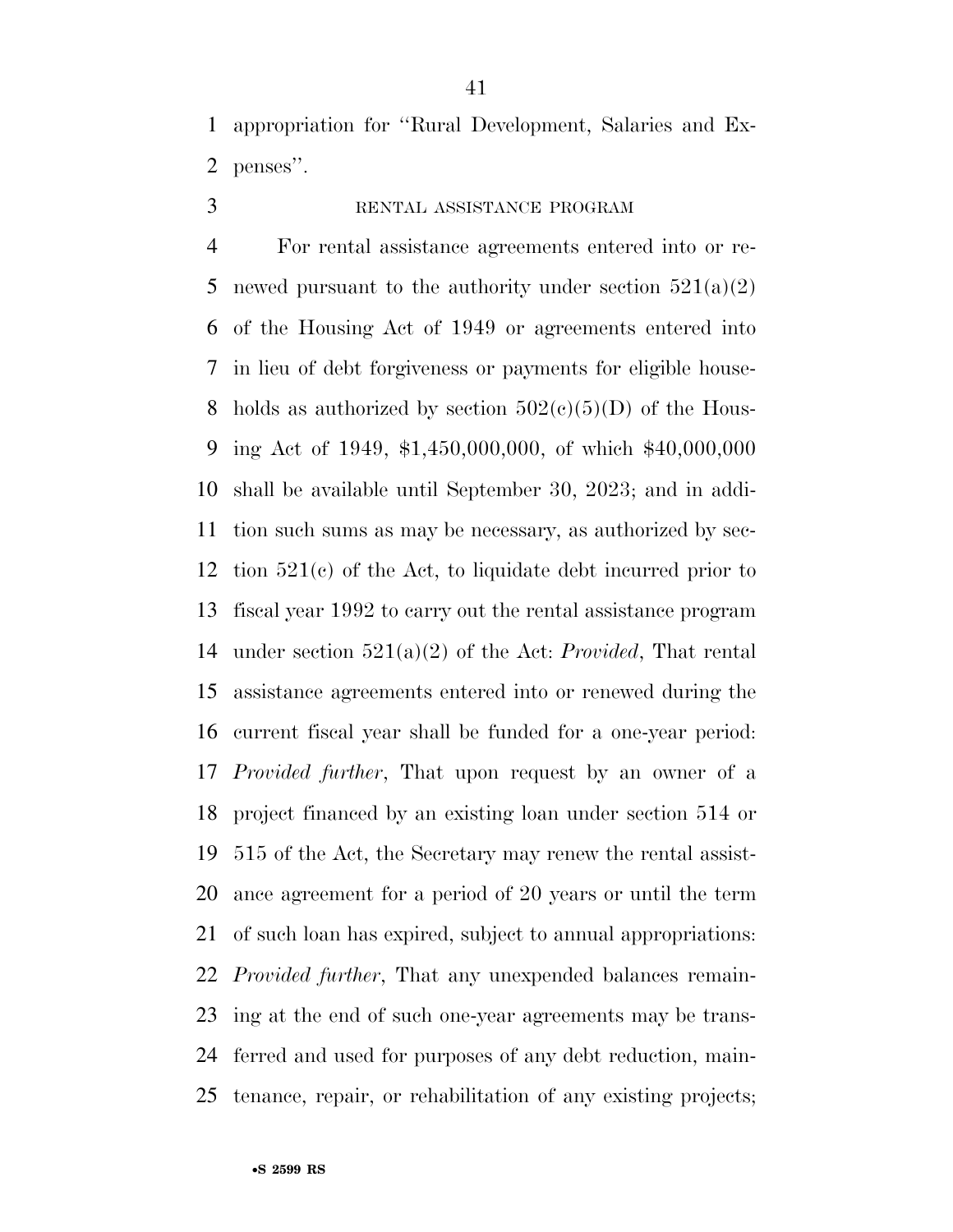appropriation for "Rural Development, Salaries and Expenses".

RENTAL ASSISTANCE PROGRAM

For rental assistance agreements entered into or renewed pursuant to the authority under section 521(a)(2) of the Housing Act of 1949 or agreements entered into in lieu of debt forgiveness or payments for eligible households as authorized by section 502(c)(5)(D) of the Housing Act of 1949, $1,450,000,000, of which $40,000,000 shall be available until September 30, 2023; and in addition such sums as may be necessary, as authorized by section 521(c) of the Act, to liquidate debt incurred prior to fiscal year 1992 to carry out the rental assistance program under section 521(a)(2) of the Act: *Provided*, That rental assistance agreements entered into or renewed during the current fiscal year shall be funded for a one-year period: *Provided further*, That upon request by an owner of a project financed by an existing loan under section 514 or 515 of the Act, the Secretary may renew the rental assistance agreement for a period of 20 years or until the term of such loan has expired, subject to annual appropriations: *Provided further*, That any unexpended balances remaining at the end of such one-year agreements may be transferred and used for purposes of any debt reduction, maintenance, repair, or rehabilitation of any existing projects;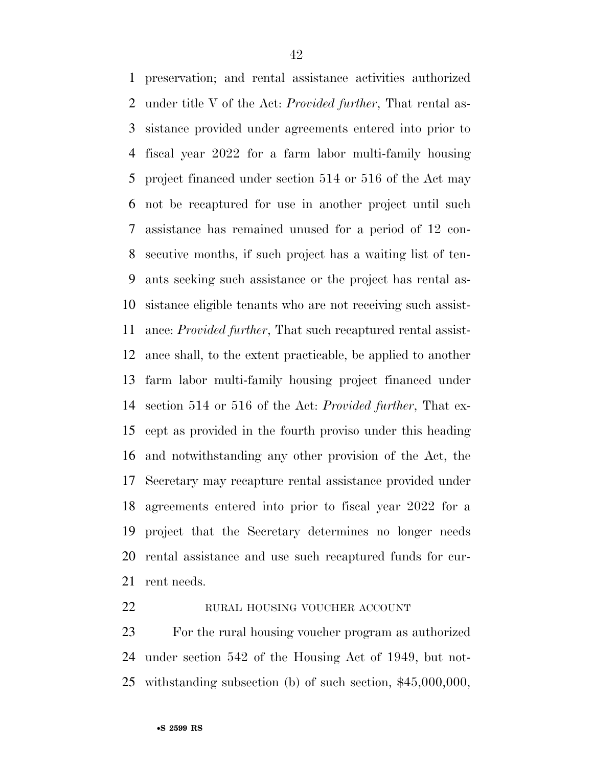preservation; and rental assistance activities authorized under title V of the Act: *Provided further*, That rental assistance provided under agreements entered into prior to fiscal year 2022 for a farm labor multi-family housing project financed under section 514 or 516 of the Act may not be recaptured for use in another project until such assistance has remained unused for a period of 12 consecutive months, if such project has a waiting list of tenants seeking such assistance or the project has rental assistance eligible tenants who are not receiving such assistance: *Provided further*, That such recaptured rental assistance shall, to the extent practicable, be applied to another farm labor multi-family housing project financed under section 514 or 516 of the Act: *Provided further*, That except as provided in the fourth proviso under this heading and notwithstanding any other provision of the Act, the Secretary may recapture rental assistance provided under agreements entered into prior to fiscal year 2022 for a project that the Secretary determines no longer needs rental assistance and use such recaptured funds for current needs.

RURAL HOUSING VOUCHER ACCOUNT

For the rural housing voucher program as authorized under section 542 of the Housing Act of 1949, but notwithstanding subsection (b) of such section, $45,000,000,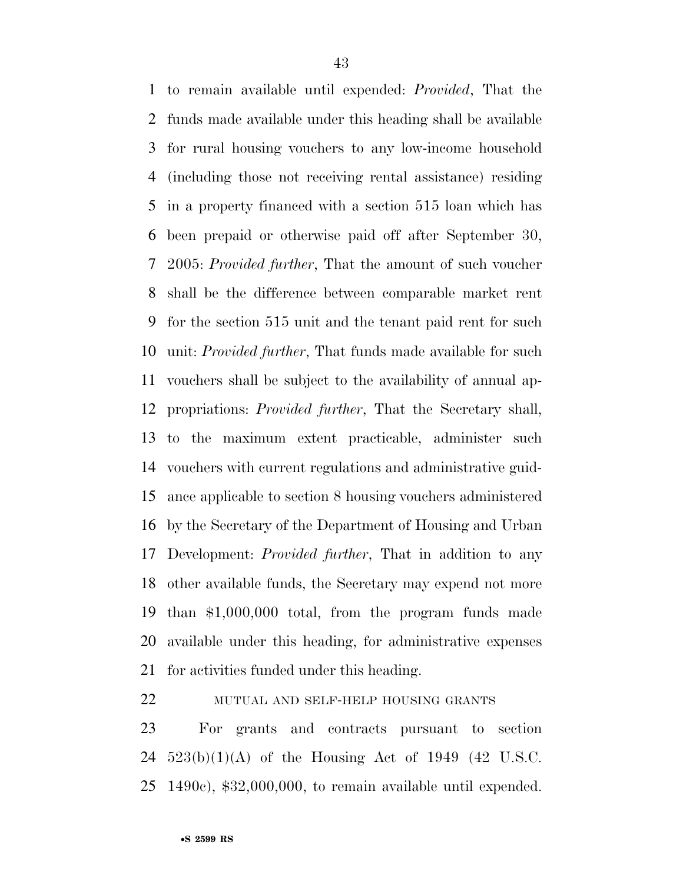to remain available until expended: *Provided*, That the funds made available under this heading shall be available for rural housing vouchers to any low-income household (including those not receiving rental assistance) residing in a property financed with a section 515 loan which has been prepaid or otherwise paid off after September 30, 2005: *Provided further*, That the amount of such voucher shall be the difference between comparable market rent for the section 515 unit and the tenant paid rent for such unit: *Provided further*, That funds made available for such vouchers shall be subject to the availability of annual appropriations: *Provided further*, That the Secretary shall, to the maximum extent practicable, administer such vouchers with current regulations and administrative guidance applicable to section 8 housing vouchers administered by the Secretary of the Department of Housing and Urban Development: *Provided further*, That in addition to any other available funds, the Secretary may expend not more than $1,000,000 total, from the program funds made available under this heading, for administrative expenses for activities funded under this heading.

MUTUAL AND SELF-HELP HOUSING GRANTS

For grants and contracts pursuant to section 523(b)(1)(A) of the Housing Act of 1949 (42 U.S.C. 1490c), $32,000,000, to remain available until expended.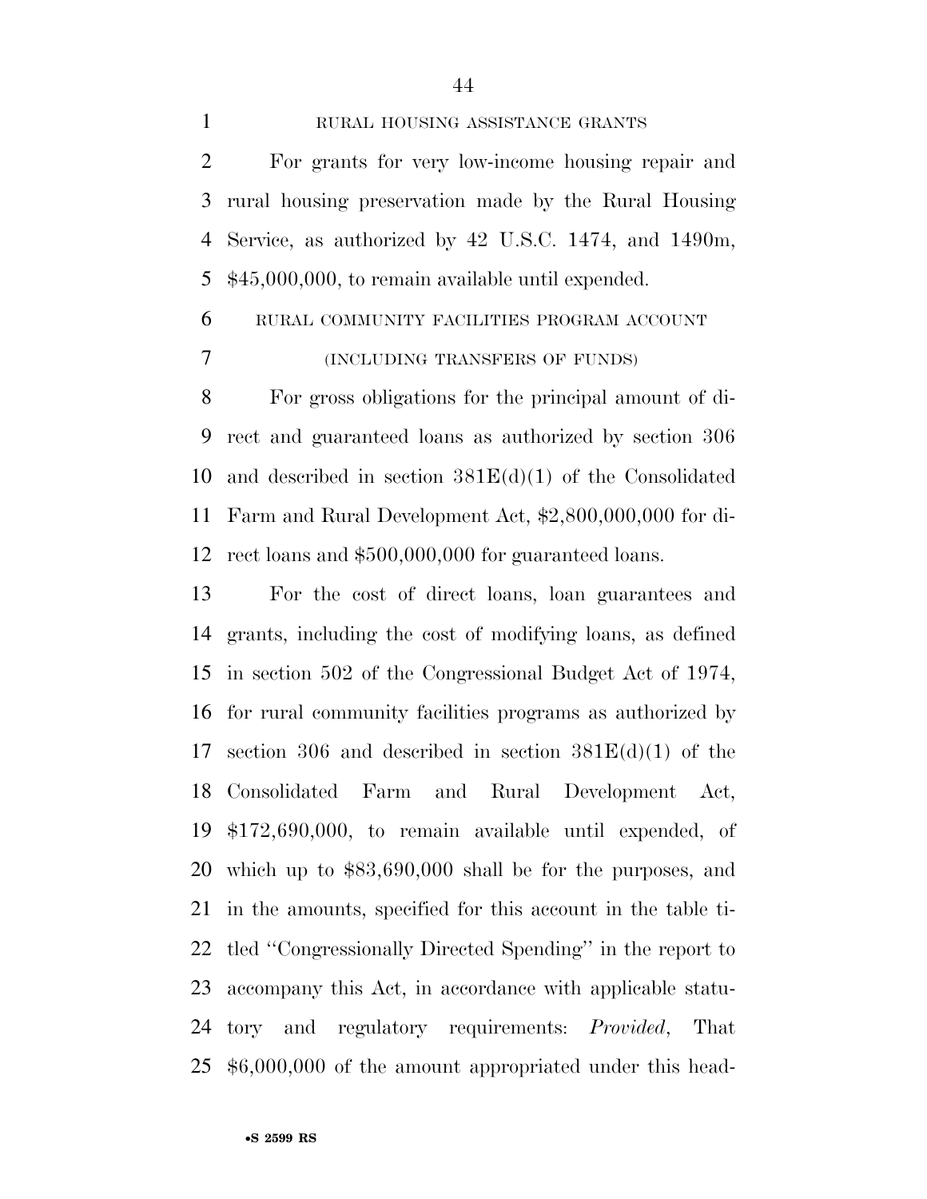RURAL HOUSING ASSISTANCE GRANTS

For grants for very low-income housing repair and rural housing preservation made by the Rural Housing Service, as authorized by 42 U.S.C. 1474, and 1490m, $45,000,000, to remain available until expended.

RURAL COMMUNITY FACILITIES PROGRAM ACCOUNT

(INCLUDING TRANSFERS OF FUNDS)

For gross obligations for the principal amount of direct and guaranteed loans as authorized by section 306 and described in section 381E(d)(1) of the Consolidated Farm and Rural Development Act, $2,800,000,000 for direct loans and $500,000,000 for guaranteed loans.

For the cost of direct loans, loan guarantees and grants, including the cost of modifying loans, as defined in section 502 of the Congressional Budget Act of 1974, for rural community facilities programs as authorized by section 306 and described in section 381E(d)(1) of the Consolidated Farm and Rural Development Act, $172,690,000, to remain available until expended, of which up to $83,690,000 shall be for the purposes, and in the amounts, specified for this account in the table titled ''Congressionally Directed Spending'' in the report to accompany this Act, in accordance with applicable statutory and regulatory requirements: *Provided*, That $6,000,000 of the amount appropriated under this head-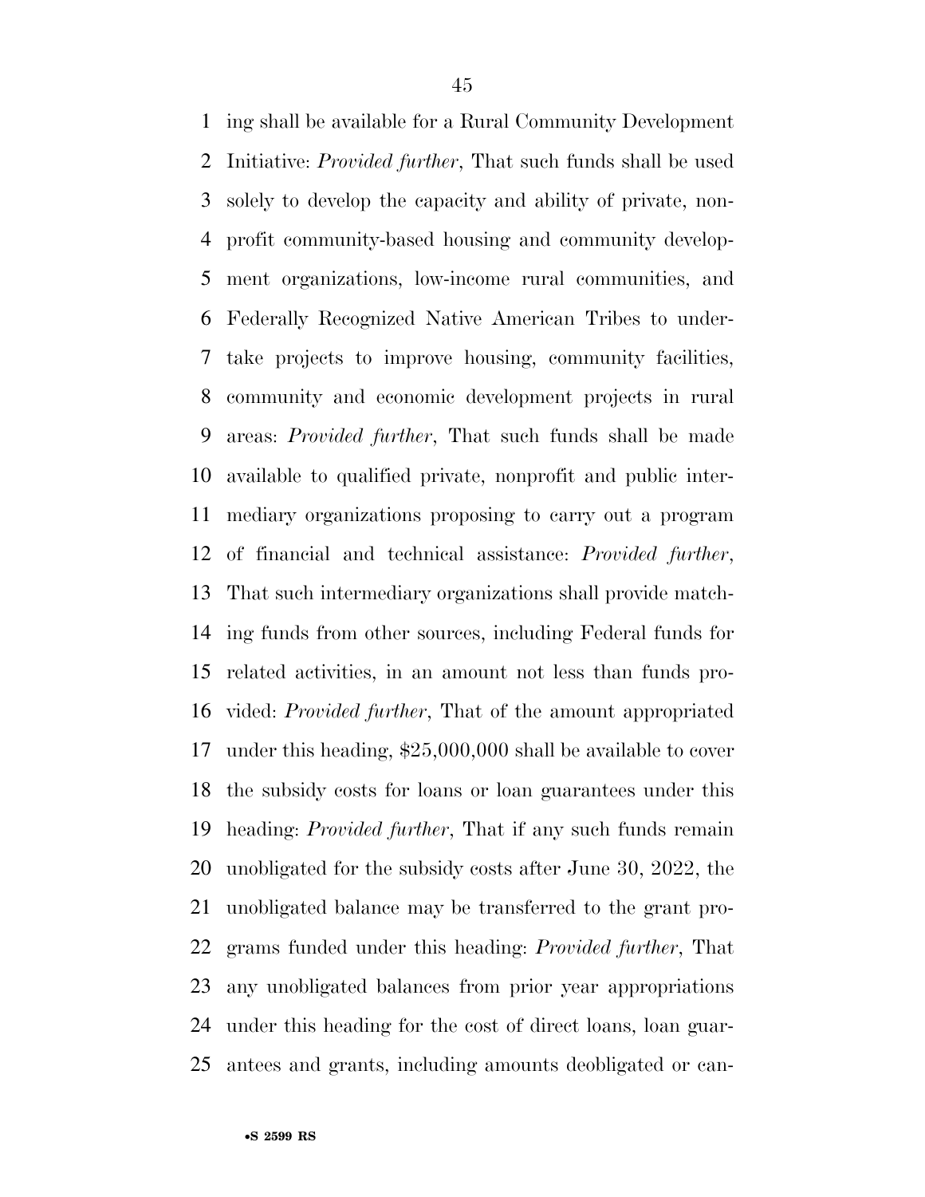ing shall be available for a Rural Community Development Initiative: *Provided further*, That such funds shall be used solely to develop the capacity and ability of private, non-profit community-based housing and community development organizations, low-income rural communities, and Federally Recognized Native American Tribes to undertake projects to improve housing, community facilities, community and economic development projects in rural areas: *Provided further*, That such funds shall be made available to qualified private, nonprofit and public intermediary organizations proposing to carry out a program of financial and technical assistance: *Provided further*, That such intermediary organizations shall provide matching funds from other sources, including Federal funds for related activities, in an amount not less than funds provided: *Provided further*, That of the amount appropriated under this heading, $25,000,000 shall be available to cover the subsidy costs for loans or loan guarantees under this heading: *Provided further*, That if any such funds remain unobligated for the subsidy costs after June 30, 2022, the unobligated balance may be transferred to the grant programs funded under this heading: *Provided further*, That any unobligated balances from prior year appropriations under this heading for the cost of direct loans, loan guarantees and grants, including amounts deobligated or can-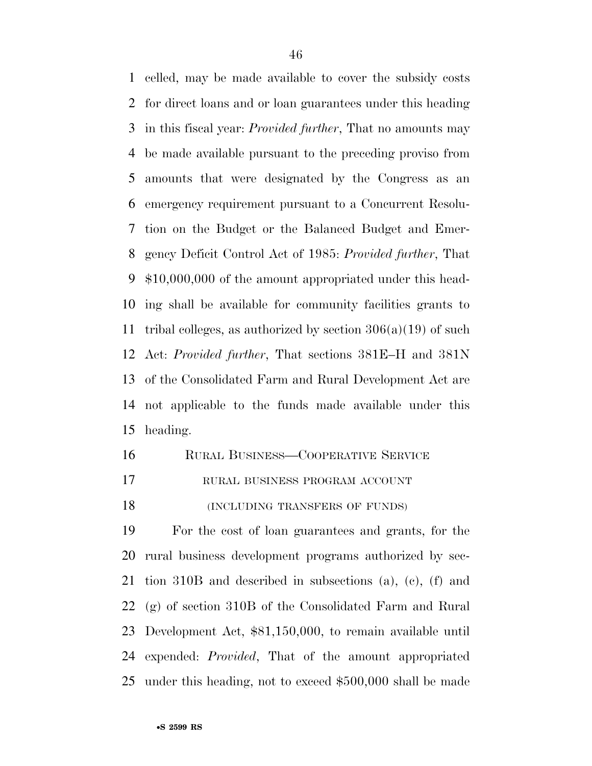celled, may be made available to cover the subsidy costs for direct loans and or loan guarantees under this heading in this fiscal year: *Provided further*, That no amounts may be made available pursuant to the preceding proviso from amounts that were designated by the Congress as an emergency requirement pursuant to a Concurrent Resolution on the Budget or the Balanced Budget and Emergency Deficit Control Act of 1985: *Provided further*, That $10,000,000 of the amount appropriated under this heading shall be available for community facilities grants to tribal colleges, as authorized by section 306(a)(19) of such Act: *Provided further*, That sections 381E–H and 381N of the Consolidated Farm and Rural Development Act are not applicable to the funds made available under this heading.

RURAL BUSINESS—COOPERATIVE SERVICE

RURAL BUSINESS PROGRAM ACCOUNT

(INCLUDING TRANSFERS OF FUNDS)

For the cost of loan guarantees and grants, for the rural business development programs authorized by section 310B and described in subsections (a), (c), (f) and (g) of section 310B of the Consolidated Farm and Rural Development Act, $81,150,000, to remain available until expended: *Provided*, That of the amount appropriated under this heading, not to exceed $500,000 shall be made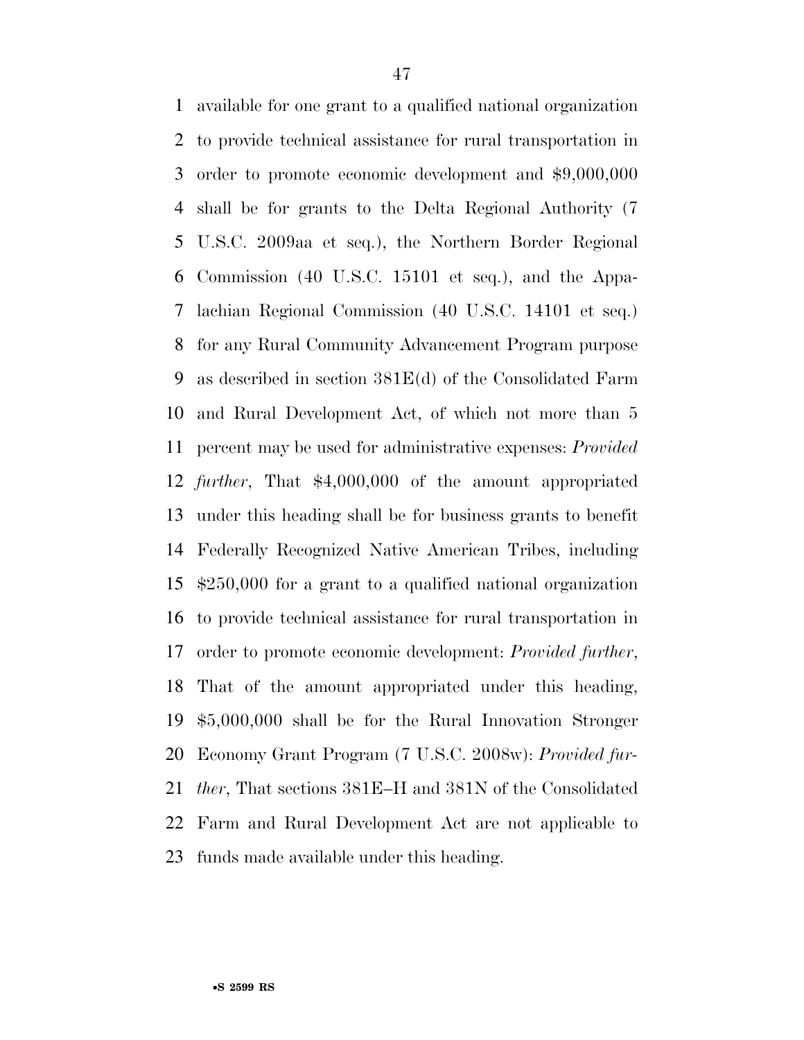available for one grant to a qualified national organization to provide technical assistance for rural transportation in order to promote economic development and $9,000,000 shall be for grants to the Delta Regional Authority (7 U.S.C. 2009aa et seq.), the Northern Border Regional Commission (40 U.S.C. 15101 et seq.), and the Appalachian Regional Commission (40 U.S.C. 14101 et seq.) for any Rural Community Advancement Program purpose as described in section 381E(d) of the Consolidated Farm and Rural Development Act, of which not more than 5 percent may be used for administrative expenses: *Provided further*, That $4,000,000 of the amount appropriated under this heading shall be for business grants to benefit Federally Recognized Native American Tribes, including $250,000 for a grant to a qualified national organization to provide technical assistance for rural transportation in order to promote economic development: *Provided further*, That of the amount appropriated under this heading, $5,000,000 shall be for the Rural Innovation Stronger Economy Grant Program (7 U.S.C. 2008w): *Provided further*, That sections 381E–H and 381N of the Consolidated Farm and Rural Development Act are not applicable to funds made available under this heading.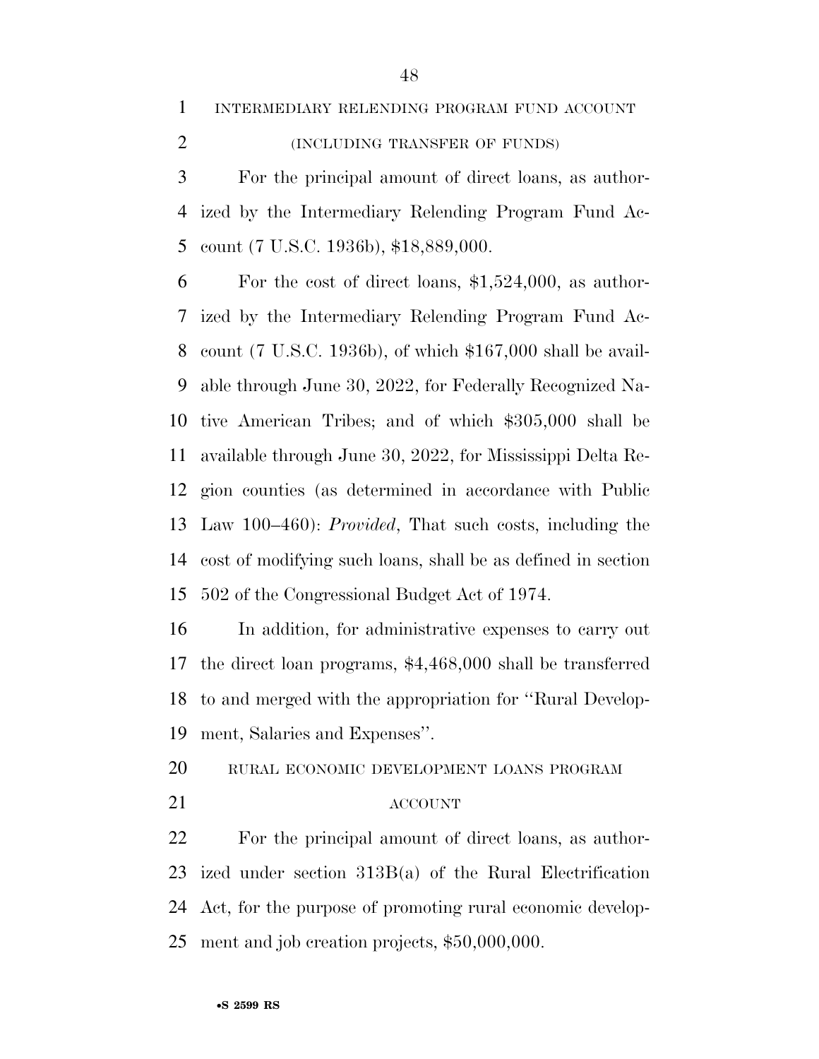INTERMEDIARY RELENDING PROGRAM FUND ACCOUNT

(INCLUDING TRANSFER OF FUNDS)

For the principal amount of direct loans, as authorized by the Intermediary Relending Program Fund Account (7 U.S.C. 1936b), $18,889,000.

For the cost of direct loans, $1,524,000, as authorized by the Intermediary Relending Program Fund Account (7 U.S.C. 1936b), of which $167,000 shall be available through June 30, 2022, for Federally Recognized Native American Tribes; and of which $305,000 shall be available through June 30, 2022, for Mississippi Delta Region counties (as determined in accordance with Public Law 100–460): *Provided*, That such costs, including the cost of modifying such loans, shall be as defined in section 502 of the Congressional Budget Act of 1974.

In addition, for administrative expenses to carry out the direct loan programs, $4,468,000 shall be transferred to and merged with the appropriation for ''Rural Development, Salaries and Expenses''.

RURAL ECONOMIC DEVELOPMENT LOANS PROGRAM ACCOUNT

For the principal amount of direct loans, as authorized under section 313B(a) of the Rural Electrification Act, for the purpose of promoting rural economic development and job creation projects, $50,000,000.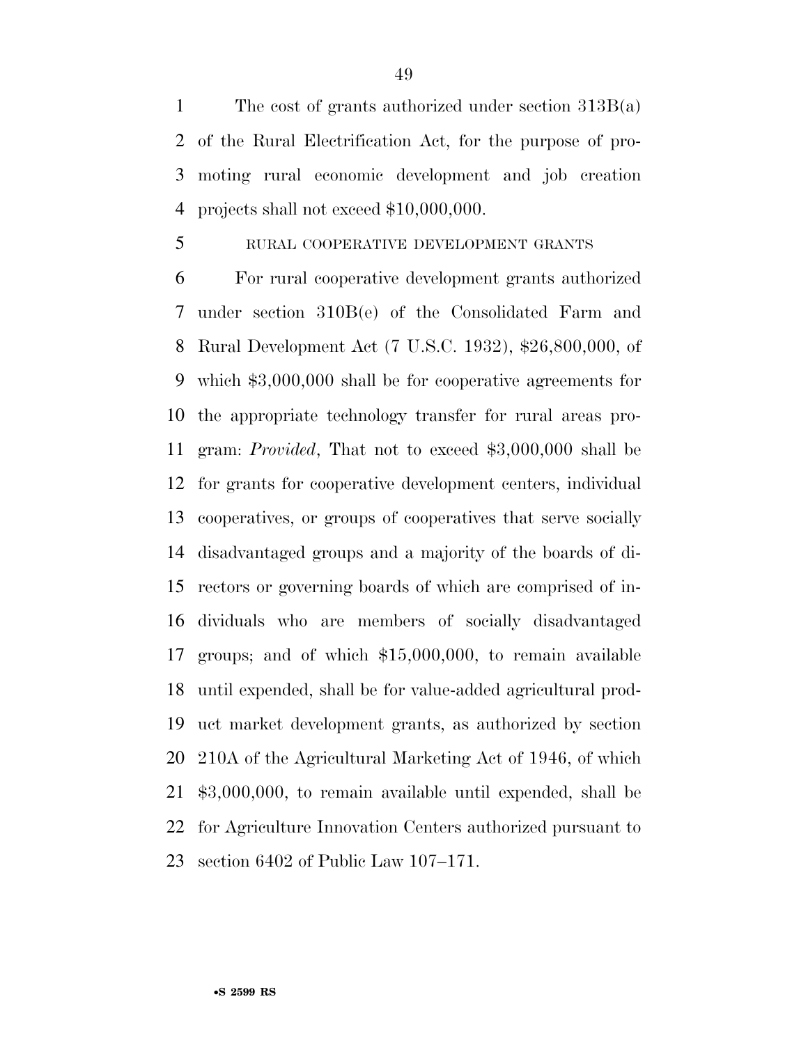The cost of grants authorized under section 313B(a) of the Rural Electrification Act, for the purpose of promoting rural economic development and job creation projects shall not exceed $10,000,000.

RURAL COOPERATIVE DEVELOPMENT GRANTS

For rural cooperative development grants authorized under section 310B(e) of the Consolidated Farm and Rural Development Act (7 U.S.C. 1932), $26,800,000, of which $3,000,000 shall be for cooperative agreements for the appropriate technology transfer for rural areas program: *Provided*, That not to exceed $3,000,000 shall be for grants for cooperative development centers, individual cooperatives, or groups of cooperatives that serve socially disadvantaged groups and a majority of the boards of directors or governing boards of which are comprised of individuals who are members of socially disadvantaged groups; and of which $15,000,000, to remain available until expended, shall be for value-added agricultural product market development grants, as authorized by section 210A of the Agricultural Marketing Act of 1946, of which $3,000,000, to remain available until expended, shall be for Agriculture Innovation Centers authorized pursuant to section 6402 of Public Law 107–171.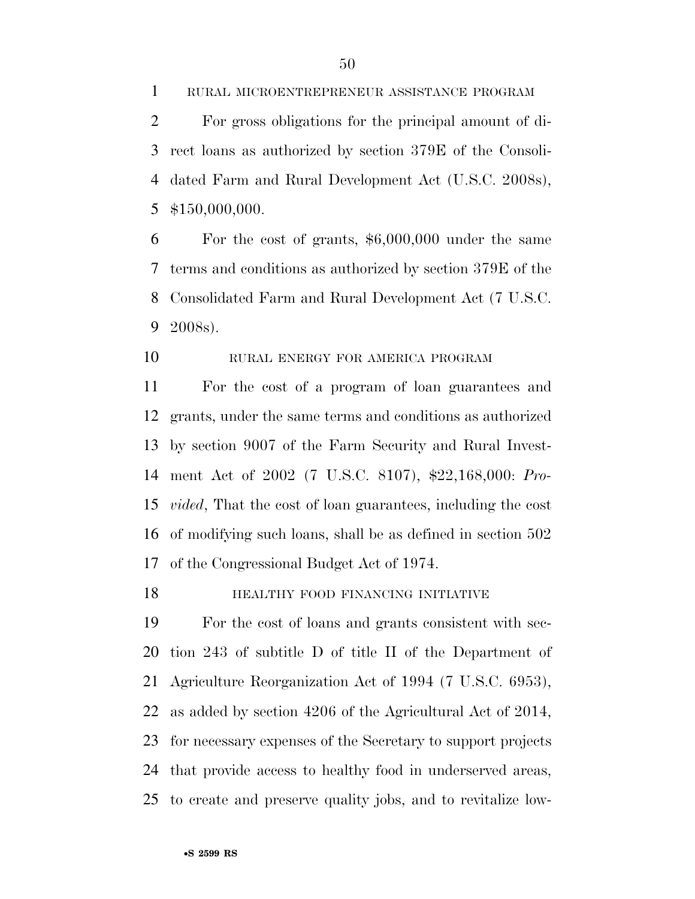RURAL MICROENTREPRENEUR ASSISTANCE PROGRAM

For gross obligations for the principal amount of direct loans as authorized by section 379E of the Consolidated Farm and Rural Development Act (U.S.C. 2008s), $150,000,000.

For the cost of grants, $6,000,000 under the same terms and conditions as authorized by section 379E of the Consolidated Farm and Rural Development Act (7 U.S.C. 2008s).

RURAL ENERGY FOR AMERICA PROGRAM

For the cost of a program of loan guarantees and grants, under the same terms and conditions as authorized by section 9007 of the Farm Security and Rural Investment Act of 2002 (7 U.S.C. 8107), $22,168,000: *Provided*, That the cost of loan guarantees, including the cost of modifying such loans, shall be as defined in section 502 of the Congressional Budget Act of 1974.

HEALTHY FOOD FINANCING INITIATIVE

For the cost of loans and grants consistent with section 243 of subtitle D of title II of the Department of Agriculture Reorganization Act of 1994 (7 U.S.C. 6953), as added by section 4206 of the Agricultural Act of 2014, for necessary expenses of the Secretary to support projects that provide access to healthy food in underserved areas, to create and preserve quality jobs, and to revitalize low-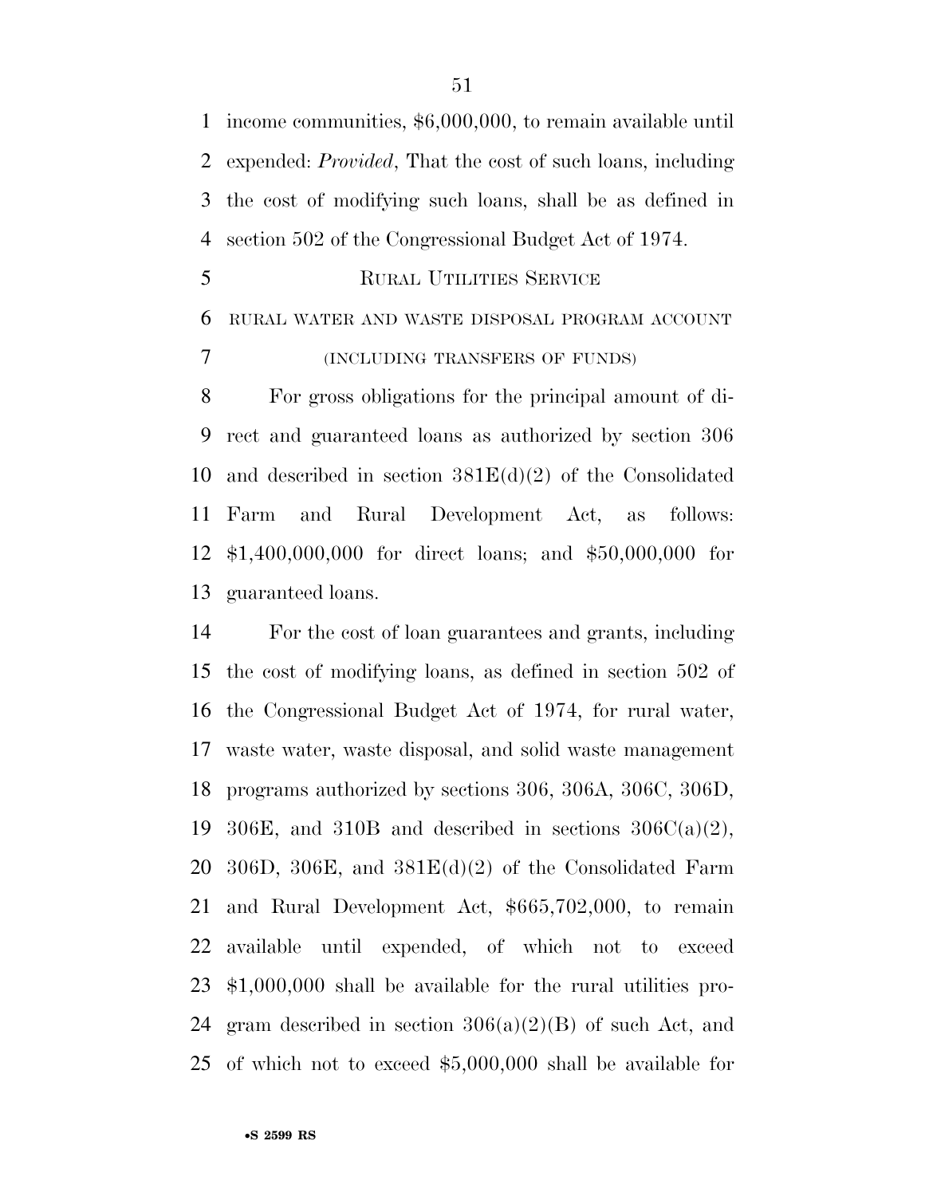income communities, $6,000,000, to remain available until expended: *Provided*, That the cost of such loans, including the cost of modifying such loans, shall be as defined in section 502 of the Congressional Budget Act of 1974.

RURAL UTILITIES SERVICE

RURAL WATER AND WASTE DISPOSAL PROGRAM ACCOUNT

(INCLUDING TRANSFERS OF FUNDS)

For gross obligations for the principal amount of direct and guaranteed loans as authorized by section 306 and described in section 381E(d)(2) of the Consolidated Farm and Rural Development Act, as follows: $1,400,000,000 for direct loans; and $50,000,000 for guaranteed loans.

For the cost of loan guarantees and grants, including the cost of modifying loans, as defined in section 502 of the Congressional Budget Act of 1974, for rural water, waste water, waste disposal, and solid waste management programs authorized by sections 306, 306A, 306C, 306D, 306E, and 310B and described in sections 306C(a)(2), 306D, 306E, and 381E(d)(2) of the Consolidated Farm and Rural Development Act, $665,702,000, to remain available until expended, of which not to exceed $1,000,000 shall be available for the rural utilities program described in section 306(a)(2)(B) of such Act, and of which not to exceed $5,000,000 shall be available for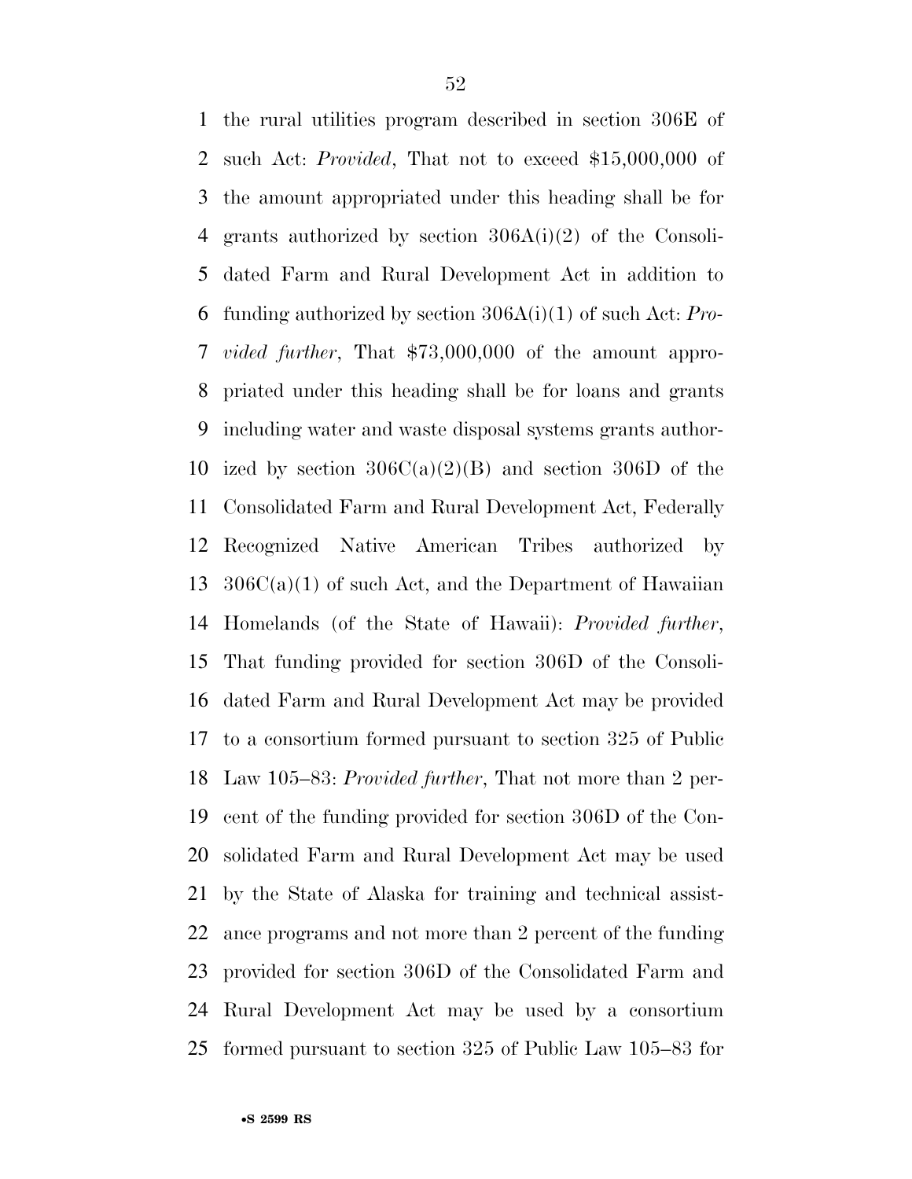the rural utilities program described in section 306E of such Act: *Provided*, That not to exceed $15,000,000 of the amount appropriated under this heading shall be for grants authorized by section 306A(i)(2) of the Consolidated Farm and Rural Development Act in addition to funding authorized by section 306A(i)(1) of such Act: *Provided further*, That $73,000,000 of the amount appropriated under this heading shall be for loans and grants including water and waste disposal systems grants authorized by section 306C(a)(2)(B) and section 306D of the Consolidated Farm and Rural Development Act, Federally Recognized Native American Tribes authorized by 306C(a)(1) of such Act, and the Department of Hawaiian Homelands (of the State of Hawaii): *Provided further*, That funding provided for section 306D of the Consolidated Farm and Rural Development Act may be provided to a consortium formed pursuant to section 325 of Public Law 105–83: *Provided further*, That not more than 2 percent of the funding provided for section 306D of the Consolidated Farm and Rural Development Act may be used by the State of Alaska for training and technical assistance programs and not more than 2 percent of the funding provided for section 306D of the Consolidated Farm and Rural Development Act may be used by a consortium formed pursuant to section 325 of Public Law 105–83 for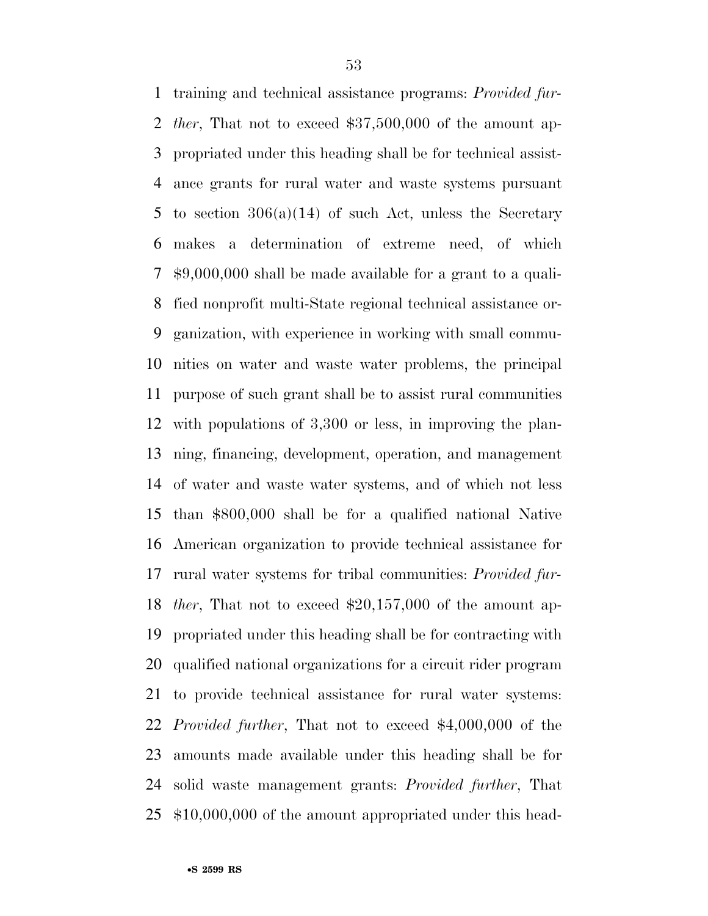training and technical assistance programs: *Provided further*, That not to exceed $37,500,000 of the amount appropriated under this heading shall be for technical assistance grants for rural water and waste systems pursuant to section 306(a)(14) of such Act, unless the Secretary makes a determination of extreme need, of which $9,000,000 shall be made available for a grant to a qualified nonprofit multi-State regional technical assistance organization, with experience in working with small communities on water and waste water problems, the principal purpose of such grant shall be to assist rural communities with populations of 3,300 or less, in improving the planning, financing, development, operation, and management of water and waste water systems, and of which not less than $800,000 shall be for a qualified national Native American organization to provide technical assistance for rural water systems for tribal communities: *Provided further*, That not to exceed $20,157,000 of the amount appropriated under this heading shall be for contracting with qualified national organizations for a circuit rider program to provide technical assistance for rural water systems: *Provided further*, That not to exceed $4,000,000 of the amounts made available under this heading shall be for solid waste management grants: *Provided further*, That $10,000,000 of the amount appropriated under this head-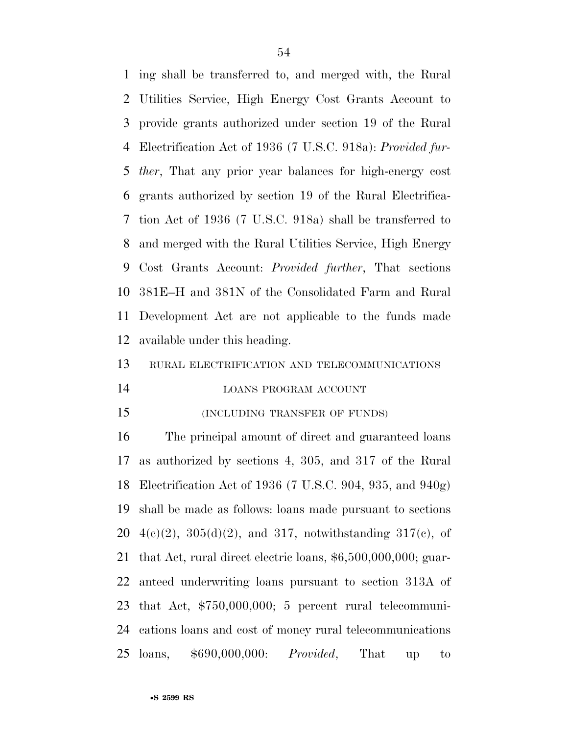ing shall be transferred to, and merged with, the Rural Utilities Service, High Energy Cost Grants Account to provide grants authorized under section 19 of the Rural Electrification Act of 1936 (7 U.S.C. 918a): *Provided further*, That any prior year balances for high-energy cost grants authorized by section 19 of the Rural Electrification Act of 1936 (7 U.S.C. 918a) shall be transferred to and merged with the Rural Utilities Service, High Energy Cost Grants Account: *Provided further*, That sections 381E–H and 381N of the Consolidated Farm and Rural Development Act are not applicable to the funds made available under this heading.

RURAL ELECTRIFICATION AND TELECOMMUNICATIONS LOANS PROGRAM ACCOUNT

(INCLUDING TRANSFER OF FUNDS)

The principal amount of direct and guaranteed loans as authorized by sections 4, 305, and 317 of the Rural Electrification Act of 1936 (7 U.S.C. 904, 935, and 940g) shall be made as follows: loans made pursuant to sections 4(c)(2), 305(d)(2), and 317, notwithstanding 317(c), of that Act, rural direct electric loans, $6,500,000,000; guaranteed underwriting loans pursuant to section 313A of that Act, $750,000,000; 5 percent rural telecommunications loans and cost of money rural telecommunications loans, $690,000,000: *Provided*, That up to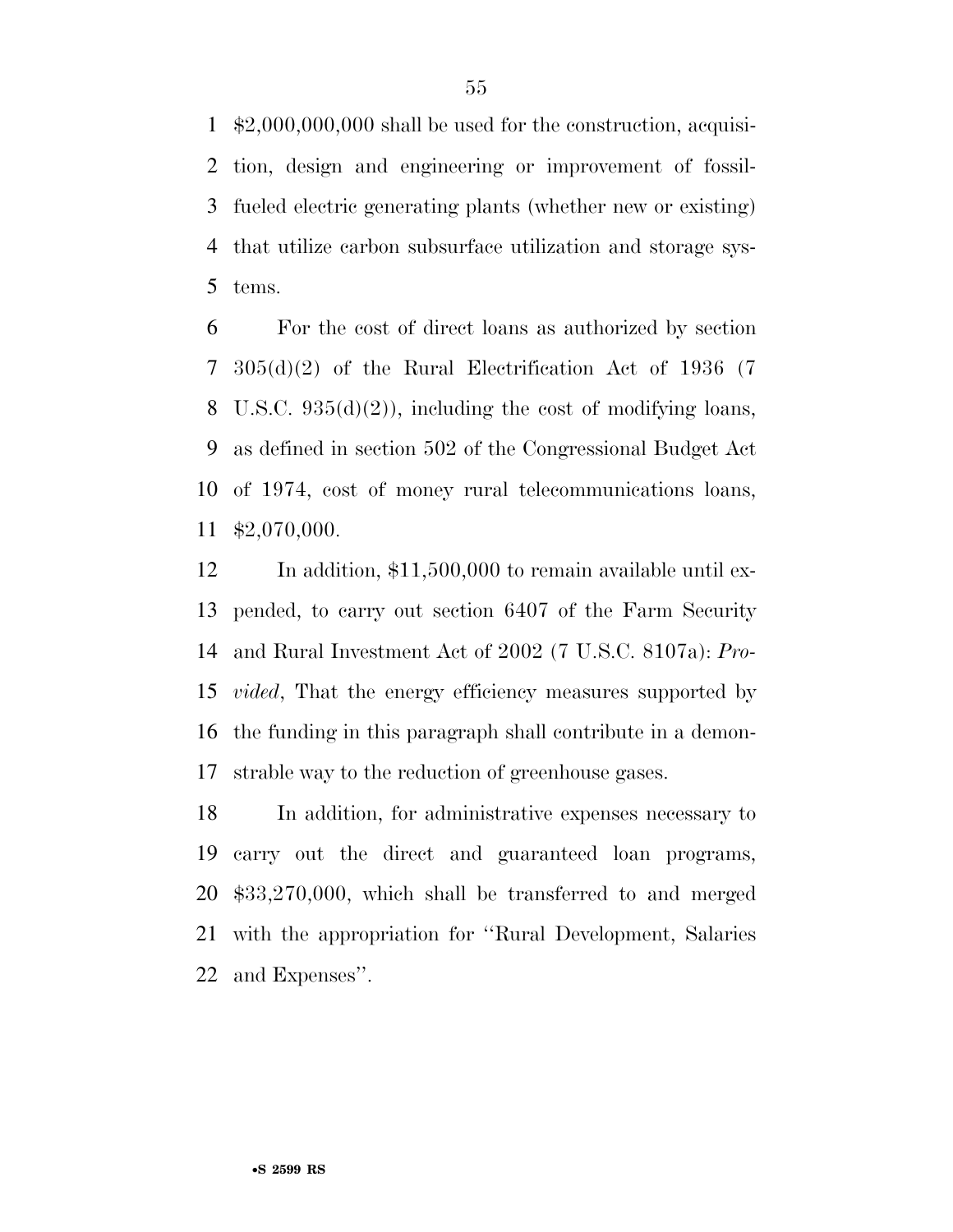$2,000,000,000 shall be used for the construction, acquisition, design and engineering or improvement of fossil-fueled electric generating plants (whether new or existing) that utilize carbon subsurface utilization and storage systems.

For the cost of direct loans as authorized by section 305(d)(2) of the Rural Electrification Act of 1936 (7 U.S.C. 935(d)(2)), including the cost of modifying loans, as defined in section 502 of the Congressional Budget Act of 1974, cost of money rural telecommunications loans, $2,070,000.

In addition, $11,500,000 to remain available until expended, to carry out section 6407 of the Farm Security and Rural Investment Act of 2002 (7 U.S.C. 8107a): *Provided*, That the energy efficiency measures supported by the funding in this paragraph shall contribute in a demonstrable way to the reduction of greenhouse gases.

In addition, for administrative expenses necessary to carry out the direct and guaranteed loan programs, $33,270,000, which shall be transferred to and merged with the appropriation for "Rural Development, Salaries and Expenses".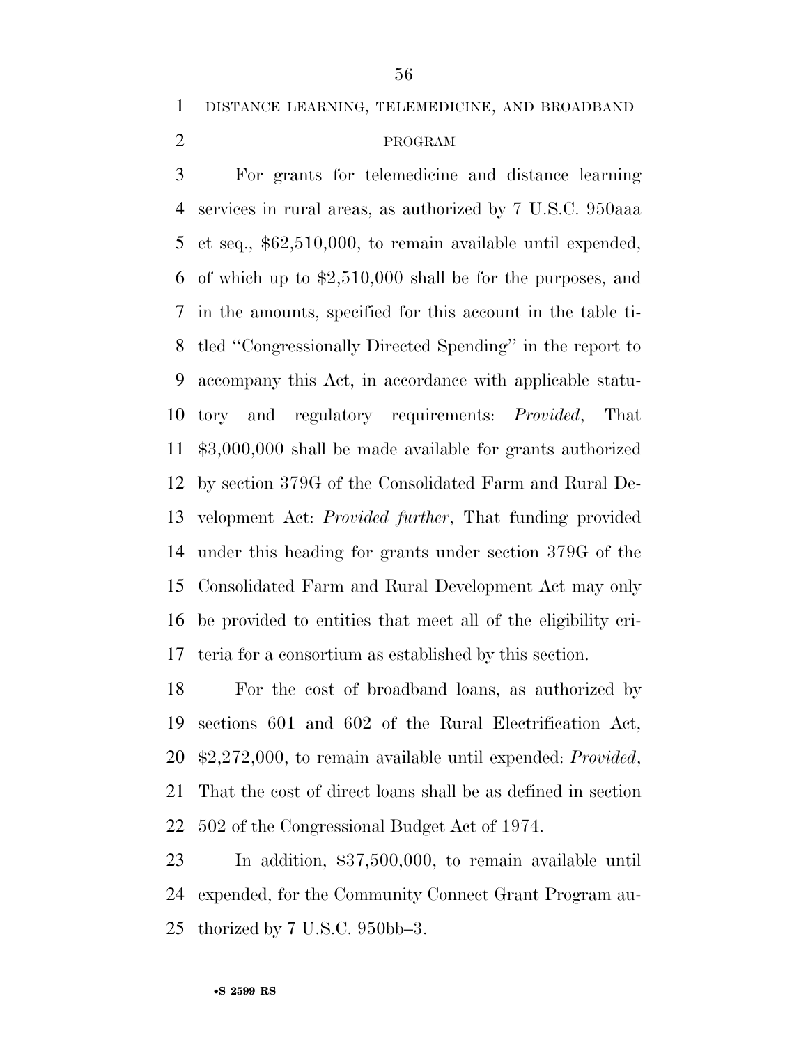## DISTANCE LEARNING, TELEMEDICINE, AND BROADBAND PROGRAM

For grants for telemedicine and distance learning services in rural areas, as authorized by 7 U.S.C. 950aaa et seq., $62,510,000, to remain available until expended, of which up to $2,510,000 shall be for the purposes, and in the amounts, specified for this account in the table titled "Congressionally Directed Spending" in the report to accompany this Act, in accordance with applicable statutory and regulatory requirements: *Provided*, That $3,000,000 shall be made available for grants authorized by section 379G of the Consolidated Farm and Rural Development Act: *Provided further*, That funding provided under this heading for grants under section 379G of the Consolidated Farm and Rural Development Act may only be provided to entities that meet all of the eligibility criteria for a consortium as established by this section.

For the cost of broadband loans, as authorized by sections 601 and 602 of the Rural Electrification Act, $2,272,000, to remain available until expended: *Provided*, That the cost of direct loans shall be as defined in section 502 of the Congressional Budget Act of 1974.

In addition, $37,500,000, to remain available until expended, for the Community Connect Grant Program authorized by 7 U.S.C. 950bb–3.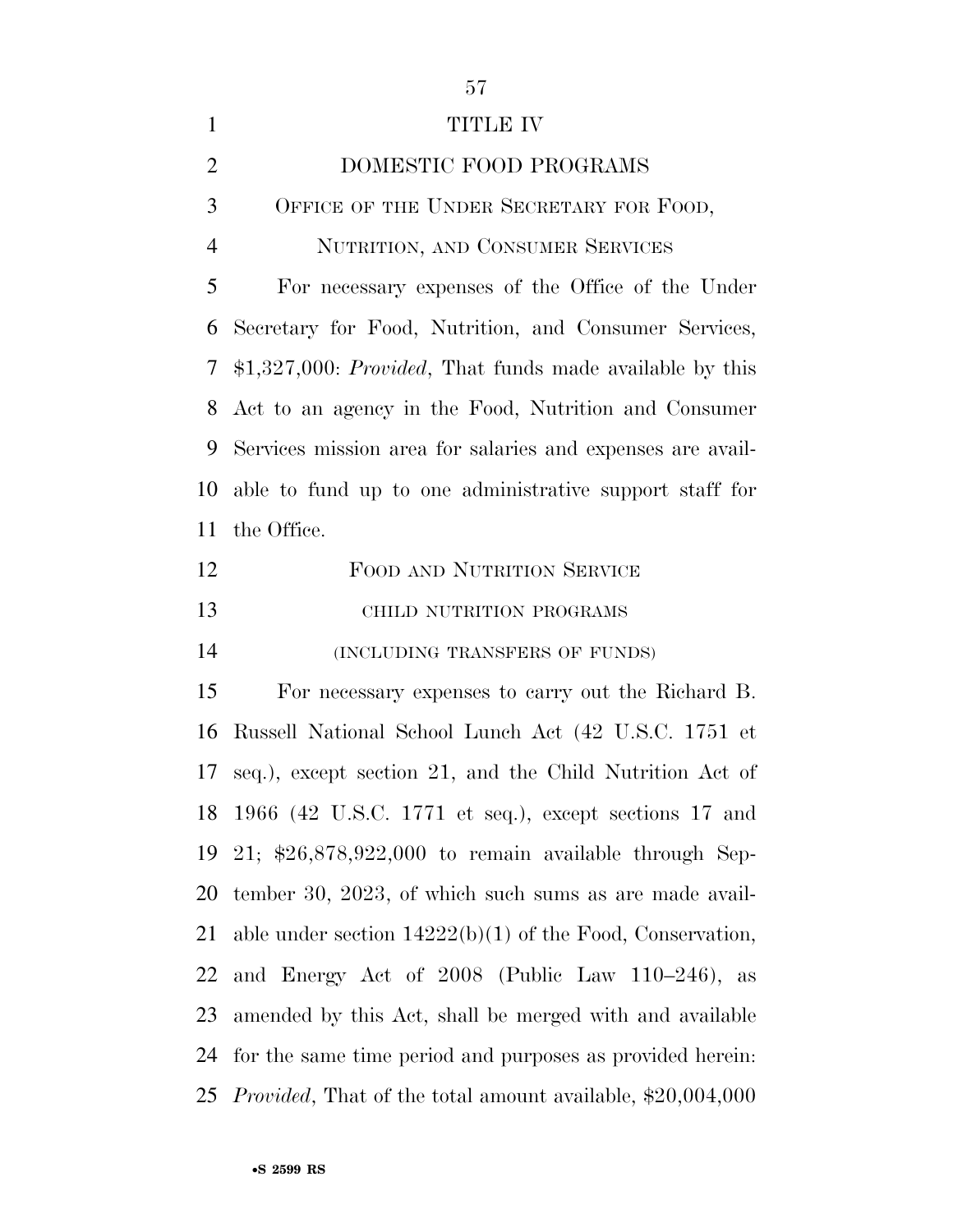# TITLE IV

## DOMESTIC FOOD PROGRAMS

### OFFICE OF THE UNDER SECRETARY FOR FOOD, NUTRITION, AND CONSUMER SERVICES

For necessary expenses of the Office of the Under Secretary for Food, Nutrition, and Consumer Services, $1,327,000: *Provided*, That funds made available by this Act to an agency in the Food, Nutrition and Consumer Services mission area for salaries and expenses are available to fund up to one administrative support staff for the Office.

### FOOD AND NUTRITION SERVICE

#### CHILD NUTRITION PROGRAMS

#### (INCLUDING TRANSFERS OF FUNDS)

For necessary expenses to carry out the Richard B. Russell National School Lunch Act (42 U.S.C. 1751 et seq.), except section 21, and the Child Nutrition Act of 1966 (42 U.S.C. 1771 et seq.), except sections 17 and 21; $26,878,922,000 to remain available through September 30, 2023, of which such sums as are made available under section 14222(b)(1) of the Food, Conservation, and Energy Act of 2008 (Public Law 110–246), as amended by this Act, shall be merged with and available for the same time period and purposes as provided herein: *Provided*, That of the total amount available, $20,004,000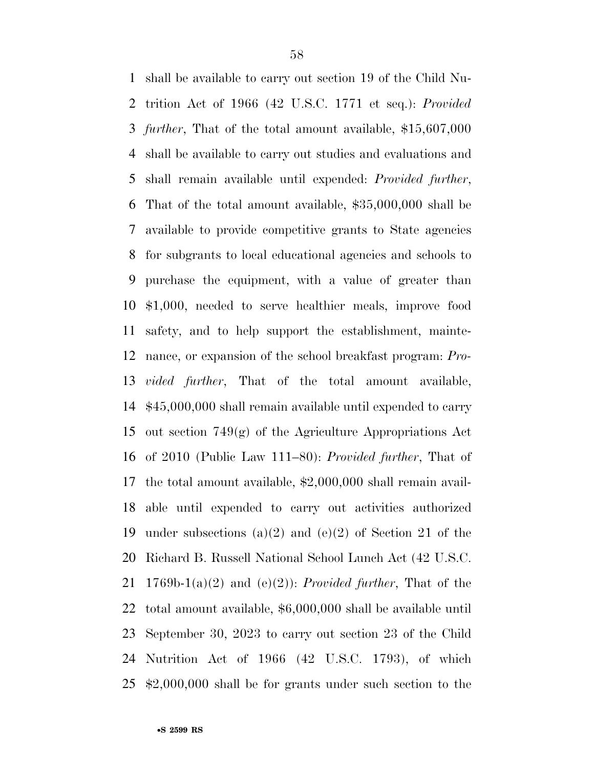shall be available to carry out section 19 of the Child Nutrition Act of 1966 (42 U.S.C. 1771 et seq.): *Provided further*, That of the total amount available, $15,607,000 shall be available to carry out studies and evaluations and shall remain available until expended: *Provided further*, That of the total amount available, $35,000,000 shall be available to provide competitive grants to State agencies for subgrants to local educational agencies and schools to purchase the equipment, with a value of greater than $1,000, needed to serve healthier meals, improve food safety, and to help support the establishment, maintenance, or expansion of the school breakfast program: *Provided further*, That of the total amount available, $45,000,000 shall remain available until expended to carry out section 749(g) of the Agriculture Appropriations Act of 2010 (Public Law 111–80): *Provided further*, That of the total amount available, $2,000,000 shall remain available until expended to carry out activities authorized under subsections (a)(2) and (e)(2) of Section 21 of the Richard B. Russell National School Lunch Act (42 U.S.C. 1769b-1(a)(2) and (e)(2)): *Provided further*, That of the total amount available, $6,000,000 shall be available until September 30, 2023 to carry out section 23 of the Child Nutrition Act of 1966 (42 U.S.C. 1793), of which $2,000,000 shall be for grants under such section to the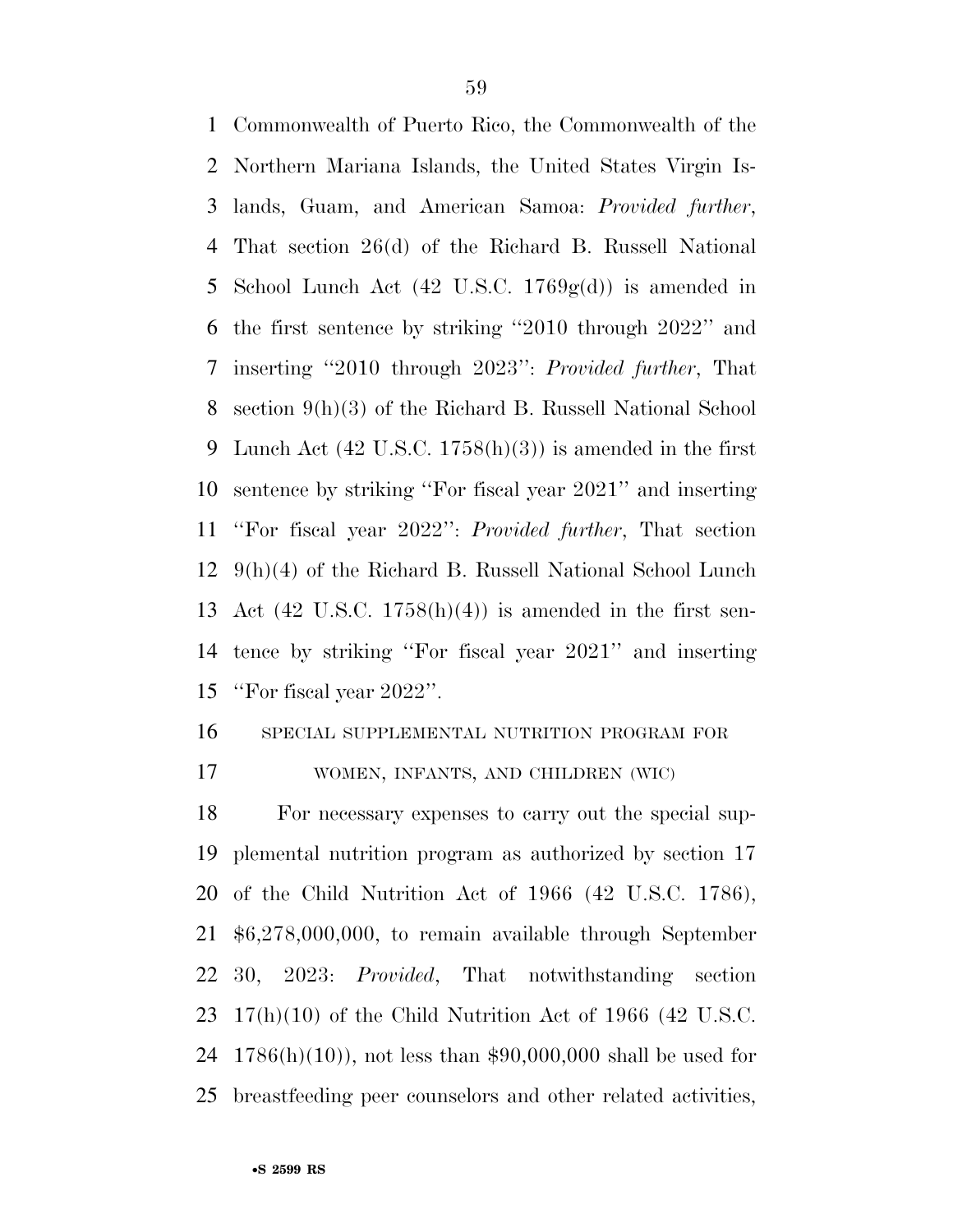Commonwealth of Puerto Rico, the Commonwealth of the Northern Mariana Islands, the United States Virgin Islands, Guam, and American Samoa: *Provided further*, That section 26(d) of the Richard B. Russell National School Lunch Act (42 U.S.C. 1769g(d)) is amended in the first sentence by striking ''2010 through 2022'' and inserting ''2010 through 2023'': *Provided further*, That section 9(h)(3) of the Richard B. Russell National School Lunch Act (42 U.S.C. 1758(h)(3)) is amended in the first sentence by striking ''For fiscal year 2021'' and inserting ''For fiscal year 2022'': *Provided further*, That section 9(h)(4) of the Richard B. Russell National School Lunch Act (42 U.S.C. 1758(h)(4)) is amended in the first sentence by striking ''For fiscal year 2021'' and inserting ''For fiscal year 2022''.

SPECIAL SUPPLEMENTAL NUTRITION PROGRAM FOR WOMEN, INFANTS, AND CHILDREN (WIC)

For necessary expenses to carry out the special supplemental nutrition program as authorized by section 17 of the Child Nutrition Act of 1966 (42 U.S.C. 1786), $6,278,000,000, to remain available through September 30, 2023: *Provided*, That notwithstanding section 17(h)(10) of the Child Nutrition Act of 1966 (42 U.S.C. 1786(h)(10)), not less than $90,000,000 shall be used for breastfeeding peer counselors and other related activities,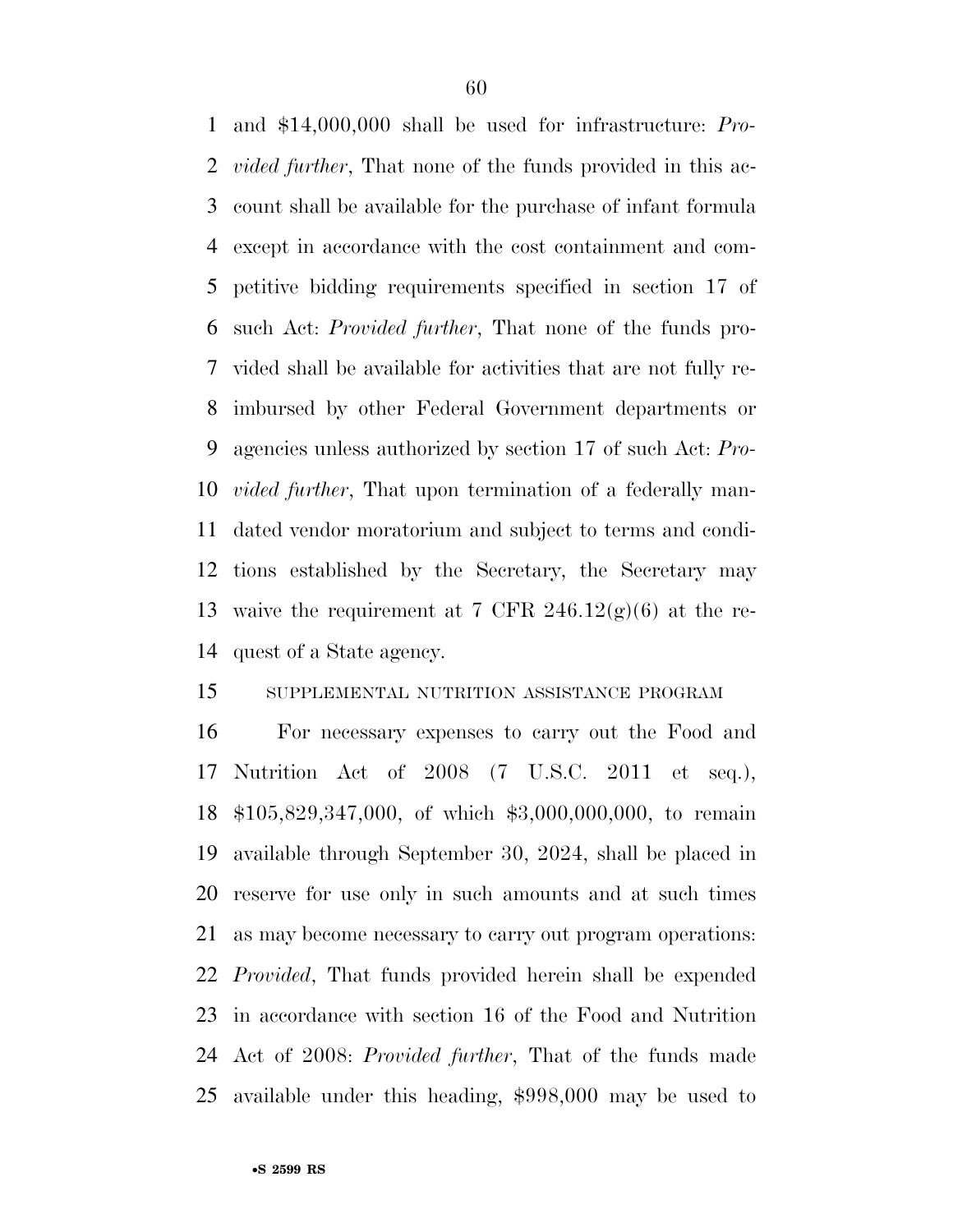and $14,000,000 shall be used for infrastructure: *Provided further*, That none of the funds provided in this account shall be available for the purchase of infant formula except in accordance with the cost containment and competitive bidding requirements specified in section 17 of such Act: *Provided further*, That none of the funds provided shall be available for activities that are not fully reimbursed by other Federal Government departments or agencies unless authorized by section 17 of such Act: *Provided further*, That upon termination of a federally mandated vendor moratorium and subject to terms and conditions established by the Secretary, the Secretary may waive the requirement at 7 CFR 246.12(g)(6) at the request of a State agency.

SUPPLEMENTAL NUTRITION ASSISTANCE PROGRAM

For necessary expenses to carry out the Food and Nutrition Act of 2008 (7 U.S.C. 2011 et seq.), $105,829,347,000, of which $3,000,000,000, to remain available through September 30, 2024, shall be placed in reserve for use only in such amounts and at such times as may become necessary to carry out program operations: *Provided*, That funds provided herein shall be expended in accordance with section 16 of the Food and Nutrition Act of 2008: *Provided further*, That of the funds made available under this heading, $998,000 may be used to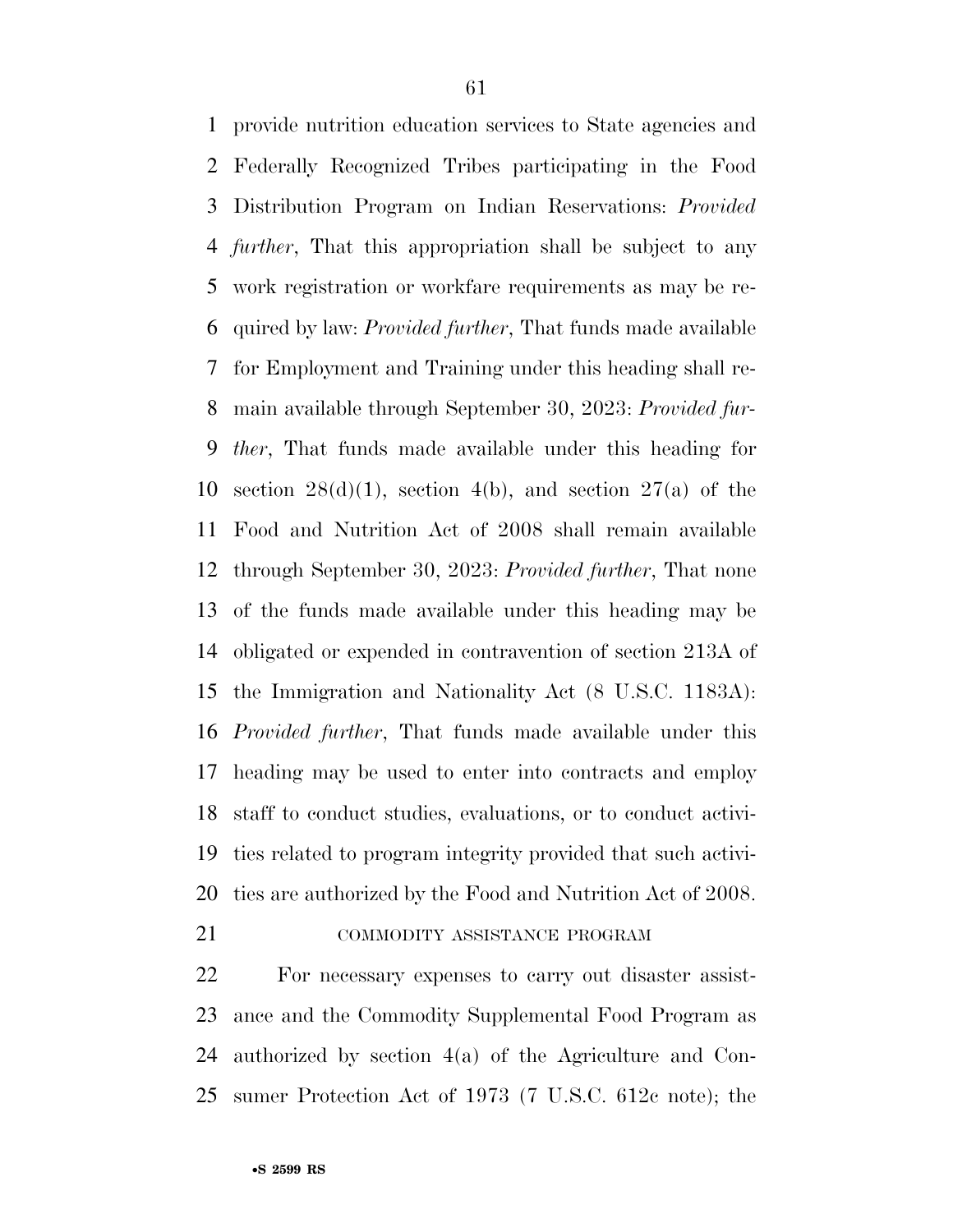provide nutrition education services to State agencies and Federally Recognized Tribes participating in the Food Distribution Program on Indian Reservations: *Provided further*, That this appropriation shall be subject to any work registration or workfare requirements as may be required by law: *Provided further*, That funds made available for Employment and Training under this heading shall remain available through September 30, 2023: *Provided further*, That funds made available under this heading for section 28(d)(1), section 4(b), and section 27(a) of the Food and Nutrition Act of 2008 shall remain available through September 30, 2023: *Provided further*, That none of the funds made available under this heading may be obligated or expended in contravention of section 213A of the Immigration and Nationality Act (8 U.S.C. 1183A): *Provided further*, That funds made available under this heading may be used to enter into contracts and employ staff to conduct studies, evaluations, or to conduct activities related to program integrity provided that such activities are authorized by the Food and Nutrition Act of 2008.

COMMODITY ASSISTANCE PROGRAM

For necessary expenses to carry out disaster assistance and the Commodity Supplemental Food Program as authorized by section 4(a) of the Agriculture and Consumer Protection Act of 1973 (7 U.S.C. 612c note); the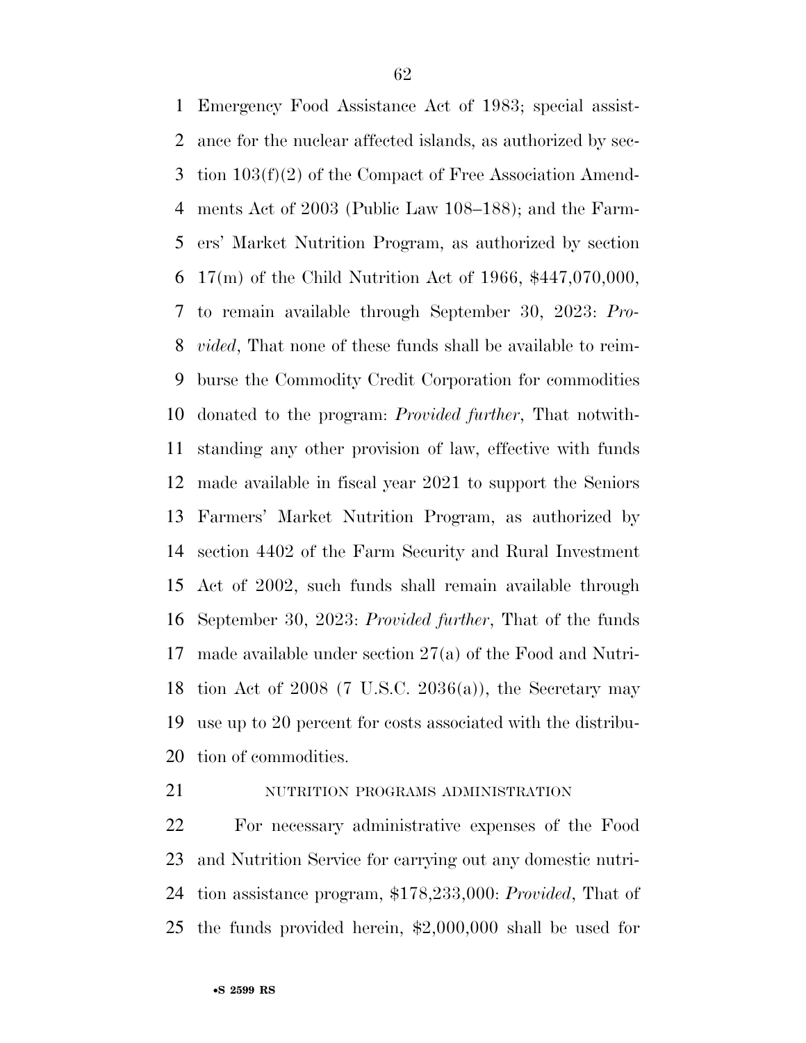Emergency Food Assistance Act of 1983; special assistance for the nuclear affected islands, as authorized by section 103(f)(2) of the Compact of Free Association Amendments Act of 2003 (Public Law 108–188); and the Farmers' Market Nutrition Program, as authorized by section 17(m) of the Child Nutrition Act of 1966, $447,070,000, to remain available through September 30, 2023: *Provided*, That none of these funds shall be available to reimburse the Commodity Credit Corporation for commodities donated to the program: *Provided further*, That notwithstanding any other provision of law, effective with funds made available in fiscal year 2021 to support the Seniors Farmers' Market Nutrition Program, as authorized by section 4402 of the Farm Security and Rural Investment Act of 2002, such funds shall remain available through September 30, 2023: *Provided further*, That of the funds made available under section 27(a) of the Food and Nutrition Act of 2008 (7 U.S.C. 2036(a)), the Secretary may use up to 20 percent for costs associated with the distribution of commodities.

NUTRITION PROGRAMS ADMINISTRATION

For necessary administrative expenses of the Food and Nutrition Service for carrying out any domestic nutrition assistance program, $178,233,000: *Provided*, That of the funds provided herein, $2,000,000 shall be used for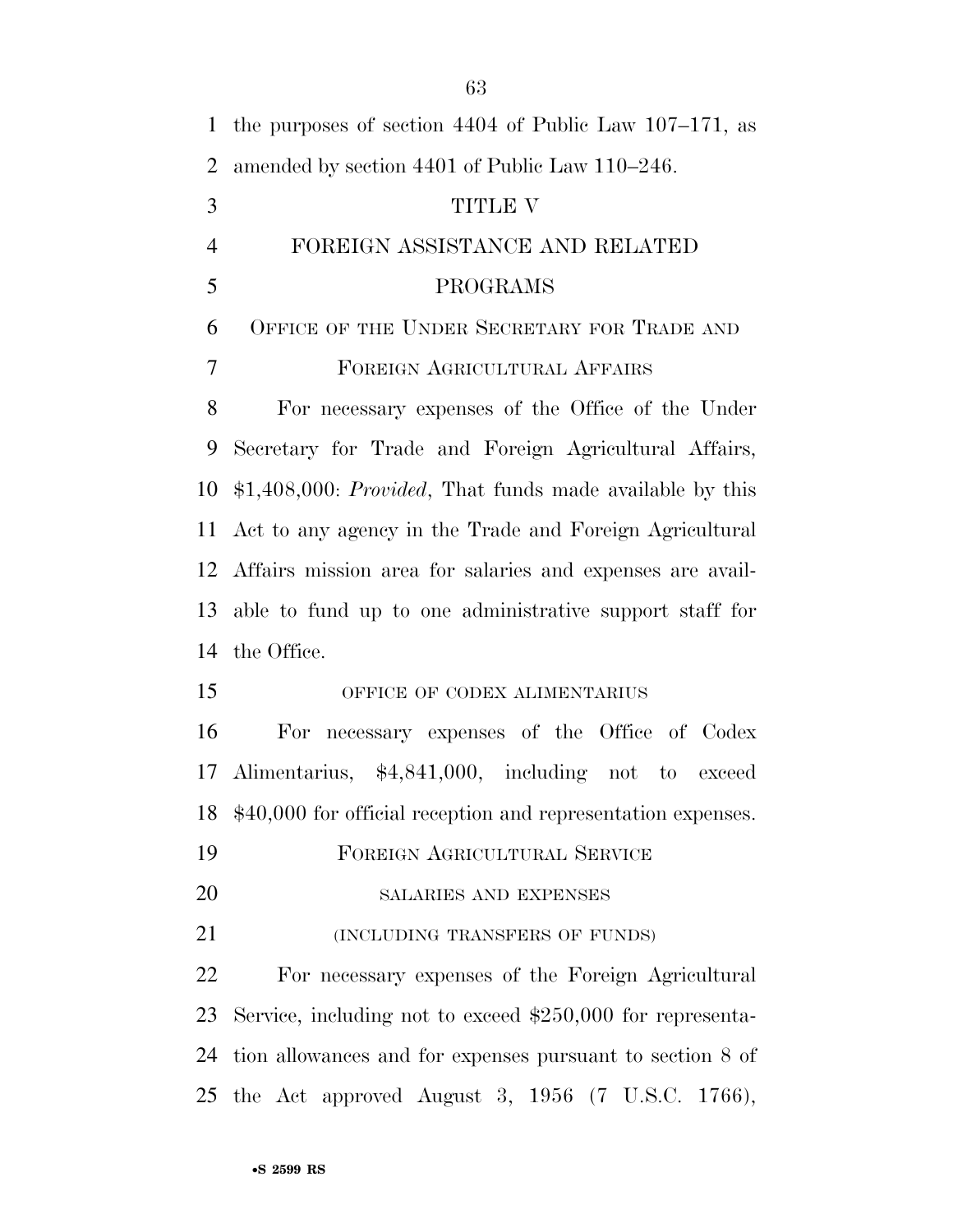the purposes of section 4404 of Public Law 107–171, as amended by section 4401 of Public Law 110–246.

# TITLE V

# FOREIGN ASSISTANCE AND RELATED PROGRAMS

## Office of the Under Secretary for Trade and Foreign Agricultural Affairs

For necessary expenses of the Office of the Under Secretary for Trade and Foreign Agricultural Affairs, $1,408,000: *Provided*, That funds made available by this Act to any agency in the Trade and Foreign Agricultural Affairs mission area for salaries and expenses are available to fund up to one administrative support staff for the Office.

### OFFICE OF CODEX ALIMENTARIUS

For necessary expenses of the Office of Codex Alimentarius, $4,841,000, including not to exceed $40,000 for official reception and representation expenses.

## Foreign Agricultural Service

### SALARIES AND EXPENSES

### (INCLUDING TRANSFERS OF FUNDS)

For necessary expenses of the Foreign Agricultural Service, including not to exceed $250,000 for representation allowances and for expenses pursuant to section 8 of the Act approved August 3, 1956 (7 U.S.C. 1766),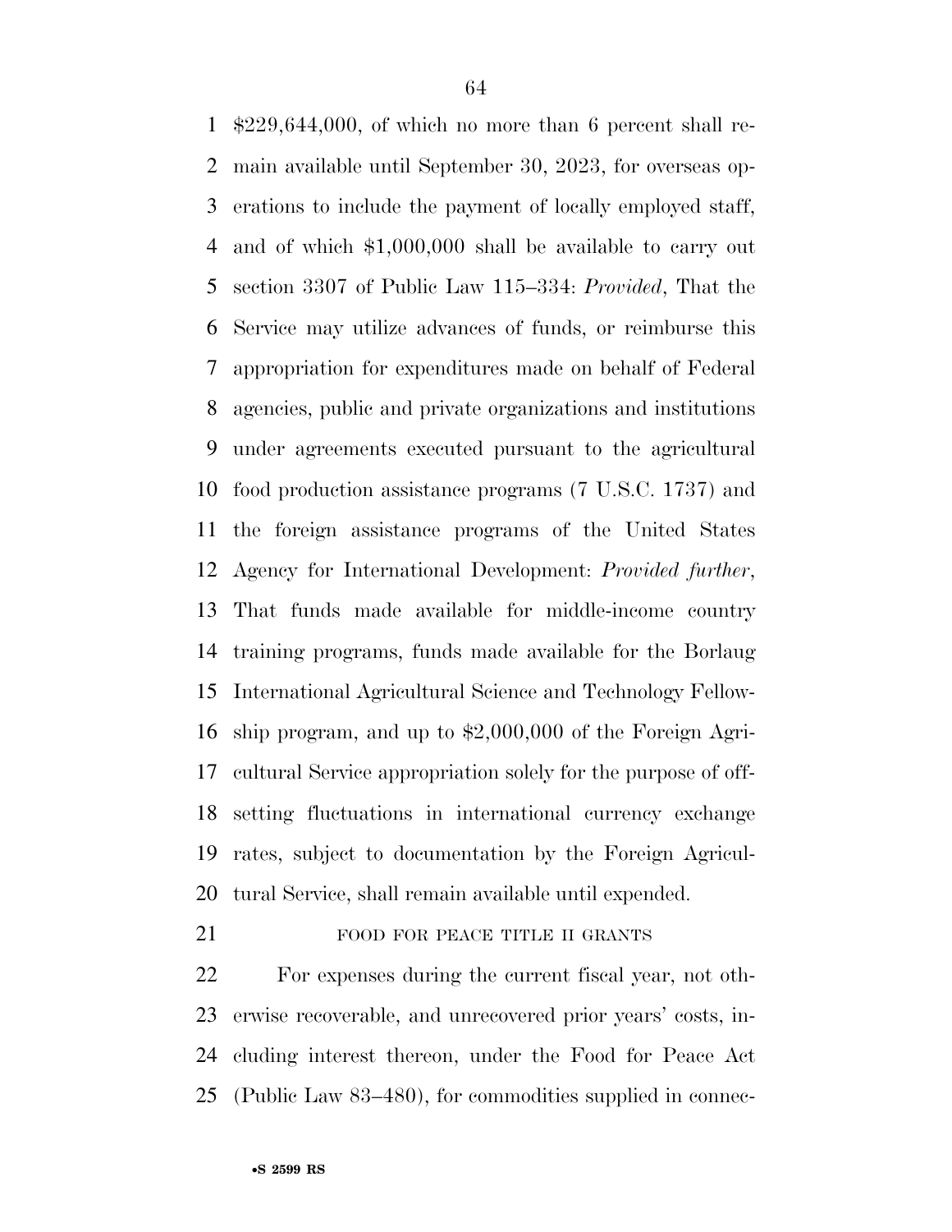$229,644,000, of which no more than 6 percent shall remain available until September 30, 2023, for overseas operations to include the payment of locally employed staff, and of which $1,000,000 shall be available to carry out section 3307 of Public Law 115–334: *Provided*, That the Service may utilize advances of funds, or reimburse this appropriation for expenditures made on behalf of Federal agencies, public and private organizations and institutions under agreements executed pursuant to the agricultural food production assistance programs (7 U.S.C. 1737) and the foreign assistance programs of the United States Agency for International Development: *Provided further*, That funds made available for middle-income country training programs, funds made available for the Borlaug International Agricultural Science and Technology Fellowship program, and up to $2,000,000 of the Foreign Agricultural Service appropriation solely for the purpose of offsetting fluctuations in international currency exchange rates, subject to documentation by the Foreign Agricultural Service, shall remain available until expended.

FOOD FOR PEACE TITLE II GRANTS

For expenses during the current fiscal year, not otherwise recoverable, and unrecovered prior years' costs, including interest thereon, under the Food for Peace Act (Public Law 83–480), for commodities supplied in connec-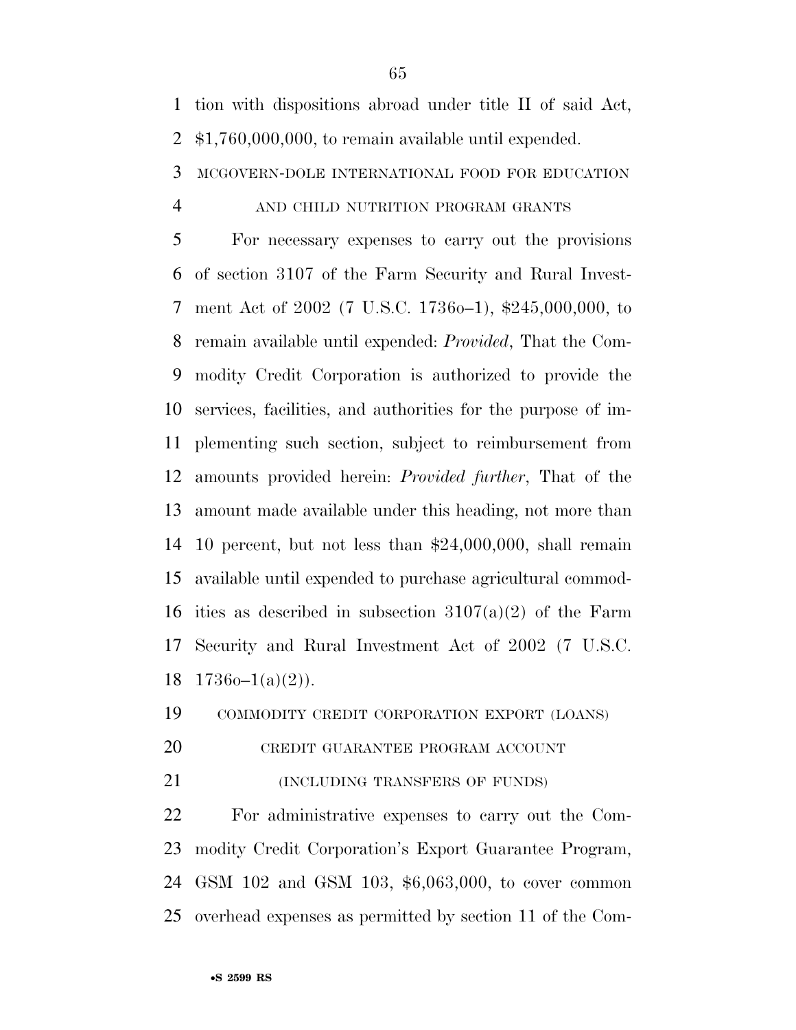tion with dispositions abroad under title II of said Act, $1,760,000,000, to remain available until expended.

MCGOVERN-DOLE INTERNATIONAL FOOD FOR EDUCATION AND CHILD NUTRITION PROGRAM GRANTS

For necessary expenses to carry out the provisions of section 3107 of the Farm Security and Rural Investment Act of 2002 (7 U.S.C. 1736o–1), $245,000,000, to remain available until expended: *Provided*, That the Commodity Credit Corporation is authorized to provide the services, facilities, and authorities for the purpose of implementing such section, subject to reimbursement from amounts provided herein: *Provided further*, That of the amount made available under this heading, not more than 10 percent, but not less than $24,000,000, shall remain available until expended to purchase agricultural commodities as described in subsection 3107(a)(2) of the Farm Security and Rural Investment Act of 2002 (7 U.S.C. 1736o–1(a)(2)).

COMMODITY CREDIT CORPORATION EXPORT (LOANS) CREDIT GUARANTEE PROGRAM ACCOUNT

(INCLUDING TRANSFERS OF FUNDS)

For administrative expenses to carry out the Commodity Credit Corporation's Export Guarantee Program, GSM 102 and GSM 103, $6,063,000, to cover common overhead expenses as permitted by section 11 of the Com-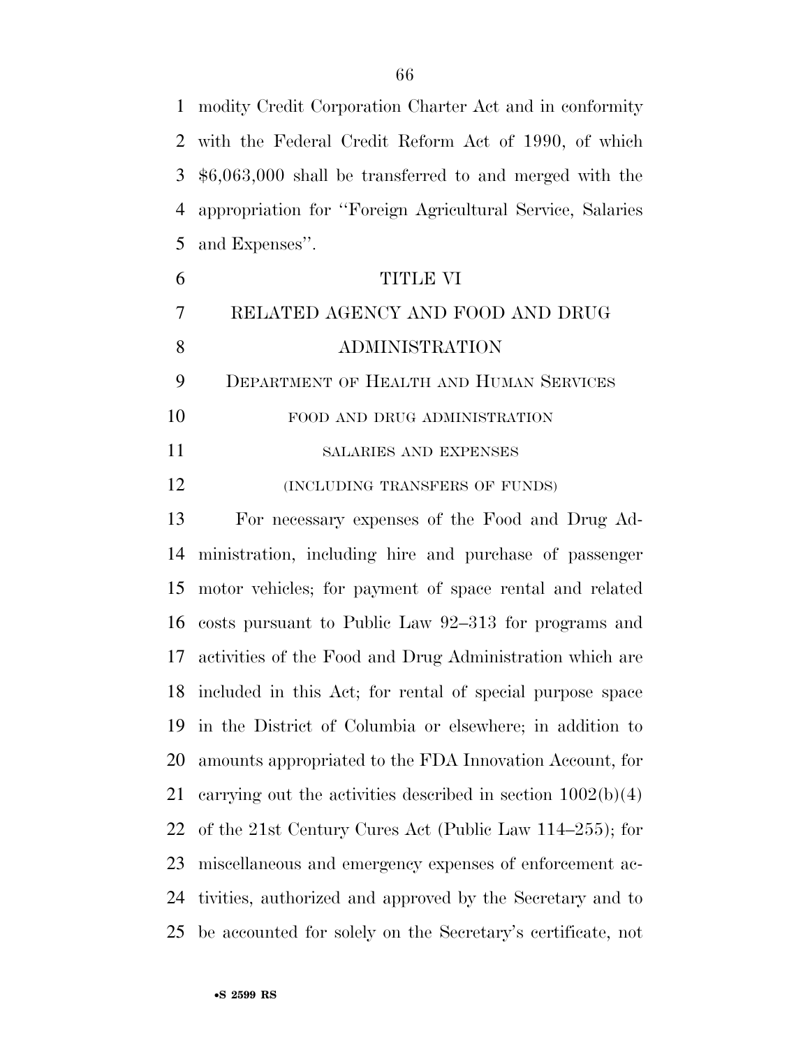modity Credit Corporation Charter Act and in conformity with the Federal Credit Reform Act of 1990, of which $6,063,000 shall be transferred to and merged with the appropriation for ''Foreign Agricultural Service, Salaries and Expenses''.

# TITLE VI

# RELATED AGENCY AND FOOD AND DRUG ADMINISTRATION

## DEPARTMENT OF HEALTH AND HUMAN SERVICES

### FOOD AND DRUG ADMINISTRATION

#### SALARIES AND EXPENSES

(INCLUDING TRANSFERS OF FUNDS)

For necessary expenses of the Food and Drug Administration, including hire and purchase of passenger motor vehicles; for payment of space rental and related costs pursuant to Public Law 92–313 for programs and activities of the Food and Drug Administration which are included in this Act; for rental of special purpose space in the District of Columbia or elsewhere; in addition to amounts appropriated to the FDA Innovation Account, for carrying out the activities described in section 1002(b)(4) of the 21st Century Cures Act (Public Law 114–255); for miscellaneous and emergency expenses of enforcement activities, authorized and approved by the Secretary and to be accounted for solely on the Secretary's certificate, not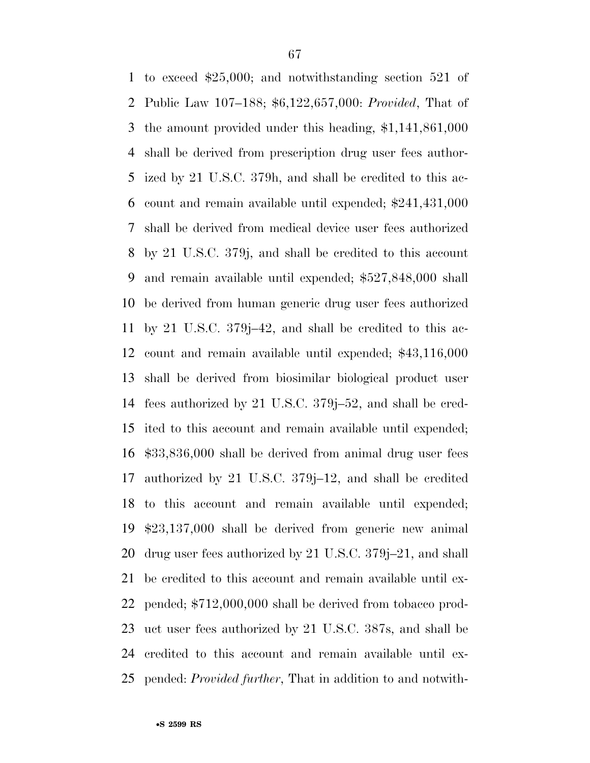to exceed $25,000; and notwithstanding section 521 of Public Law 107–188; $6,122,657,000: *Provided*, That of the amount provided under this heading, $1,141,861,000 shall be derived from prescription drug user fees authorized by 21 U.S.C. 379h, and shall be credited to this account and remain available until expended; $241,431,000 shall be derived from medical device user fees authorized by 21 U.S.C. 379j, and shall be credited to this account and remain available until expended; $527,848,000 shall be derived from human generic drug user fees authorized by 21 U.S.C. 379j–42, and shall be credited to this account and remain available until expended; $43,116,000 shall be derived from biosimilar biological product user fees authorized by 21 U.S.C. 379j–52, and shall be credited to this account and remain available until expended; $33,836,000 shall be derived from animal drug user fees authorized by 21 U.S.C. 379j–12, and shall be credited to this account and remain available until expended; $23,137,000 shall be derived from generic new animal drug user fees authorized by 21 U.S.C. 379j–21, and shall be credited to this account and remain available until expended; $712,000,000 shall be derived from tobacco product user fees authorized by 21 U.S.C. 387s, and shall be credited to this account and remain available until expended: *Provided further*, That in addition to and notwith-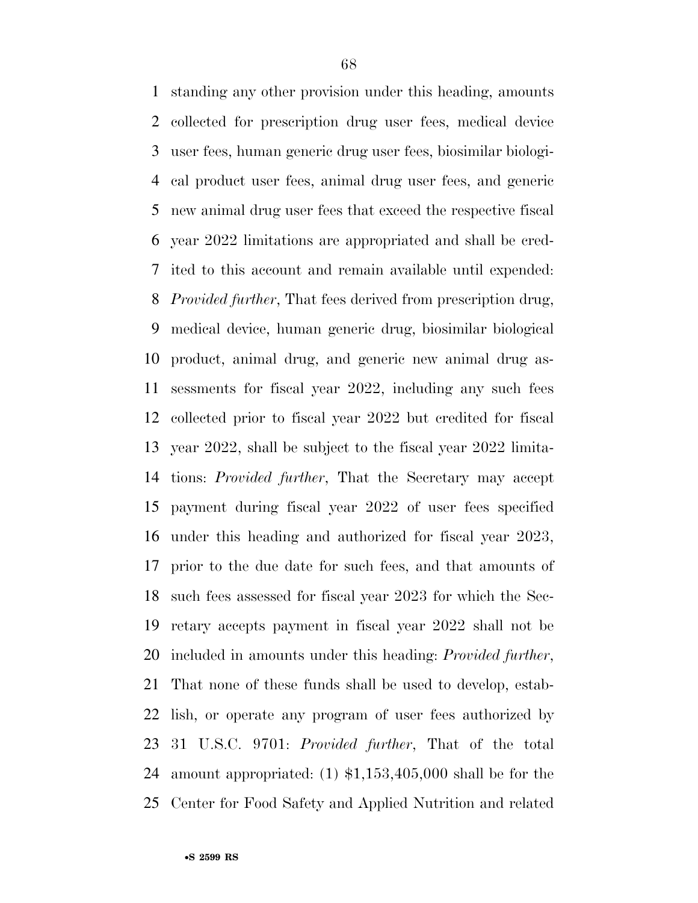standing any other provision under this heading, amounts collected for prescription drug user fees, medical device user fees, human generic drug user fees, biosimilar biological product user fees, animal drug user fees, and generic new animal drug user fees that exceed the respective fiscal year 2022 limitations are appropriated and shall be credited to this account and remain available until expended: *Provided further*, That fees derived from prescription drug, medical device, human generic drug, biosimilar biological product, animal drug, and generic new animal drug assessments for fiscal year 2022, including any such fees collected prior to fiscal year 2022 but credited for fiscal year 2022, shall be subject to the fiscal year 2022 limitations: *Provided further*, That the Secretary may accept payment during fiscal year 2022 of user fees specified under this heading and authorized for fiscal year 2023, prior to the due date for such fees, and that amounts of such fees assessed for fiscal year 2023 for which the Secretary accepts payment in fiscal year 2022 shall not be included in amounts under this heading: *Provided further*, That none of these funds shall be used to develop, establish, or operate any program of user fees authorized by 31 U.S.C. 9701: *Provided further*, That of the total amount appropriated: (1) $1,153,405,000 shall be for the Center for Food Safety and Applied Nutrition and related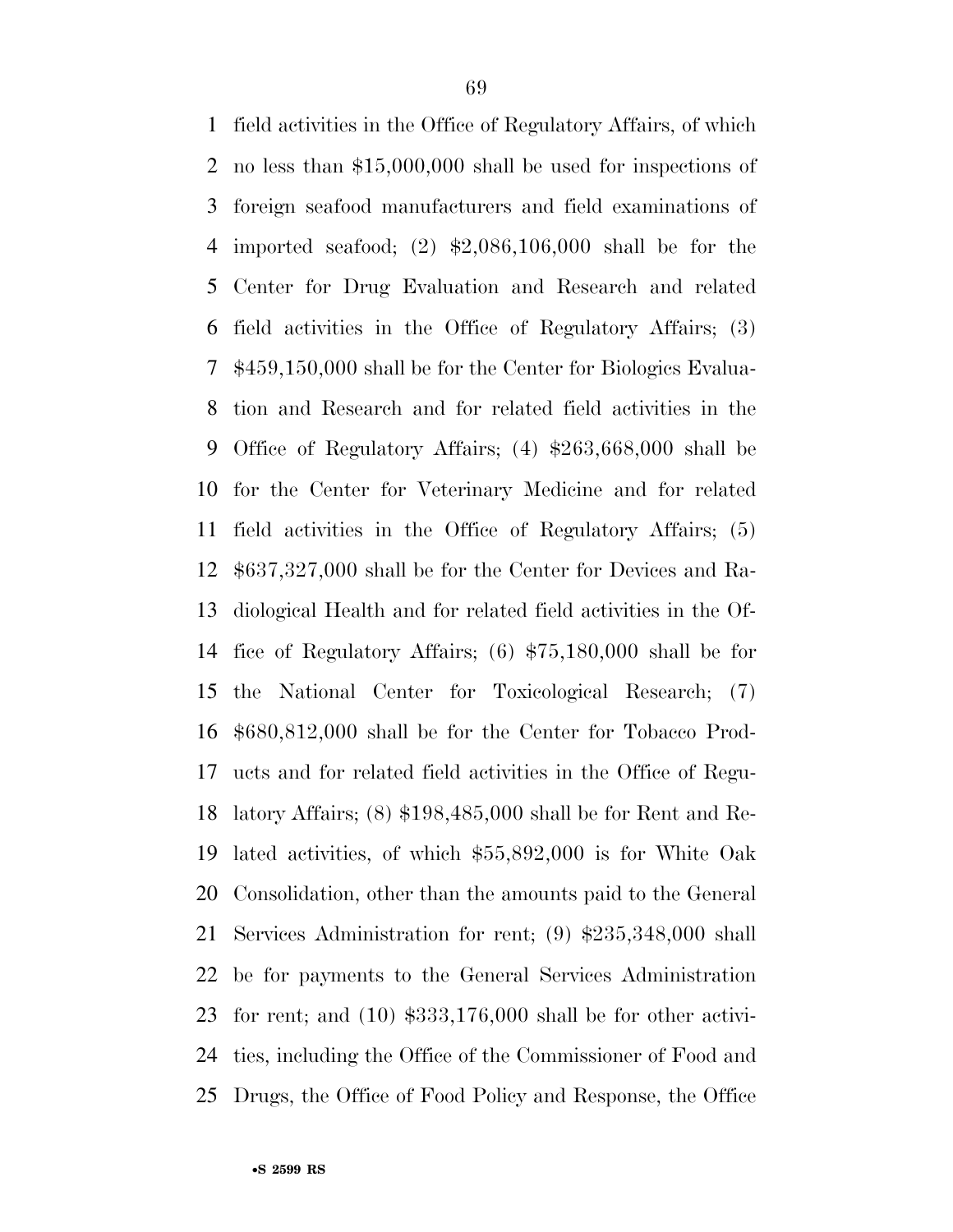field activities in the Office of Regulatory Affairs, of which no less than $15,000,000 shall be used for inspections of foreign seafood manufacturers and field examinations of imported seafood; (2) $2,086,106,000 shall be for the Center for Drug Evaluation and Research and related field activities in the Office of Regulatory Affairs; (3) $459,150,000 shall be for the Center for Biologics Evaluation and Research and for related field activities in the Office of Regulatory Affairs; (4) $263,668,000 shall be for the Center for Veterinary Medicine and for related field activities in the Office of Regulatory Affairs; (5) $637,327,000 shall be for the Center for Devices and Radiological Health and for related field activities in the Office of Regulatory Affairs; (6) $75,180,000 shall be for the National Center for Toxicological Research; (7) $680,812,000 shall be for the Center for Tobacco Products and for related field activities in the Office of Regulatory Affairs; (8) $198,485,000 shall be for Rent and Related activities, of which $55,892,000 is for White Oak Consolidation, other than the amounts paid to the General Services Administration for rent; (9) $235,348,000 shall be for payments to the General Services Administration for rent; and (10) $333,176,000 shall be for other activities, including the Office of the Commissioner of Food and Drugs, the Office of Food Policy and Response, the Office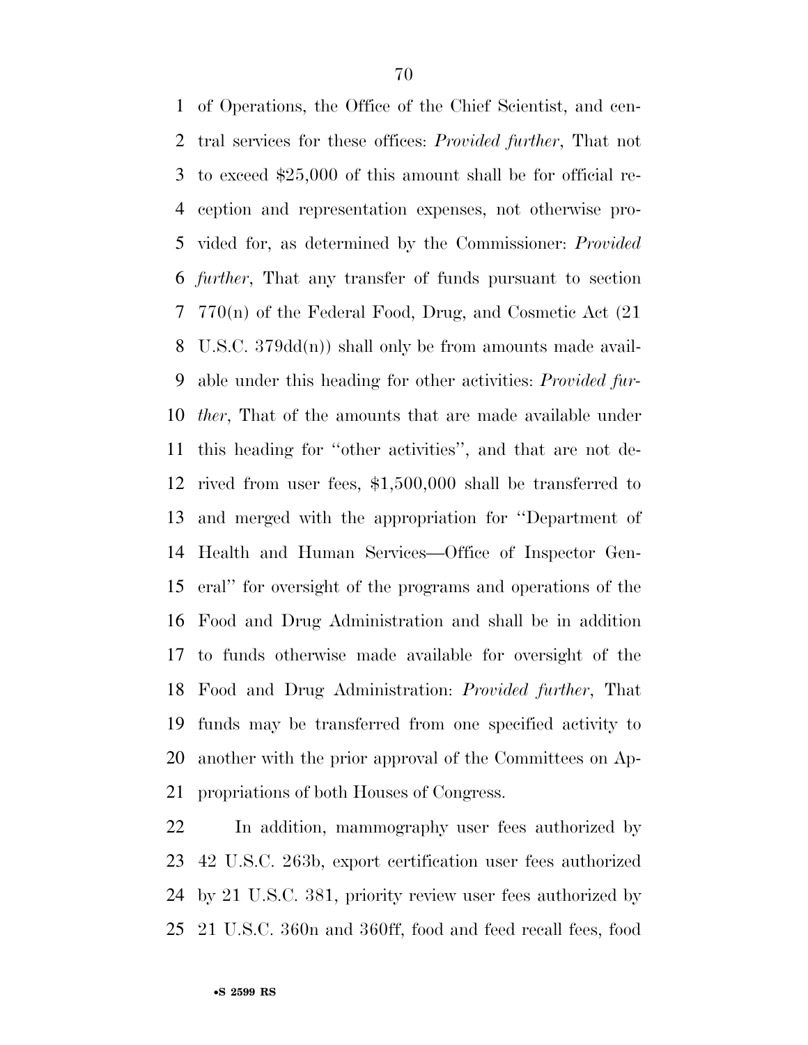of Operations, the Office of the Chief Scientist, and central services for these offices: *Provided further*, That not to exceed $25,000 of this amount shall be for official reception and representation expenses, not otherwise provided for, as determined by the Commissioner: *Provided further*, That any transfer of funds pursuant to section 770(n) of the Federal Food, Drug, and Cosmetic Act (21 U.S.C. 379dd(n)) shall only be from amounts made available under this heading for other activities: *Provided further*, That of the amounts that are made available under this heading for ''other activities'', and that are not derived from user fees, $1,500,000 shall be transferred to and merged with the appropriation for ''Department of Health and Human Services—Office of Inspector General'' for oversight of the programs and operations of the Food and Drug Administration and shall be in addition to funds otherwise made available for oversight of the Food and Drug Administration: *Provided further*, That funds may be transferred from one specified activity to another with the prior approval of the Committees on Appropriations of both Houses of Congress.

In addition, mammography user fees authorized by 42 U.S.C. 263b, export certification user fees authorized by 21 U.S.C. 381, priority review user fees authorized by 21 U.S.C. 360n and 360ff, food and feed recall fees, food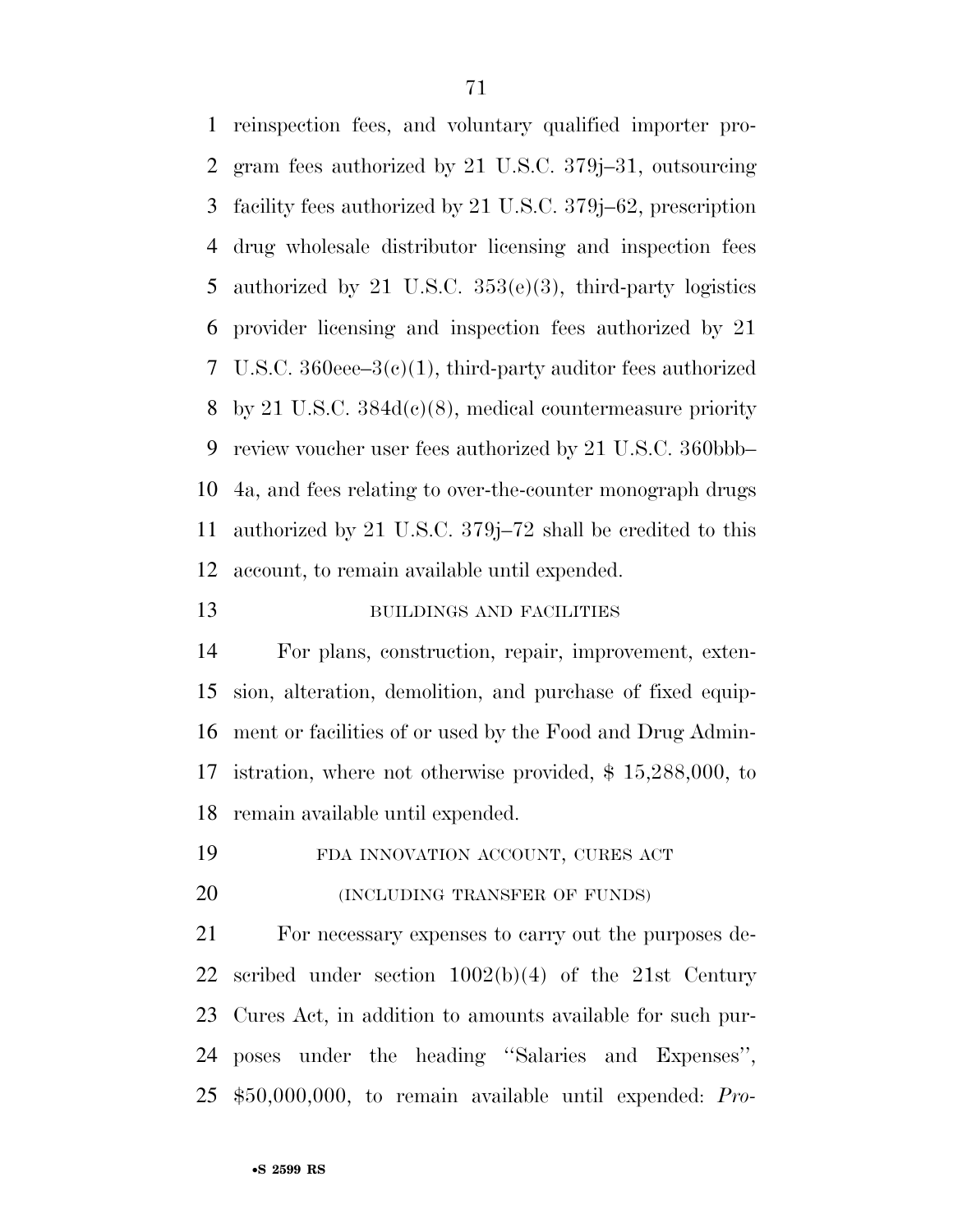reinspection fees, and voluntary qualified importer program fees authorized by 21 U.S.C. 379j–31, outsourcing facility fees authorized by 21 U.S.C. 379j–62, prescription drug wholesale distributor licensing and inspection fees authorized by 21 U.S.C. 353(e)(3), third-party logistics provider licensing and inspection fees authorized by 21 U.S.C. 360eee–3(c)(1), third-party auditor fees authorized by 21 U.S.C. 384d(c)(8), medical countermeasure priority review voucher user fees authorized by 21 U.S.C. 360bbb–4a, and fees relating to over-the-counter monograph drugs authorized by 21 U.S.C. 379j–72 shall be credited to this account, to remain available until expended.

BUILDINGS AND FACILITIES

For plans, construction, repair, improvement, extension, alteration, demolition, and purchase of fixed equipment or facilities of or used by the Food and Drug Administration, where not otherwise provided, $ 15,288,000, to remain available until expended.

FDA INNOVATION ACCOUNT, CURES ACT

(INCLUDING TRANSFER OF FUNDS)

For necessary expenses to carry out the purposes described under section 1002(b)(4) of the 21st Century Cures Act, in addition to amounts available for such purposes under the heading ''Salaries and Expenses'', $50,000,000, to remain available until expended: *Pro-*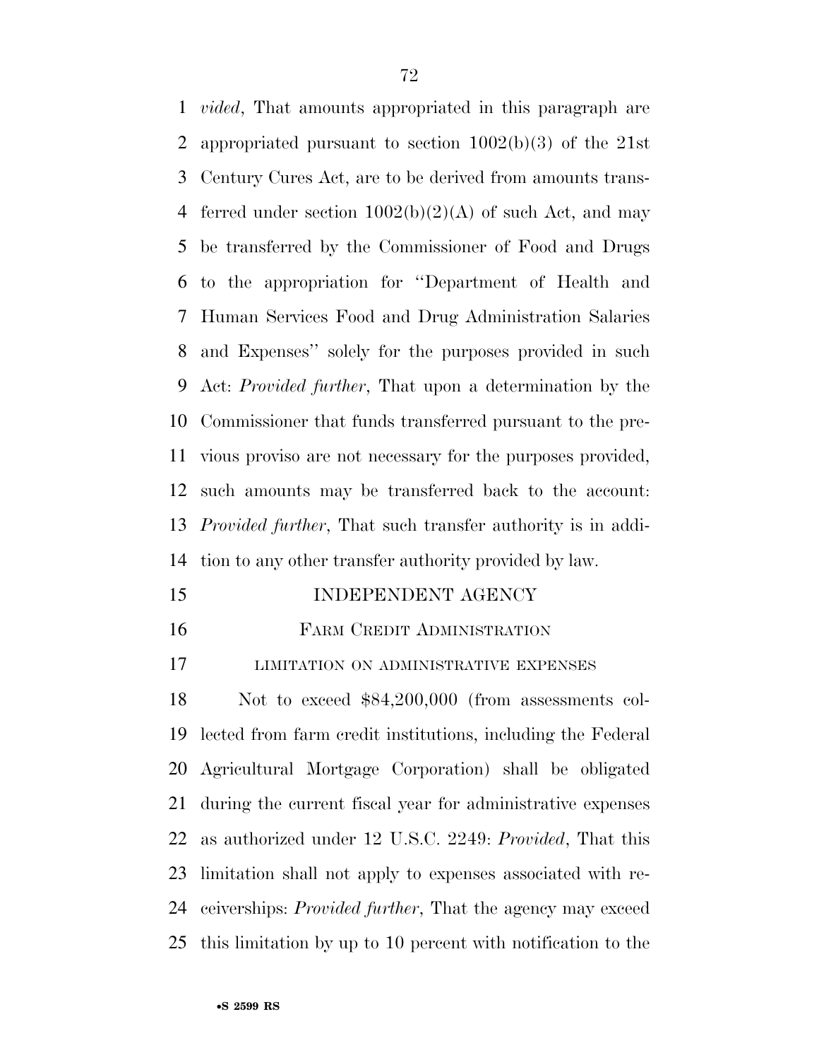*vided*, That amounts appropriated in this paragraph are appropriated pursuant to section 1002(b)(3) of the 21st Century Cures Act, are to be derived from amounts transferred under section 1002(b)(2)(A) of such Act, and may be transferred by the Commissioner of Food and Drugs to the appropriation for ''Department of Health and Human Services Food and Drug Administration Salaries and Expenses'' solely for the purposes provided in such Act: *Provided further*, That upon a determination by the Commissioner that funds transferred pursuant to the previous proviso are not necessary for the purposes provided, such amounts may be transferred back to the account: *Provided further*, That such transfer authority is in addition to any other transfer authority provided by law.

## INDEPENDENT AGENCY

### FARM CREDIT ADMINISTRATION

#### LIMITATION ON ADMINISTRATIVE EXPENSES

Not to exceed $84,200,000 (from assessments collected from farm credit institutions, including the Federal Agricultural Mortgage Corporation) shall be obligated during the current fiscal year for administrative expenses as authorized under 12 U.S.C. 2249: *Provided*, That this limitation shall not apply to expenses associated with receiverships: *Provided further*, That the agency may exceed this limitation by up to 10 percent with notification to the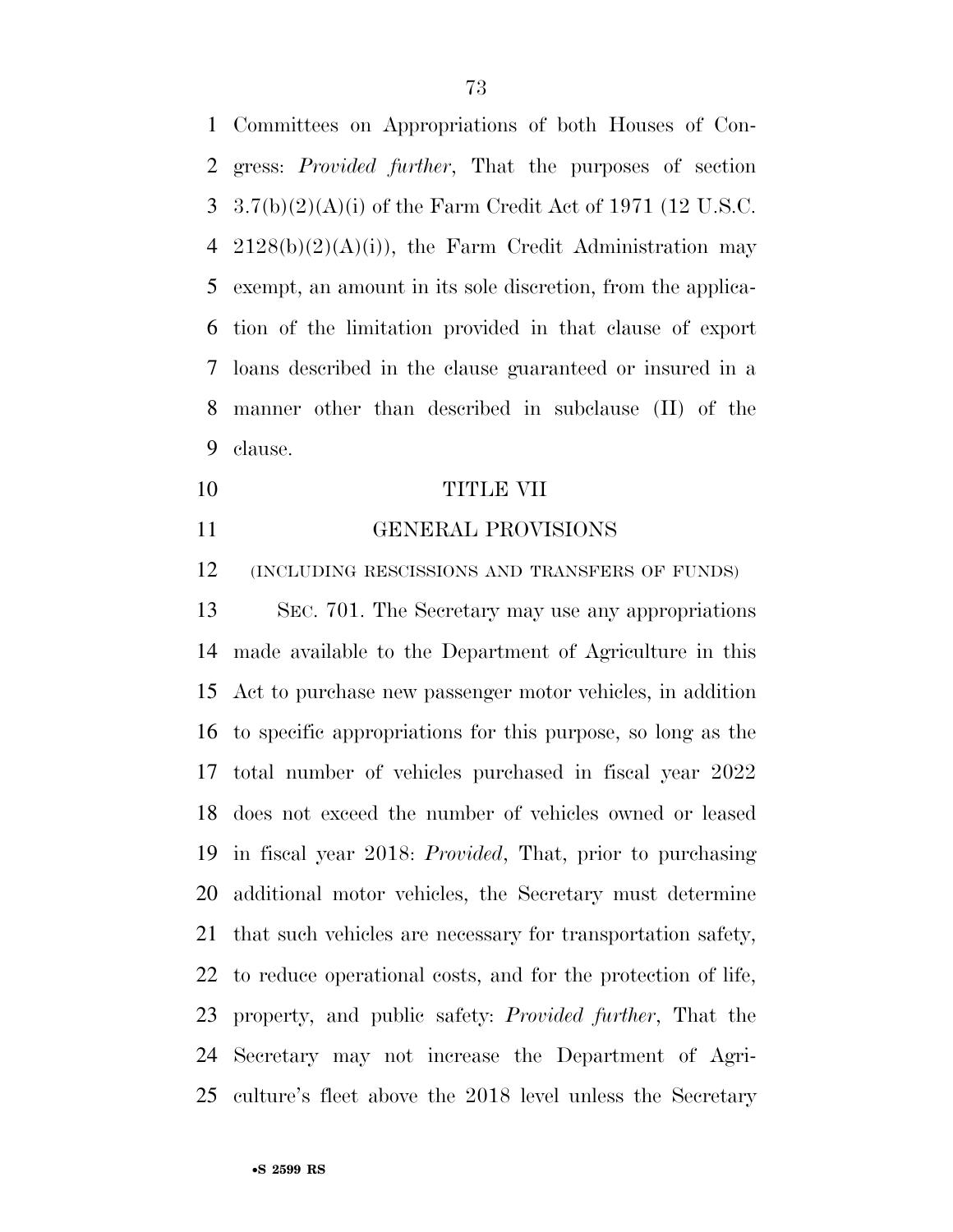Committees on Appropriations of both Houses of Congress: *Provided further*, That the purposes of section 3.7(b)(2)(A)(i) of the Farm Credit Act of 1971 (12 U.S.C. 2128(b)(2)(A)(i)), the Farm Credit Administration may exempt, an amount in its sole discretion, from the application of the limitation provided in that clause of export loans described in the clause guaranteed or insured in a manner other than described in subclause (II) of the clause.

# TITLE VII

## GENERAL PROVISIONS

(INCLUDING RESCISSIONS AND TRANSFERS OF FUNDS)

SEC. 701. The Secretary may use any appropriations made available to the Department of Agriculture in this Act to purchase new passenger motor vehicles, in addition to specific appropriations for this purpose, so long as the total number of vehicles purchased in fiscal year 2022 does not exceed the number of vehicles owned or leased in fiscal year 2018: *Provided*, That, prior to purchasing additional motor vehicles, the Secretary must determine that such vehicles are necessary for transportation safety, to reduce operational costs, and for the protection of life, property, and public safety: *Provided further*, That the Secretary may not increase the Department of Agriculture's fleet above the 2018 level unless the Secretary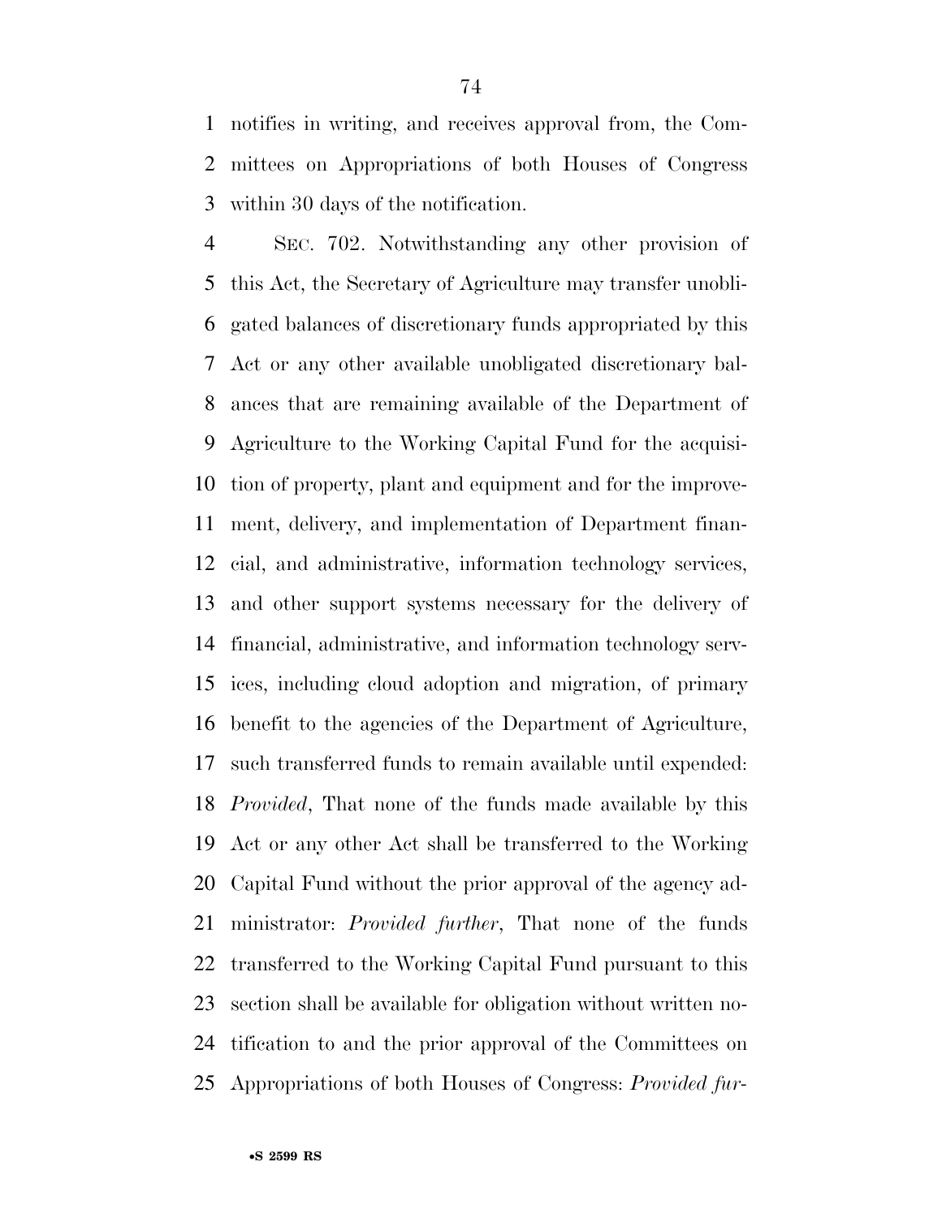notifies in writing, and receives approval from, the Committees on Appropriations of both Houses of Congress within 30 days of the notification.

SEC. 702. Notwithstanding any other provision of this Act, the Secretary of Agriculture may transfer unobligated balances of discretionary funds appropriated by this Act or any other available unobligated discretionary balances that are remaining available of the Department of Agriculture to the Working Capital Fund for the acquisition of property, plant and equipment and for the improvement, delivery, and implementation of Department financial, and administrative, information technology services, and other support systems necessary for the delivery of financial, administrative, and information technology services, including cloud adoption and migration, of primary benefit to the agencies of the Department of Agriculture, such transferred funds to remain available until expended: *Provided*, That none of the funds made available by this Act or any other Act shall be transferred to the Working Capital Fund without the prior approval of the agency administrator: *Provided further*, That none of the funds transferred to the Working Capital Fund pursuant to this section shall be available for obligation without written notification to and the prior approval of the Committees on Appropriations of both Houses of Congress: *Provided fur-*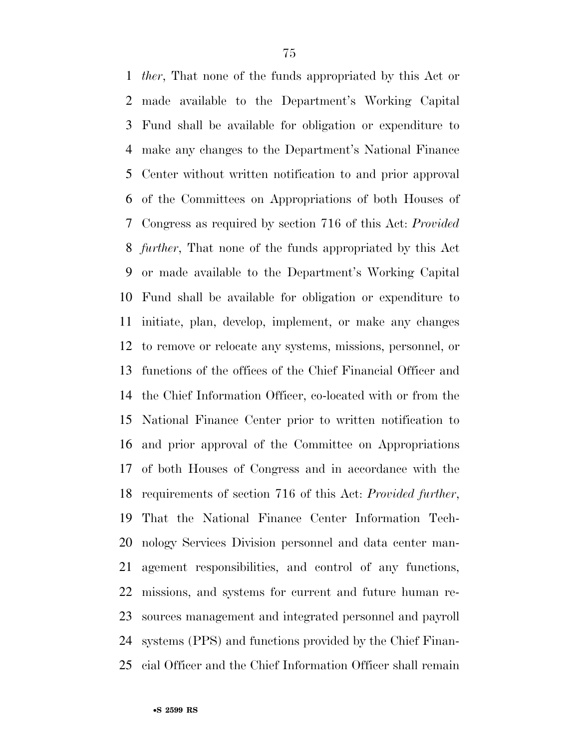*ther*, That none of the funds appropriated by this Act or made available to the Department's Working Capital Fund shall be available for obligation or expenditure to make any changes to the Department's National Finance Center without written notification to and prior approval of the Committees on Appropriations of both Houses of Congress as required by section 716 of this Act: *Provided further*, That none of the funds appropriated by this Act or made available to the Department's Working Capital Fund shall be available for obligation or expenditure to initiate, plan, develop, implement, or make any changes to remove or relocate any systems, missions, personnel, or functions of the offices of the Chief Financial Officer and the Chief Information Officer, co-located with or from the National Finance Center prior to written notification to and prior approval of the Committee on Appropriations of both Houses of Congress and in accordance with the requirements of section 716 of this Act: *Provided further*, That the National Finance Center Information Technology Services Division personnel and data center management responsibilities, and control of any functions, missions, and systems for current and future human resources management and integrated personnel and payroll systems (PPS) and functions provided by the Chief Financial Officer and the Chief Information Officer shall remain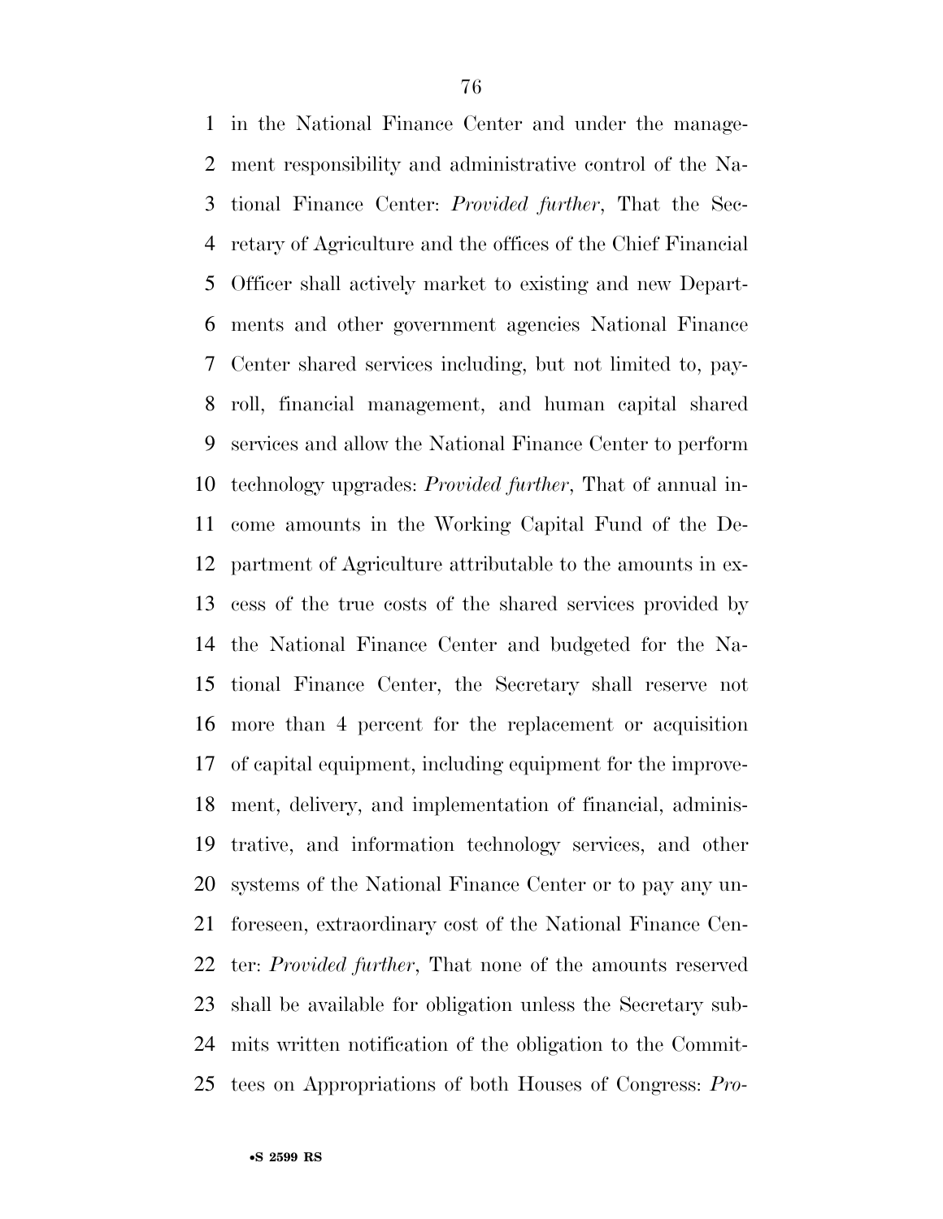in the National Finance Center and under the management responsibility and administrative control of the National Finance Center: *Provided further*, That the Secretary of Agriculture and the offices of the Chief Financial Officer shall actively market to existing and new Departments and other government agencies National Finance Center shared services including, but not limited to, payroll, financial management, and human capital shared services and allow the National Finance Center to perform technology upgrades: *Provided further*, That of annual income amounts in the Working Capital Fund of the Department of Agriculture attributable to the amounts in excess of the true costs of the shared services provided by the National Finance Center and budgeted for the National Finance Center, the Secretary shall reserve not more than 4 percent for the replacement or acquisition of capital equipment, including equipment for the improvement, delivery, and implementation of financial, administrative, and information technology services, and other systems of the National Finance Center or to pay any unforeseen, extraordinary cost of the National Finance Center: *Provided further*, That none of the amounts reserved shall be available for obligation unless the Secretary submits written notification of the obligation to the Committees on Appropriations of both Houses of Congress: *Pro-*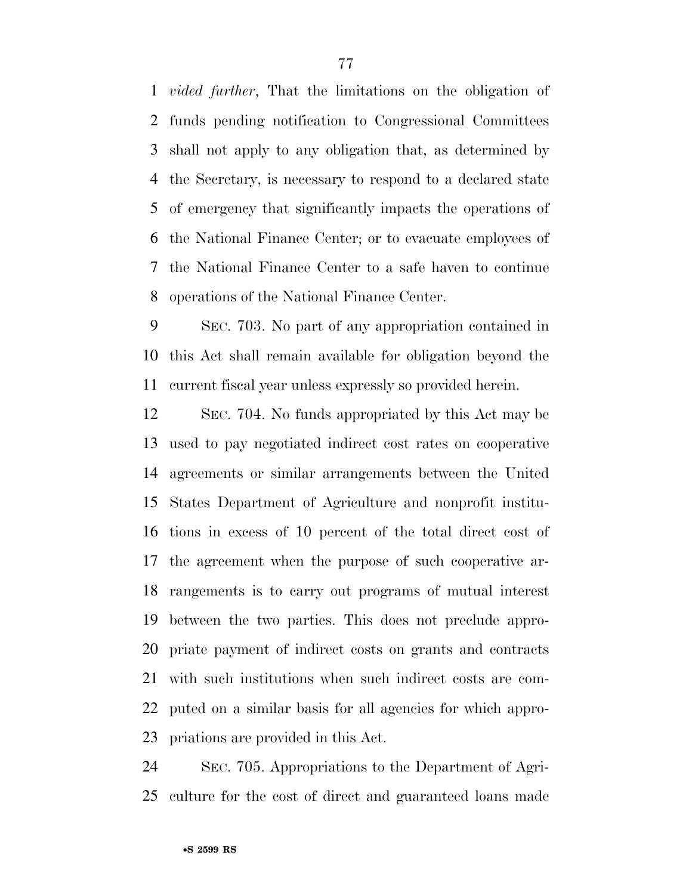*vided further*, That the limitations on the obligation of funds pending notification to Congressional Committees shall not apply to any obligation that, as determined by the Secretary, is necessary to respond to a declared state of emergency that significantly impacts the operations of the National Finance Center; or to evacuate employees of the National Finance Center to a safe haven to continue operations of the National Finance Center.

SEC. 703. No part of any appropriation contained in this Act shall remain available for obligation beyond the current fiscal year unless expressly so provided herein.

SEC. 704. No funds appropriated by this Act may be used to pay negotiated indirect cost rates on cooperative agreements or similar arrangements between the United States Department of Agriculture and nonprofit institutions in excess of 10 percent of the total direct cost of the agreement when the purpose of such cooperative arrangements is to carry out programs of mutual interest between the two parties. This does not preclude appropriate payment of indirect costs on grants and contracts with such institutions when such indirect costs are computed on a similar basis for all agencies for which appropriations are provided in this Act.

SEC. 705. Appropriations to the Department of Agriculture for the cost of direct and guaranteed loans made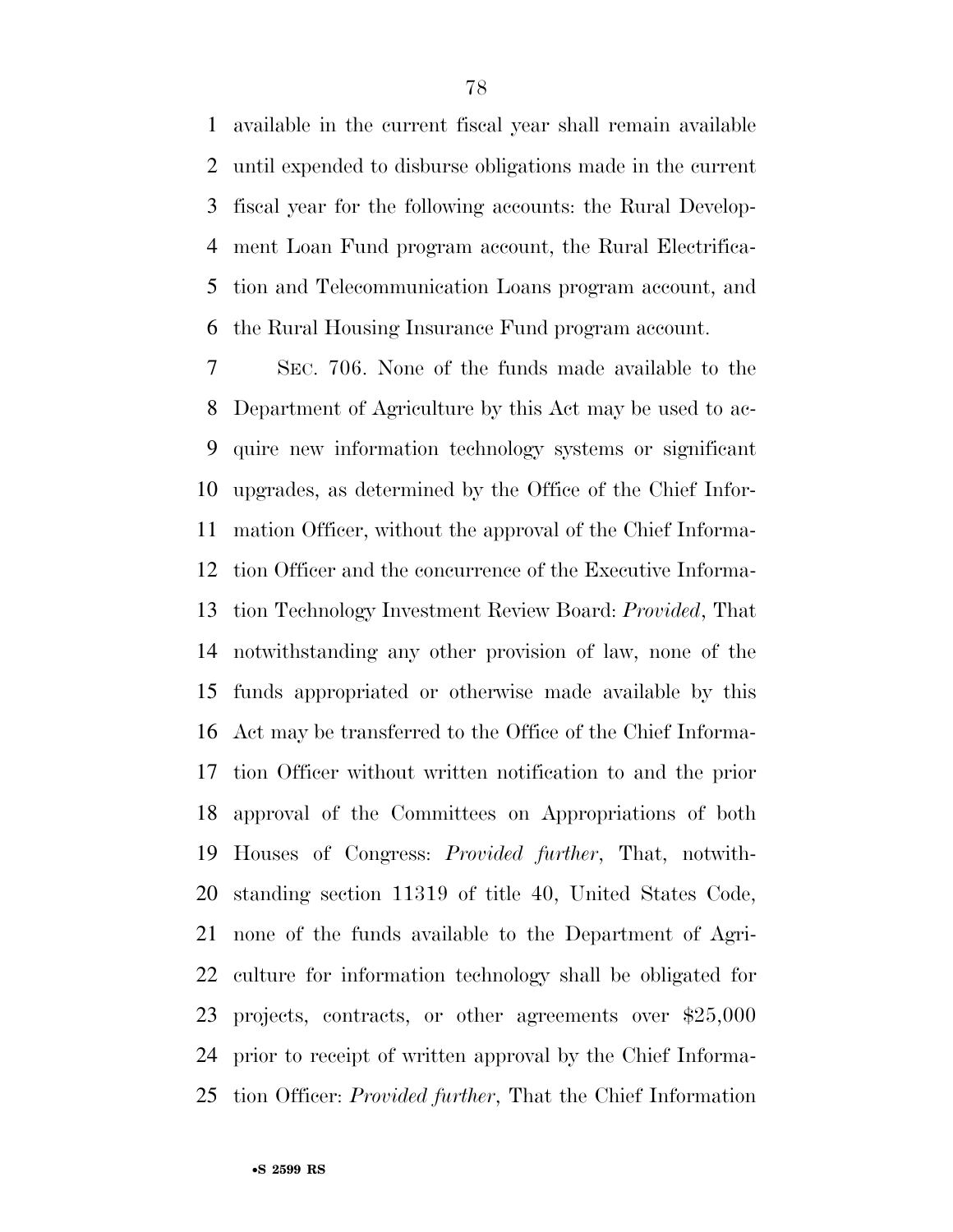available in the current fiscal year shall remain available until expended to disburse obligations made in the current fiscal year for the following accounts: the Rural Development Loan Fund program account, the Rural Electrification and Telecommunication Loans program account, and the Rural Housing Insurance Fund program account.

SEC. 706. None of the funds made available to the Department of Agriculture by this Act may be used to acquire new information technology systems or significant upgrades, as determined by the Office of the Chief Information Officer, without the approval of the Chief Information Officer and the concurrence of the Executive Information Technology Investment Review Board: *Provided*, That notwithstanding any other provision of law, none of the funds appropriated or otherwise made available by this Act may be transferred to the Office of the Chief Information Officer without written notification to and the prior approval of the Committees on Appropriations of both Houses of Congress: *Provided further*, That, notwithstanding section 11319 of title 40, United States Code, none of the funds available to the Department of Agriculture for information technology shall be obligated for projects, contracts, or other agreements over $25,000 prior to receipt of written approval by the Chief Information Officer: *Provided further*, That the Chief Information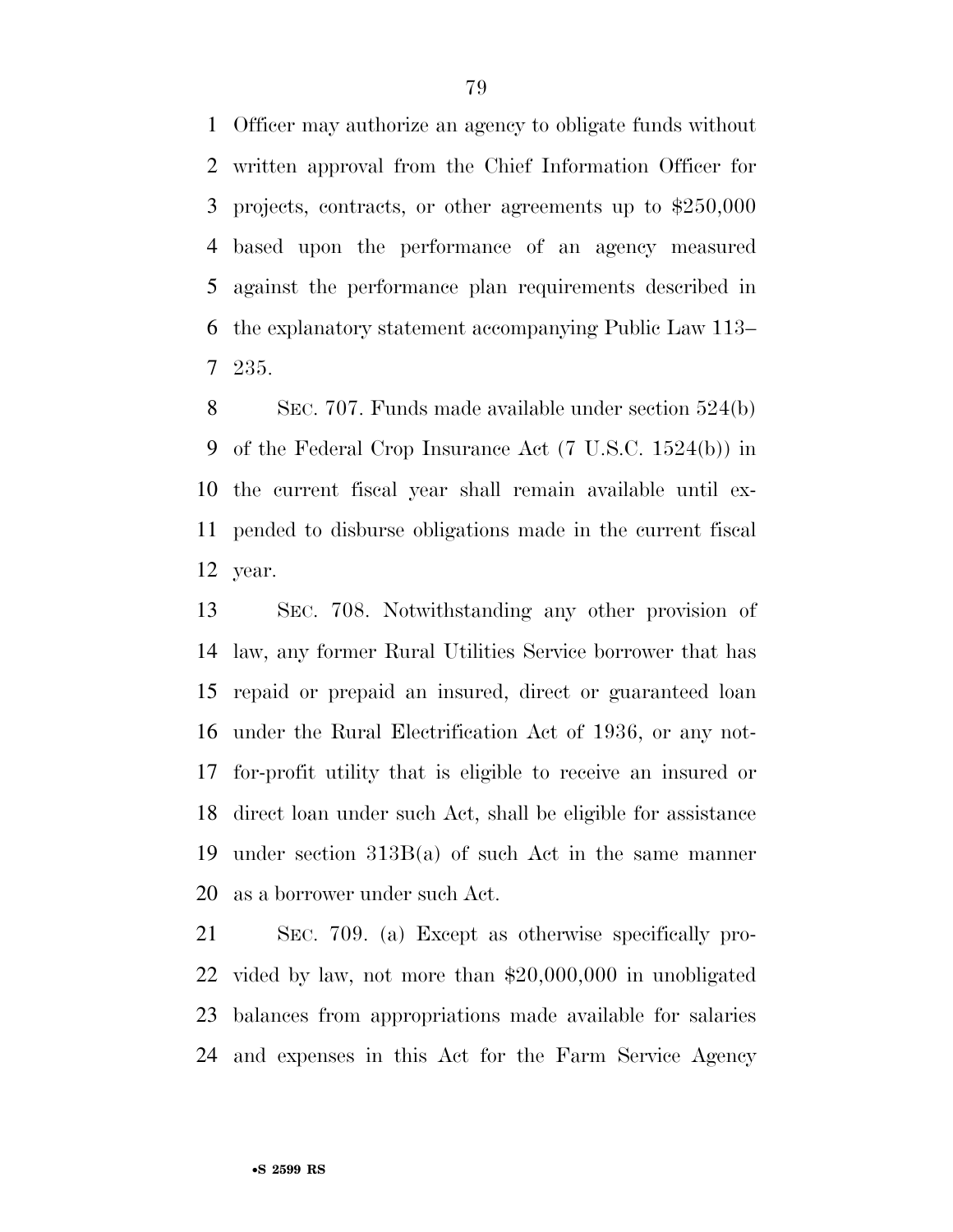Officer may authorize an agency to obligate funds without written approval from the Chief Information Officer for projects, contracts, or other agreements up to $250,000 based upon the performance of an agency measured against the performance plan requirements described in the explanatory statement accompanying Public Law 113–235.

SEC. 707. Funds made available under section 524(b) of the Federal Crop Insurance Act (7 U.S.C. 1524(b)) in the current fiscal year shall remain available until expended to disburse obligations made in the current fiscal year.

SEC. 708. Notwithstanding any other provision of law, any former Rural Utilities Service borrower that has repaid or prepaid an insured, direct or guaranteed loan under the Rural Electrification Act of 1936, or any not-for-profit utility that is eligible to receive an insured or direct loan under such Act, shall be eligible for assistance under section 313B(a) of such Act in the same manner as a borrower under such Act.

SEC. 709. (a) Except as otherwise specifically provided by law, not more than $20,000,000 in unobligated balances from appropriations made available for salaries and expenses in this Act for the Farm Service Agency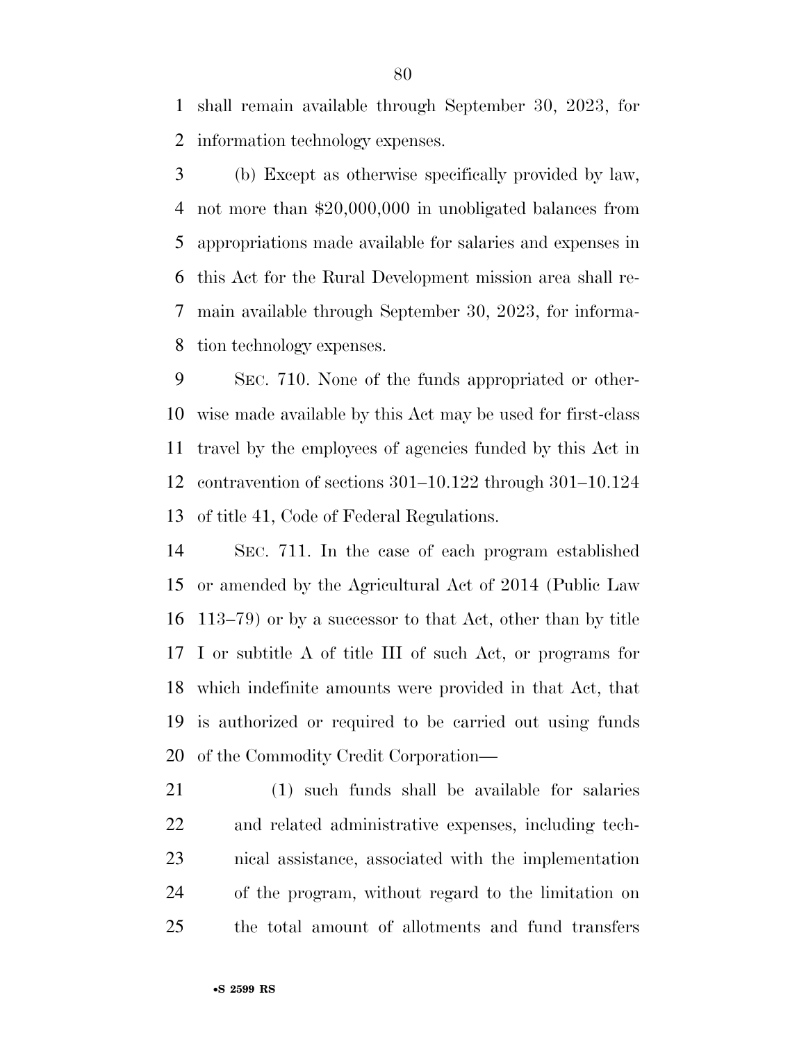shall remain available through September 30, 2023, for information technology expenses.

(b) Except as otherwise specifically provided by law, not more than $20,000,000 in unobligated balances from appropriations made available for salaries and expenses in this Act for the Rural Development mission area shall remain available through September 30, 2023, for information technology expenses.

SEC. 710. None of the funds appropriated or otherwise made available by this Act may be used for first-class travel by the employees of agencies funded by this Act in contravention of sections 301–10.122 through 301–10.124 of title 41, Code of Federal Regulations.

SEC. 711. In the case of each program established or amended by the Agricultural Act of 2014 (Public Law 113–79) or by a successor to that Act, other than by title I or subtitle A of title III of such Act, or programs for which indefinite amounts were provided in that Act, that is authorized or required to be carried out using funds of the Commodity Credit Corporation—

(1) such funds shall be available for salaries and related administrative expenses, including technical assistance, associated with the implementation of the program, without regard to the limitation on the total amount of allotments and fund transfers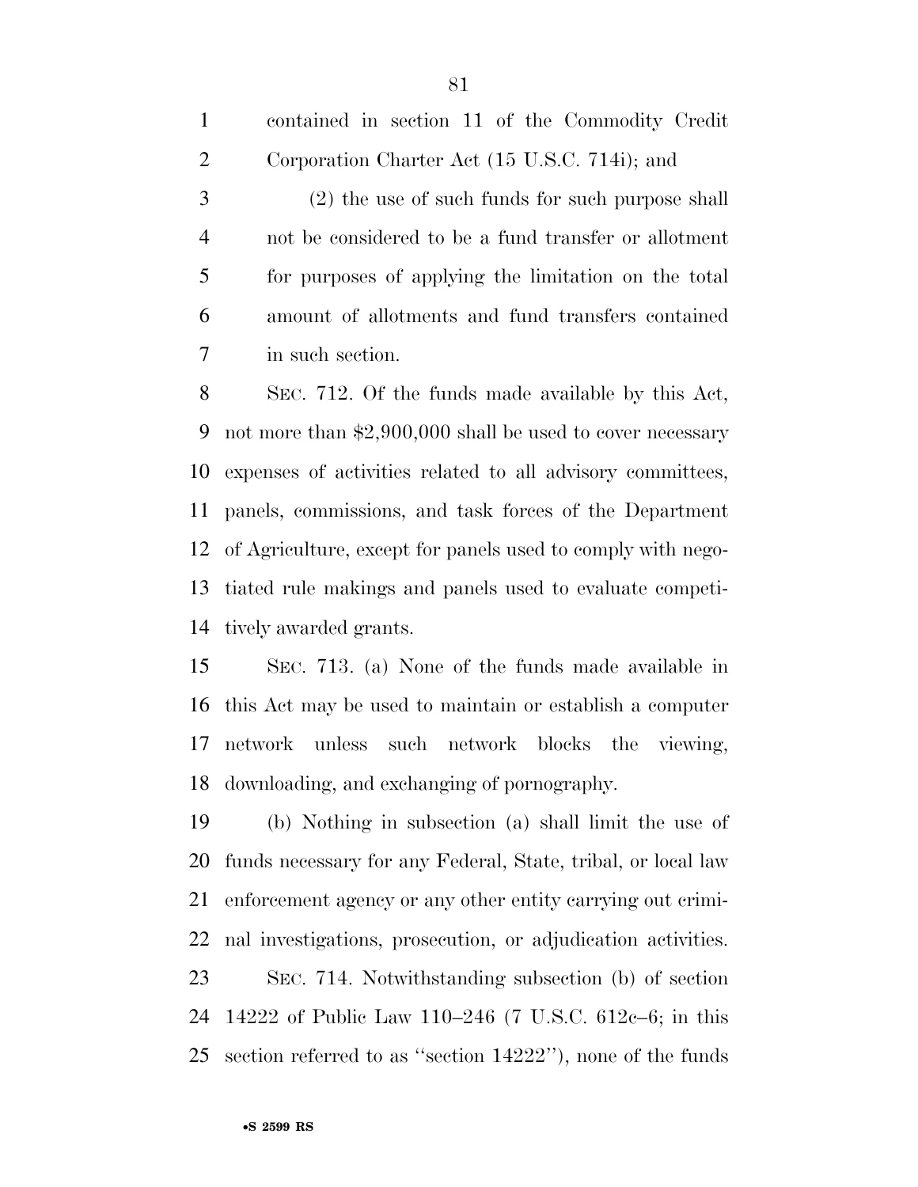contained in section 11 of the Commodity Credit Corporation Charter Act (15 U.S.C. 714i); and

(2) the use of such funds for such purpose shall not be considered to be a fund transfer or allotment for purposes of applying the limitation on the total amount of allotments and fund transfers contained in such section.

SEC. 712. Of the funds made available by this Act, not more than $2,900,000 shall be used to cover necessary expenses of activities related to all advisory committees, panels, commissions, and task forces of the Department of Agriculture, except for panels used to comply with negotiated rule makings and panels used to evaluate competitively awarded grants.

SEC. 713. (a) None of the funds made available in this Act may be used to maintain or establish a computer network unless such network blocks the viewing, downloading, and exchanging of pornography.

(b) Nothing in subsection (a) shall limit the use of funds necessary for any Federal, State, tribal, or local law enforcement agency or any other entity carrying out criminal investigations, prosecution, or adjudication activities.

SEC. 714. Notwithstanding subsection (b) of section 14222 of Public Law 110–246 (7 U.S.C. 612c–6; in this section referred to as ''section 14222''), none of the funds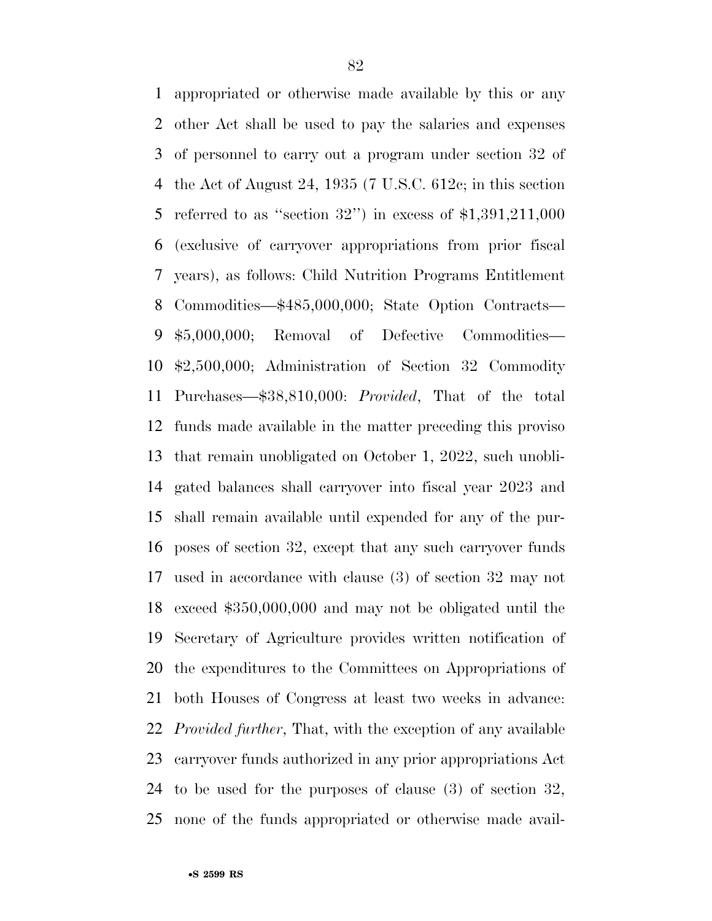appropriated or otherwise made available by this or any other Act shall be used to pay the salaries and expenses of personnel to carry out a program under section 32 of the Act of August 24, 1935 (7 U.S.C. 612c; in this section referred to as ''section 32'') in excess of $1,391,211,000 (exclusive of carryover appropriations from prior fiscal years), as follows: Child Nutrition Programs Entitlement Commodities—$485,000,000; State Option Contracts—$5,000,000; Removal of Defective Commodities—$2,500,000; Administration of Section 32 Commodity Purchases—$38,810,000: *Provided*, That of the total funds made available in the matter preceding this proviso that remain unobligated on October 1, 2022, such unobligated balances shall carryover into fiscal year 2023 and shall remain available until expended for any of the purposes of section 32, except that any such carryover funds used in accordance with clause (3) of section 32 may not exceed $350,000,000 and may not be obligated until the Secretary of Agriculture provides written notification of the expenditures to the Committees on Appropriations of both Houses of Congress at least two weeks in advance: *Provided further*, That, with the exception of any available carryover funds authorized in any prior appropriations Act to be used for the purposes of clause (3) of section 32, none of the funds appropriated or otherwise made avail-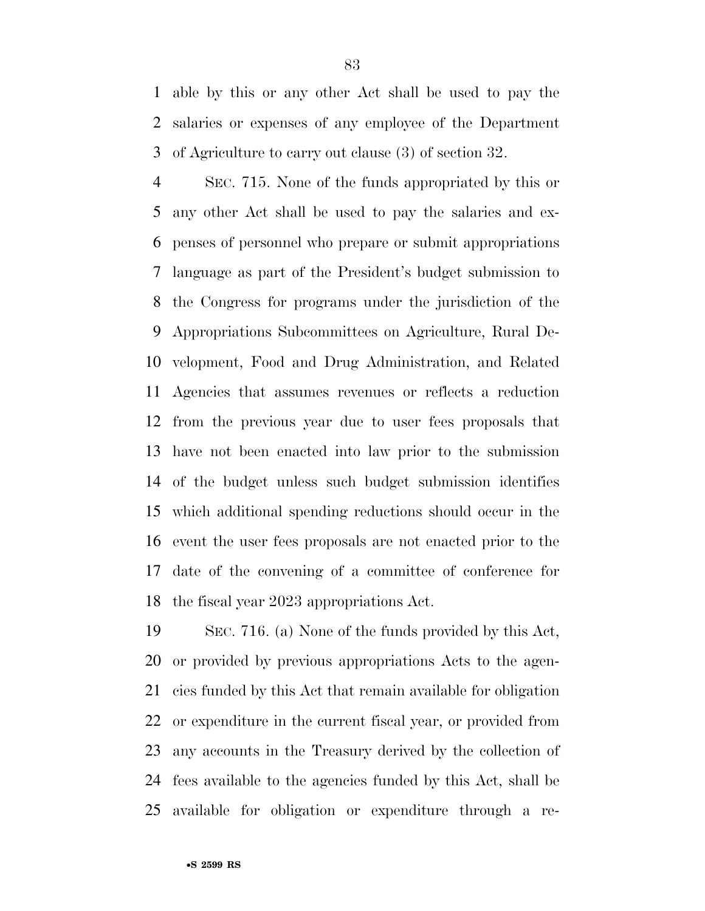able by this or any other Act shall be used to pay the salaries or expenses of any employee of the Department of Agriculture to carry out clause (3) of section 32.

SEC. 715. None of the funds appropriated by this or any other Act shall be used to pay the salaries and expenses of personnel who prepare or submit appropriations language as part of the President's budget submission to the Congress for programs under the jurisdiction of the Appropriations Subcommittees on Agriculture, Rural Development, Food and Drug Administration, and Related Agencies that assumes revenues or reflects a reduction from the previous year due to user fees proposals that have not been enacted into law prior to the submission of the budget unless such budget submission identifies which additional spending reductions should occur in the event the user fees proposals are not enacted prior to the date of the convening of a committee of conference for the fiscal year 2023 appropriations Act.

SEC. 716. (a) None of the funds provided by this Act, or provided by previous appropriations Acts to the agencies funded by this Act that remain available for obligation or expenditure in the current fiscal year, or provided from any accounts in the Treasury derived by the collection of fees available to the agencies funded by this Act, shall be available for obligation or expenditure through a re-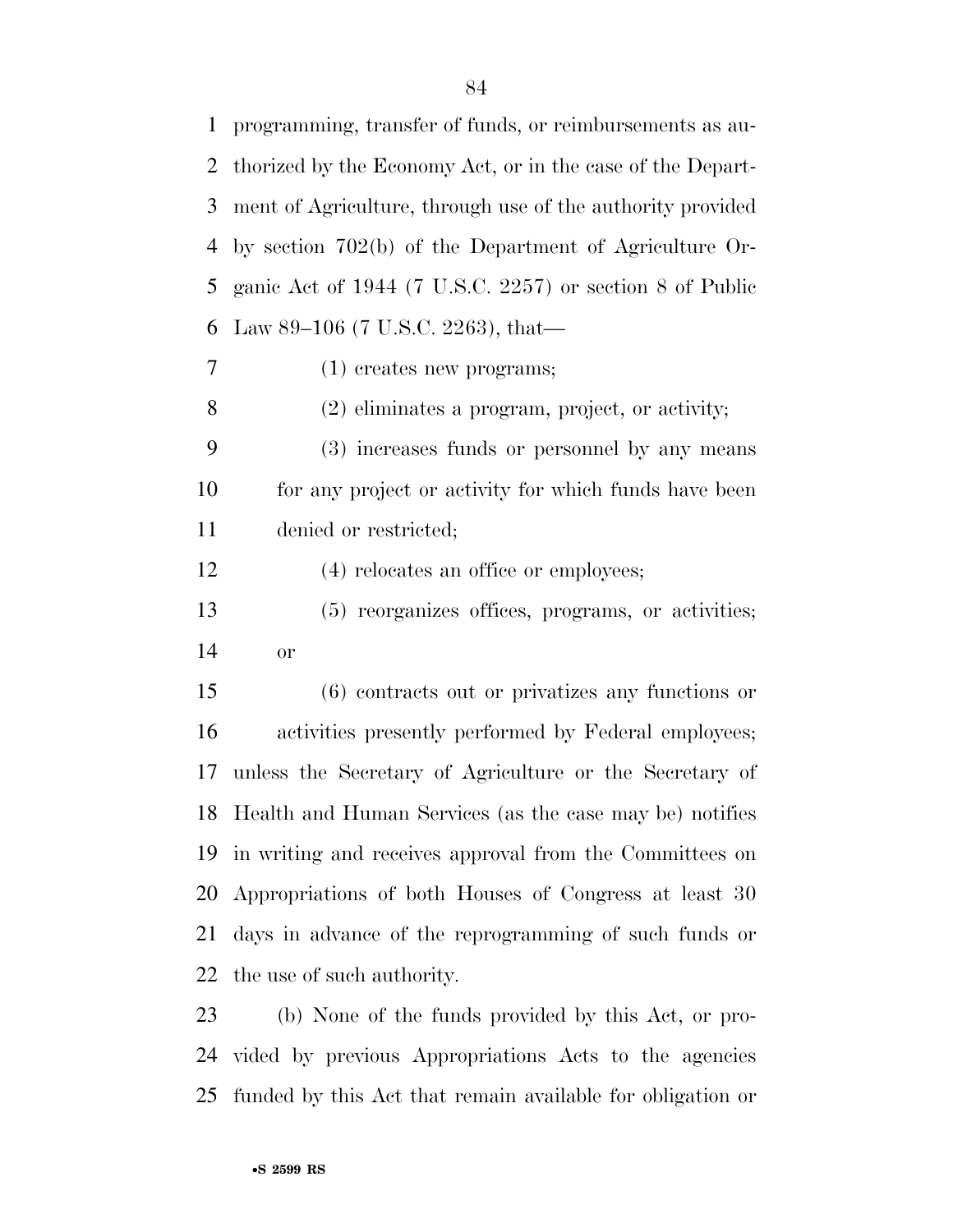programming, transfer of funds, or reimbursements as authorized by the Economy Act, or in the case of the Department of Agriculture, through use of the authority provided by section 702(b) of the Department of Agriculture Organic Act of 1944 (7 U.S.C. 2257) or section 8 of Public Law 89–106 (7 U.S.C. 2263), that—

(1) creates new programs;

(2) eliminates a program, project, or activity;

(3) increases funds or personnel by any means for any project or activity for which funds have been denied or restricted;

(4) relocates an office or employees;

(5) reorganizes offices, programs, or activities; or

(6) contracts out or privatizes any functions or activities presently performed by Federal employees;

unless the Secretary of Agriculture or the Secretary of Health and Human Services (as the case may be) notifies in writing and receives approval from the Committees on Appropriations of both Houses of Congress at least 30 days in advance of the reprogramming of such funds or the use of such authority.

(b) None of the funds provided by this Act, or provided by previous Appropriations Acts to the agencies funded by this Act that remain available for obligation or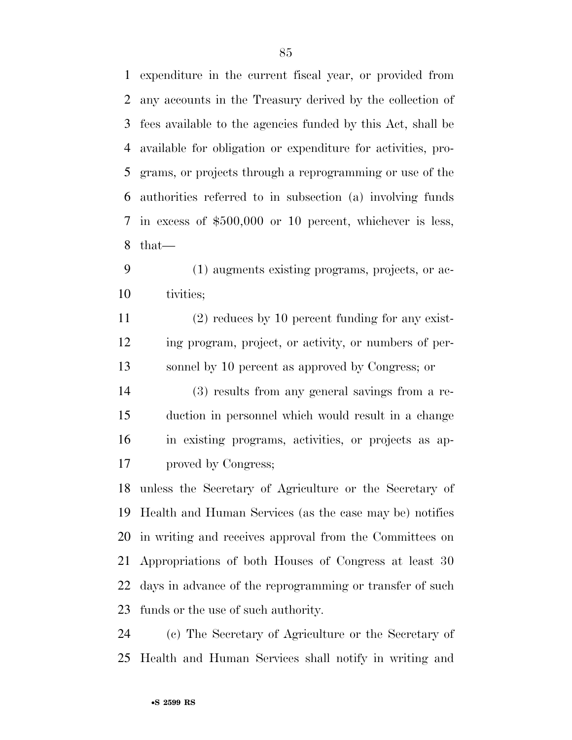expenditure in the current fiscal year, or provided from any accounts in the Treasury derived by the collection of fees available to the agencies funded by this Act, shall be available for obligation or expenditure for activities, programs, or projects through a reprogramming or use of the authorities referred to in subsection (a) involving funds in excess of $500,000 or 10 percent, whichever is less, that—

(1) augments existing programs, projects, or activities;

(2) reduces by 10 percent funding for any existing program, project, or activity, or numbers of personnel by 10 percent as approved by Congress; or

(3) results from any general savings from a reduction in personnel which would result in a change in existing programs, activities, or projects as approved by Congress;

unless the Secretary of Agriculture or the Secretary of Health and Human Services (as the case may be) notifies in writing and receives approval from the Committees on Appropriations of both Houses of Congress at least 30 days in advance of the reprogramming or transfer of such funds or the use of such authority.

(c) The Secretary of Agriculture or the Secretary of Health and Human Services shall notify in writing and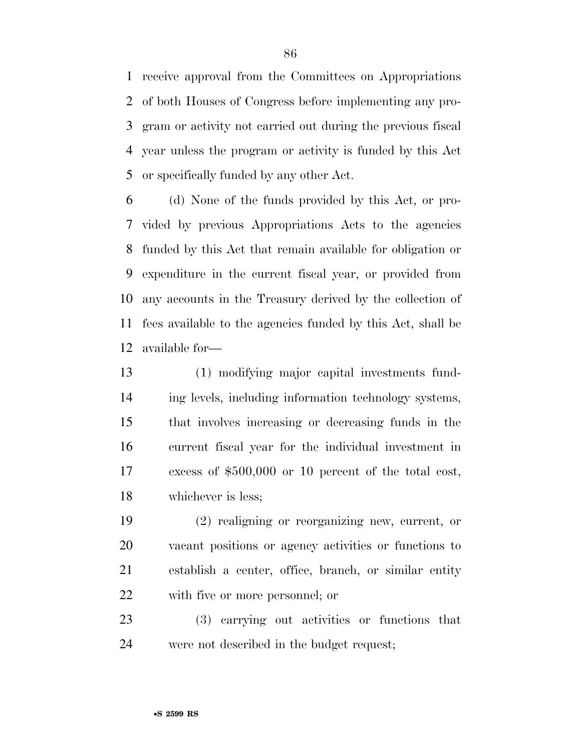receive approval from the Committees on Appropriations of both Houses of Congress before implementing any program or activity not carried out during the previous fiscal year unless the program or activity is funded by this Act or specifically funded by any other Act.

(d) None of the funds provided by this Act, or provided by previous Appropriations Acts to the agencies funded by this Act that remain available for obligation or expenditure in the current fiscal year, or provided from any accounts in the Treasury derived by the collection of fees available to the agencies funded by this Act, shall be available for—

(1) modifying major capital investments funding levels, including information technology systems, that involves increasing or decreasing funds in the current fiscal year for the individual investment in excess of $500,000 or 10 percent of the total cost, whichever is less;

(2) realigning or reorganizing new, current, or vacant positions or agency activities or functions to establish a center, office, branch, or similar entity with five or more personnel; or

(3) carrying out activities or functions that were not described in the budget request;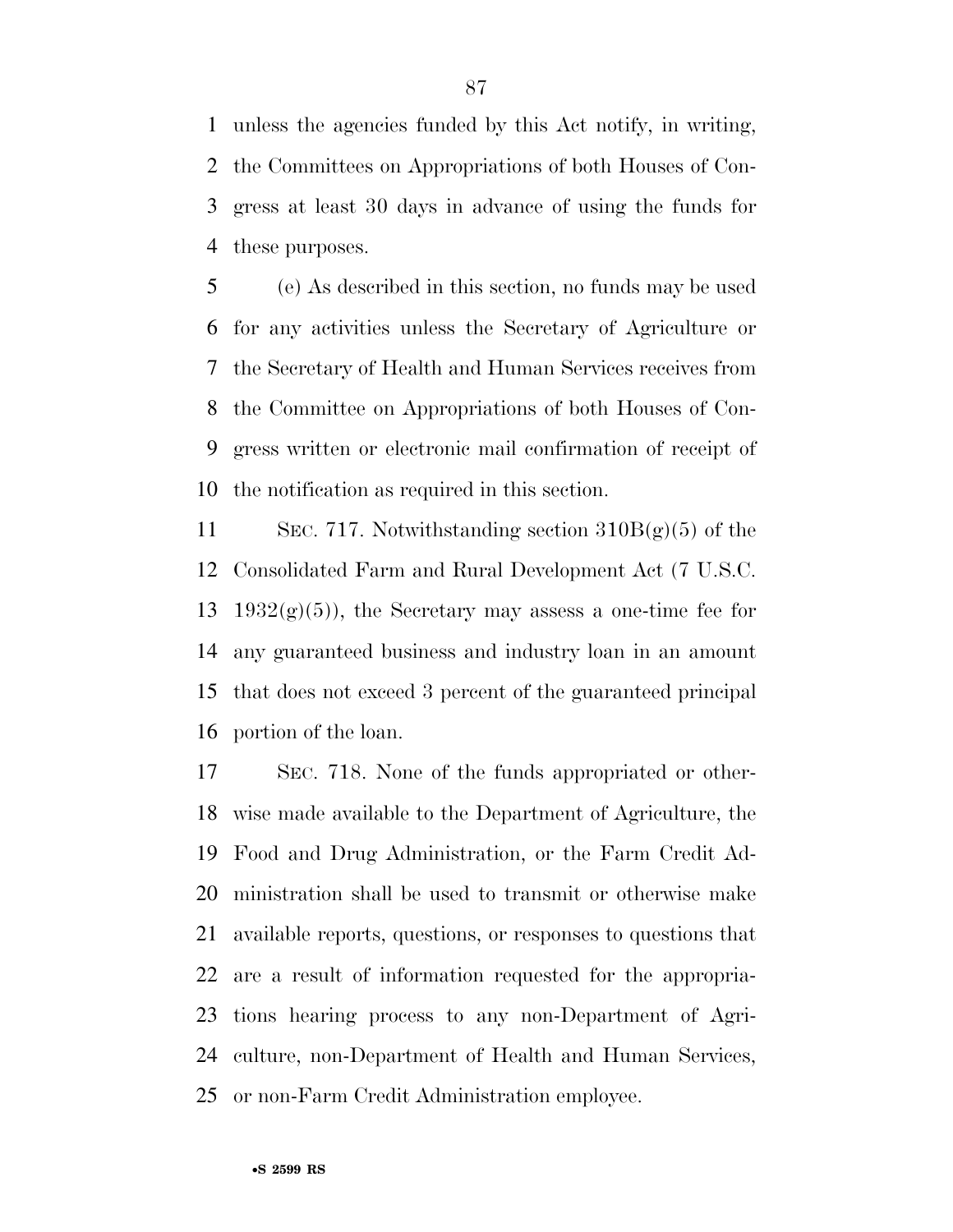unless the agencies funded by this Act notify, in writing, the Committees on Appropriations of both Houses of Congress at least 30 days in advance of using the funds for these purposes.

(e) As described in this section, no funds may be used for any activities unless the Secretary of Agriculture or the Secretary of Health and Human Services receives from the Committee on Appropriations of both Houses of Congress written or electronic mail confirmation of receipt of the notification as required in this section.

SEC. 717. Notwithstanding section 310B(g)(5) of the Consolidated Farm and Rural Development Act (7 U.S.C. 1932(g)(5)), the Secretary may assess a one-time fee for any guaranteed business and industry loan in an amount that does not exceed 3 percent of the guaranteed principal portion of the loan.

SEC. 718. None of the funds appropriated or otherwise made available to the Department of Agriculture, the Food and Drug Administration, or the Farm Credit Administration shall be used to transmit or otherwise make available reports, questions, or responses to questions that are a result of information requested for the appropriations hearing process to any non-Department of Agriculture, non-Department of Health and Human Services, or non-Farm Credit Administration employee.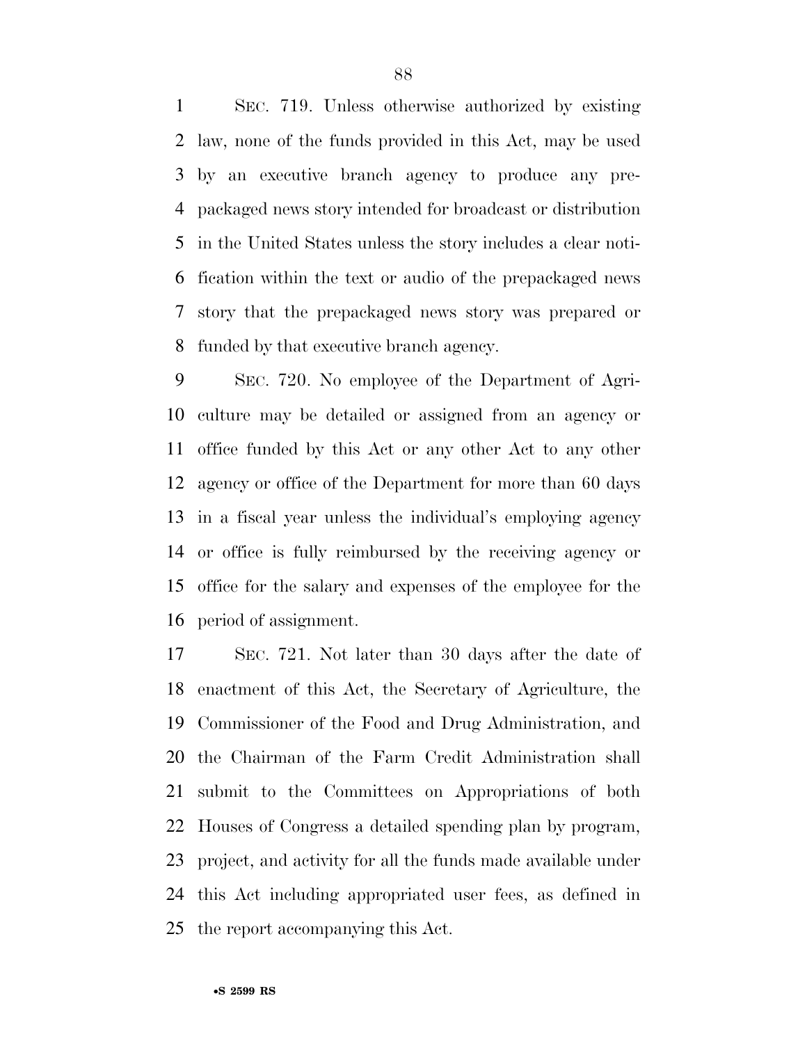SEC. 719. Unless otherwise authorized by existing law, none of the funds provided in this Act, may be used by an executive branch agency to produce any prepackaged news story intended for broadcast or distribution in the United States unless the story includes a clear notification within the text or audio of the prepackaged news story that the prepackaged news story was prepared or funded by that executive branch agency.

SEC. 720. No employee of the Department of Agriculture may be detailed or assigned from an agency or office funded by this Act or any other Act to any other agency or office of the Department for more than 60 days in a fiscal year unless the individual's employing agency or office is fully reimbursed by the receiving agency or office for the salary and expenses of the employee for the period of assignment.

SEC. 721. Not later than 30 days after the date of enactment of this Act, the Secretary of Agriculture, the Commissioner of the Food and Drug Administration, and the Chairman of the Farm Credit Administration shall submit to the Committees on Appropriations of both Houses of Congress a detailed spending plan by program, project, and activity for all the funds made available under this Act including appropriated user fees, as defined in the report accompanying this Act.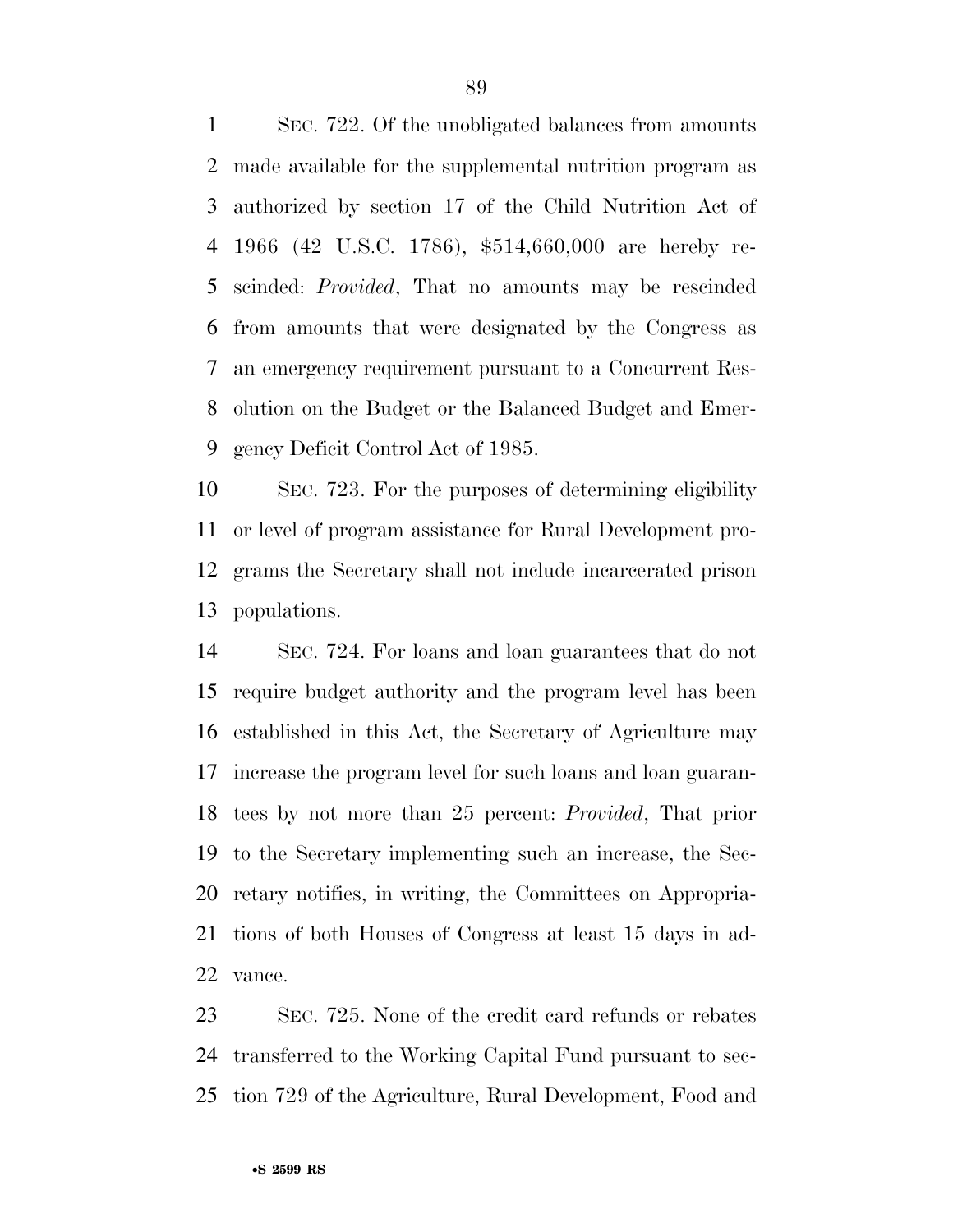SEC. 722. Of the unobligated balances from amounts made available for the supplemental nutrition program as authorized by section 17 of the Child Nutrition Act of 1966 (42 U.S.C. 1786), $514,660,000 are hereby rescinded: *Provided*, That no amounts may be rescinded from amounts that were designated by the Congress as an emergency requirement pursuant to a Concurrent Resolution on the Budget or the Balanced Budget and Emergency Deficit Control Act of 1985.

SEC. 723. For the purposes of determining eligibility or level of program assistance for Rural Development programs the Secretary shall not include incarcerated prison populations.

SEC. 724. For loans and loan guarantees that do not require budget authority and the program level has been established in this Act, the Secretary of Agriculture may increase the program level for such loans and loan guarantees by not more than 25 percent: *Provided*, That prior to the Secretary implementing such an increase, the Secretary notifies, in writing, the Committees on Appropriations of both Houses of Congress at least 15 days in advance.

SEC. 725. None of the credit card refunds or rebates transferred to the Working Capital Fund pursuant to section 729 of the Agriculture, Rural Development, Food and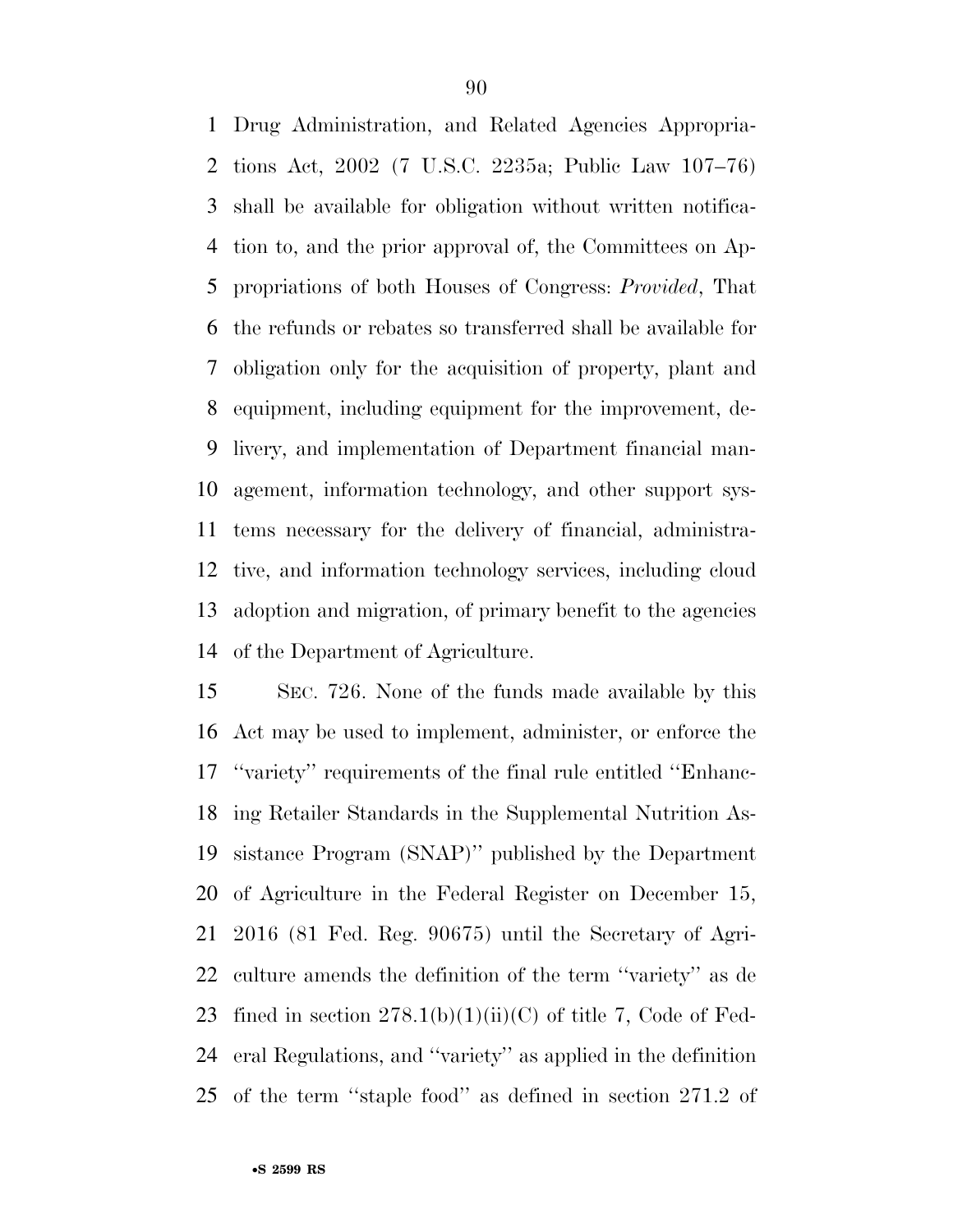Drug Administration, and Related Agencies Appropriations Act, 2002 (7 U.S.C. 2235a; Public Law 107–76) shall be available for obligation without written notification to, and the prior approval of, the Committees on Appropriations of both Houses of Congress: *Provided*, That the refunds or rebates so transferred shall be available for obligation only for the acquisition of property, plant and equipment, including equipment for the improvement, delivery, and implementation of Department financial management, information technology, and other support systems necessary for the delivery of financial, administrative, and information technology services, including cloud adoption and migration, of primary benefit to the agencies of the Department of Agriculture.

SEC. 726. None of the funds made available by this Act may be used to implement, administer, or enforce the ''variety'' requirements of the final rule entitled ''Enhancing Retailer Standards in the Supplemental Nutrition Assistance Program (SNAP)'' published by the Department of Agriculture in the Federal Register on December 15, 2016 (81 Fed. Reg. 90675) until the Secretary of Agriculture amends the definition of the term ''variety'' as defined in section 278.1(b)(1)(ii)(C) of title 7, Code of Federal Regulations, and ''variety'' as applied in the definition of the term ''staple food'' as defined in section 271.2 of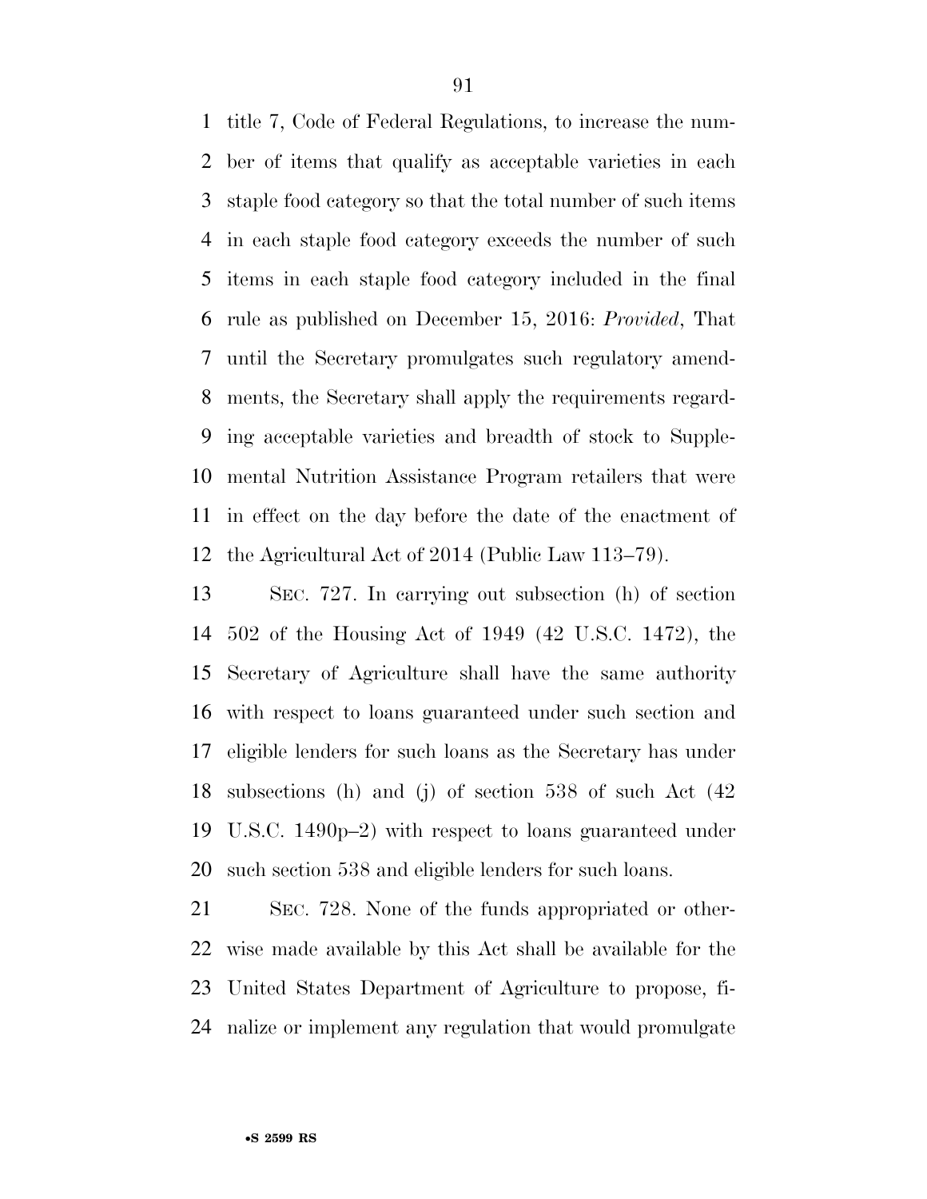title 7, Code of Federal Regulations, to increase the number of items that qualify as acceptable varieties in each staple food category so that the total number of such items in each staple food category exceeds the number of such items in each staple food category included in the final rule as published on December 15, 2016: *Provided*, That until the Secretary promulgates such regulatory amendments, the Secretary shall apply the requirements regarding acceptable varieties and breadth of stock to Supplemental Nutrition Assistance Program retailers that were in effect on the day before the date of the enactment of the Agricultural Act of 2014 (Public Law 113–79).

SEC. 727. In carrying out subsection (h) of section 502 of the Housing Act of 1949 (42 U.S.C. 1472), the Secretary of Agriculture shall have the same authority with respect to loans guaranteed under such section and eligible lenders for such loans as the Secretary has under subsections (h) and (j) of section 538 of such Act (42 U.S.C. 1490p–2) with respect to loans guaranteed under such section 538 and eligible lenders for such loans.

SEC. 728. None of the funds appropriated or otherwise made available by this Act shall be available for the United States Department of Agriculture to propose, finalize or implement any regulation that would promulgate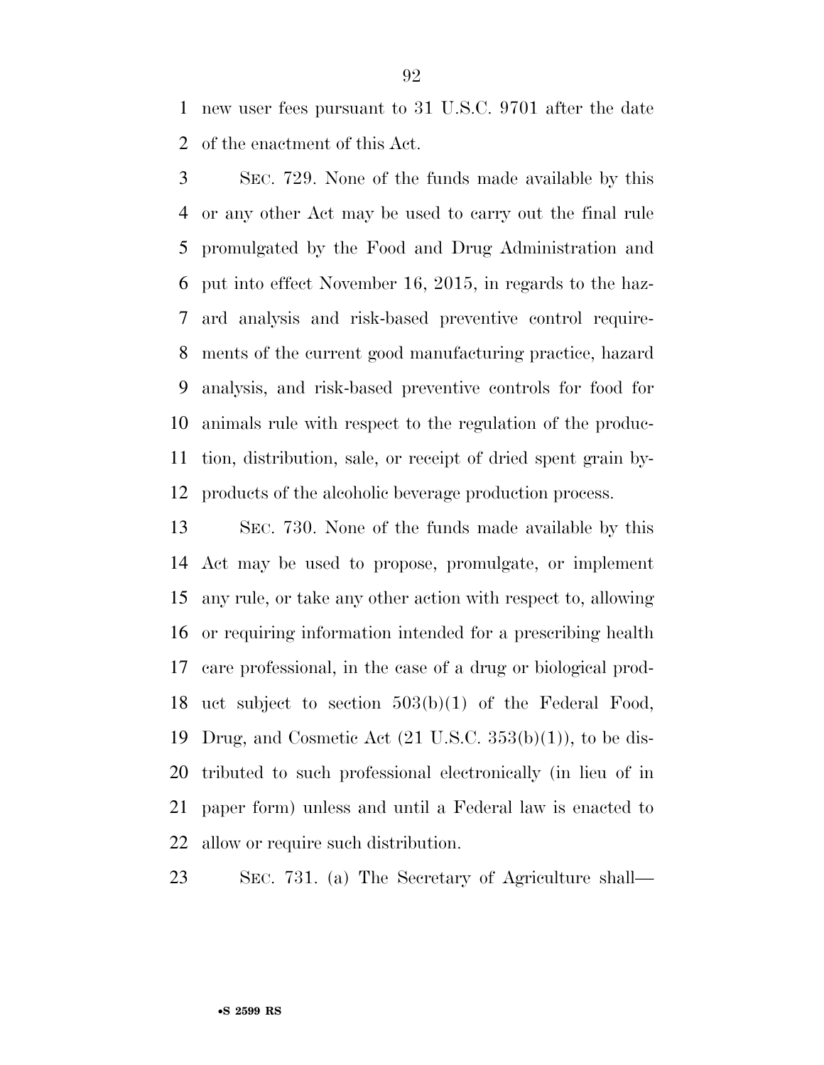new user fees pursuant to 31 U.S.C. 9701 after the date of the enactment of this Act.

SEC. 729. None of the funds made available by this or any other Act may be used to carry out the final rule promulgated by the Food and Drug Administration and put into effect November 16, 2015, in regards to the hazard analysis and risk-based preventive control requirements of the current good manufacturing practice, hazard analysis, and risk-based preventive controls for food for animals rule with respect to the regulation of the production, distribution, sale, or receipt of dried spent grain byproducts of the alcoholic beverage production process.

SEC. 730. None of the funds made available by this Act may be used to propose, promulgate, or implement any rule, or take any other action with respect to, allowing or requiring information intended for a prescribing health care professional, in the case of a drug or biological product subject to section 503(b)(1) of the Federal Food, Drug, and Cosmetic Act (21 U.S.C. 353(b)(1)), to be distributed to such professional electronically (in lieu of in paper form) unless and until a Federal law is enacted to allow or require such distribution.

SEC. 731. (a) The Secretary of Agriculture shall—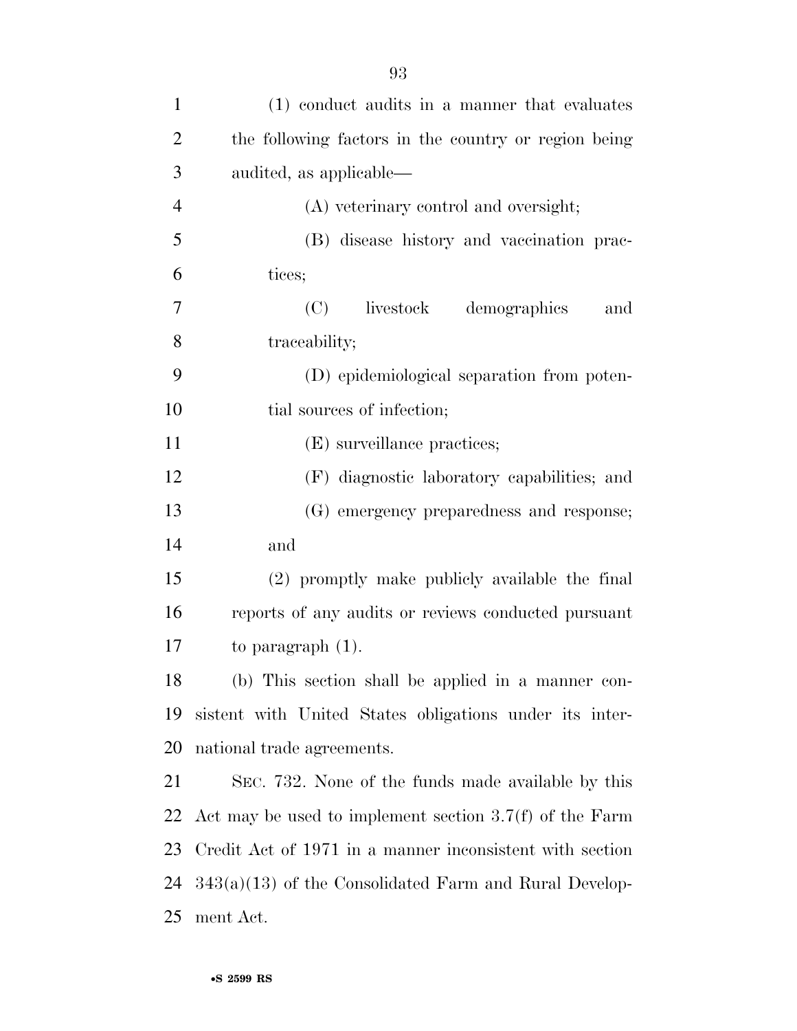(1) conduct audits in a manner that evaluates the following factors in the country or region being audited, as applicable—

(A) veterinary control and oversight;

(B) disease history and vaccination practices;

(C) livestock demographics and traceability;

(D) epidemiological separation from potential sources of infection;

(E) surveillance practices;

(F) diagnostic laboratory capabilities; and

(G) emergency preparedness and response; and

(2) promptly make publicly available the final reports of any audits or reviews conducted pursuant to paragraph (1).

(b) This section shall be applied in a manner consistent with United States obligations under its international trade agreements.

SEC. 732. None of the funds made available by this Act may be used to implement section 3.7(f) of the Farm Credit Act of 1971 in a manner inconsistent with section 343(a)(13) of the Consolidated Farm and Rural Development Act.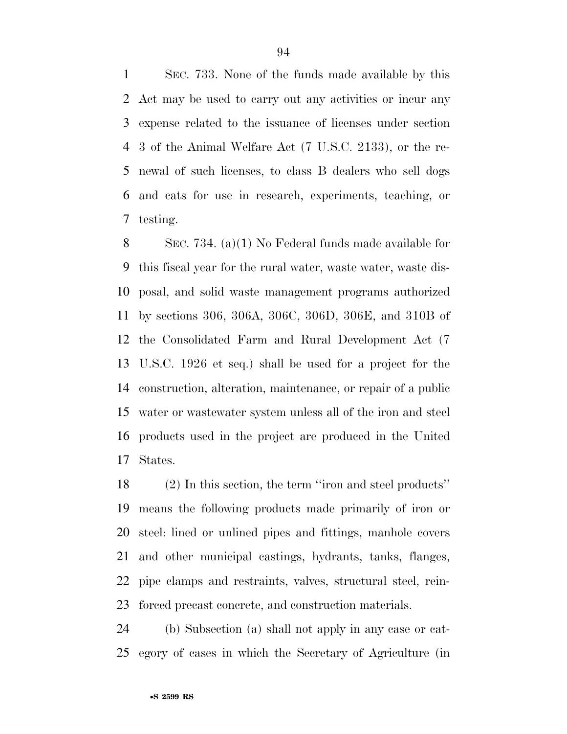SEC. 733. None of the funds made available by this Act may be used to carry out any activities or incur any expense related to the issuance of licenses under section 3 of the Animal Welfare Act (7 U.S.C. 2133), or the renewal of such licenses, to class B dealers who sell dogs and cats for use in research, experiments, teaching, or testing.

SEC. 734. (a)(1) No Federal funds made available for this fiscal year for the rural water, waste water, waste disposal, and solid waste management programs authorized by sections 306, 306A, 306C, 306D, 306E, and 310B of the Consolidated Farm and Rural Development Act (7 U.S.C. 1926 et seq.) shall be used for a project for the construction, alteration, maintenance, or repair of a public water or wastewater system unless all of the iron and steel products used in the project are produced in the United States.

(2) In this section, the term ''iron and steel products'' means the following products made primarily of iron or steel: lined or unlined pipes and fittings, manhole covers and other municipal castings, hydrants, tanks, flanges, pipe clamps and restraints, valves, structural steel, reinforced precast concrete, and construction materials.

(b) Subsection (a) shall not apply in any case or category of cases in which the Secretary of Agriculture (in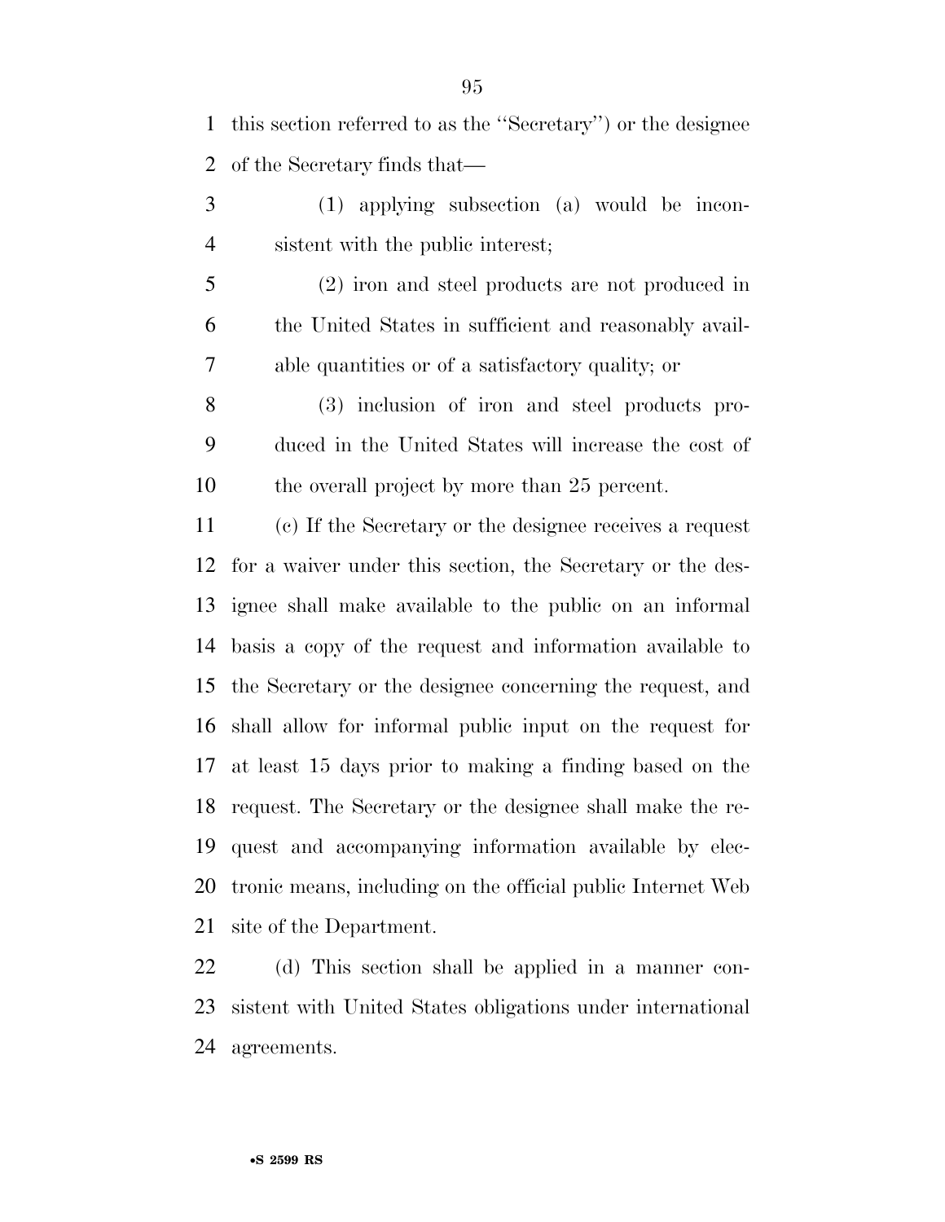this section referred to as the "Secretary") or the designee of the Secretary finds that—

(1) applying subsection (a) would be inconsistent with the public interest;

(2) iron and steel products are not produced in the United States in sufficient and reasonably available quantities or of a satisfactory quality; or

(3) inclusion of iron and steel products produced in the United States will increase the cost of the overall project by more than 25 percent.

(c) If the Secretary or the designee receives a request for a waiver under this section, the Secretary or the designee shall make available to the public on an informal basis a copy of the request and information available to the Secretary or the designee concerning the request, and shall allow for informal public input on the request for at least 15 days prior to making a finding based on the request. The Secretary or the designee shall make the request and accompanying information available by electronic means, including on the official public Internet Web site of the Department.

(d) This section shall be applied in a manner consistent with United States obligations under international agreements.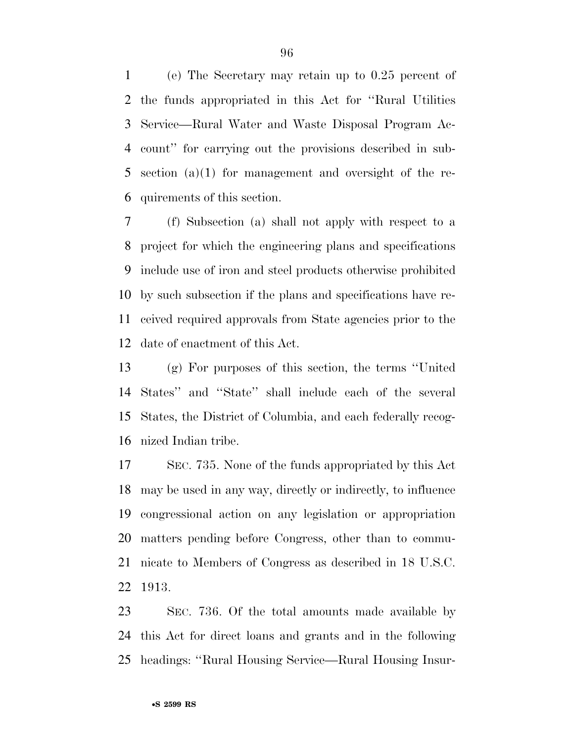(e) The Secretary may retain up to 0.25 percent of the funds appropriated in this Act for ''Rural Utilities Service—Rural Water and Waste Disposal Program Account'' for carrying out the provisions described in subsection (a)(1) for management and oversight of the requirements of this section.

(f) Subsection (a) shall not apply with respect to a project for which the engineering plans and specifications include use of iron and steel products otherwise prohibited by such subsection if the plans and specifications have received required approvals from State agencies prior to the date of enactment of this Act.

(g) For purposes of this section, the terms ''United States'' and ''State'' shall include each of the several States, the District of Columbia, and each federally recognized Indian tribe.

SEC. 735. None of the funds appropriated by this Act may be used in any way, directly or indirectly, to influence congressional action on any legislation or appropriation matters pending before Congress, other than to communicate to Members of Congress as described in 18 U.S.C. 1913.

SEC. 736. Of the total amounts made available by this Act for direct loans and grants and in the following headings: ''Rural Housing Service—Rural Housing Insur-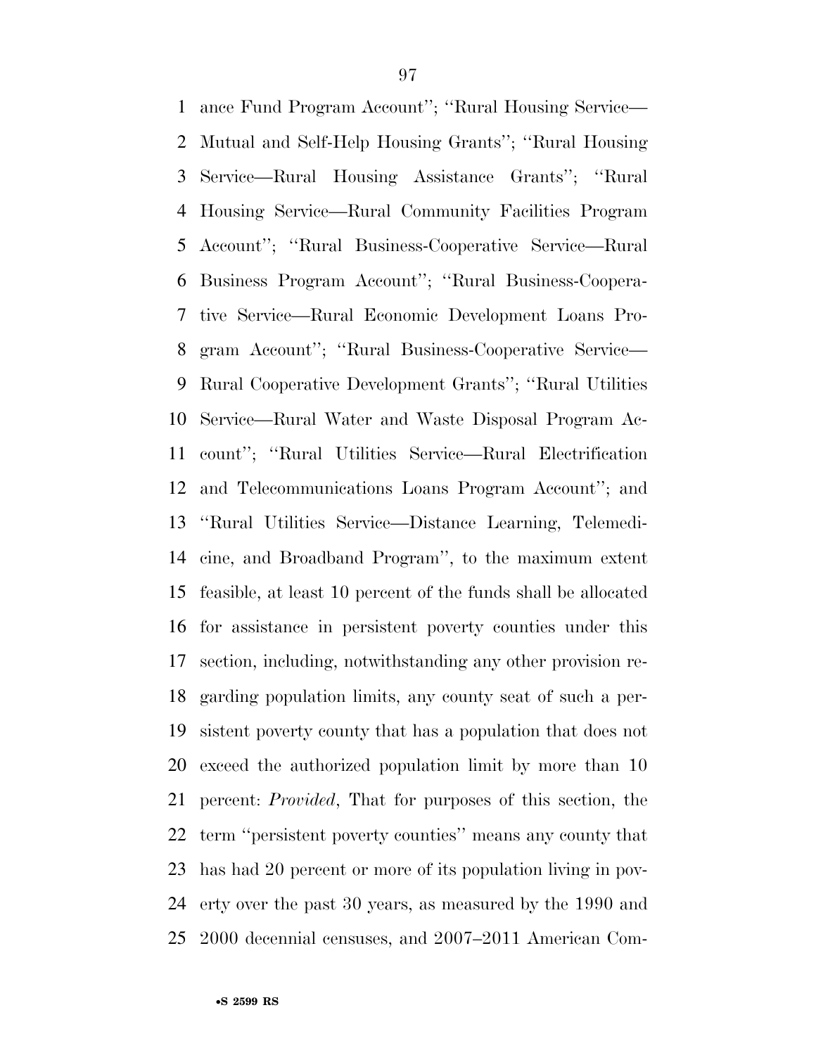ance Fund Program Account''; ''Rural Housing Service—Mutual and Self-Help Housing Grants''; ''Rural Housing Service—Rural Housing Assistance Grants''; ''Rural Housing Service—Rural Community Facilities Program Account''; ''Rural Business-Cooperative Service—Rural Business Program Account''; ''Rural Business-Cooperative Service—Rural Economic Development Loans Program Account''; ''Rural Business-Cooperative Service—Rural Cooperative Development Grants''; ''Rural Utilities Service—Rural Water and Waste Disposal Program Account''; ''Rural Utilities Service—Rural Electrification and Telecommunications Loans Program Account''; and ''Rural Utilities Service—Distance Learning, Telemedicine, and Broadband Program'', to the maximum extent feasible, at least 10 percent of the funds shall be allocated for assistance in persistent poverty counties under this section, including, notwithstanding any other provision regarding population limits, any county seat of such a persistent poverty county that has a population that does not exceed the authorized population limit by more than 10 percent: *Provided*, That for purposes of this section, the term ''persistent poverty counties'' means any county that has had 20 percent or more of its population living in poverty over the past 30 years, as measured by the 1990 and 2000 decennial censuses, and 2007–2011 American Com-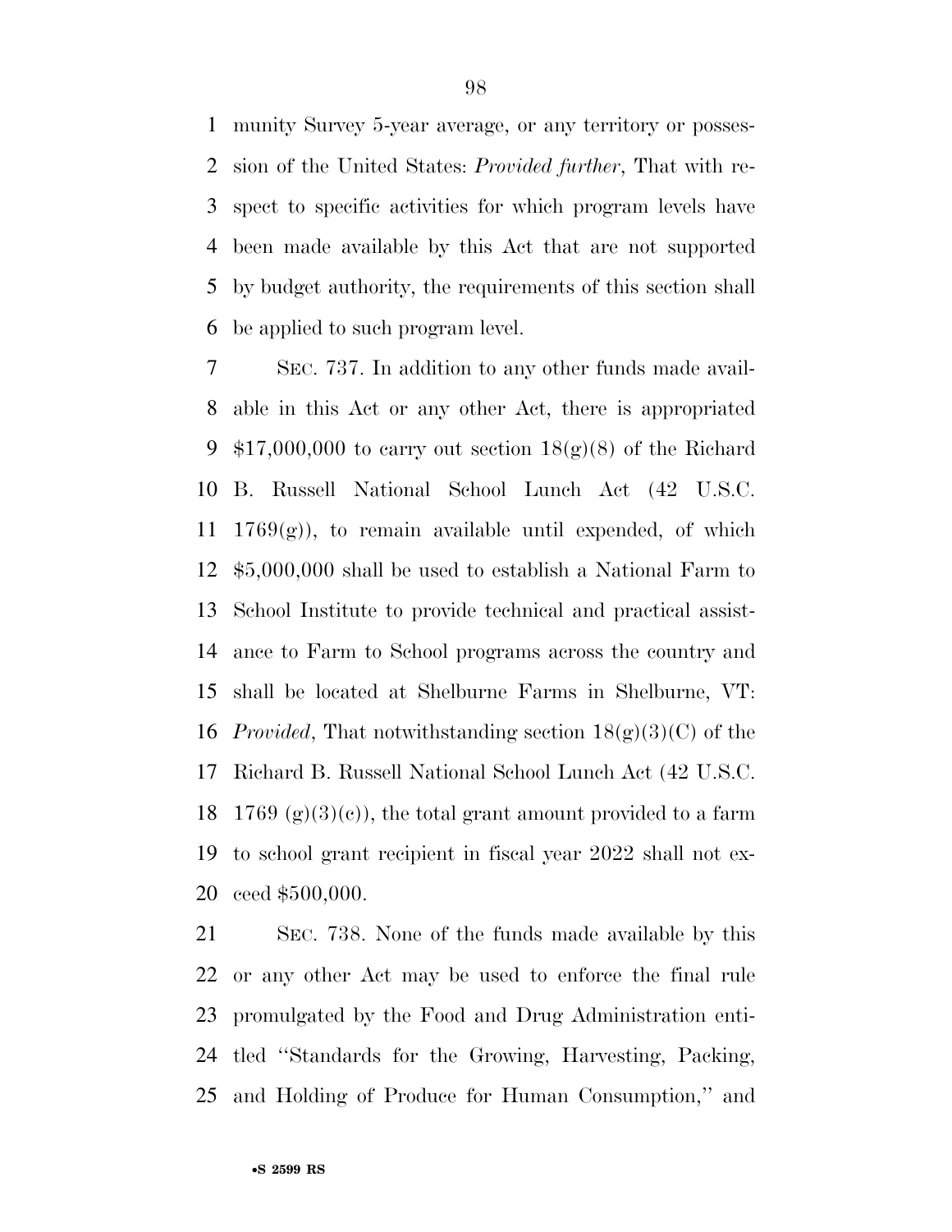munity Survey 5-year average, or any territory or possession of the United States: *Provided further*, That with respect to specific activities for which program levels have been made available by this Act that are not supported by budget authority, the requirements of this section shall be applied to such program level.

SEC. 737. In addition to any other funds made available in this Act or any other Act, there is appropriated $17,000,000 to carry out section 18(g)(8) of the Richard B. Russell National School Lunch Act (42 U.S.C. 1769(g)), to remain available until expended, of which $5,000,000 shall be used to establish a National Farm to School Institute to provide technical and practical assistance to Farm to School programs across the country and shall be located at Shelburne Farms in Shelburne, VT: *Provided*, That notwithstanding section 18(g)(3)(C) of the Richard B. Russell National School Lunch Act (42 U.S.C. 1769 (g)(3)(c)), the total grant amount provided to a farm to school grant recipient in fiscal year 2022 shall not exceed $500,000.

SEC. 738. None of the funds made available by this or any other Act may be used to enforce the final rule promulgated by the Food and Drug Administration entitled ''Standards for the Growing, Harvesting, Packing, and Holding of Produce for Human Consumption,'' and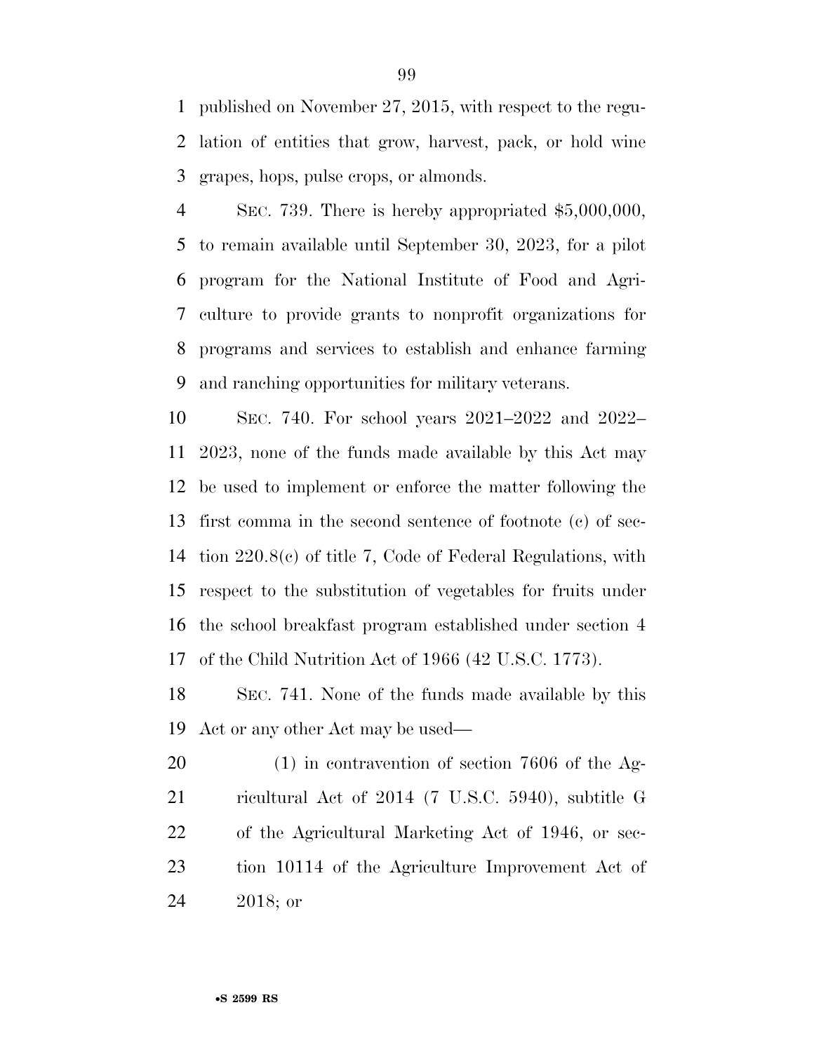published on November 27, 2015, with respect to the regulation of entities that grow, harvest, pack, or hold wine grapes, hops, pulse crops, or almonds.

SEC. 739. There is hereby appropriated $5,000,000, to remain available until September 30, 2023, for a pilot program for the National Institute of Food and Agriculture to provide grants to nonprofit organizations for programs and services to establish and enhance farming and ranching opportunities for military veterans.

SEC. 740. For school years 2021–2022 and 2022–2023, none of the funds made available by this Act may be used to implement or enforce the matter following the first comma in the second sentence of footnote (c) of section 220.8(c) of title 7, Code of Federal Regulations, with respect to the substitution of vegetables for fruits under the school breakfast program established under section 4 of the Child Nutrition Act of 1966 (42 U.S.C. 1773).

SEC. 741. None of the funds made available by this Act or any other Act may be used—

(1) in contravention of section 7606 of the Agricultural Act of 2014 (7 U.S.C. 5940), subtitle G of the Agricultural Marketing Act of 1946, or section 10114 of the Agriculture Improvement Act of 2018; or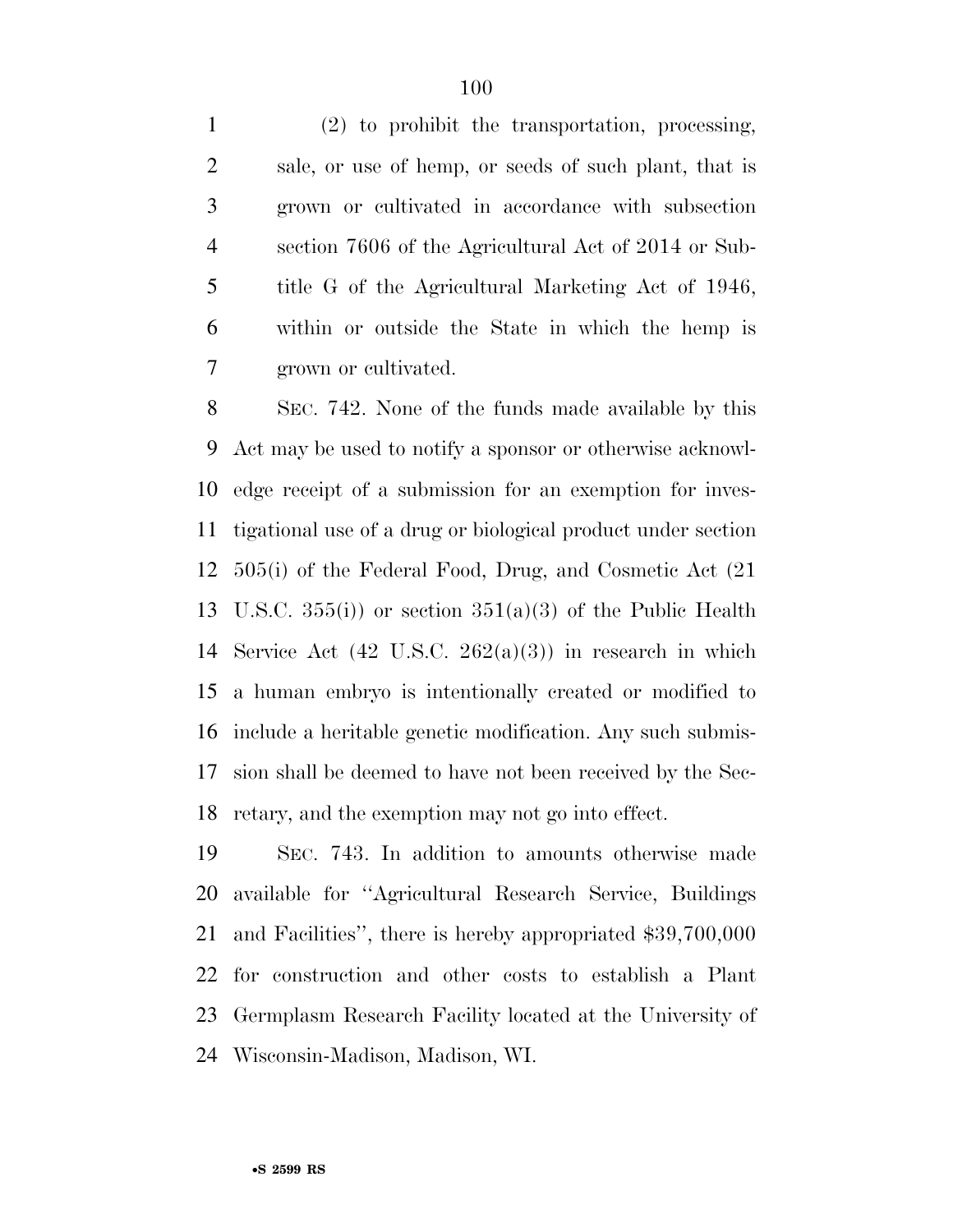(2) to prohibit the transportation, processing, sale, or use of hemp, or seeds of such plant, that is grown or cultivated in accordance with subsection section 7606 of the Agricultural Act of 2014 or Subtitle G of the Agricultural Marketing Act of 1946, within or outside the State in which the hemp is grown or cultivated.

SEC. 742. None of the funds made available by this Act may be used to notify a sponsor or otherwise acknowledge receipt of a submission for an exemption for investigational use of a drug or biological product under section 505(i) of the Federal Food, Drug, and Cosmetic Act (21 U.S.C. 355(i)) or section 351(a)(3) of the Public Health Service Act (42 U.S.C. 262(a)(3)) in research in which a human embryo is intentionally created or modified to include a heritable genetic modification. Any such submission shall be deemed to have not been received by the Secretary, and the exemption may not go into effect.

SEC. 743. In addition to amounts otherwise made available for "Agricultural Research Service, Buildings and Facilities", there is hereby appropriated $39,700,000 for construction and other costs to establish a Plant Germplasm Research Facility located at the University of Wisconsin-Madison, Madison, WI.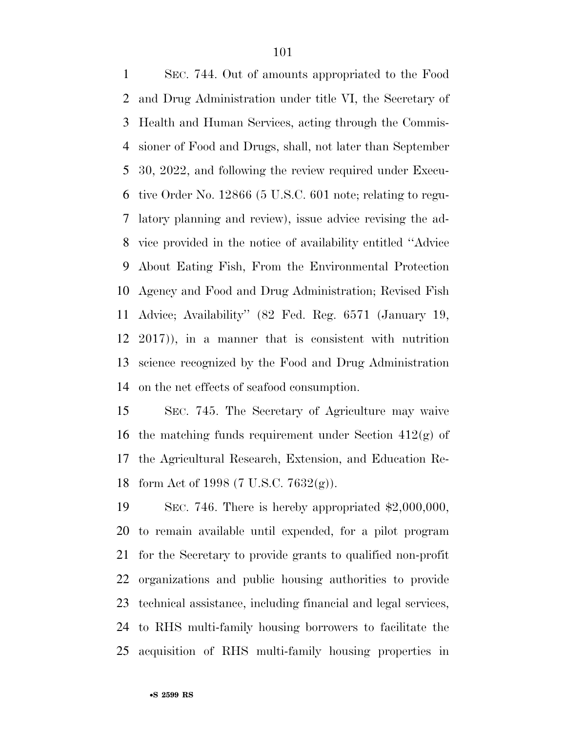SEC. 744. Out of amounts appropriated to the Food and Drug Administration under title VI, the Secretary of Health and Human Services, acting through the Commissioner of Food and Drugs, shall, not later than September 30, 2022, and following the review required under Executive Order No. 12866 (5 U.S.C. 601 note; relating to regulatory planning and review), issue advice revising the advice provided in the notice of availability entitled ''Advice About Eating Fish, From the Environmental Protection Agency and Food and Drug Administration; Revised Fish Advice; Availability'' (82 Fed. Reg. 6571 (January 19, 2017)), in a manner that is consistent with nutrition science recognized by the Food and Drug Administration on the net effects of seafood consumption.

SEC. 745. The Secretary of Agriculture may waive the matching funds requirement under Section 412(g) of the Agricultural Research, Extension, and Education Reform Act of 1998 (7 U.S.C. 7632(g)).

SEC. 746. There is hereby appropriated $2,000,000, to remain available until expended, for a pilot program for the Secretary to provide grants to qualified non-profit organizations and public housing authorities to provide technical assistance, including financial and legal services, to RHS multi-family housing borrowers to facilitate the acquisition of RHS multi-family housing properties in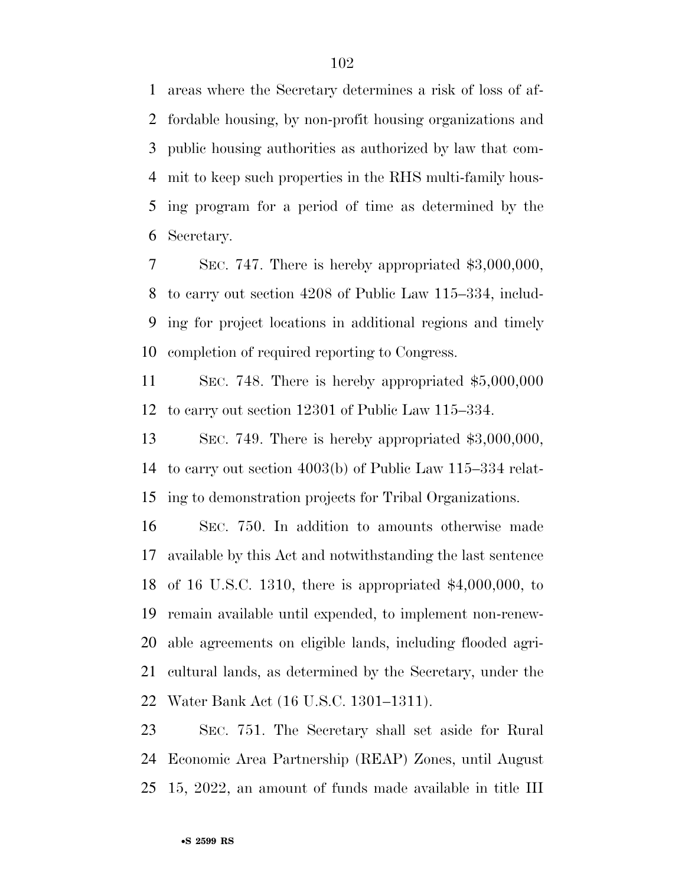areas where the Secretary determines a risk of loss of affordable housing, by non-profit housing organizations and public housing authorities as authorized by law that commit to keep such properties in the RHS multi-family housing program for a period of time as determined by the Secretary.

SEC. 747. There is hereby appropriated $3,000,000, to carry out section 4208 of Public Law 115–334, including for project locations in additional regions and timely completion of required reporting to Congress.

SEC. 748. There is hereby appropriated $5,000,000 to carry out section 12301 of Public Law 115–334.

SEC. 749. There is hereby appropriated $3,000,000, to carry out section 4003(b) of Public Law 115–334 relating to demonstration projects for Tribal Organizations.

SEC. 750. In addition to amounts otherwise made available by this Act and notwithstanding the last sentence of 16 U.S.C. 1310, there is appropriated $4,000,000, to remain available until expended, to implement non-renewable agreements on eligible lands, including flooded agricultural lands, as determined by the Secretary, under the Water Bank Act (16 U.S.C. 1301–1311).

SEC. 751. The Secretary shall set aside for Rural Economic Area Partnership (REAP) Zones, until August 15, 2022, an amount of funds made available in title III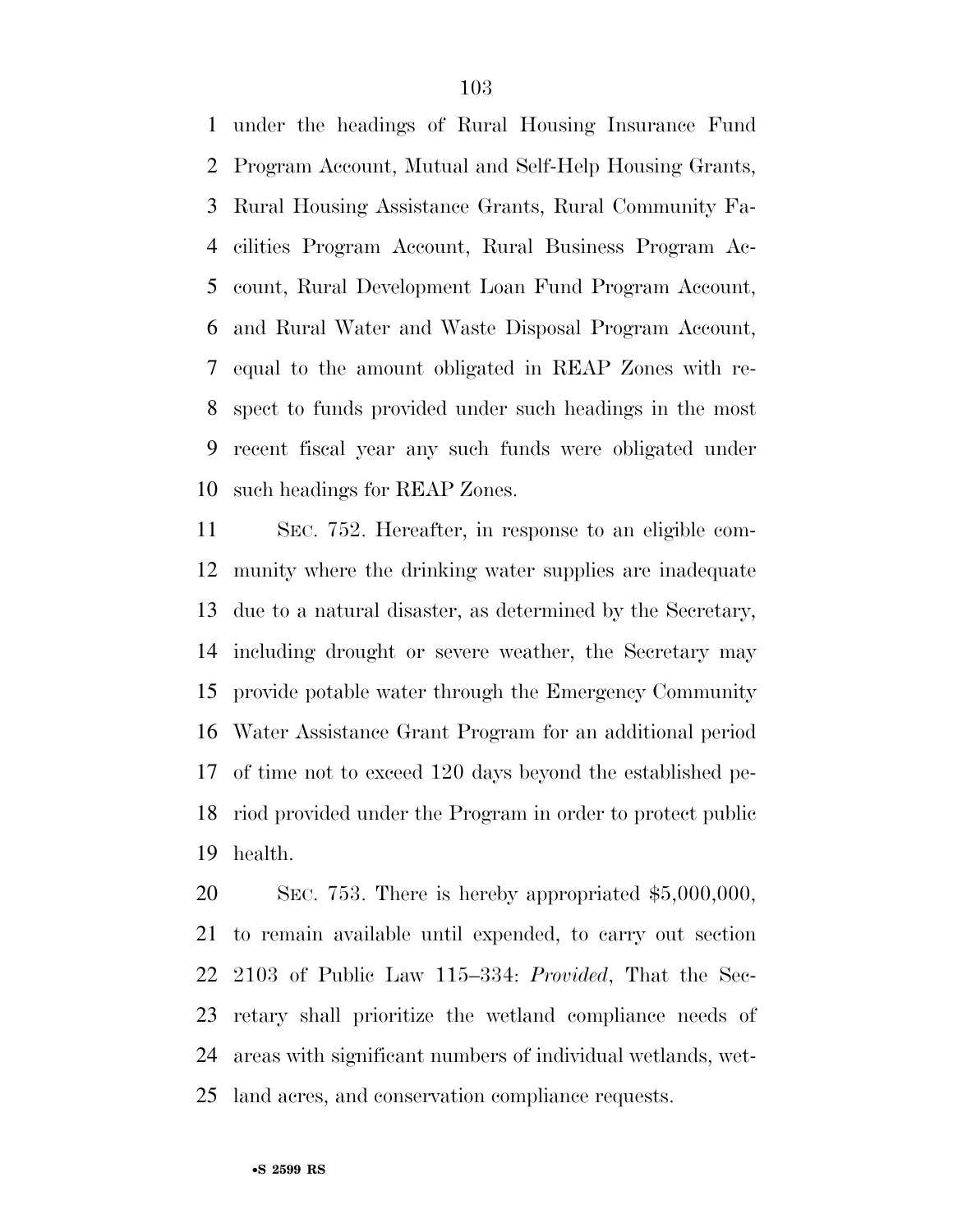under the headings of Rural Housing Insurance Fund Program Account, Mutual and Self-Help Housing Grants, Rural Housing Assistance Grants, Rural Community Facilities Program Account, Rural Business Program Account, Rural Development Loan Fund Program Account, and Rural Water and Waste Disposal Program Account, equal to the amount obligated in REAP Zones with respect to funds provided under such headings in the most recent fiscal year any such funds were obligated under such headings for REAP Zones.

SEC. 752. Hereafter, in response to an eligible community where the drinking water supplies are inadequate due to a natural disaster, as determined by the Secretary, including drought or severe weather, the Secretary may provide potable water through the Emergency Community Water Assistance Grant Program for an additional period of time not to exceed 120 days beyond the established period provided under the Program in order to protect public health.

SEC. 753. There is hereby appropriated $5,000,000, to remain available until expended, to carry out section 2103 of Public Law 115–334: *Provided*, That the Secretary shall prioritize the wetland compliance needs of areas with significant numbers of individual wetlands, wetland acres, and conservation compliance requests.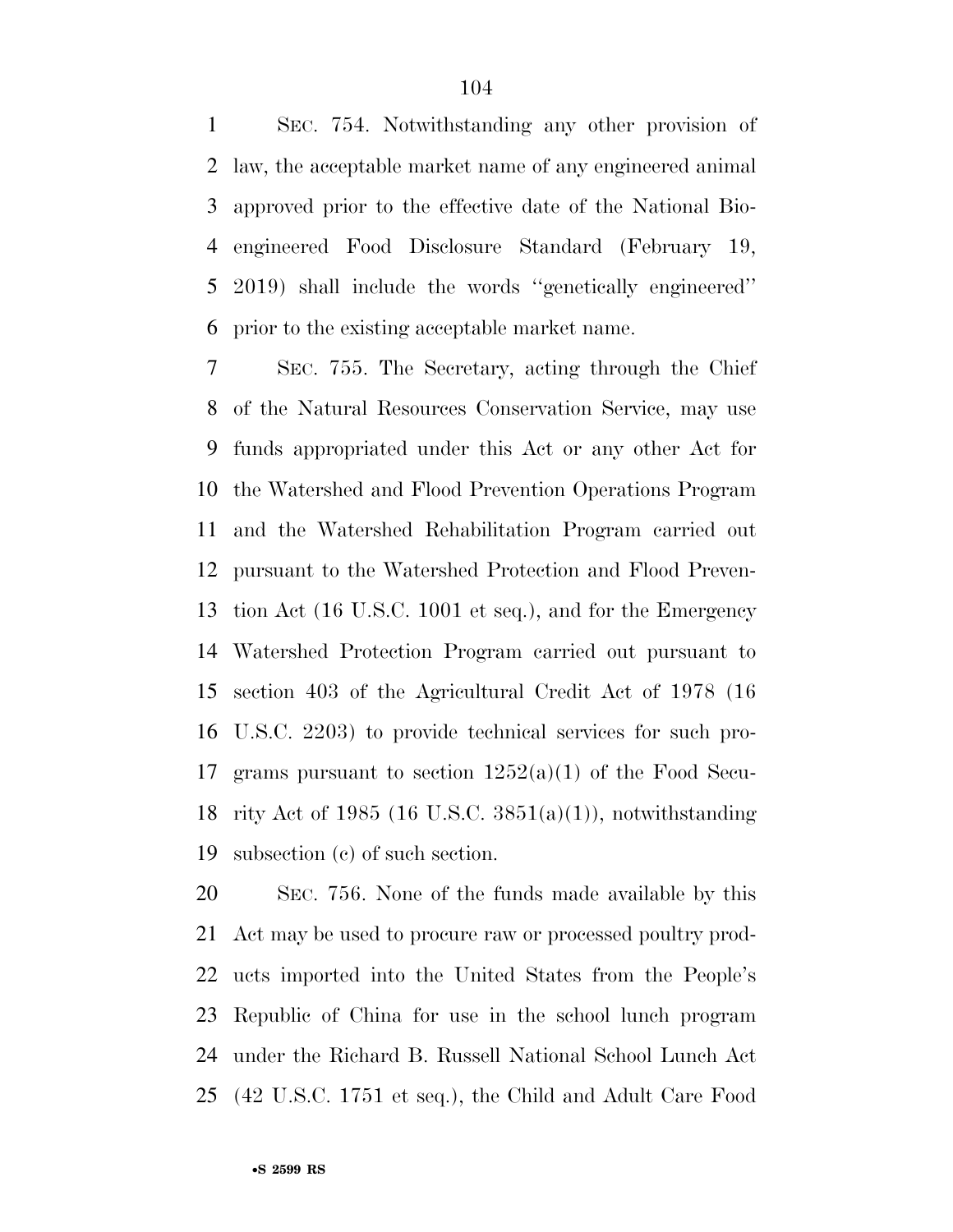SEC. 754. Notwithstanding any other provision of law, the acceptable market name of any engineered animal approved prior to the effective date of the National Bioengineered Food Disclosure Standard (February 19, 2019) shall include the words ''genetically engineered'' prior to the existing acceptable market name.

SEC. 755. The Secretary, acting through the Chief of the Natural Resources Conservation Service, may use funds appropriated under this Act or any other Act for the Watershed and Flood Prevention Operations Program and the Watershed Rehabilitation Program carried out pursuant to the Watershed Protection and Flood Prevention Act (16 U.S.C. 1001 et seq.), and for the Emergency Watershed Protection Program carried out pursuant to section 403 of the Agricultural Credit Act of 1978 (16 U.S.C. 2203) to provide technical services for such programs pursuant to section 1252(a)(1) of the Food Security Act of 1985 (16 U.S.C. 3851(a)(1)), notwithstanding subsection (c) of such section.

SEC. 756. None of the funds made available by this Act may be used to procure raw or processed poultry products imported into the United States from the People's Republic of China for use in the school lunch program under the Richard B. Russell National School Lunch Act (42 U.S.C. 1751 et seq.), the Child and Adult Care Food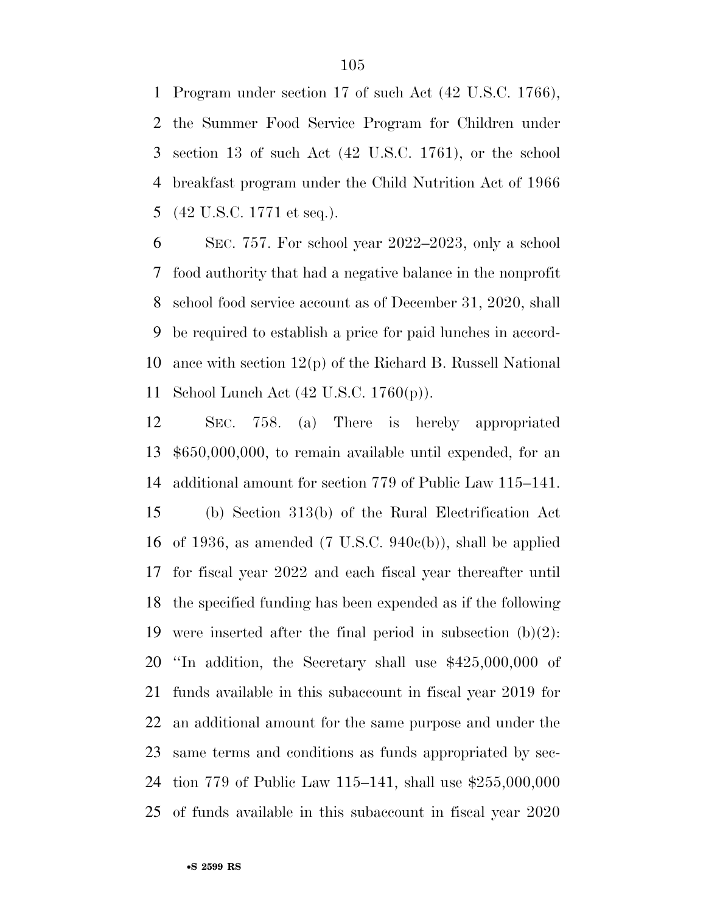Program under section 17 of such Act (42 U.S.C. 1766), the Summer Food Service Program for Children under section 13 of such Act (42 U.S.C. 1761), or the school breakfast program under the Child Nutrition Act of 1966 (42 U.S.C. 1771 et seq.).

SEC. 757. For school year 2022–2023, only a school food authority that had a negative balance in the nonprofit school food service account as of December 31, 2020, shall be required to establish a price for paid lunches in accordance with section 12(p) of the Richard B. Russell National School Lunch Act (42 U.S.C. 1760(p)).

SEC. 758. (a) There is hereby appropriated $650,000,000, to remain available until expended, for an additional amount for section 779 of Public Law 115–141.

(b) Section 313(b) of the Rural Electrification Act of 1936, as amended (7 U.S.C. 940c(b)), shall be applied for fiscal year 2022 and each fiscal year thereafter until the specified funding has been expended as if the following were inserted after the final period in subsection (b)(2): "In addition, the Secretary shall use $425,000,000 of funds available in this subaccount in fiscal year 2019 for an additional amount for the same purpose and under the same terms and conditions as funds appropriated by section 779 of Public Law 115–141, shall use $255,000,000 of funds available in this subaccount in fiscal year 2020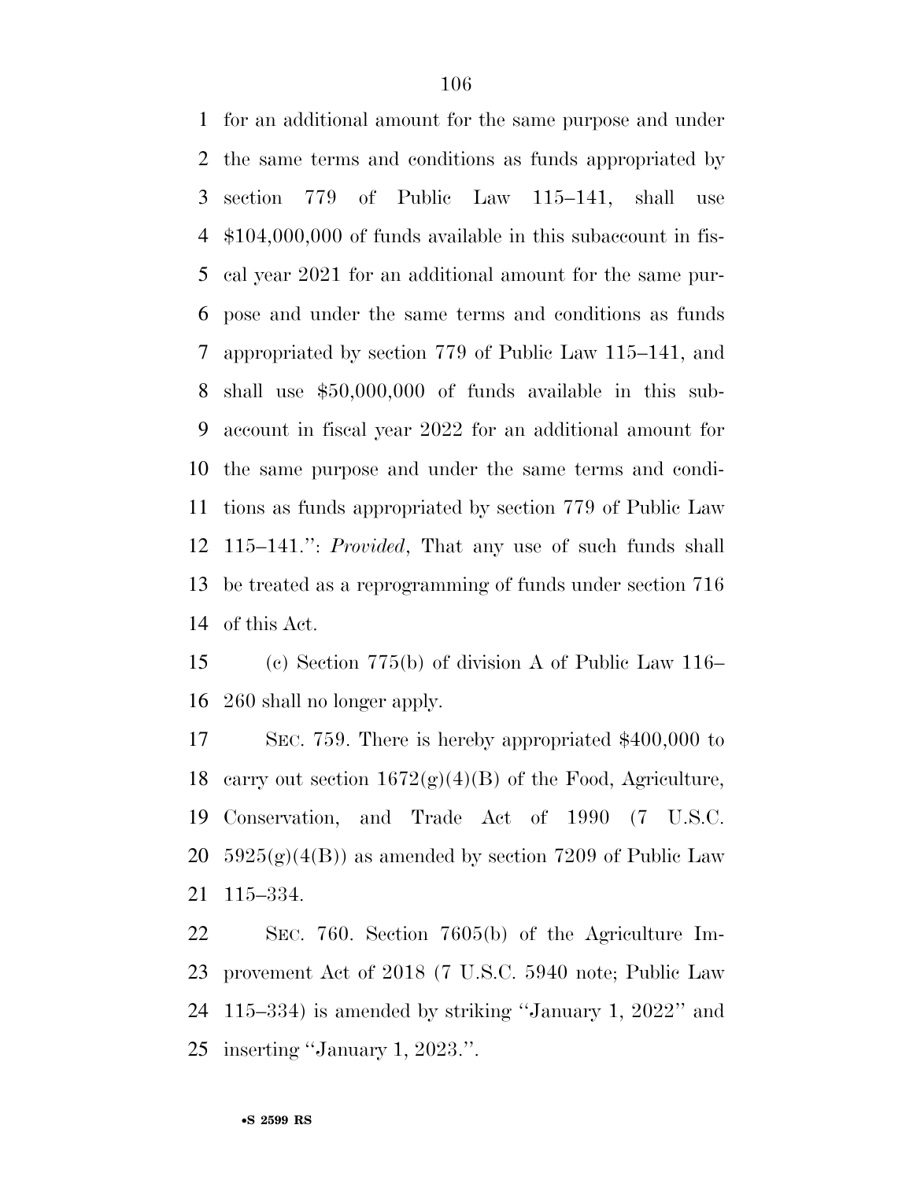for an additional amount for the same purpose and under the same terms and conditions as funds appropriated by section 779 of Public Law 115–141, shall use $104,000,000 of funds available in this subaccount in fiscal year 2021 for an additional amount for the same purpose and under the same terms and conditions as funds appropriated by section 779 of Public Law 115–141, and shall use $50,000,000 of funds available in this subaccount in fiscal year 2022 for an additional amount for the same purpose and under the same terms and conditions as funds appropriated by section 779 of Public Law 115–141.'': *Provided*, That any use of such funds shall be treated as a reprogramming of funds under section 716 of this Act.

(c) Section 775(b) of division A of Public Law 116–260 shall no longer apply.

SEC. 759. There is hereby appropriated $400,000 to carry out section 1672(g)(4)(B) of the Food, Agriculture, Conservation, and Trade Act of 1990 (7 U.S.C. 5925(g)(4(B)) as amended by section 7209 of Public Law 115–334.

SEC. 760. Section 7605(b) of the Agriculture Improvement Act of 2018 (7 U.S.C. 5940 note; Public Law 115–334) is amended by striking ''January 1, 2022'' and inserting ''January 1, 2023.''.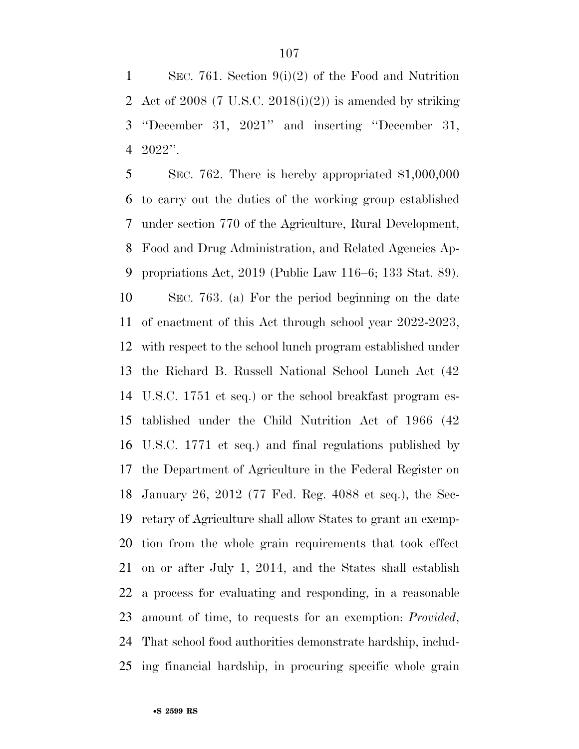SEC. 761. Section 9(i)(2) of the Food and Nutrition Act of 2008 (7 U.S.C. 2018(i)(2)) is amended by striking ''December 31, 2021'' and inserting ''December 31, 2022''.

SEC. 762. There is hereby appropriated $1,000,000 to carry out the duties of the working group established under section 770 of the Agriculture, Rural Development, Food and Drug Administration, and Related Agencies Appropriations Act, 2019 (Public Law 116–6; 133 Stat. 89).

SEC. 763. (a) For the period beginning on the date of enactment of this Act through school year 2022-2023, with respect to the school lunch program established under the Richard B. Russell National School Lunch Act (42 U.S.C. 1751 et seq.) or the school breakfast program established under the Child Nutrition Act of 1966 (42 U.S.C. 1771 et seq.) and final regulations published by the Department of Agriculture in the Federal Register on January 26, 2012 (77 Fed. Reg. 4088 et seq.), the Secretary of Agriculture shall allow States to grant an exemption from the whole grain requirements that took effect on or after July 1, 2014, and the States shall establish a process for evaluating and responding, in a reasonable amount of time, to requests for an exemption: *Provided*, That school food authorities demonstrate hardship, including financial hardship, in procuring specific whole grain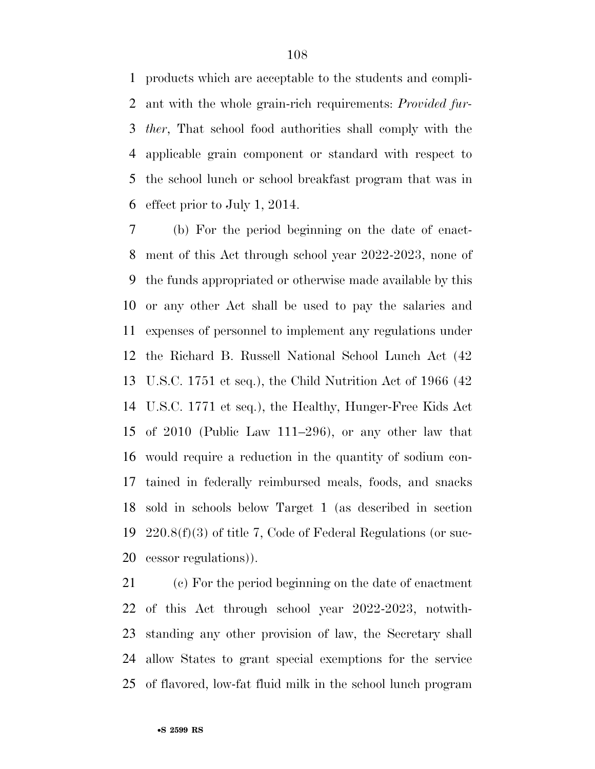products which are acceptable to the students and compliant with the whole grain-rich requirements: *Provided further*, That school food authorities shall comply with the applicable grain component or standard with respect to the school lunch or school breakfast program that was in effect prior to July 1, 2014.

(b) For the period beginning on the date of enactment of this Act through school year 2022-2023, none of the funds appropriated or otherwise made available by this or any other Act shall be used to pay the salaries and expenses of personnel to implement any regulations under the Richard B. Russell National School Lunch Act (42 U.S.C. 1751 et seq.), the Child Nutrition Act of 1966 (42 U.S.C. 1771 et seq.), the Healthy, Hunger-Free Kids Act of 2010 (Public Law 111–296), or any other law that would require a reduction in the quantity of sodium contained in federally reimbursed meals, foods, and snacks sold in schools below Target 1 (as described in section 220.8(f)(3) of title 7, Code of Federal Regulations (or successor regulations)).

(c) For the period beginning on the date of enactment of this Act through school year 2022-2023, notwithstanding any other provision of law, the Secretary shall allow States to grant special exemptions for the service of flavored, low-fat fluid milk in the school lunch program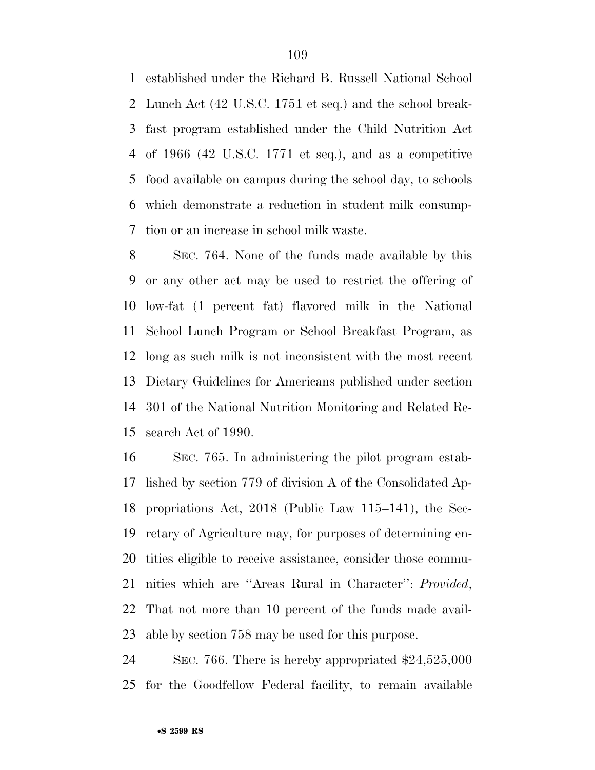established under the Richard B. Russell National School Lunch Act (42 U.S.C. 1751 et seq.) and the school breakfast program established under the Child Nutrition Act of 1966 (42 U.S.C. 1771 et seq.), and as a competitive food available on campus during the school day, to schools which demonstrate a reduction in student milk consumption or an increase in school milk waste.

SEC. 764. None of the funds made available by this or any other act may be used to restrict the offering of low-fat (1 percent fat) flavored milk in the National School Lunch Program or School Breakfast Program, as long as such milk is not inconsistent with the most recent Dietary Guidelines for Americans published under section 301 of the National Nutrition Monitoring and Related Research Act of 1990.

SEC. 765. In administering the pilot program established by section 779 of division A of the Consolidated Appropriations Act, 2018 (Public Law 115–141), the Secretary of Agriculture may, for purposes of determining entities eligible to receive assistance, consider those communities which are ''Areas Rural in Character'': *Provided*, That not more than 10 percent of the funds made available by section 758 may be used for this purpose.

SEC. 766. There is hereby appropriated $24,525,000 for the Goodfellow Federal facility, to remain available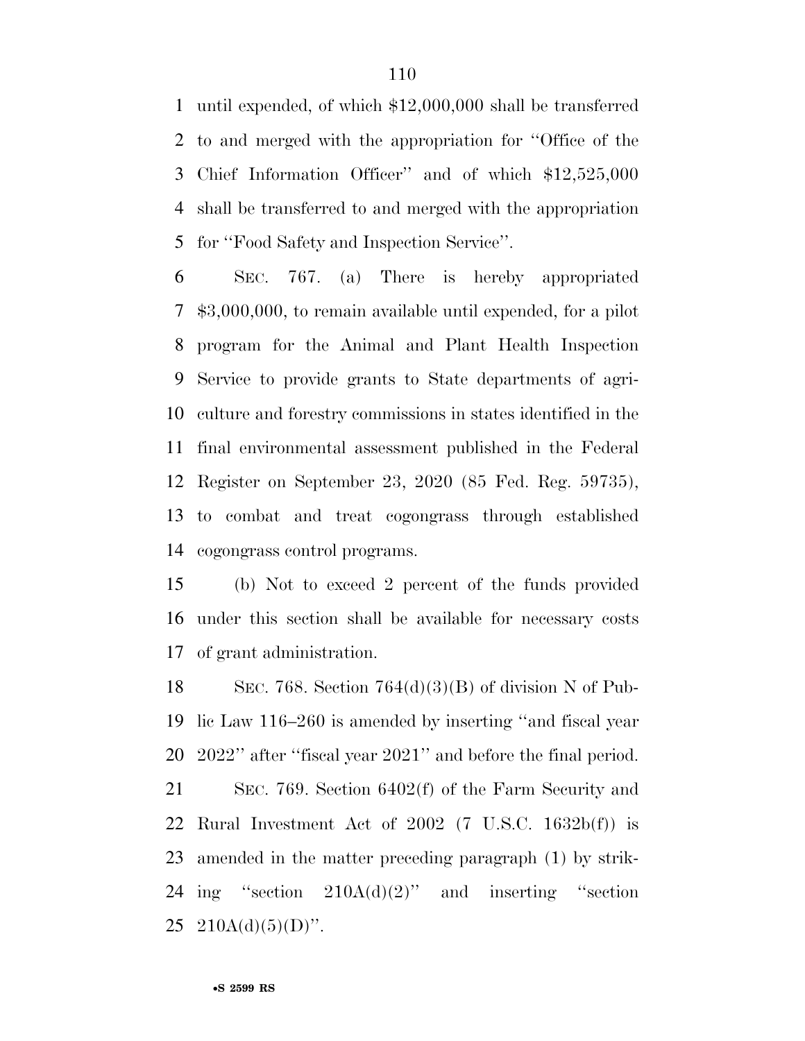until expended, of which $12,000,000 shall be transferred to and merged with the appropriation for ''Office of the Chief Information Officer'' and of which $12,525,000 shall be transferred to and merged with the appropriation for ''Food Safety and Inspection Service''.

SEC. 767. (a) There is hereby appropriated $3,000,000, to remain available until expended, for a pilot program for the Animal and Plant Health Inspection Service to provide grants to State departments of agriculture and forestry commissions in states identified in the final environmental assessment published in the Federal Register on September 23, 2020 (85 Fed. Reg. 59735), to combat and treat cogongrass through established cogongrass control programs.

(b) Not to exceed 2 percent of the funds provided under this section shall be available for necessary costs of grant administration.

SEC. 768. Section 764(d)(3)(B) of division N of Public Law 116–260 is amended by inserting ''and fiscal year 2022'' after ''fiscal year 2021'' and before the final period.

SEC. 769. Section 6402(f) of the Farm Security and Rural Investment Act of 2002 (7 U.S.C. 1632b(f)) is amended in the matter preceding paragraph (1) by striking ''section 210A(d)(2)'' and inserting ''section 210A(d)(5)(D)''.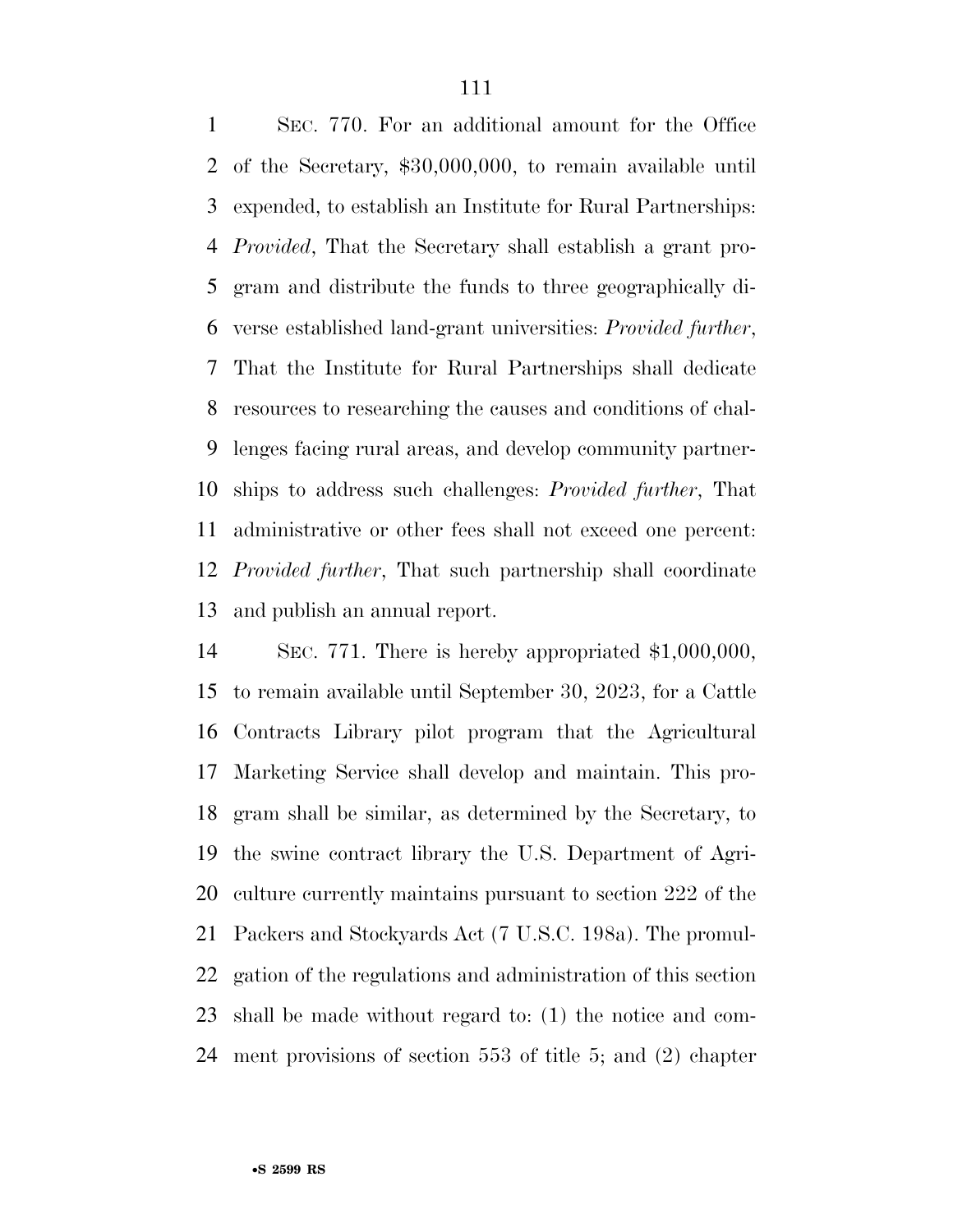SEC. 770. For an additional amount for the Office of the Secretary, $30,000,000, to remain available until expended, to establish an Institute for Rural Partnerships: *Provided*, That the Secretary shall establish a grant program and distribute the funds to three geographically diverse established land-grant universities: *Provided further*, That the Institute for Rural Partnerships shall dedicate resources to researching the causes and conditions of challenges facing rural areas, and develop community partnerships to address such challenges: *Provided further*, That administrative or other fees shall not exceed one percent: *Provided further*, That such partnership shall coordinate and publish an annual report.

SEC. 771. There is hereby appropriated $1,000,000, to remain available until September 30, 2023, for a Cattle Contracts Library pilot program that the Agricultural Marketing Service shall develop and maintain. This program shall be similar, as determined by the Secretary, to the swine contract library the U.S. Department of Agriculture currently maintains pursuant to section 222 of the Packers and Stockyards Act (7 U.S.C. 198a). The promulgation of the regulations and administration of this section shall be made without regard to: (1) the notice and comment provisions of section 553 of title 5; and (2) chapter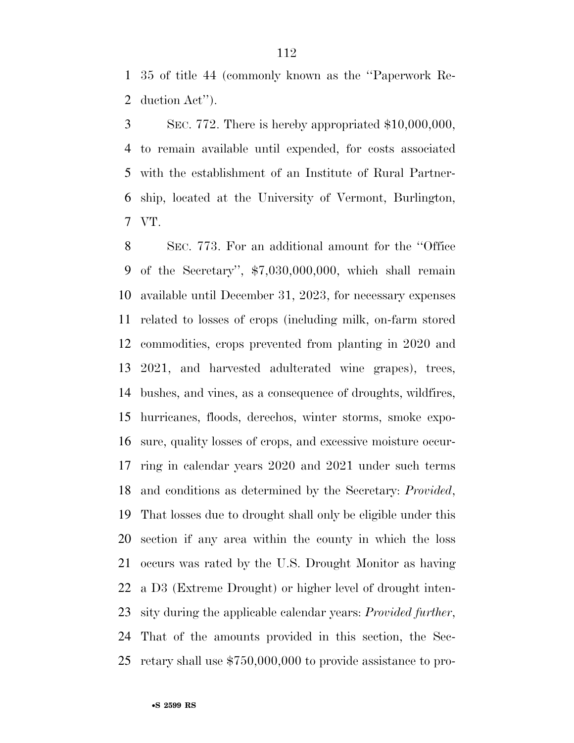35 of title 44 (commonly known as the ''Paperwork Reduction Act'').

SEC. 772. There is hereby appropriated $10,000,000, to remain available until expended, for costs associated with the establishment of an Institute of Rural Partnership, located at the University of Vermont, Burlington, VT.

SEC. 773. For an additional amount for the ''Office of the Secretary'', $7,030,000,000, which shall remain available until December 31, 2023, for necessary expenses related to losses of crops (including milk, on-farm stored commodities, crops prevented from planting in 2020 and 2021, and harvested adulterated wine grapes), trees, bushes, and vines, as a consequence of droughts, wildfires, hurricanes, floods, derechos, winter storms, smoke exposure, quality losses of crops, and excessive moisture occurring in calendar years 2020 and 2021 under such terms and conditions as determined by the Secretary: *Provided*, That losses due to drought shall only be eligible under this section if any area within the county in which the loss occurs was rated by the U.S. Drought Monitor as having a D3 (Extreme Drought) or higher level of drought intensity during the applicable calendar years: *Provided further*, That of the amounts provided in this section, the Secretary shall use $750,000,000 to provide assistance to pro-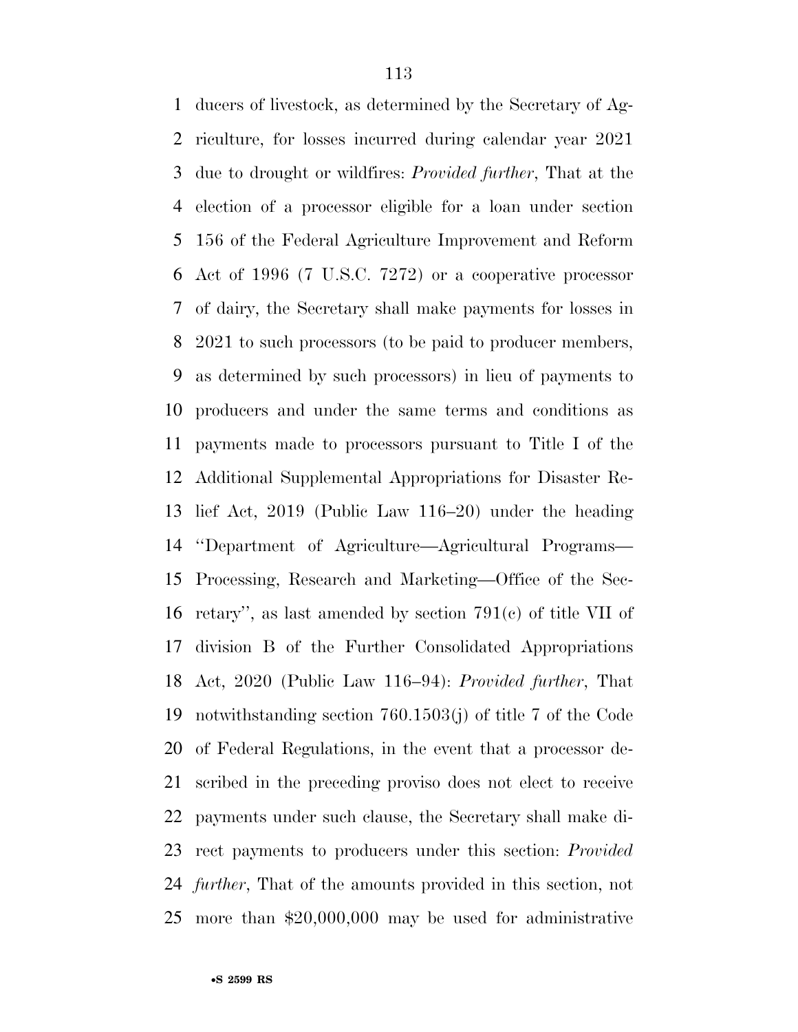ducers of livestock, as determined by the Secretary of Agriculture, for losses incurred during calendar year 2021 due to drought or wildfires: *Provided further*, That at the election of a processor eligible for a loan under section 156 of the Federal Agriculture Improvement and Reform Act of 1996 (7 U.S.C. 7272) or a cooperative processor of dairy, the Secretary shall make payments for losses in 2021 to such processors (to be paid to producer members, as determined by such processors) in lieu of payments to producers and under the same terms and conditions as payments made to processors pursuant to Title I of the Additional Supplemental Appropriations for Disaster Relief Act, 2019 (Public Law 116–20) under the heading ''Department of Agriculture—Agricultural Programs—Processing, Research and Marketing—Office of the Secretary'', as last amended by section 791(c) of title VII of division B of the Further Consolidated Appropriations Act, 2020 (Public Law 116–94): *Provided further*, That notwithstanding section 760.1503(j) of title 7 of the Code of Federal Regulations, in the event that a processor described in the preceding proviso does not elect to receive payments under such clause, the Secretary shall make direct payments to producers under this section: *Provided further*, That of the amounts provided in this section, not more than $20,000,000 may be used for administrative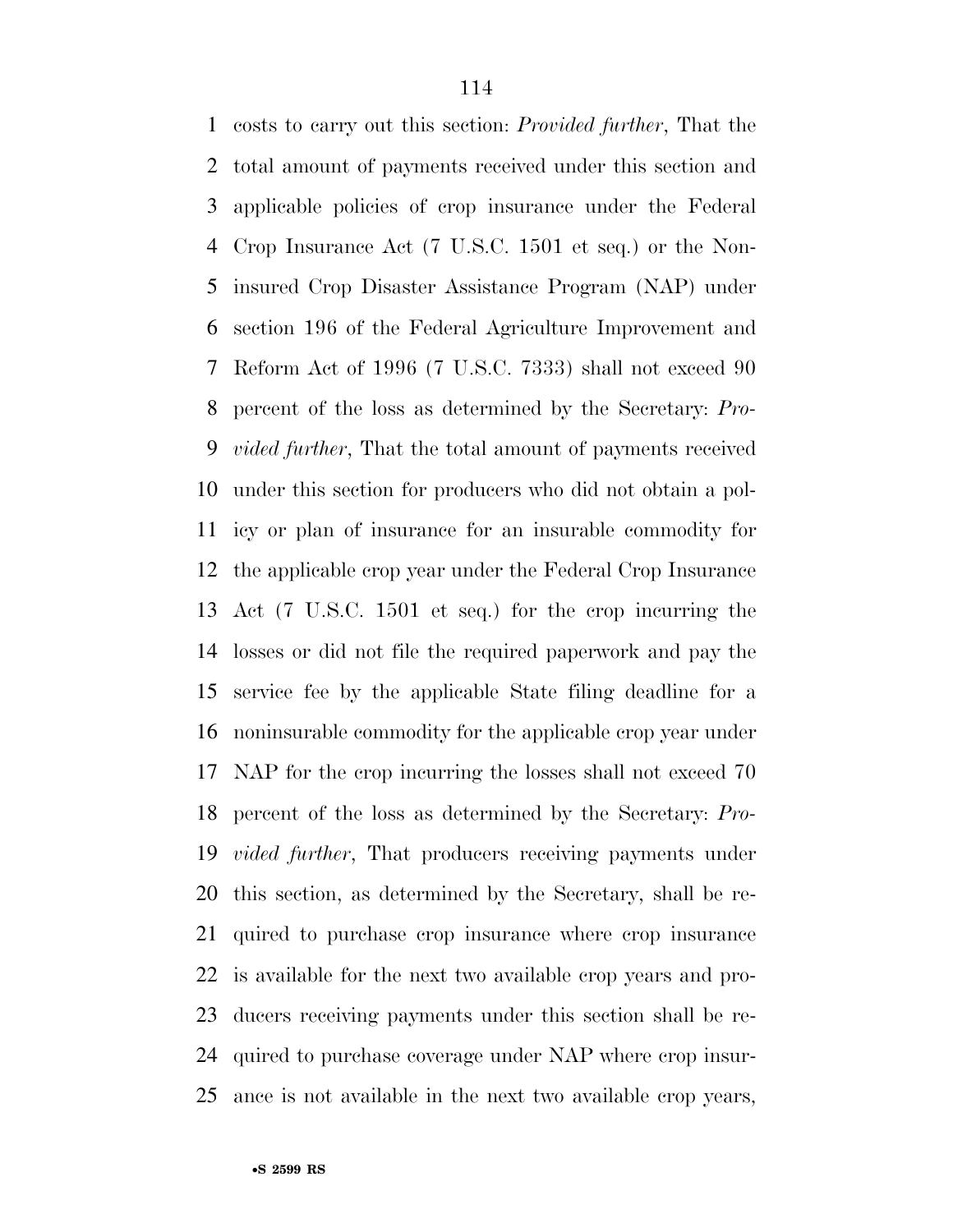costs to carry out this section: *Provided further*, That the total amount of payments received under this section and applicable policies of crop insurance under the Federal Crop Insurance Act (7 U.S.C. 1501 et seq.) or the Noninsured Crop Disaster Assistance Program (NAP) under section 196 of the Federal Agriculture Improvement and Reform Act of 1996 (7 U.S.C. 7333) shall not exceed 90 percent of the loss as determined by the Secretary: *Provided further*, That the total amount of payments received under this section for producers who did not obtain a policy or plan of insurance for an insurable commodity for the applicable crop year under the Federal Crop Insurance Act (7 U.S.C. 1501 et seq.) for the crop incurring the losses or did not file the required paperwork and pay the service fee by the applicable State filing deadline for a noninsurable commodity for the applicable crop year under NAP for the crop incurring the losses shall not exceed 70 percent of the loss as determined by the Secretary: *Provided further*, That producers receiving payments under this section, as determined by the Secretary, shall be required to purchase crop insurance where crop insurance is available for the next two available crop years and producers receiving payments under this section shall be required to purchase coverage under NAP where crop insurance is not available in the next two available crop years,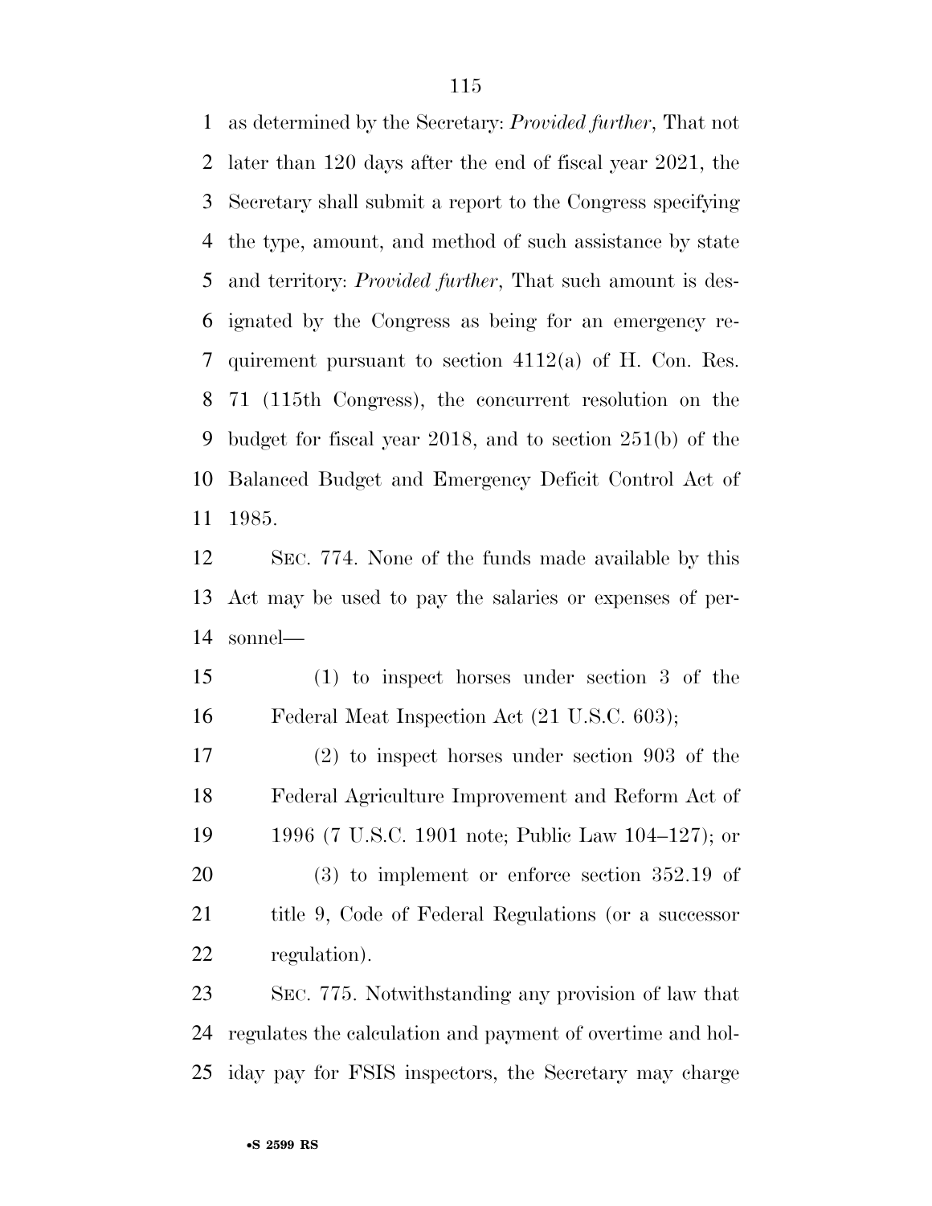as determined by the Secretary: *Provided further*, That not later than 120 days after the end of fiscal year 2021, the Secretary shall submit a report to the Congress specifying the type, amount, and method of such assistance by state and territory: *Provided further*, That such amount is designated by the Congress as being for an emergency requirement pursuant to section 4112(a) of H. Con. Res. 71 (115th Congress), the concurrent resolution on the budget for fiscal year 2018, and to section 251(b) of the Balanced Budget and Emergency Deficit Control Act of 1985.

SEC. 774. None of the funds made available by this Act may be used to pay the salaries or expenses of personnel—

(1) to inspect horses under section 3 of the Federal Meat Inspection Act (21 U.S.C. 603);

(2) to inspect horses under section 903 of the Federal Agriculture Improvement and Reform Act of 1996 (7 U.S.C. 1901 note; Public Law 104–127); or

(3) to implement or enforce section 352.19 of title 9, Code of Federal Regulations (or a successor regulation).

SEC. 775. Notwithstanding any provision of law that regulates the calculation and payment of overtime and holiday pay for FSIS inspectors, the Secretary may charge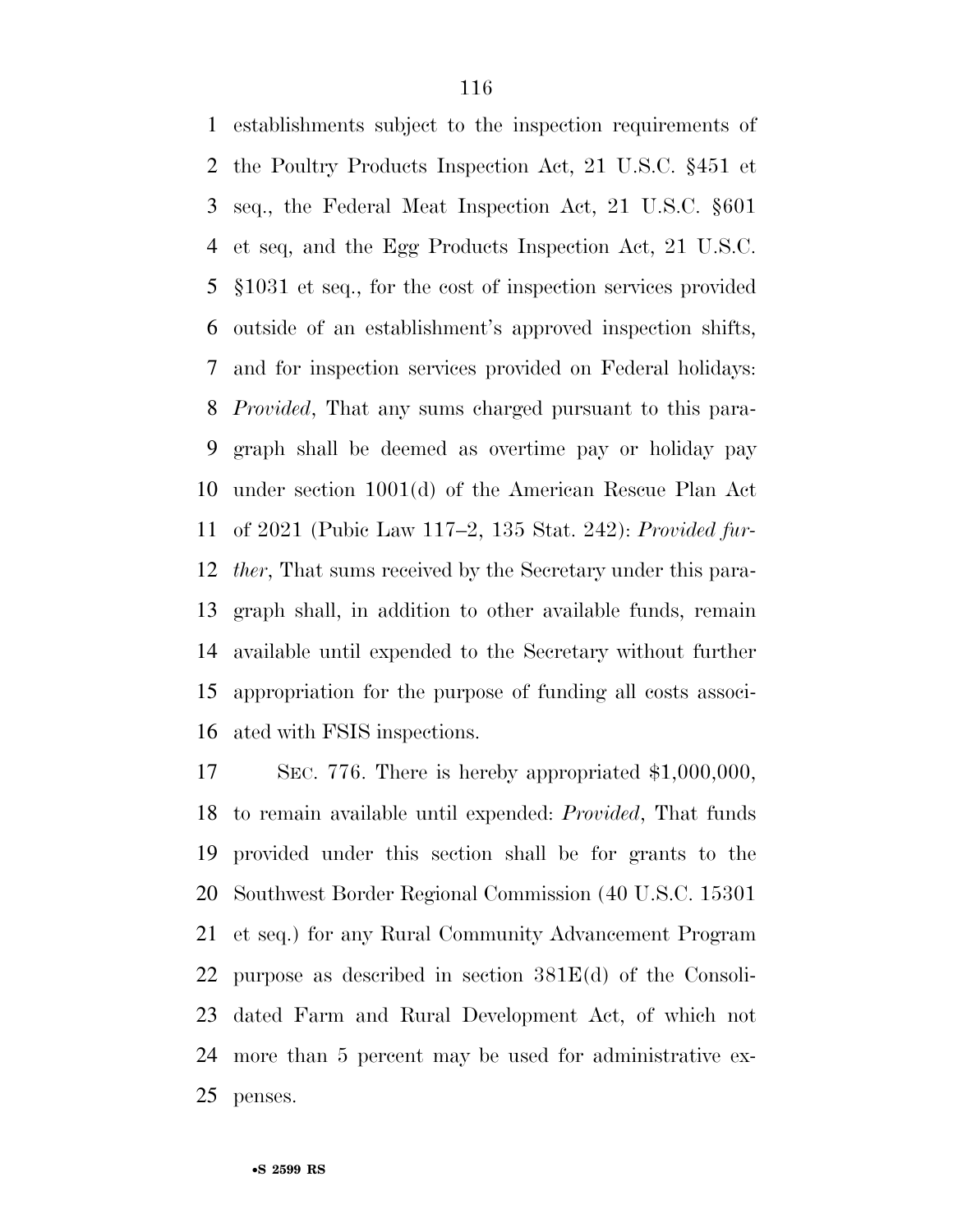establishments subject to the inspection requirements of the Poultry Products Inspection Act, 21 U.S.C. §451 et seq., the Federal Meat Inspection Act, 21 U.S.C. §601 et seq, and the Egg Products Inspection Act, 21 U.S.C. §1031 et seq., for the cost of inspection services provided outside of an establishment's approved inspection shifts, and for inspection services provided on Federal holidays: *Provided*, That any sums charged pursuant to this paragraph shall be deemed as overtime pay or holiday pay under section 1001(d) of the American Rescue Plan Act of 2021 (Pubic Law 117–2, 135 Stat. 242): *Provided further*, That sums received by the Secretary under this paragraph shall, in addition to other available funds, remain available until expended to the Secretary without further appropriation for the purpose of funding all costs associated with FSIS inspections.

SEC. 776. There is hereby appropriated $1,000,000, to remain available until expended: *Provided*, That funds provided under this section shall be for grants to the Southwest Border Regional Commission (40 U.S.C. 15301 et seq.) for any Rural Community Advancement Program purpose as described in section 381E(d) of the Consolidated Farm and Rural Development Act, of which not more than 5 percent may be used for administrative expenses.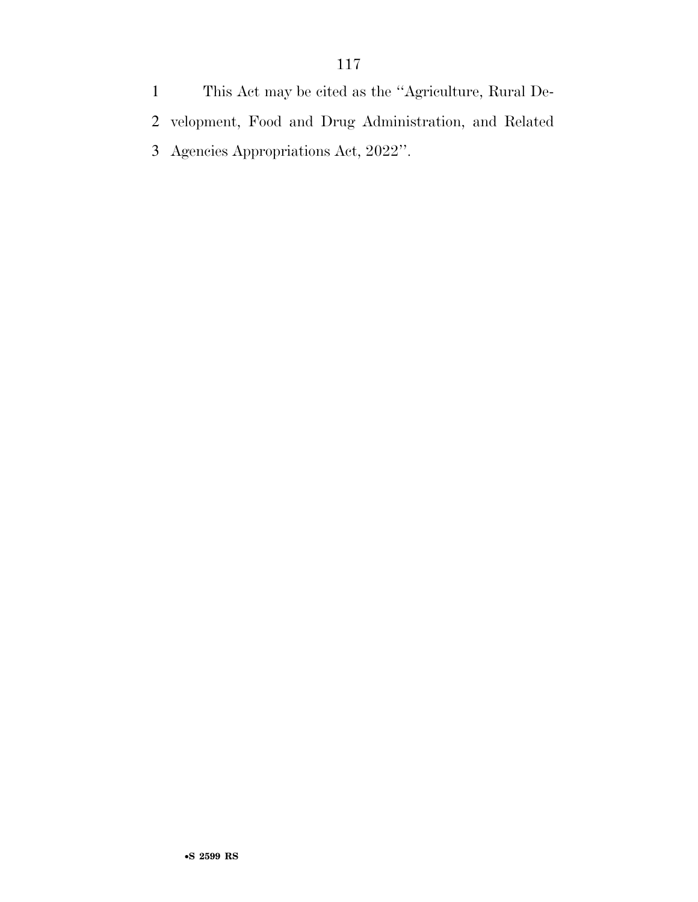This Act may be cited as the "Agriculture, Rural Development, Food and Drug Administration, and Related Agencies Appropriations Act, 2022".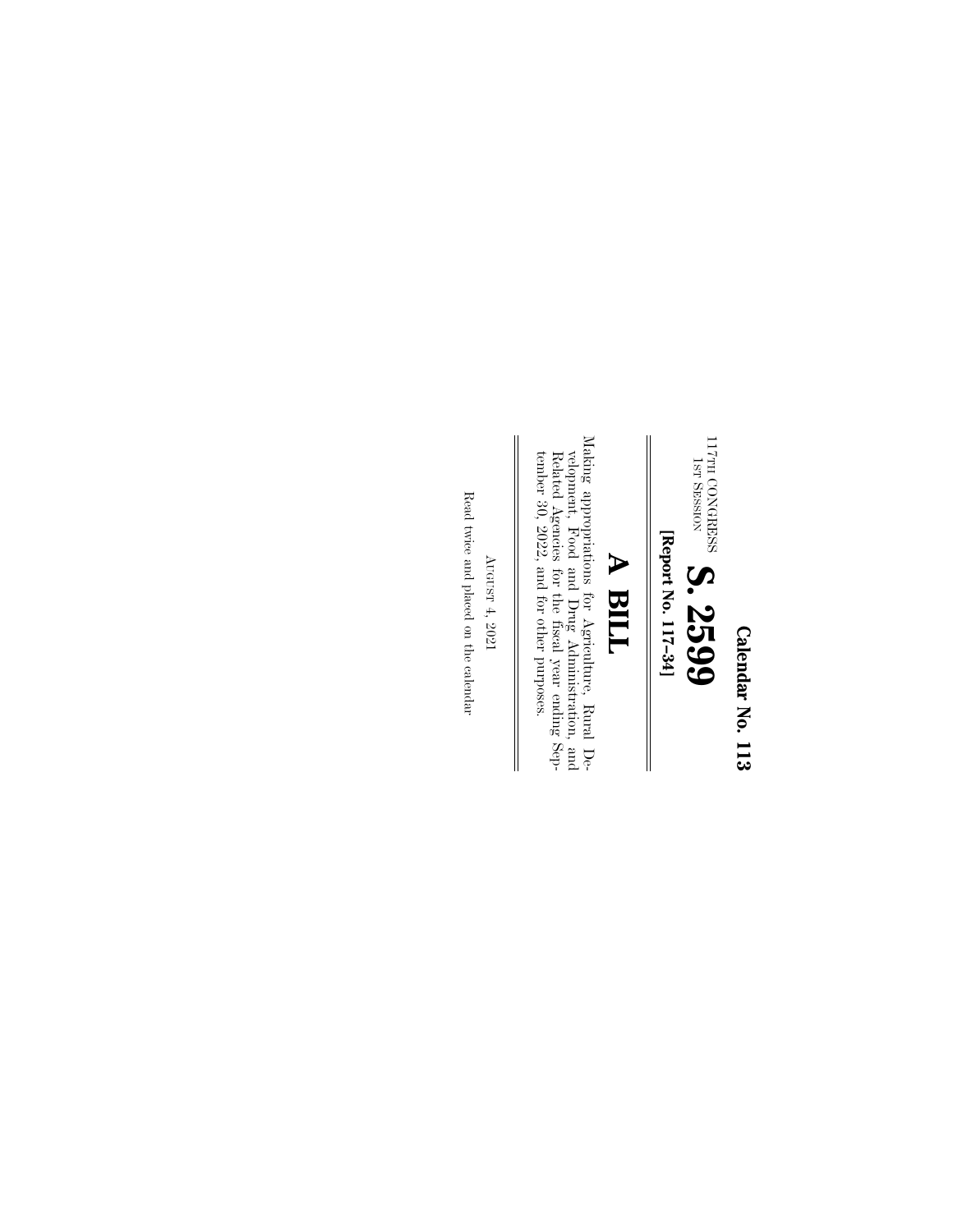# Calendar No. 113

117TH CONGRESS
1ST SESSION

# S. 2599

**[Report No. 117–34]**

# A BILL

Making appropriations for Agriculture, Rural Development, Food and Drug Administration, and Related Agencies for the fiscal year ending September 30, 2022, and for other purposes.

AUGUST 4, 2021

Read twice and placed on the calendar